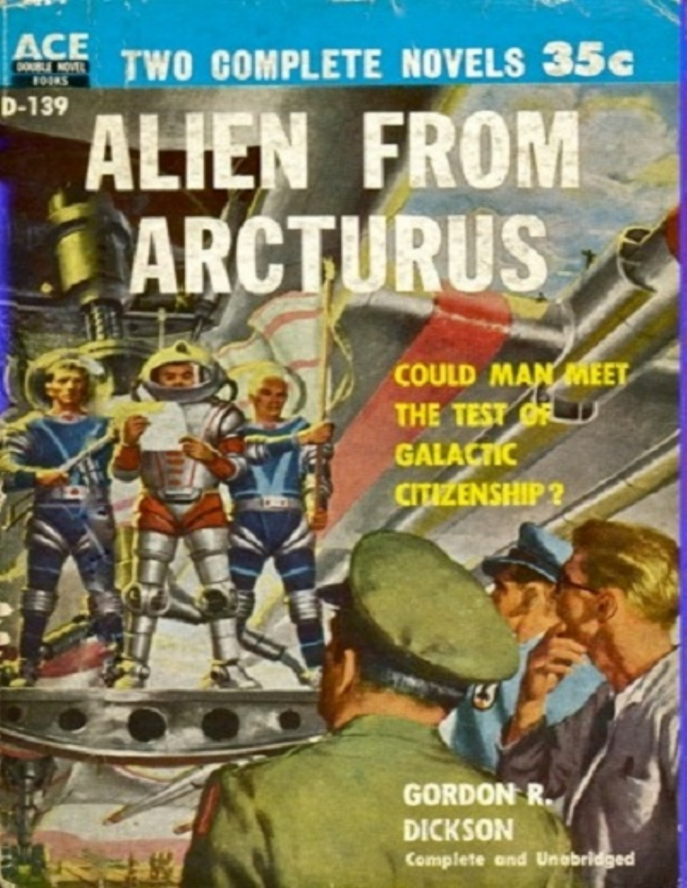ACE DOUBLE NOVEL BOOKS

TWO COMPLETE NOVELS 35c

D-139

# ALIEN FROM ARCTURUS

COULD MAN MEET THE TEST OF GALACTIC CITIZENSHIP?

GORDON R. DICKSON

Complete and Unabridged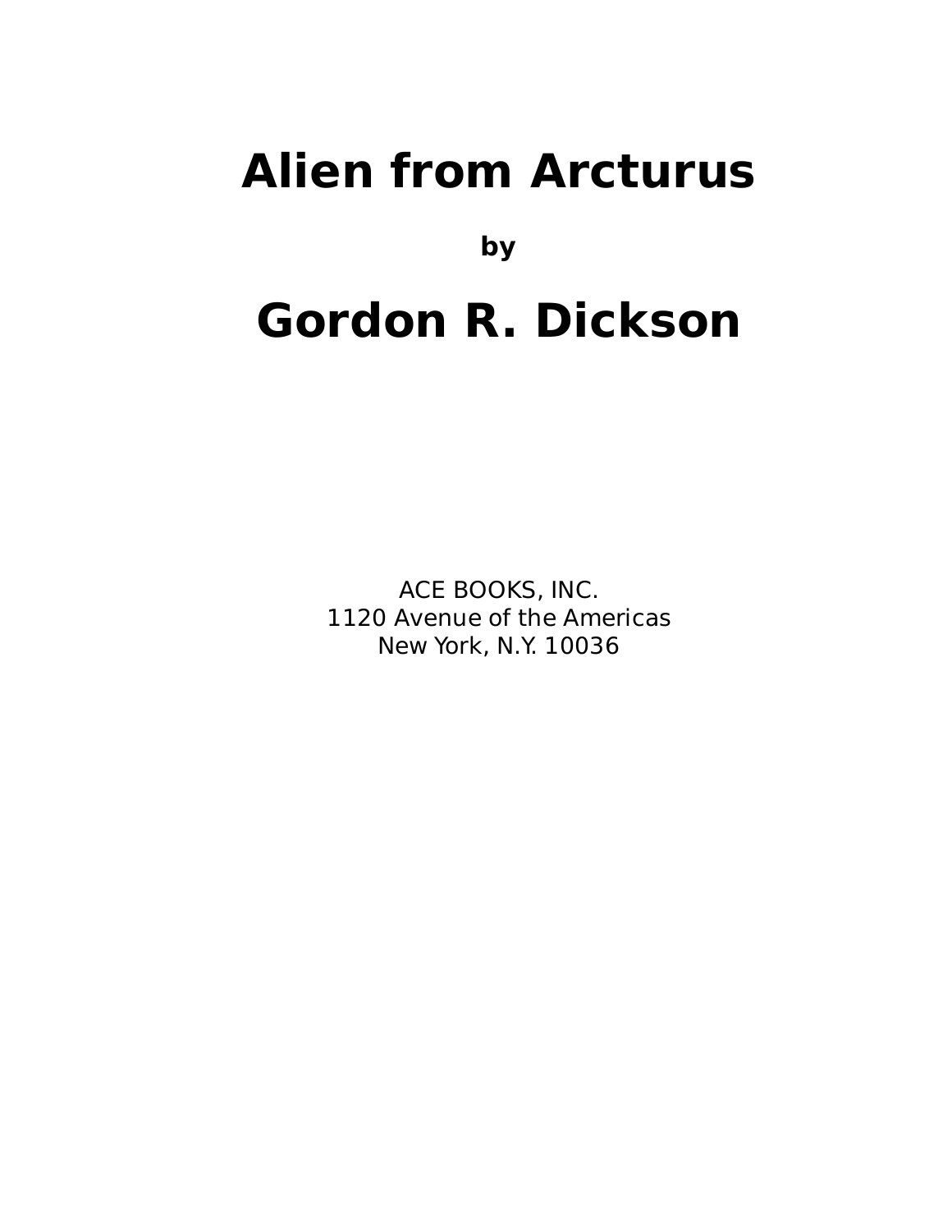# Alien from Arcturus

**by**

# Gordon R. Dickson

ACE BOOKS, INC.
1120 Avenue of the Americas
New York, N.Y. 10036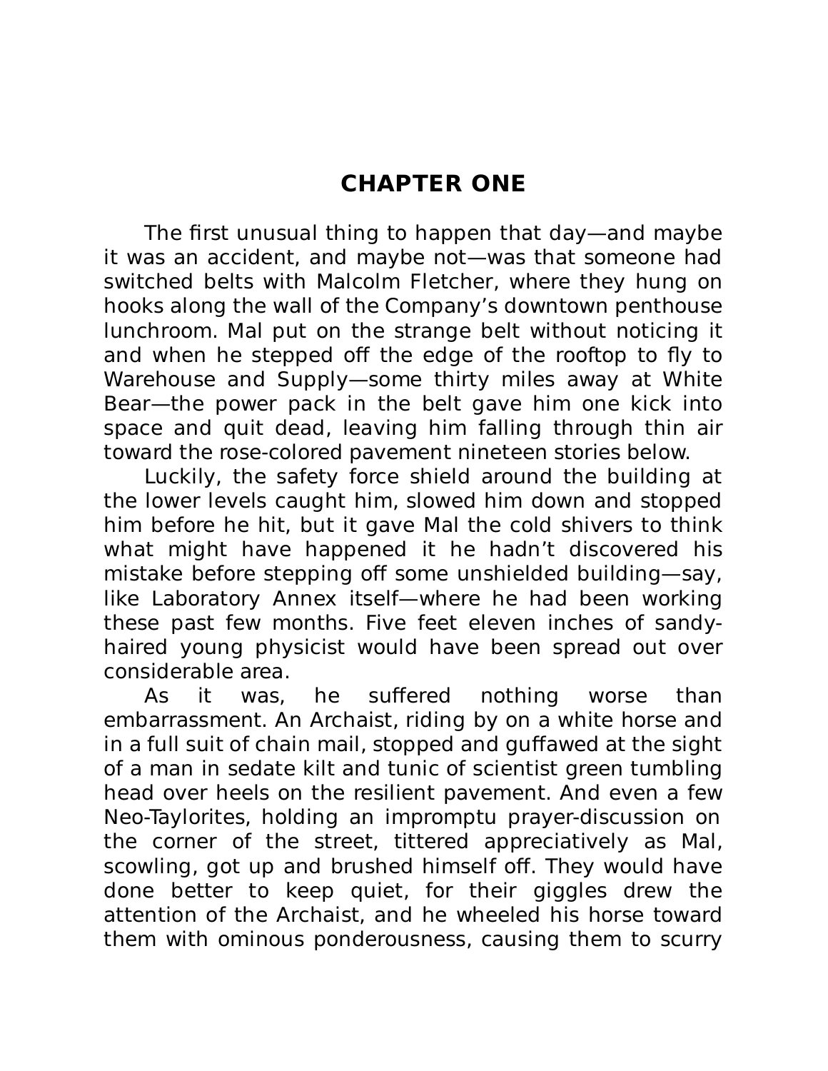# CHAPTER ONE

The first unusual thing to happen that day—and maybe it was an accident, and maybe not—was that someone had switched belts with Malcolm Fletcher, where they hung on hooks along the wall of the Company's downtown penthouse lunchroom. Mal put on the strange belt without noticing it and when he stepped off the edge of the rooftop to fly to Warehouse and Supply—some thirty miles away at White Bear—the power pack in the belt gave him one kick into space and quit dead, leaving him falling through thin air toward the rose-colored pavement nineteen stories below.

Luckily, the safety force shield around the building at the lower levels caught him, slowed him down and stopped him before he hit, but it gave Mal the cold shivers to think what might have happened it he hadn't discovered his mistake before stepping off some unshielded building—say, like Laboratory Annex itself—where he had been working these past few months. Five feet eleven inches of sandy-haired young physicist would have been spread out over considerable area.

As it was, he suffered nothing worse than embarrassment. An Archaist, riding by on a white horse and in a full suit of chain mail, stopped and guffawed at the sight of a man in sedate kilt and tunic of scientist green tumbling head over heels on the resilient pavement. And even a few Neo-Taylorites, holding an impromptu prayer-discussion on the corner of the street, tittered appreciatively as Mal, scowling, got up and brushed himself off. They would have done better to keep quiet, for their giggles drew the attention of the Archaist, and he wheeled his horse toward them with ominous ponderousness, causing them to scurry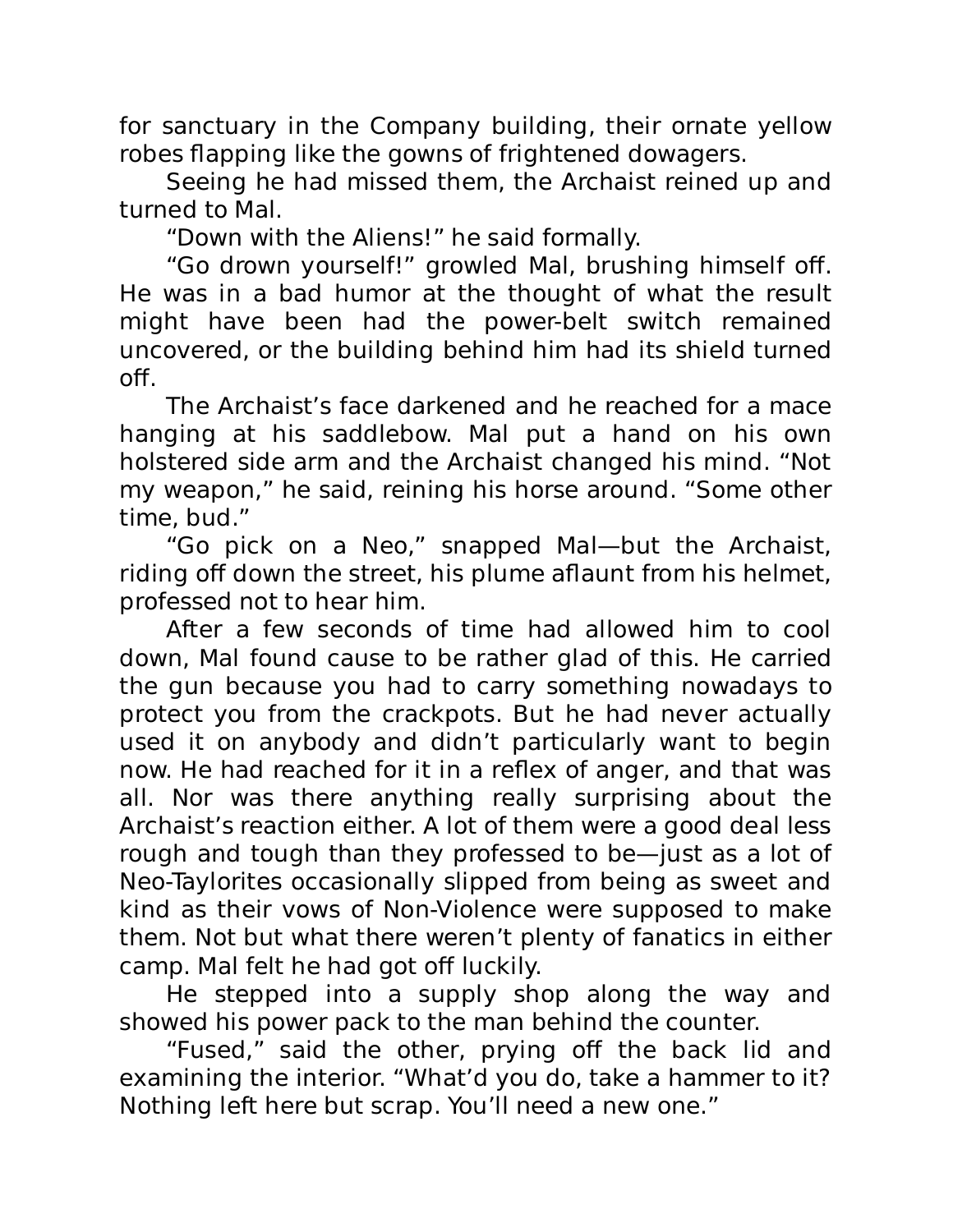for sanctuary in the Company building, their ornate yellow robes flapping like the gowns of frightened dowagers.

Seeing he had missed them, the Archaist reined up and turned to Mal.

"Down with the Aliens!" he said formally.

"Go drown yourself!" growled Mal, brushing himself off. He was in a bad humor at the thought of what the result might have been had the power-belt switch remained uncovered, or the building behind him had its shield turned off.

The Archaist's face darkened and he reached for a mace hanging at his saddlebow. Mal put a hand on his own holstered side arm and the Archaist changed his mind. "Not my weapon," he said, reining his horse around. "Some other time, bud."

"Go pick on a Neo," snapped Mal—but the Archaist, riding off down the street, his plume aflaunt from his helmet, professed not to hear him.

After a few seconds of time had allowed him to cool down, Mal found cause to be rather glad of this. He carried the gun because you had to carry something nowadays to protect you from the crackpots. But he had never actually used it on anybody and didn't particularly want to begin now. He had reached for it in a reflex of anger, and that was all. Nor was there anything really surprising about the Archaist's reaction either. A lot of them were a good deal less rough and tough than they professed to be—just as a lot of Neo-Taylorites occasionally slipped from being as sweet and kind as their vows of Non-Violence were supposed to make them. Not but what there weren't plenty of fanatics in either camp. Mal felt he had got off luckily.

He stepped into a supply shop along the way and showed his power pack to the man behind the counter.

"Fused," said the other, prying off the back lid and examining the interior. "What'd you do, take a hammer to it? Nothing left here but scrap. You'll need a new one."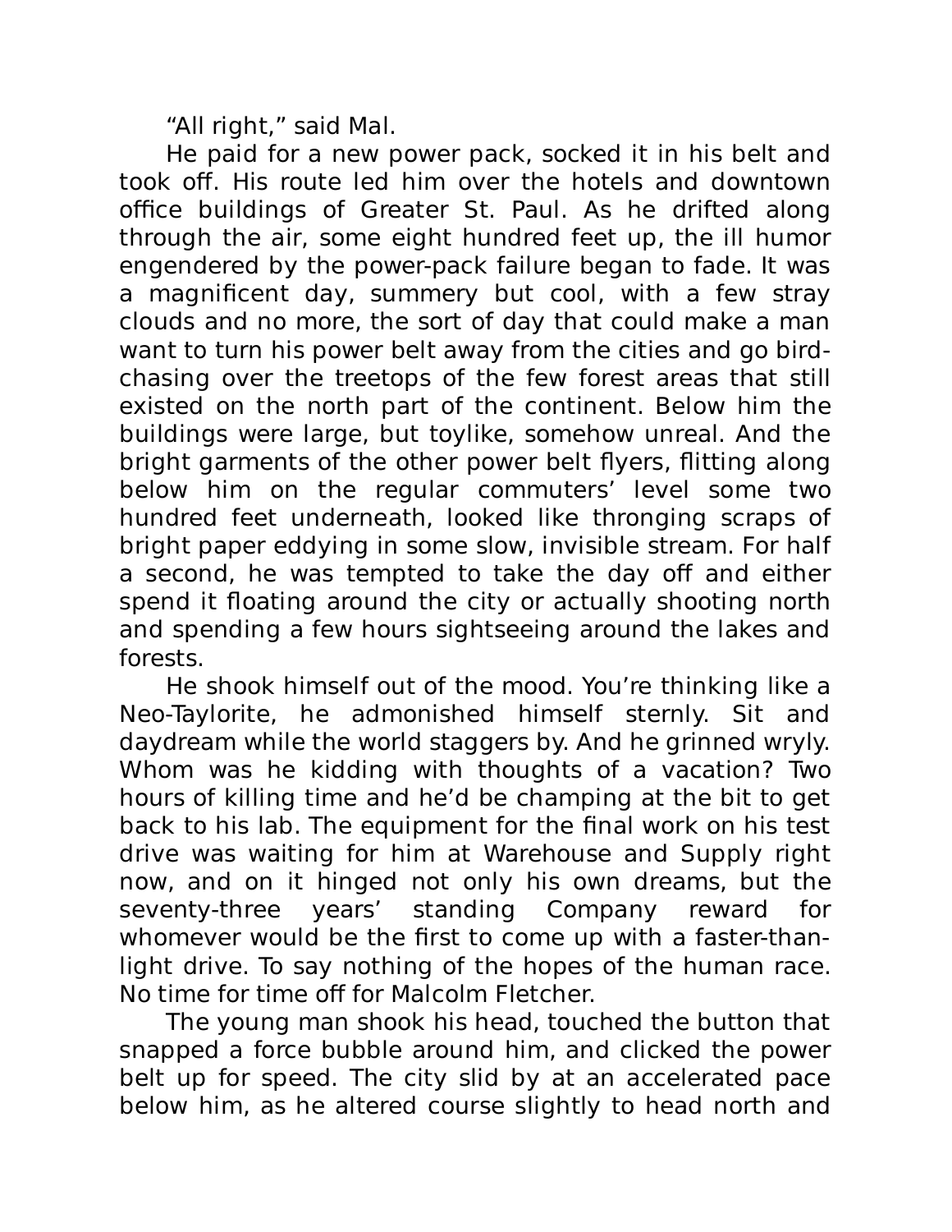"All right," said Mal.

He paid for a new power pack, socked it in his belt and took off. His route led him over the hotels and downtown office buildings of Greater St. Paul. As he drifted along through the air, some eight hundred feet up, the ill humor engendered by the power-pack failure began to fade. It was a magnificent day, summery but cool, with a few stray clouds and no more, the sort of day that could make a man want to turn his power belt away from the cities and go bird-chasing over the treetops of the few forest areas that still existed on the north part of the continent. Below him the buildings were large, but toylike, somehow unreal. And the bright garments of the other power belt flyers, flitting along below him on the regular commuters' level some two hundred feet underneath, looked like thronging scraps of bright paper eddying in some slow, invisible stream. For half a second, he was tempted to take the day off and either spend it floating around the city or actually shooting north and spending a few hours sightseeing around the lakes and forests.

He shook himself out of the mood. You're thinking like a Neo-Taylorite, he admonished himself sternly. Sit and daydream while the world staggers by. And he grinned wryly. Whom was he kidding with thoughts of a vacation? Two hours of killing time and he'd be champing at the bit to get back to his lab. The equipment for the final work on his test drive was waiting for him at Warehouse and Supply right now, and on it hinged not only his own dreams, but the seventy-three years' standing Company reward for whomever would be the first to come up with a faster-than-light drive. To say nothing of the hopes of the human race. No time for time off for Malcolm Fletcher.

The young man shook his head, touched the button that snapped a force bubble around him, and clicked the power belt up for speed. The city slid by at an accelerated pace below him, as he altered course slightly to head north and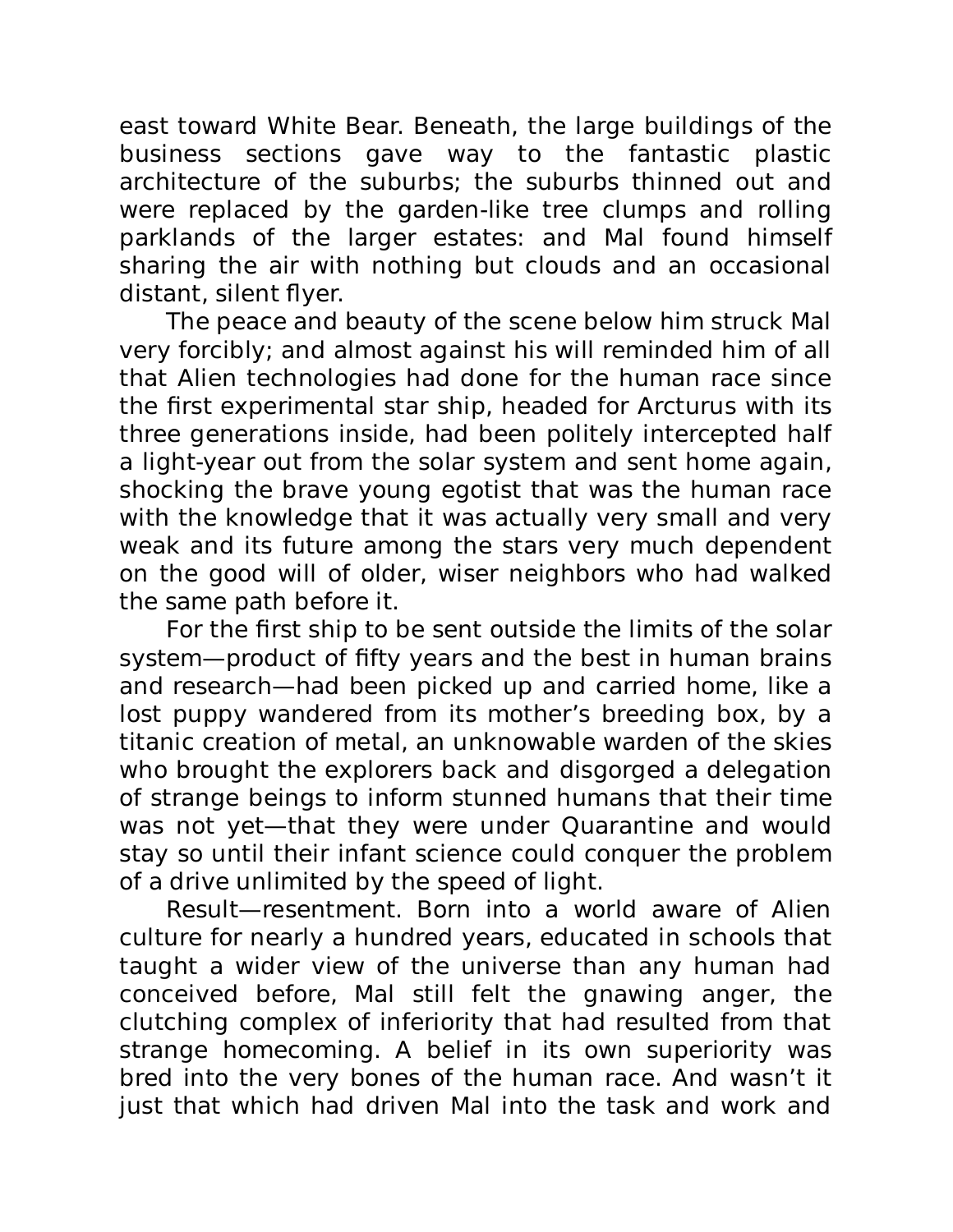east toward White Bear. Beneath, the large buildings of the business sections gave way to the fantastic plastic architecture of the suburbs; the suburbs thinned out and were replaced by the garden-like tree clumps and rolling parklands of the larger estates: and Mal found himself sharing the air with nothing but clouds and an occasional distant, silent flyer.

The peace and beauty of the scene below him struck Mal very forcibly; and almost against his will reminded him of all that Alien technologies had done for the human race since the first experimental star ship, headed for Arcturus with its three generations inside, had been politely intercepted half a light-year out from the solar system and sent home again, shocking the brave young egotist that was the human race with the knowledge that it was actually very small and very weak and its future among the stars very much dependent on the good will of older, wiser neighbors who had walked the same path before it.

For the first ship to be sent outside the limits of the solar system—product of fifty years and the best in human brains and research—had been picked up and carried home, like a lost puppy wandered from its mother's breeding box, by a titanic creation of metal, an unknowable warden of the skies who brought the explorers back and disgorged a delegation of strange beings to inform stunned humans that their time was not yet—that they were under Quarantine and would stay so until their infant science could conquer the problem of a drive unlimited by the speed of light.

Result—resentment. Born into a world aware of Alien culture for nearly a hundred years, educated in schools that taught a wider view of the universe than any human had conceived before, Mal still felt the gnawing anger, the clutching complex of inferiority that had resulted from that strange homecoming. A belief in its own superiority was bred into the very bones of the human race. And wasn't it just that which had driven Mal into the task and work and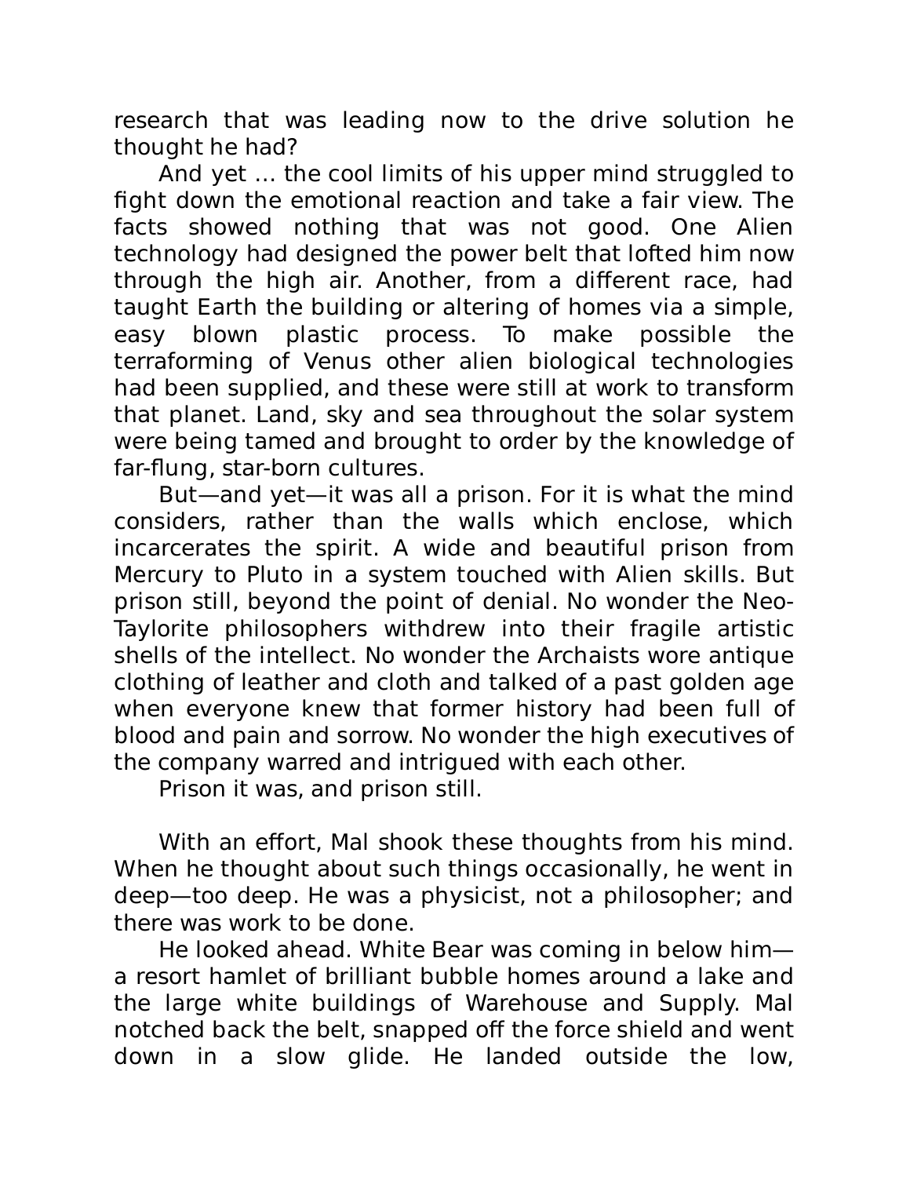research that was leading now to the drive solution he thought he had?

And yet … the cool limits of his upper mind struggled to fight down the emotional reaction and take a fair view. The facts showed nothing that was not good. One Alien technology had designed the power belt that lofted him now through the high air. Another, from a different race, had taught Earth the building or altering of homes via a simple, easy blown plastic process. To make possible the terraforming of Venus other alien biological technologies had been supplied, and these were still at work to transform that planet. Land, sky and sea throughout the solar system were being tamed and brought to order by the knowledge of far-flung, star-born cultures.

But—and yet—it was all a prison. For it is what the mind considers, rather than the walls which enclose, which incarcerates the spirit. A wide and beautiful prison from Mercury to Pluto in a system touched with Alien skills. But prison still, beyond the point of denial. No wonder the Neo-Taylorite philosophers withdrew into their fragile artistic shells of the intellect. No wonder the Archaists wore antique clothing of leather and cloth and talked of a past golden age when everyone knew that former history had been full of blood and pain and sorrow. No wonder the high executives of the company warred and intrigued with each other.

Prison it was, and prison still.

With an effort, Mal shook these thoughts from his mind. When he thought about such things occasionally, he went in deep—too deep. He was a physicist, not a philosopher; and there was work to be done.

He looked ahead. White Bear was coming in below him—a resort hamlet of brilliant bubble homes around a lake and the large white buildings of Warehouse and Supply. Mal notched back the belt, snapped off the force shield and went down in a slow glide. He landed outside the low,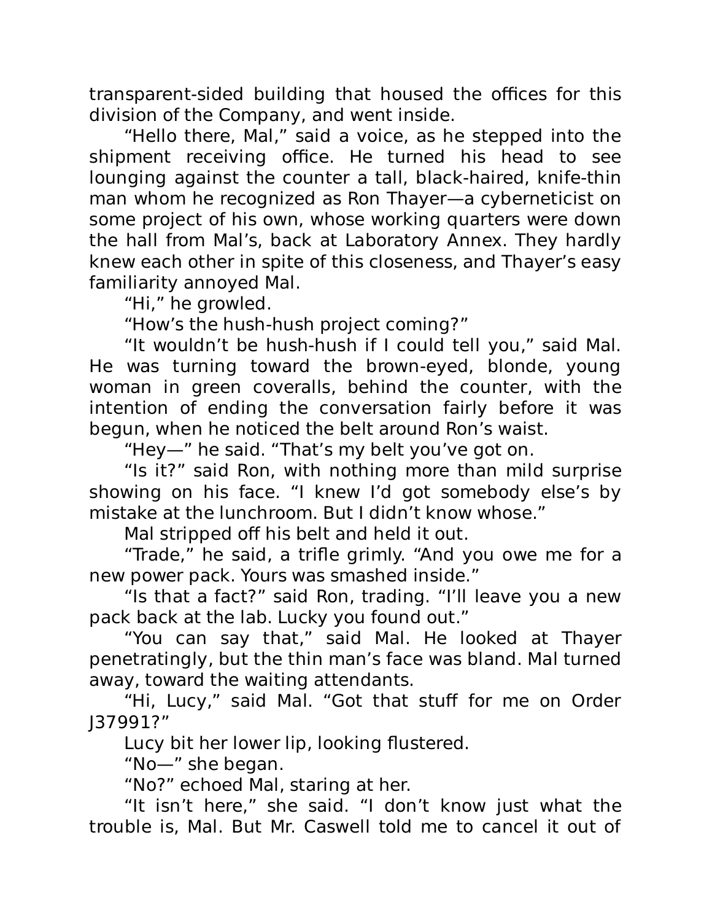transparent-sided building that housed the offices for this division of the Company, and went inside.

"Hello there, Mal," said a voice, as he stepped into the shipment receiving office. He turned his head to see lounging against the counter a tall, black-haired, knife-thin man whom he recognized as Ron Thayer—a cyberneticist on some project of his own, whose working quarters were down the hall from Mal's, back at Laboratory Annex. They hardly knew each other in spite of this closeness, and Thayer's easy familiarity annoyed Mal.

"Hi," he growled.

"How's the hush-hush project coming?"

"It wouldn't be hush-hush if I could tell you," said Mal. He was turning toward the brown-eyed, blonde, young woman in green coveralls, behind the counter, with the intention of ending the conversation fairly before it was begun, when he noticed the belt around Ron's waist.

"Hey—" he said. "That's my belt you've got on.

"Is it?" said Ron, with nothing more than mild surprise showing on his face. "I knew I'd got somebody else's by mistake at the lunchroom. But I didn't know whose."

Mal stripped off his belt and held it out.

"Trade," he said, a trifle grimly. "And you owe me for a new power pack. Yours was smashed inside."

"Is that a fact?" said Ron, trading. "I'll leave you a new pack back at the lab. Lucky you found out."

"You can say that," said Mal. He looked at Thayer penetratingly, but the thin man's face was bland. Mal turned away, toward the waiting attendants.

"Hi, Lucy," said Mal. "Got that stuff for me on Order J37991?"

Lucy bit her lower lip, looking flustered.

"No—" she began.

"No?" echoed Mal, staring at her.

"It isn't here," she said. "I don't know just what the trouble is, Mal. But Mr. Caswell told me to cancel it out of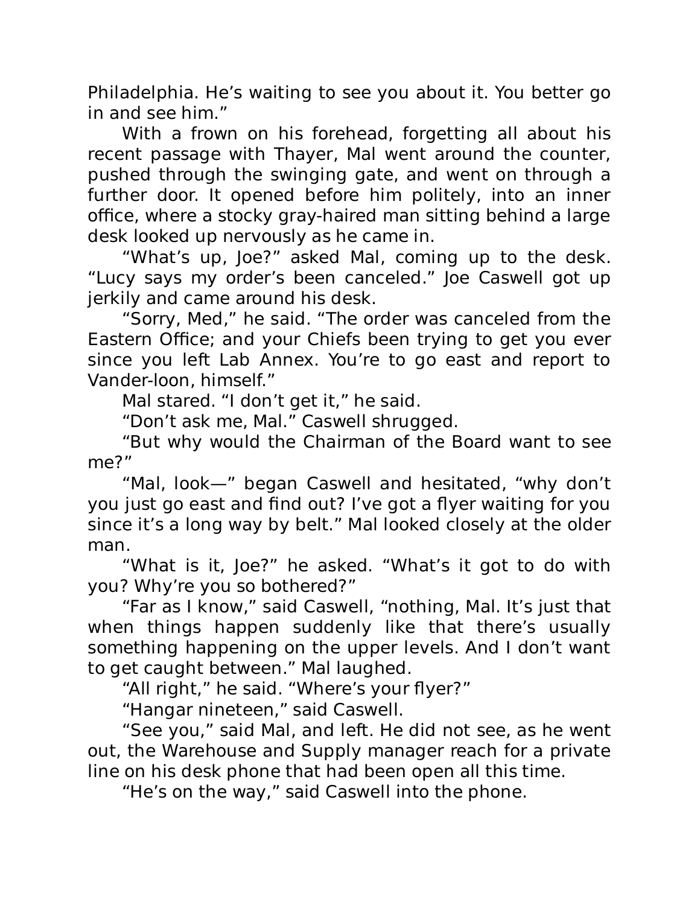Philadelphia. He's waiting to see you about it. You better go in and see him."

With a frown on his forehead, forgetting all about his recent passage with Thayer, Mal went around the counter, pushed through the swinging gate, and went on through a further door. It opened before him politely, into an inner office, where a stocky gray-haired man sitting behind a large desk looked up nervously as he came in.

"What's up, Joe?" asked Mal, coming up to the desk. "Lucy says my order's been canceled." Joe Caswell got up jerkily and came around his desk.

"Sorry, Med," he said. "The order was canceled from the Eastern Office; and your Chiefs been trying to get you ever since you left Lab Annex. You're to go east and report to Vander-loon, himself."

Mal stared. "I don't get it," he said.

"Don't ask me, Mal." Caswell shrugged.

"But why would the Chairman of the Board want to see me?"

"Mal, look—" began Caswell and hesitated, "why don't you just go east and find out? I've got a flyer waiting for you since it's a long way by belt." Mal looked closely at the older man.

"What is it, Joe?" he asked. "What's it got to do with you? Why're you so bothered?"

"Far as I know," said Caswell, "nothing, Mal. It's just that when things happen suddenly like that there's usually something happening on the upper levels. And I don't want to get caught between." Mal laughed.

"All right," he said. "Where's your flyer?"

"Hangar nineteen," said Caswell.

"See you," said Mal, and left. He did not see, as he went out, the Warehouse and Supply manager reach for a private line on his desk phone that had been open all this time.

"He's on the way," said Caswell into the phone.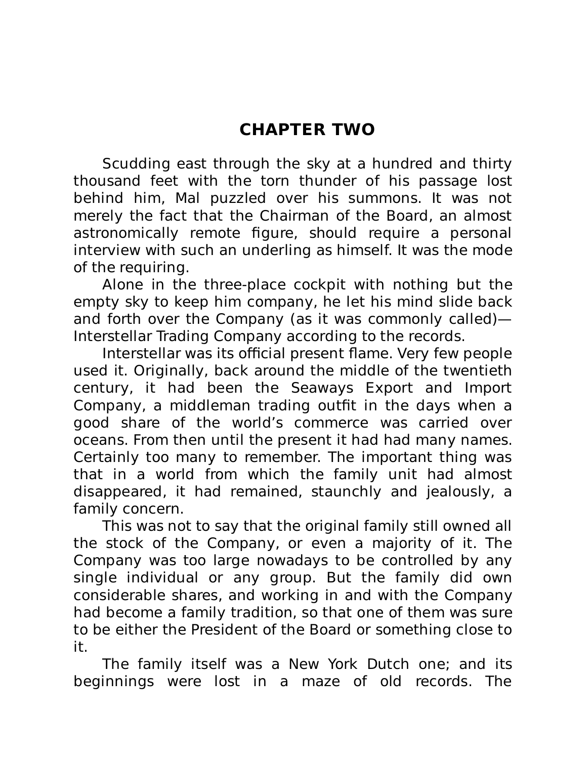## CHAPTER TWO

Scudding east through the sky at a hundred and thirty thousand feet with the torn thunder of his passage lost behind him, Mal puzzled over his summons. It was not merely the fact that the Chairman of the Board, an almost astronomically remote figure, should require a personal interview with such an underling as himself. It was the mode of the requiring.

Alone in the three-place cockpit with nothing but the empty sky to keep him company, he let his mind slide back and forth over the Company (as it was commonly called)—Interstellar Trading Company according to the records.

Interstellar was its official present flame. Very few people used it. Originally, back around the middle of the twentieth century, it had been the Seaways Export and Import Company, a middleman trading outfit in the days when a good share of the world's commerce was carried over oceans. From then until the present it had had many names. Certainly too many to remember. The important thing was that in a world from which the family unit had almost disappeared, it had remained, staunchly and jealously, a family concern.

This was not to say that the original family still owned all the stock of the Company, or even a majority of it. The Company was too large nowadays to be controlled by any single individual or any group. But the family did own considerable shares, and working in and with the Company had become a family tradition, so that one of them was sure to be either the President of the Board or something close to it.

The family itself was a New York Dutch one; and its beginnings were lost in a maze of old records. The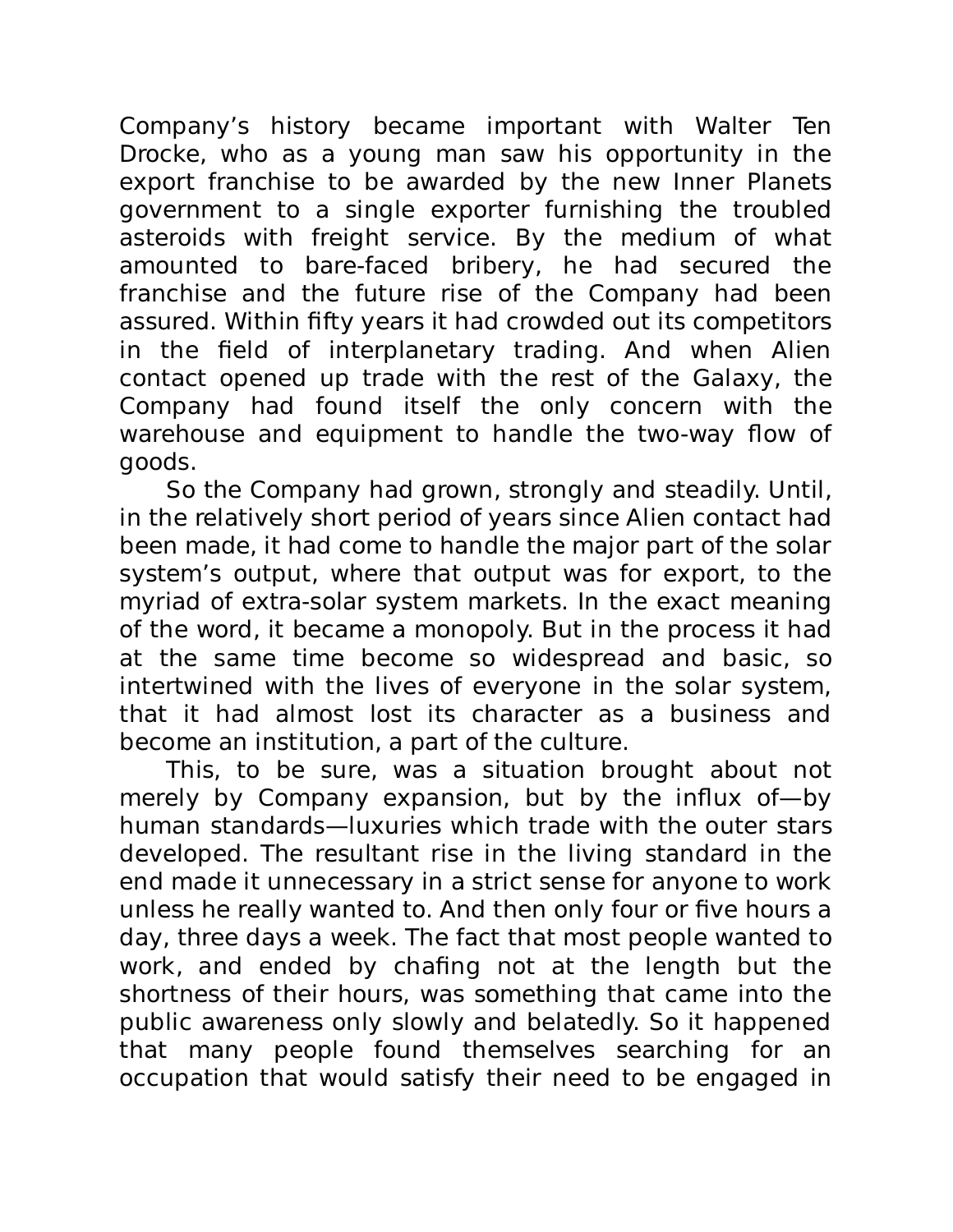Company's history became important with Walter Ten Drocke, who as a young man saw his opportunity in the export franchise to be awarded by the new Inner Planets government to a single exporter furnishing the troubled asteroids with freight service. By the medium of what amounted to bare-faced bribery, he had secured the franchise and the future rise of the Company had been assured. Within fifty years it had crowded out its competitors in the field of interplanetary trading. And when Alien contact opened up trade with the rest of the Galaxy, the Company had found itself the only concern with the warehouse and equipment to handle the two-way flow of goods.

So the Company had grown, strongly and steadily. Until, in the relatively short period of years since Alien contact had been made, it had come to handle the major part of the solar system's output, where that output was for export, to the myriad of extra-solar system markets. In the exact meaning of the word, it became a monopoly. But in the process it had at the same time become so widespread and basic, so intertwined with the lives of everyone in the solar system, that it had almost lost its character as a business and become an institution, a part of the culture.

This, to be sure, was a situation brought about not merely by Company expansion, but by the influx of—by human standards—luxuries which trade with the outer stars developed. The resultant rise in the living standard in the end made it unnecessary in a strict sense for anyone to work unless he really wanted to. And then only four or five hours a day, three days a week. The fact that most people wanted to work, and ended by chafing not at the length but the shortness of their hours, was something that came into the public awareness only slowly and belatedly. So it happened that many people found themselves searching for an occupation that would satisfy their need to be engaged in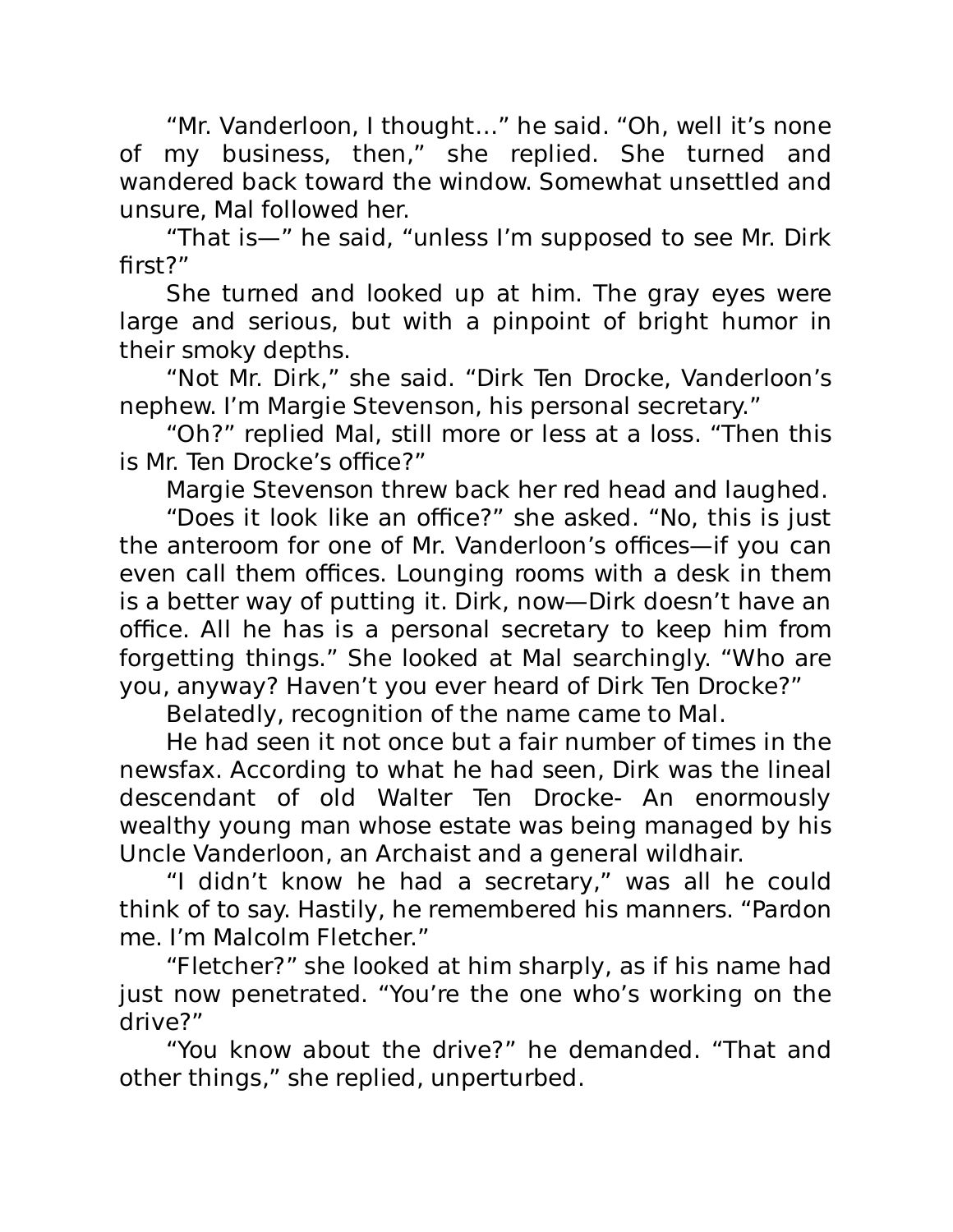"Mr. Vanderloon, I thought…" he said. "Oh, well it's none of my business, then," she replied. She turned and wandered back toward the window. Somewhat unsettled and unsure, Mal followed her.

"That is—" he said, "unless I'm supposed to see Mr. Dirk first?"

She turned and looked up at him. The gray eyes were large and serious, but with a pinpoint of bright humor in their smoky depths.

"Not Mr. Dirk," she said. "Dirk Ten Drocke, Vanderloon's nephew. I'm Margie Stevenson, his personal secretary."

"Oh?" replied Mal, still more or less at a loss. "Then this is Mr. Ten Drocke's office?"

Margie Stevenson threw back her red head and laughed.

"Does it look like an office?" she asked. "No, this is just the anteroom for one of Mr. Vanderloon's offices—if you can even call them offices. Lounging rooms with a desk in them is a better way of putting it. Dirk, now—Dirk doesn't have an office. All he has is a personal secretary to keep him from forgetting things." She looked at Mal searchingly. "Who are you, anyway? Haven't you ever heard of Dirk Ten Drocke?"

Belatedly, recognition of the name came to Mal.

He had seen it not once but a fair number of times in the newsfax. According to what he had seen, Dirk was the lineal descendant of old Walter Ten Drocke- An enormously wealthy young man whose estate was being managed by his Uncle Vanderloon, an Archaist and a general wildhair.

"I didn't know he had a secretary," was all he could think of to say. Hastily, he remembered his manners. "Pardon me. I'm Malcolm Fletcher."

"Fletcher?" she looked at him sharply, as if his name had just now penetrated. "You're the one who's working on the drive?"

"You know about the drive?" he demanded. "That and other things," she replied, unperturbed.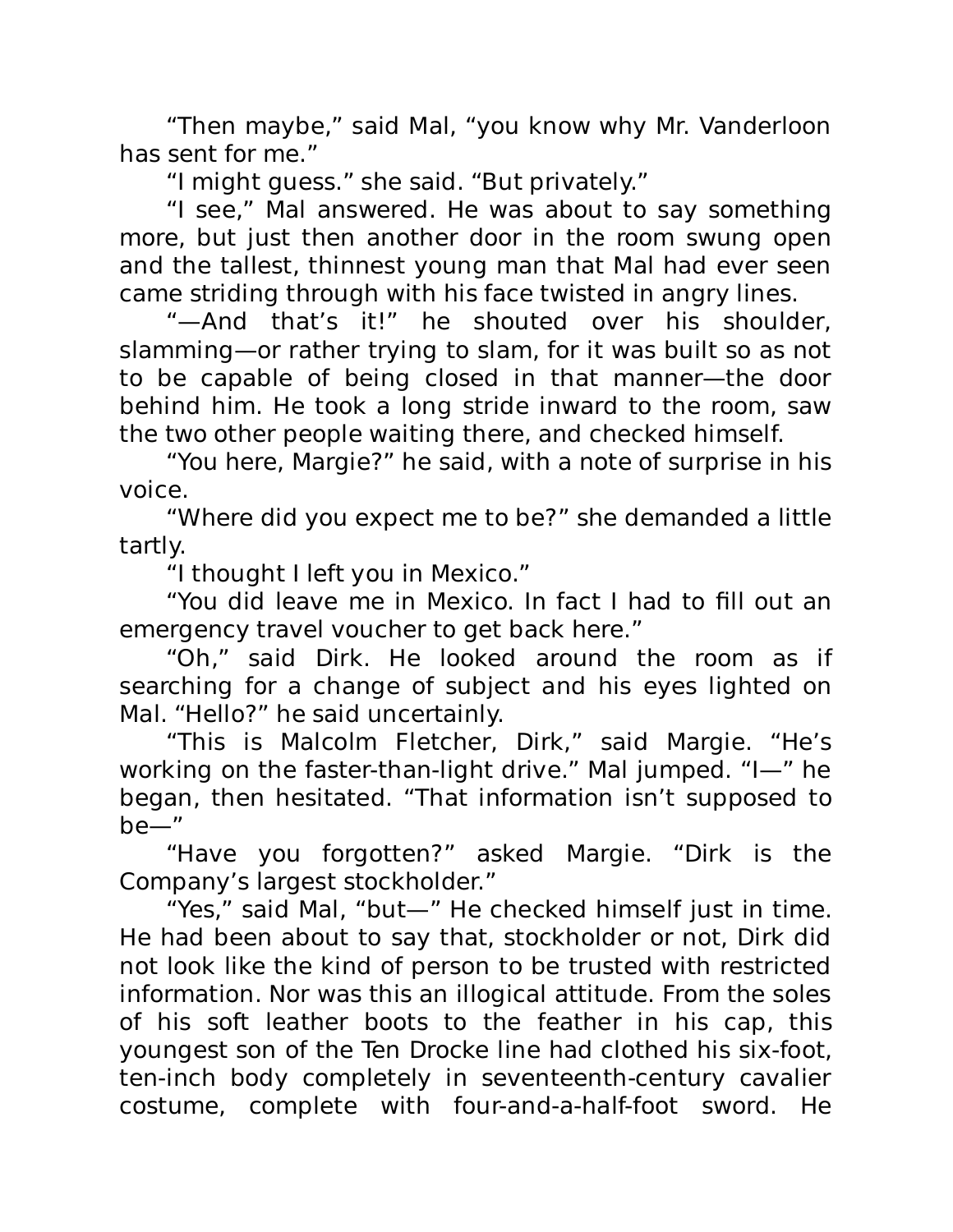"Then maybe," said Mal, "you know why Mr. Vanderloon has sent for me."

"I might guess." she said. "But privately."

"I see," Mal answered. He was about to say something more, but just then another door in the room swung open and the tallest, thinnest young man that Mal had ever seen came striding through with his face twisted in angry lines.

"—And that's it!" he shouted over his shoulder, slamming—or rather trying to slam, for it was built so as not to be capable of being closed in that manner—the door behind him. He took a long stride inward to the room, saw the two other people waiting there, and checked himself.

"You here, Margie?" he said, with a note of surprise in his voice.

"Where did you expect me to be?" she demanded a little tartly.

"I thought I left you in Mexico."

"You did leave me in Mexico. In fact I had to fill out an emergency travel voucher to get back here."

"Oh," said Dirk. He looked around the room as if searching for a change of subject and his eyes lighted on Mal. "Hello?" he said uncertainly.

"This is Malcolm Fletcher, Dirk," said Margie. "He's working on the faster-than-light drive." Mal jumped. "I—" he began, then hesitated. "That information isn't supposed to be—"

"Have you forgotten?" asked Margie. "Dirk is the Company's largest stockholder."

"Yes," said Mal, "but—" He checked himself just in time. He had been about to say that, stockholder or not, Dirk did not look like the kind of person to be trusted with restricted information. Nor was this an illogical attitude. From the soles of his soft leather boots to the feather in his cap, this youngest son of the Ten Drocke line had clothed his six-foot, ten-inch body completely in seventeenth-century cavalier costume, complete with four-and-a-half-foot sword. He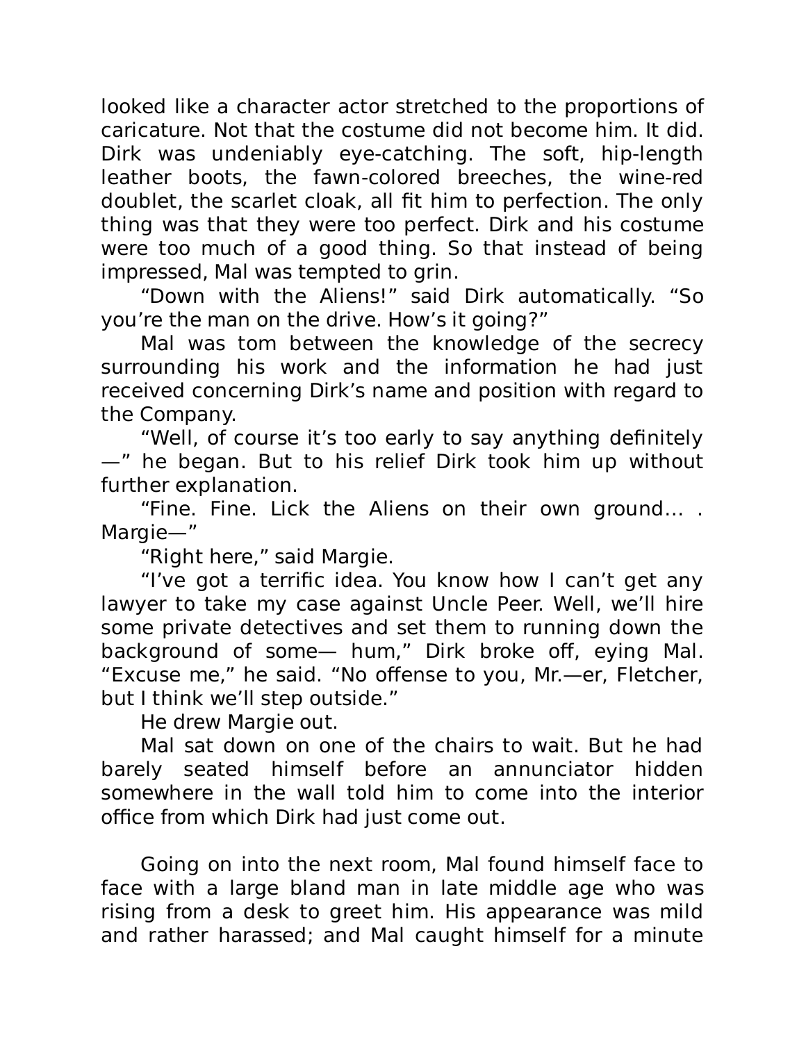looked like a character actor stretched to the proportions of caricature. Not that the costume did not become him. It did. Dirk was undeniably eye-catching. The soft, hip-length leather boots, the fawn-colored breeches, the wine-red doublet, the scarlet cloak, all fit him to perfection. The only thing was that they were too perfect. Dirk and his costume were too much of a good thing. So that instead of being impressed, Mal was tempted to grin.

"Down with the Aliens!" said Dirk automatically. "So you're the man on the drive. How's it going?"

Mal was tom between the knowledge of the secrecy surrounding his work and the information he had just received concerning Dirk's name and position with regard to the Company.

"Well, of course it's too early to say anything definitely—" he began. But to his relief Dirk took him up without further explanation.

"Fine. Fine. Lick the Aliens on their own ground... . Margie—"

"Right here," said Margie.

"I've got a terrific idea. You know how I can't get any lawyer to take my case against Uncle Peer. Well, we'll hire some private detectives and set them to running down the background of some— hum," Dirk broke off, eying Mal. "Excuse me," he said. "No offense to you, Mr.—er, Fletcher, but I think we'll step outside."

He drew Margie out.

Mal sat down on one of the chairs to wait. But he had barely seated himself before an annunciator hidden somewhere in the wall told him to come into the interior office from which Dirk had just come out.

Going on into the next room, Mal found himself face to face with a large bland man in late middle age who was rising from a desk to greet him. His appearance was mild and rather harassed; and Mal caught himself for a minute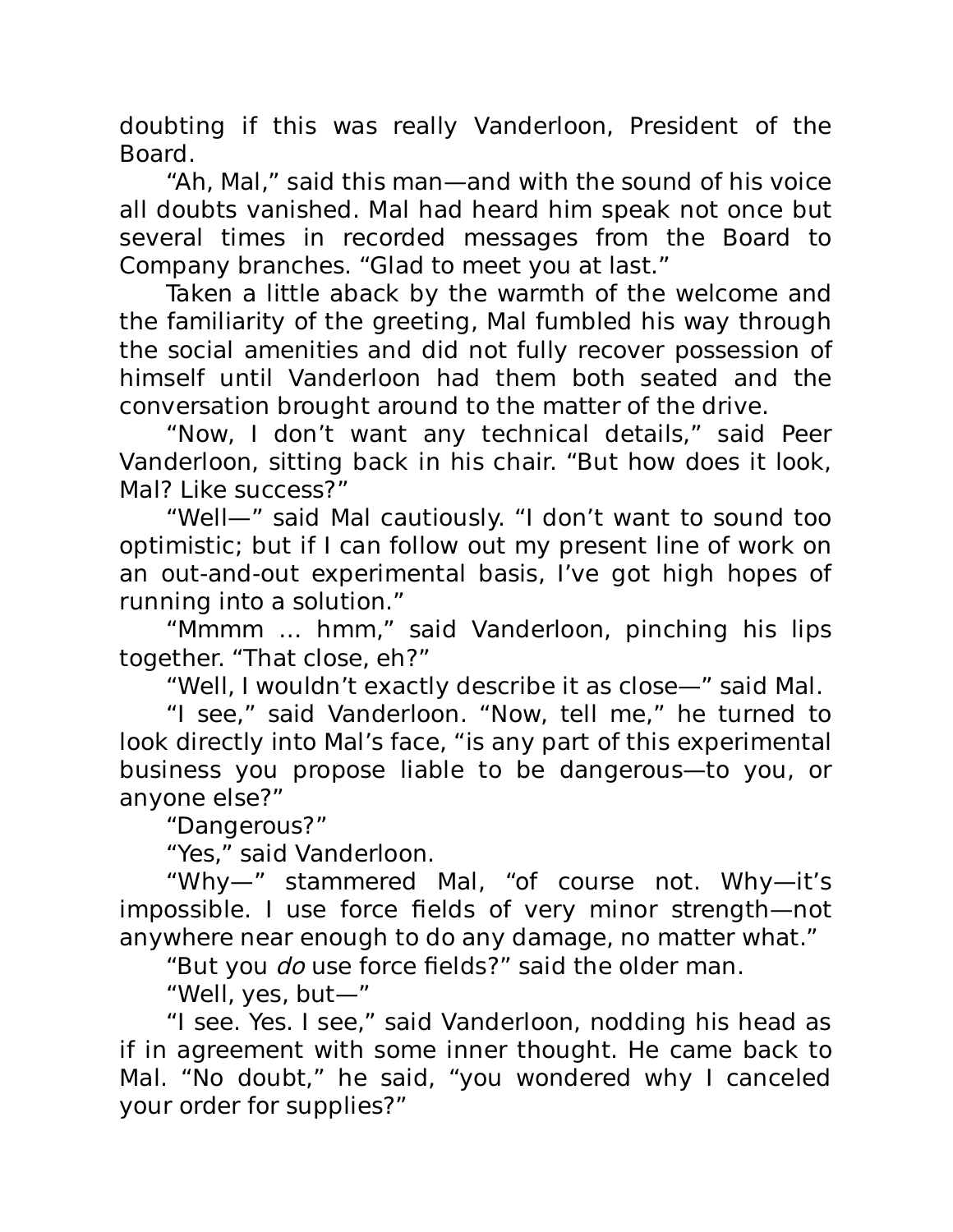doubting if this was really Vanderloon, President of the Board.

"Ah, Mal," said this man—and with the sound of his voice all doubts vanished. Mal had heard him speak not once but several times in recorded messages from the Board to Company branches. "Glad to meet you at last."

Taken a little aback by the warmth of the welcome and the familiarity of the greeting, Mal fumbled his way through the social amenities and did not fully recover possession of himself until Vanderloon had them both seated and the conversation brought around to the matter of the drive.

"Now, I don't want any technical details," said Peer Vanderloon, sitting back in his chair. "But how does it look, Mal? Like success?"

"Well—" said Mal cautiously. "I don't want to sound too optimistic; but if I can follow out my present line of work on an out-and-out experimental basis, I've got high hopes of running into a solution."

"Mmmm ... hmm," said Vanderloon, pinching his lips together. "That close, eh?"

"Well, I wouldn't exactly describe it as close—" said Mal.

"I see," said Vanderloon. "Now, tell me," he turned to look directly into Mal's face, "is any part of this experimental business you propose liable to be dangerous—to you, or anyone else?"

"Dangerous?"

"Yes," said Vanderloon.

"Why—" stammered Mal, "of course not. Why—it's impossible. I use force fields of very minor strength—not anywhere near enough to do any damage, no matter what."

"But you *do* use force fields?" said the older man.

"Well, yes, but—"

"I see. Yes. I see," said Vanderloon, nodding his head as if in agreement with some inner thought. He came back to Mal. "No doubt," he said, "you wondered why I canceled your order for supplies?"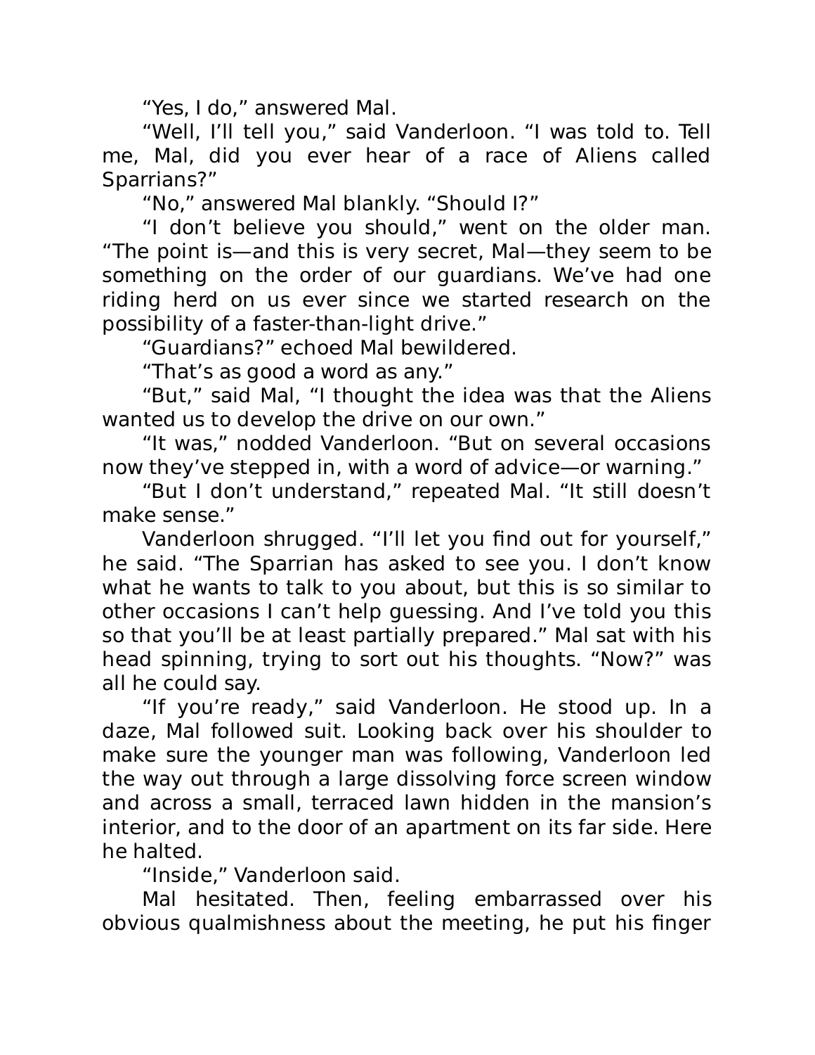"Yes, I do," answered Mal.

"Well, I'll tell you," said Vanderloon. "I was told to. Tell me, Mal, did you ever hear of a race of Aliens called Sparrians?"

"No," answered Mal blankly. "Should I?"

"I don't believe you should," went on the older man. "The point is—and this is very secret, Mal—they seem to be something on the order of our guardians. We've had one riding herd on us ever since we started research on the possibility of a faster-than-light drive."

"Guardians?" echoed Mal bewildered.

"That's as good a word as any."

"But," said Mal, "I thought the idea was that the Aliens wanted us to develop the drive on our own."

"It was," nodded Vanderloon. "But on several occasions now they've stepped in, with a word of advice—or warning."

"But I don't understand," repeated Mal. "It still doesn't make sense."

Vanderloon shrugged. "I'll let you find out for yourself," he said. "The Sparrian has asked to see you. I don't know what he wants to talk to you about, but this is so similar to other occasions I can't help guessing. And I've told you this so that you'll be at least partially prepared." Mal sat with his head spinning, trying to sort out his thoughts. "Now?" was all he could say.

"If you're ready," said Vanderloon. He stood up. In a daze, Mal followed suit. Looking back over his shoulder to make sure the younger man was following, Vanderloon led the way out through a large dissolving force screen window and across a small, terraced lawn hidden in the mansion's interior, and to the door of an apartment on its far side. Here he halted.

"Inside," Vanderloon said.

Mal hesitated. Then, feeling embarrassed over his obvious qualmishness about the meeting, he put his finger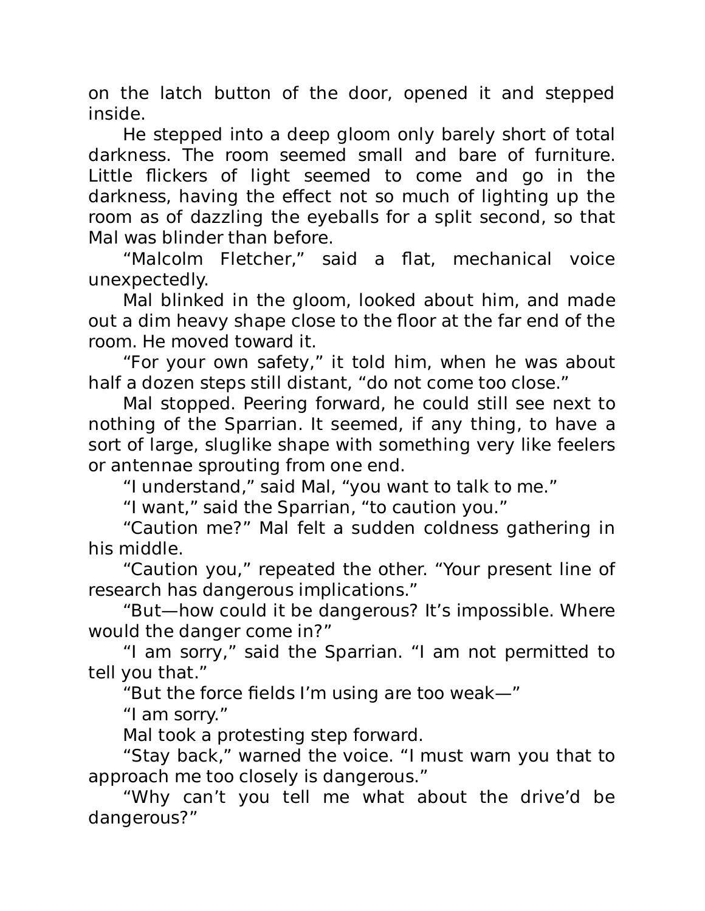on the latch button of the door, opened it and stepped inside.

He stepped into a deep gloom only barely short of total darkness. The room seemed small and bare of furniture. Little flickers of light seemed to come and go in the darkness, having the effect not so much of lighting up the room as of dazzling the eyeballs for a split second, so that Mal was blinder than before.

"Malcolm Fletcher," said a flat, mechanical voice unexpectedly.

Mal blinked in the gloom, looked about him, and made out a dim heavy shape close to the floor at the far end of the room. He moved toward it.

"For your own safety," it told him, when he was about half a dozen steps still distant, "do not come too close."

Mal stopped. Peering forward, he could still see next to nothing of the Sparrian. It seemed, if any thing, to have a sort of large, sluglike shape with something very like feelers or antennae sprouting from one end.

"I understand," said Mal, "you want to talk to me."

"I want," said the Sparrian, "to caution you."

"Caution me?" Mal felt a sudden coldness gathering in his middle.

"Caution you," repeated the other. "Your present line of research has dangerous implications."

"But—how could it be dangerous? It's impossible. Where would the danger come in?"

"I am sorry," said the Sparrian. "I am not permitted to tell you that."

"But the force fields I'm using are too weak—"

"I am sorry."

Mal took a protesting step forward.

"Stay back," warned the voice. "I must warn you that to approach me too closely is dangerous."

"Why can't you tell me what about the drive'd be dangerous?"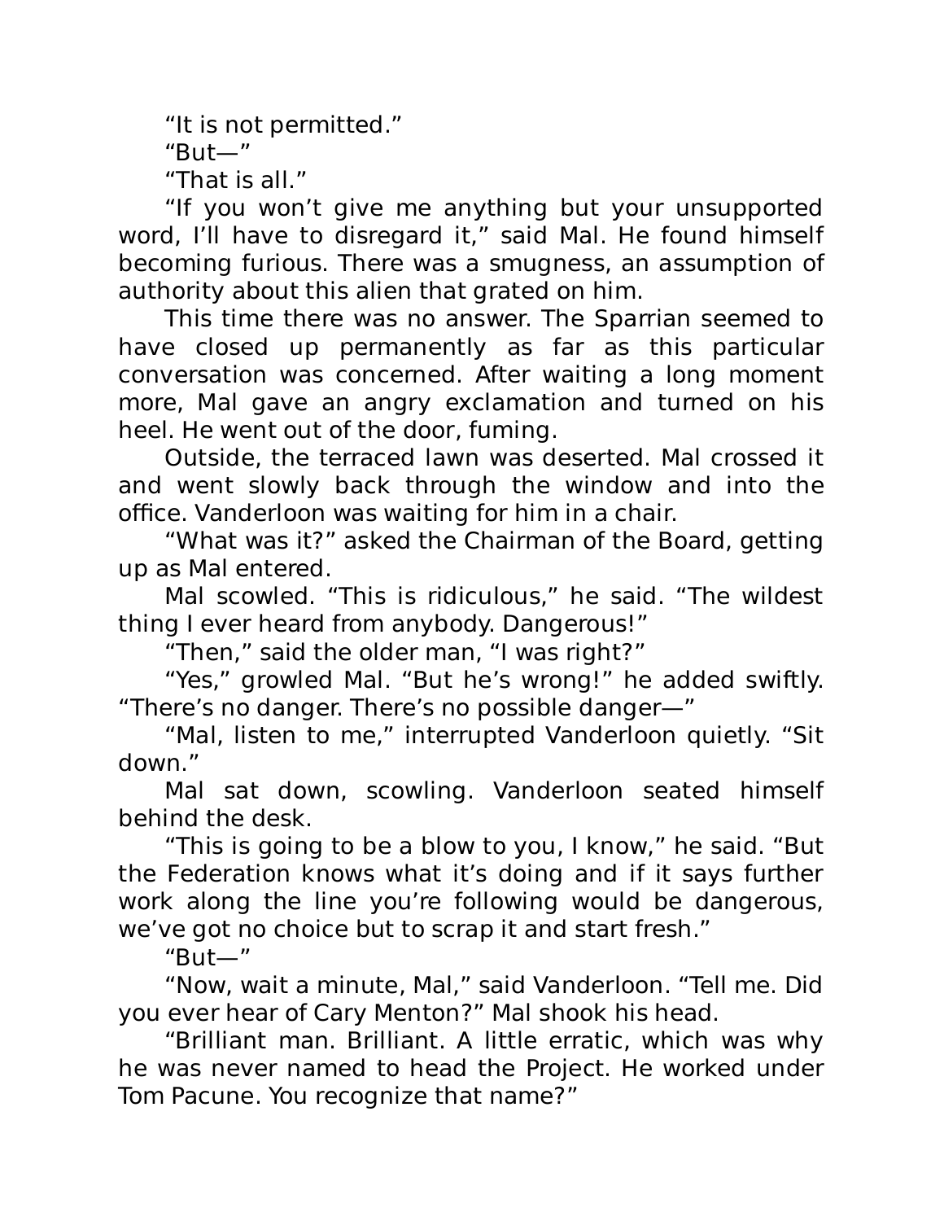"It is not permitted."

"But—"

"That is all."

"If you won't give me anything but your unsupported word, I'll have to disregard it," said Mal. He found himself becoming furious. There was a smugness, an assumption of authority about this alien that grated on him.

This time there was no answer. The Sparrian seemed to have closed up permanently as far as this particular conversation was concerned. After waiting a long moment more, Mal gave an angry exclamation and turned on his heel. He went out of the door, fuming.

Outside, the terraced lawn was deserted. Mal crossed it and went slowly back through the window and into the office. Vanderloon was waiting for him in a chair.

"What was it?" asked the Chairman of the Board, getting up as Mal entered.

Mal scowled. "This is ridiculous," he said. "The wildest thing I ever heard from anybody. Dangerous!"

"Then," said the older man, "I was right?"

"Yes," growled Mal. "But he's wrong!" he added swiftly. "There's no danger. There's no possible danger—"

"Mal, listen to me," interrupted Vanderloon quietly. "Sit down."

Mal sat down, scowling. Vanderloon seated himself behind the desk.

"This is going to be a blow to you, I know," he said. "But the Federation knows what it's doing and if it says further work along the line you're following would be dangerous, we've got no choice but to scrap it and start fresh."

"But—"

"Now, wait a minute, Mal," said Vanderloon. "Tell me. Did you ever hear of Cary Menton?" Mal shook his head.

"Brilliant man. Brilliant. A little erratic, which was why he was never named to head the Project. He worked under Tom Pacune. You recognize that name?"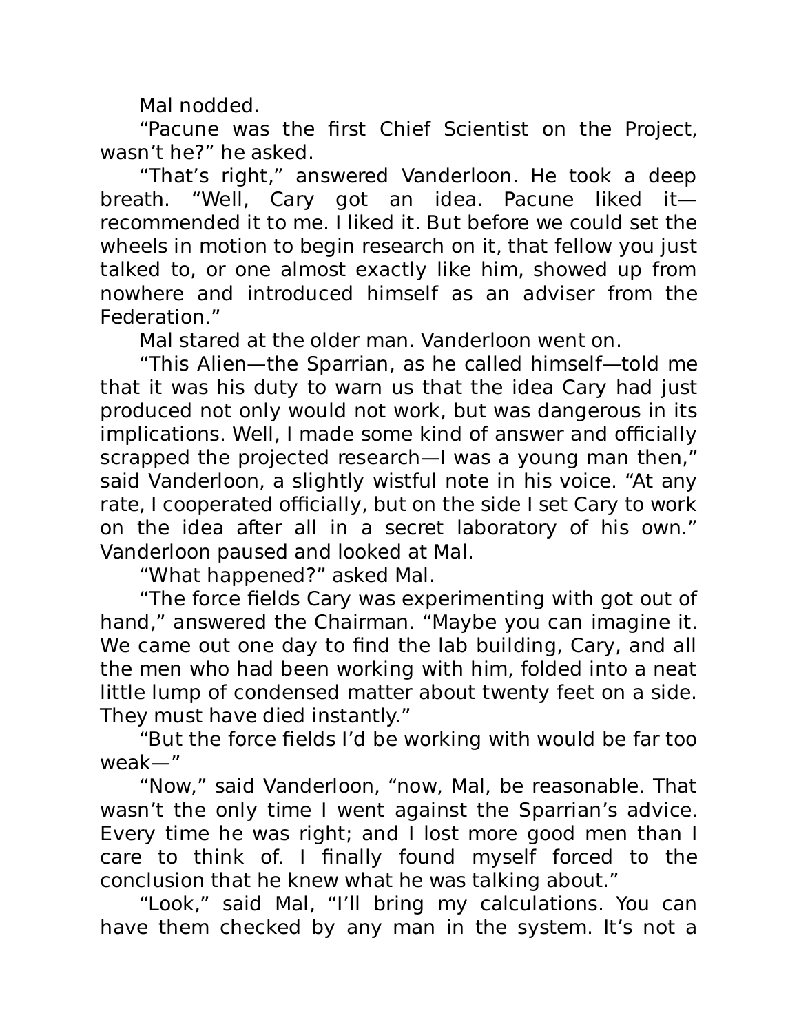Mal nodded.

"Pacune was the first Chief Scientist on the Project, wasn't he?" he asked.

"That's right," answered Vanderloon. He took a deep breath. "Well, Cary got an idea. Pacune liked it—recommended it to me. I liked it. But before we could set the wheels in motion to begin research on it, that fellow you just talked to, or one almost exactly like him, showed up from nowhere and introduced himself as an adviser from the Federation."

Mal stared at the older man. Vanderloon went on.

"This Alien—the Sparrian, as he called himself—told me that it was his duty to warn us that the idea Cary had just produced not only would not work, but was dangerous in its implications. Well, I made some kind of answer and officially scrapped the projected research—I was a young man then," said Vanderloon, a slightly wistful note in his voice. "At any rate, I cooperated officially, but on the side I set Cary to work on the idea after all in a secret laboratory of his own." Vanderloon paused and looked at Mal.

"What happened?" asked Mal.

"The force fields Cary was experimenting with got out of hand," answered the Chairman. "Maybe you can imagine it. We came out one day to find the lab building, Cary, and all the men who had been working with him, folded into a neat little lump of condensed matter about twenty feet on a side. They must have died instantly."

"But the force fields I'd be working with would be far too weak—"

"Now," said Vanderloon, "now, Mal, be reasonable. That wasn't the only time I went against the Sparrian's advice. Every time he was right; and I lost more good men than I care to think of. I finally found myself forced to the conclusion that he knew what he was talking about."

"Look," said Mal, "I'll bring my calculations. You can have them checked by any man in the system. It's not a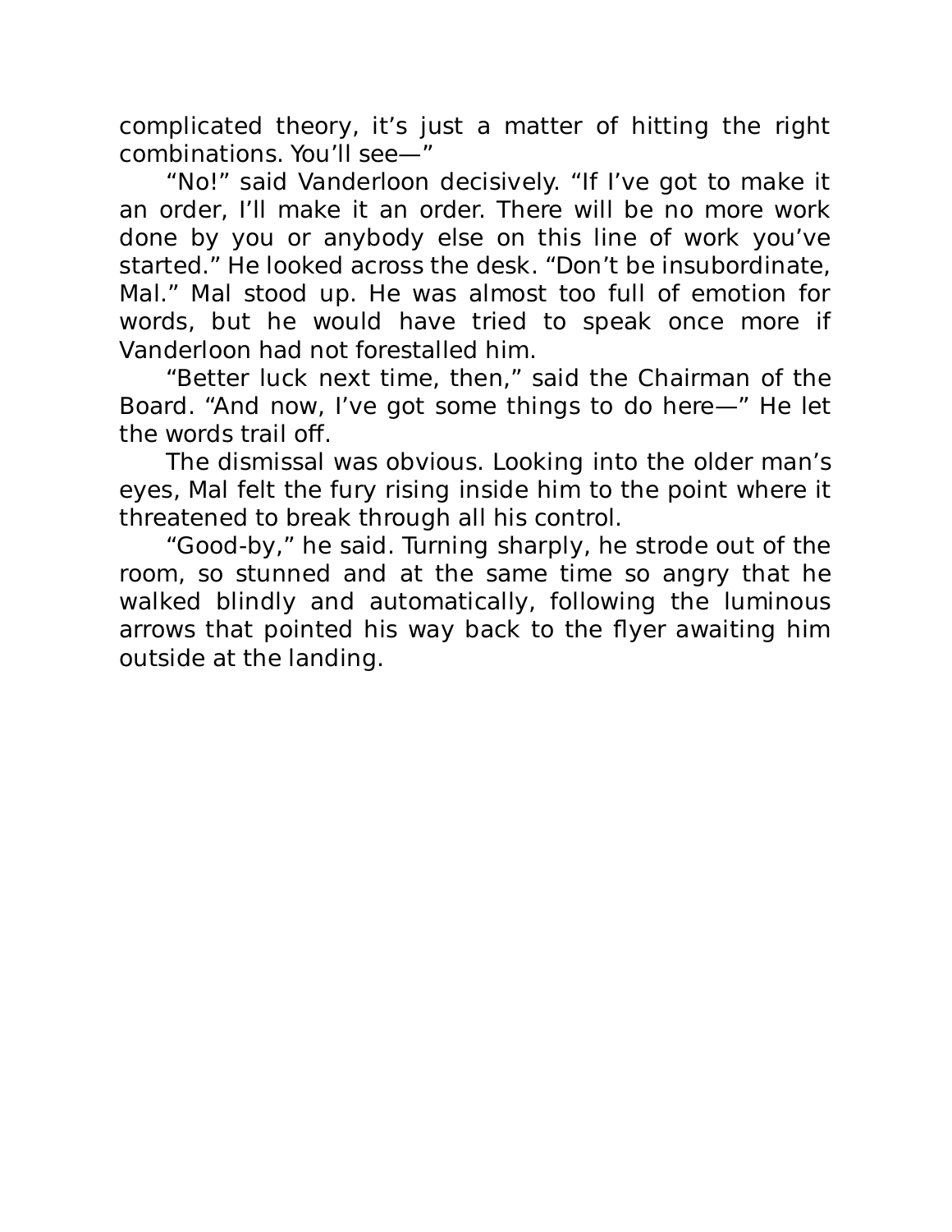complicated theory, it's just a matter of hitting the right combinations. You'll see—"

"No!" said Vanderloon decisively. "If I've got to make it an order, I'll make it an order. There will be no more work done by you or anybody else on this line of work you've started." He looked across the desk. "Don't be insubordinate, Mal." Mal stood up. He was almost too full of emotion for words, but he would have tried to speak once more if Vanderloon had not forestalled him.

"Better luck next time, then," said the Chairman of the Board. "And now, I've got some things to do here—" He let the words trail off.

The dismissal was obvious. Looking into the older man's eyes, Mal felt the fury rising inside him to the point where it threatened to break through all his control.

"Good-by," he said. Turning sharply, he strode out of the room, so stunned and at the same time so angry that he walked blindly and automatically, following the luminous arrows that pointed his way back to the flyer awaiting him outside at the landing.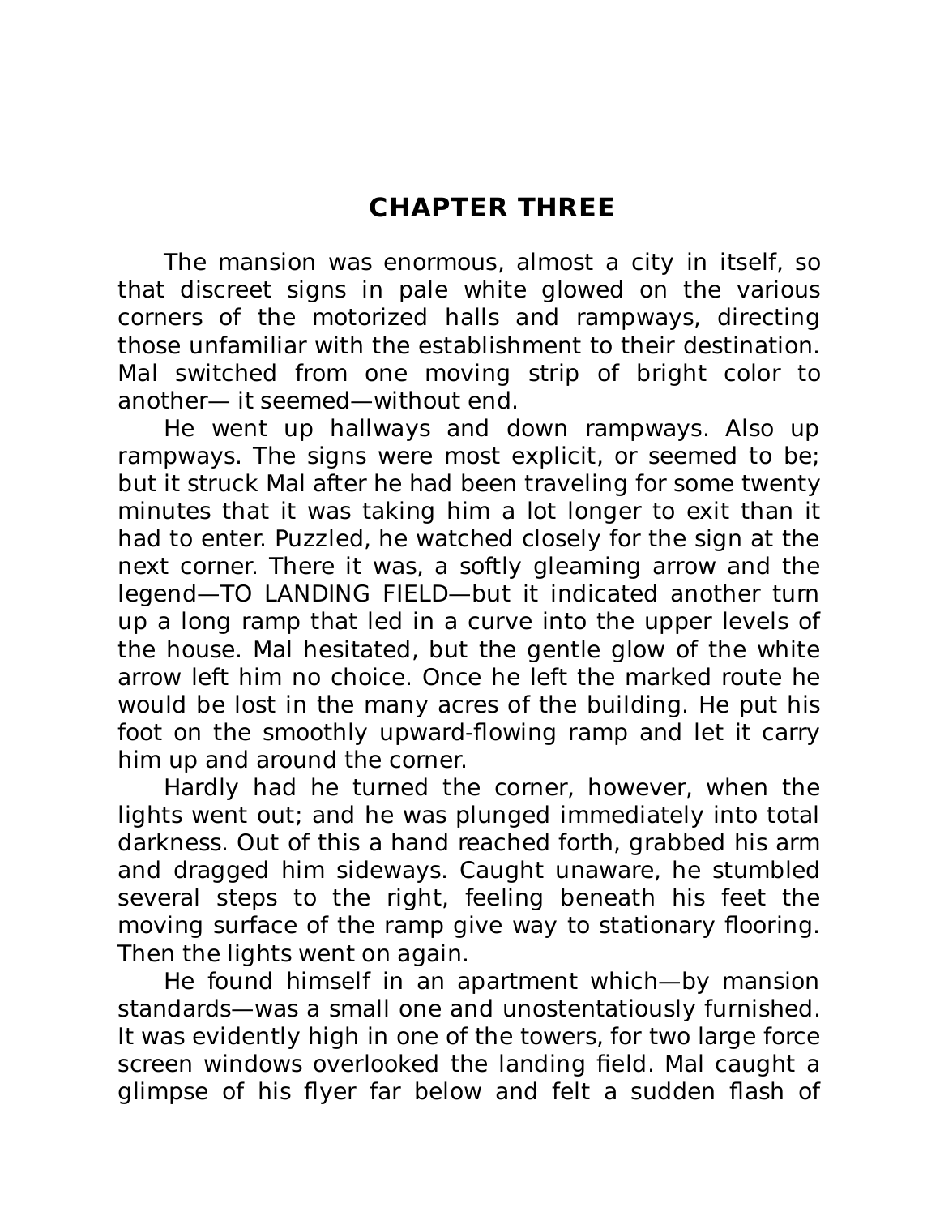# CHAPTER THREE

The mansion was enormous, almost a city in itself, so that discreet signs in pale white glowed on the various corners of the motorized halls and rampways, directing those unfamiliar with the establishment to their destination. Mal switched from one moving strip of bright color to another— it seemed—without end.

He went up hallways and down rampways. Also up rampways. The signs were most explicit, or seemed to be; but it struck Mal after he had been traveling for some twenty minutes that it was taking him a lot longer to exit than it had to enter. Puzzled, he watched closely for the sign at the next corner. There it was, a softly gleaming arrow and the legend—TO LANDING FIELD—but it indicated another turn up a long ramp that led in a curve into the upper levels of the house. Mal hesitated, but the gentle glow of the white arrow left him no choice. Once he left the marked route he would be lost in the many acres of the building. He put his foot on the smoothly upward-flowing ramp and let it carry him up and around the corner.

Hardly had he turned the corner, however, when the lights went out; and he was plunged immediately into total darkness. Out of this a hand reached forth, grabbed his arm and dragged him sideways. Caught unaware, he stumbled several steps to the right, feeling beneath his feet the moving surface of the ramp give way to stationary flooring. Then the lights went on again.

He found himself in an apartment which—by mansion standards—was a small one and unostentatiously furnished. It was evidently high in one of the towers, for two large force screen windows overlooked the landing field. Mal caught a glimpse of his flyer far below and felt a sudden flash of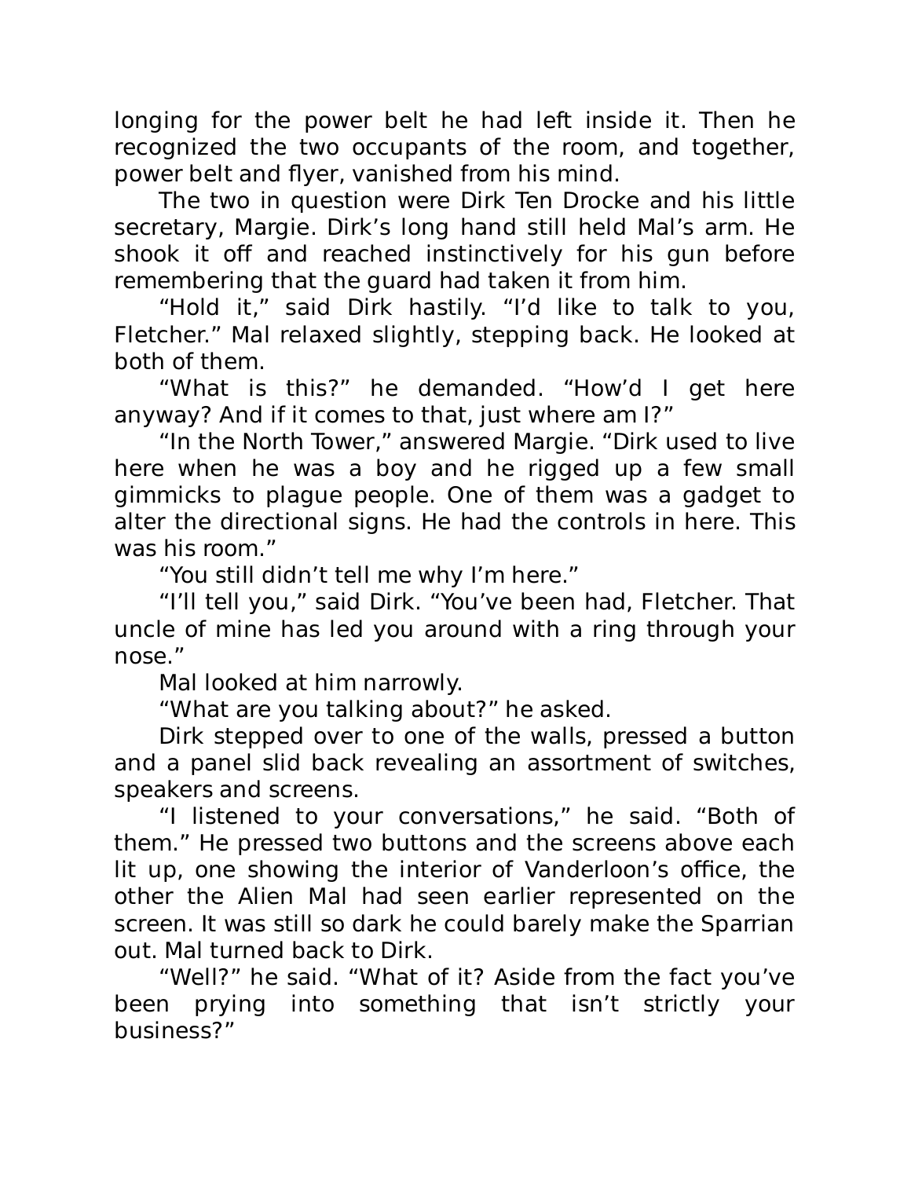longing for the power belt he had left inside it. Then he recognized the two occupants of the room, and together, power belt and flyer, vanished from his mind.

The two in question were Dirk Ten Drocke and his little secretary, Margie. Dirk's long hand still held Mal's arm. He shook it off and reached instinctively for his gun before remembering that the guard had taken it from him.

"Hold it," said Dirk hastily. "I'd like to talk to you, Fletcher." Mal relaxed slightly, stepping back. He looked at both of them.

"What is this?" he demanded. "How'd I get here anyway? And if it comes to that, just where am I?"

"In the North Tower," answered Margie. "Dirk used to live here when he was a boy and he rigged up a few small gimmicks to plague people. One of them was a gadget to alter the directional signs. He had the controls in here. This was his room."

"You still didn't tell me why I'm here."

"I'll tell you," said Dirk. "You've been had, Fletcher. That uncle of mine has led you around with a ring through your nose."

Mal looked at him narrowly.

"What are you talking about?" he asked.

Dirk stepped over to one of the walls, pressed a button and a panel slid back revealing an assortment of switches, speakers and screens.

"I listened to your conversations," he said. "Both of them." He pressed two buttons and the screens above each lit up, one showing the interior of Vanderloon's office, the other the Alien Mal had seen earlier represented on the screen. It was still so dark he could barely make the Sparrian out. Mal turned back to Dirk.

"Well?" he said. "What of it? Aside from the fact you've been prying into something that isn't strictly your business?"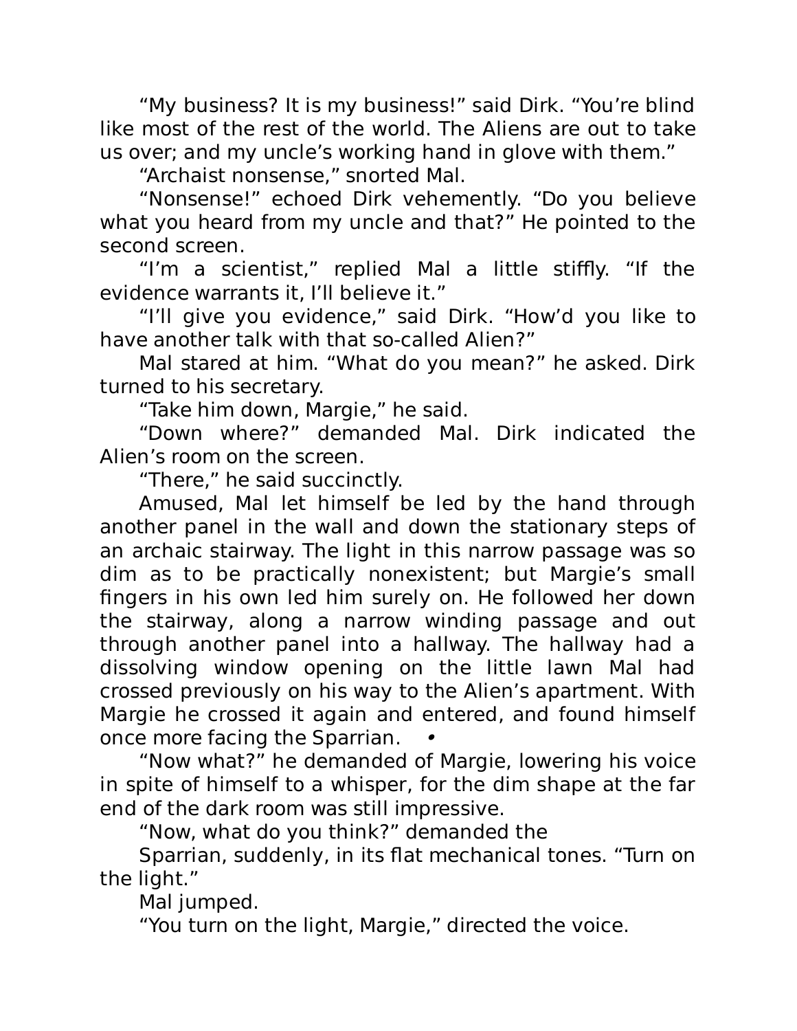"My business? It is my business!" said Dirk. "You're blind like most of the rest of the world. The Aliens are out to take us over; and my uncle's working hand in glove with them."

"Archaist nonsense," snorted Mal.

"Nonsense!" echoed Dirk vehemently. "Do you believe what you heard from my uncle and that?" He pointed to the second screen.

"I'm a scientist," replied Mal a little stiffly. "If the evidence warrants it, I'll believe it."

"I'll give you evidence," said Dirk. "How'd you like to have another talk with that so-called Alien?"

Mal stared at him. "What do you mean?" he asked. Dirk turned to his secretary.

"Take him down, Margie," he said.

"Down where?" demanded Mal. Dirk indicated the Alien's room on the screen.

"There," he said succinctly.

Amused, Mal let himself be led by the hand through another panel in the wall and down the stationary steps of an archaic stairway. The light in this narrow passage was so dim as to be practically nonexistent; but Margie's small fingers in his own led him surely on. He followed her down the stairway, along a narrow winding passage and out through another panel into a hallway. The hallway had a dissolving window opening on the little lawn Mal had crossed previously on his way to the Alien's apartment. With Margie he crossed it again and entered, and found himself once more facing the Sparrian. •

"Now what?" he demanded of Margie, lowering his voice in spite of himself to a whisper, for the dim shape at the far end of the dark room was still impressive.

"Now, what do you think?" demanded the Sparrian, suddenly, in its flat mechanical tones. "Turn on the light."

Mal jumped.

"You turn on the light, Margie," directed the voice.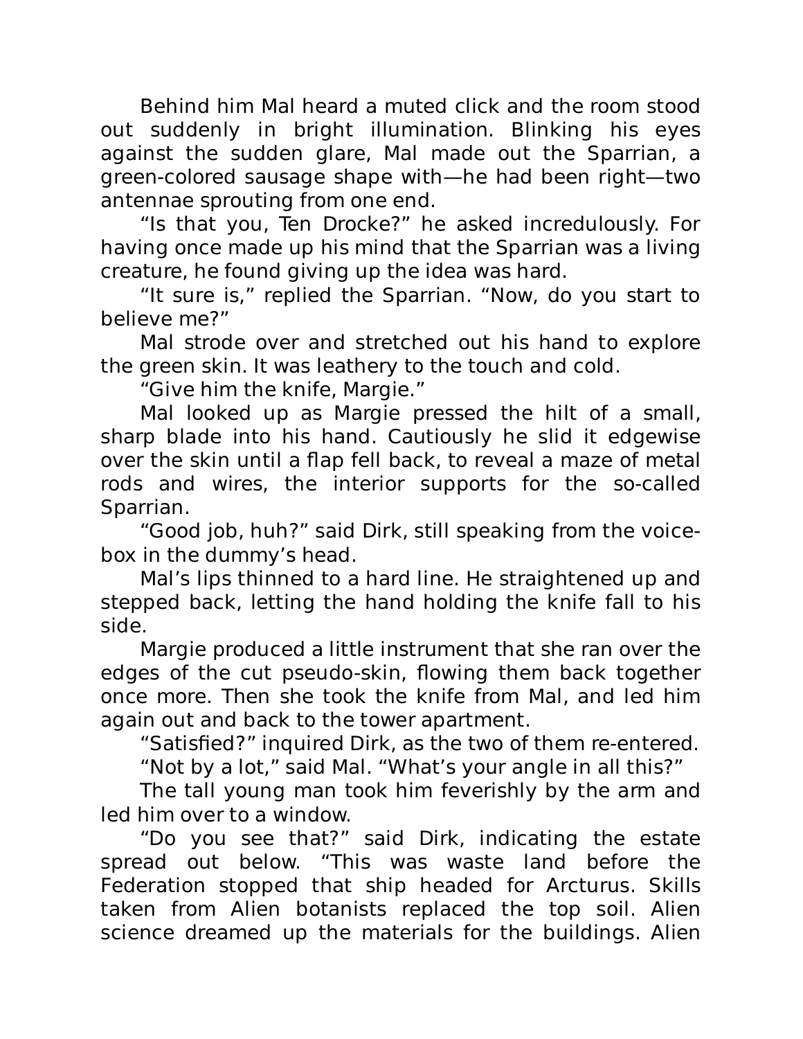Behind him Mal heard a muted click and the room stood out suddenly in bright illumination. Blinking his eyes against the sudden glare, Mal made out the Sparrian, a green-colored sausage shape with—he had been right—two antennae sprouting from one end.

“Is that you, Ten Drocke?” he asked incredulously. For having once made up his mind that the Sparrian was a living creature, he found giving up the idea was hard.

“It sure is,” replied the Sparrian. “Now, do you start to believe me?”

Mal strode over and stretched out his hand to explore the green skin. It was leathery to the touch and cold.

“Give him the knife, Margie.”

Mal looked up as Margie pressed the hilt of a small, sharp blade into his hand. Cautiously he slid it edgewise over the skin until a flap fell back, to reveal a maze of metal rods and wires, the interior supports for the so-called Sparrian.

“Good job, huh?” said Dirk, still speaking from the voice-box in the dummy’s head.

Mal’s lips thinned to a hard line. He straightened up and stepped back, letting the hand holding the knife fall to his side.

Margie produced a little instrument that she ran over the edges of the cut pseudo-skin, flowing them back together once more. Then she took the knife from Mal, and led him again out and back to the tower apartment.

“Satisfied?” inquired Dirk, as the two of them re-entered.

“Not by a lot,” said Mal. “What’s your angle in all this?”

The tall young man took him feverishly by the arm and led him over to a window.

“Do you see that?” said Dirk, indicating the estate spread out below. “This was waste land before the Federation stopped that ship headed for Arcturus. Skills taken from Alien botanists replaced the top soil. Alien science dreamed up the materials for the buildings. Alien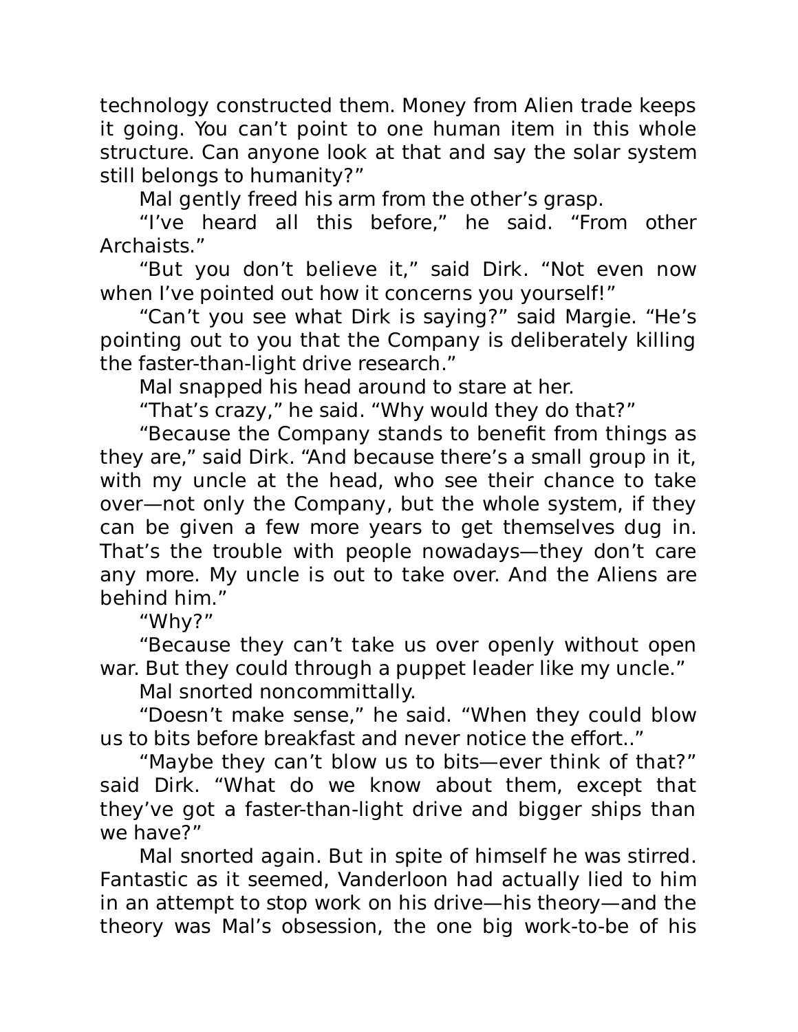technology constructed them. Money from Alien trade keeps it going. You can't point to one human item in this whole structure. Can anyone look at that and say the solar system still belongs to humanity?"

Mal gently freed his arm from the other's grasp.

"I've heard all this before," he said. "From other Archaists."

"But you don't believe it," said Dirk. "Not even now when I've pointed out how it concerns you yourself!"

"Can't you see what Dirk is saying?" said Margie. "He's pointing out to you that the Company is deliberately killing the faster-than-light drive research."

Mal snapped his head around to stare at her.

"That's crazy," he said. "Why would they do that?"

"Because the Company stands to benefit from things as they are," said Dirk. "And because there's a small group in it, with my uncle at the head, who see their chance to take over—not only the Company, but the whole system, if they can be given a few more years to get themselves dug in. That's the trouble with people nowadays—they don't care any more. My uncle is out to take over. And the Aliens are behind him."

"Why?"

"Because they can't take us over openly without open war. But they could through a puppet leader like my uncle."

Mal snorted noncommittally.

"Doesn't make sense," he said. "When they could blow us to bits before breakfast and never notice the effort.."

"Maybe they can't blow us to bits—ever think of that?" said Dirk. "What do we know about them, except that they've got a faster-than-light drive and bigger ships than we have?"

Mal snorted again. But in spite of himself he was stirred. Fantastic as it seemed, Vanderloon had actually lied to him in an attempt to stop work on his drive—his theory—and the theory was Mal's obsession, the one big work-to-be of his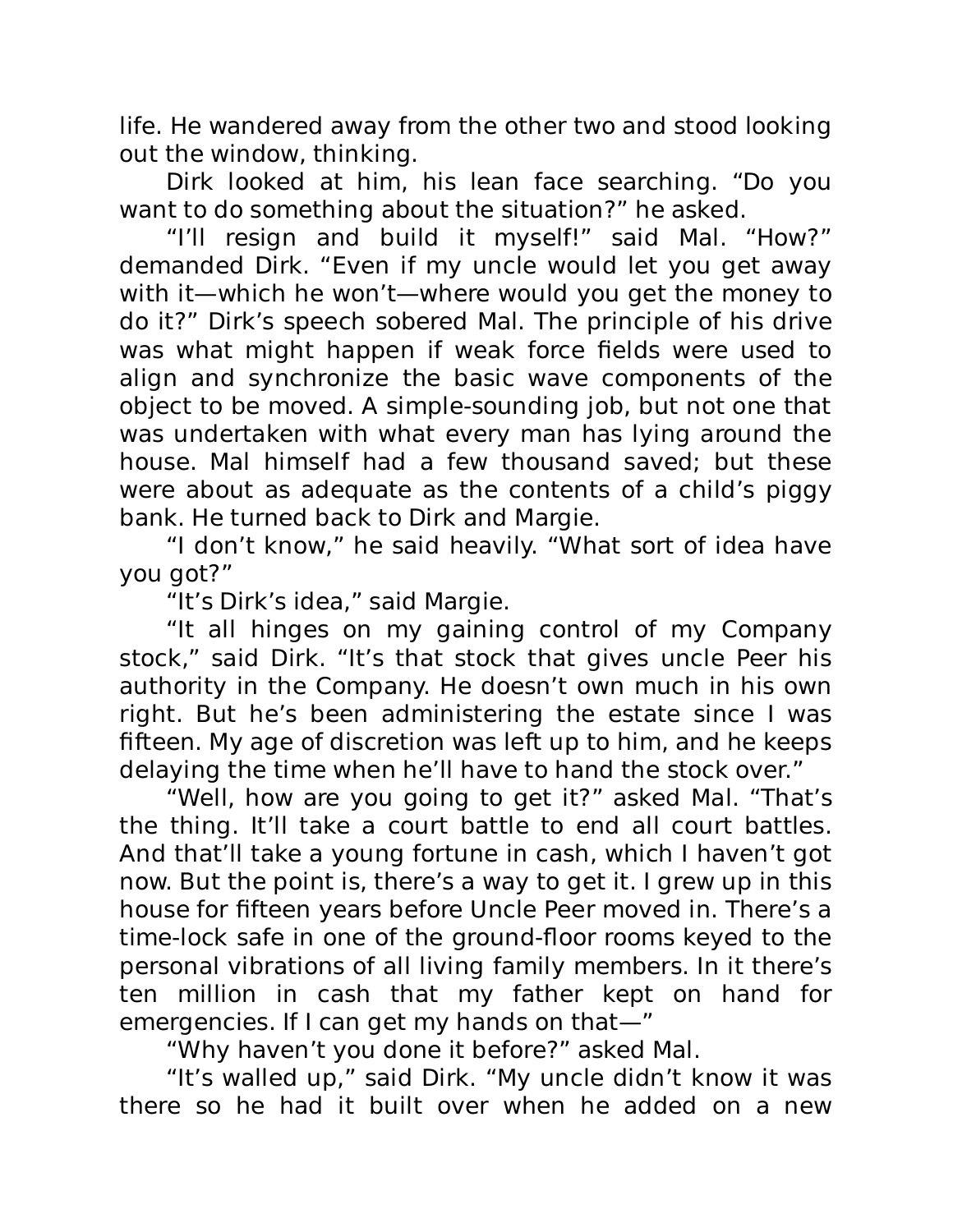life. He wandered away from the other two and stood looking out the window, thinking.

Dirk looked at him, his lean face searching. "Do you want to do something about the situation?" he asked.

"I'll resign and build it myself!" said Mal. "How?" demanded Dirk. "Even if my uncle would let you get away with it—which he won't—where would you get the money to do it?" Dirk's speech sobered Mal. The principle of his drive was what might happen if weak force fields were used to align and synchronize the basic wave components of the object to be moved. A simple-sounding job, but not one that was undertaken with what every man has lying around the house. Mal himself had a few thousand saved; but these were about as adequate as the contents of a child's piggy bank. He turned back to Dirk and Margie.

"I don't know," he said heavily. "What sort of idea have you got?"

"It's Dirk's idea," said Margie.

"It all hinges on my gaining control of my Company stock," said Dirk. "It's that stock that gives uncle Peer his authority in the Company. He doesn't own much in his own right. But he's been administering the estate since I was fifteen. My age of discretion was left up to him, and he keeps delaying the time when he'll have to hand the stock over."

"Well, how are you going to get it?" asked Mal. "That's the thing. It'll take a court battle to end all court battles. And that'll take a young fortune in cash, which I haven't got now. But the point is, there's a way to get it. I grew up in this house for fifteen years before Uncle Peer moved in. There's a time-lock safe in one of the ground-floor rooms keyed to the personal vibrations of all living family members. In it there's ten million in cash that my father kept on hand for emergencies. If I can get my hands on that—"

"Why haven't you done it before?" asked Mal.

"It's walled up," said Dirk. "My uncle didn't know it was there so he had it built over when he added on a new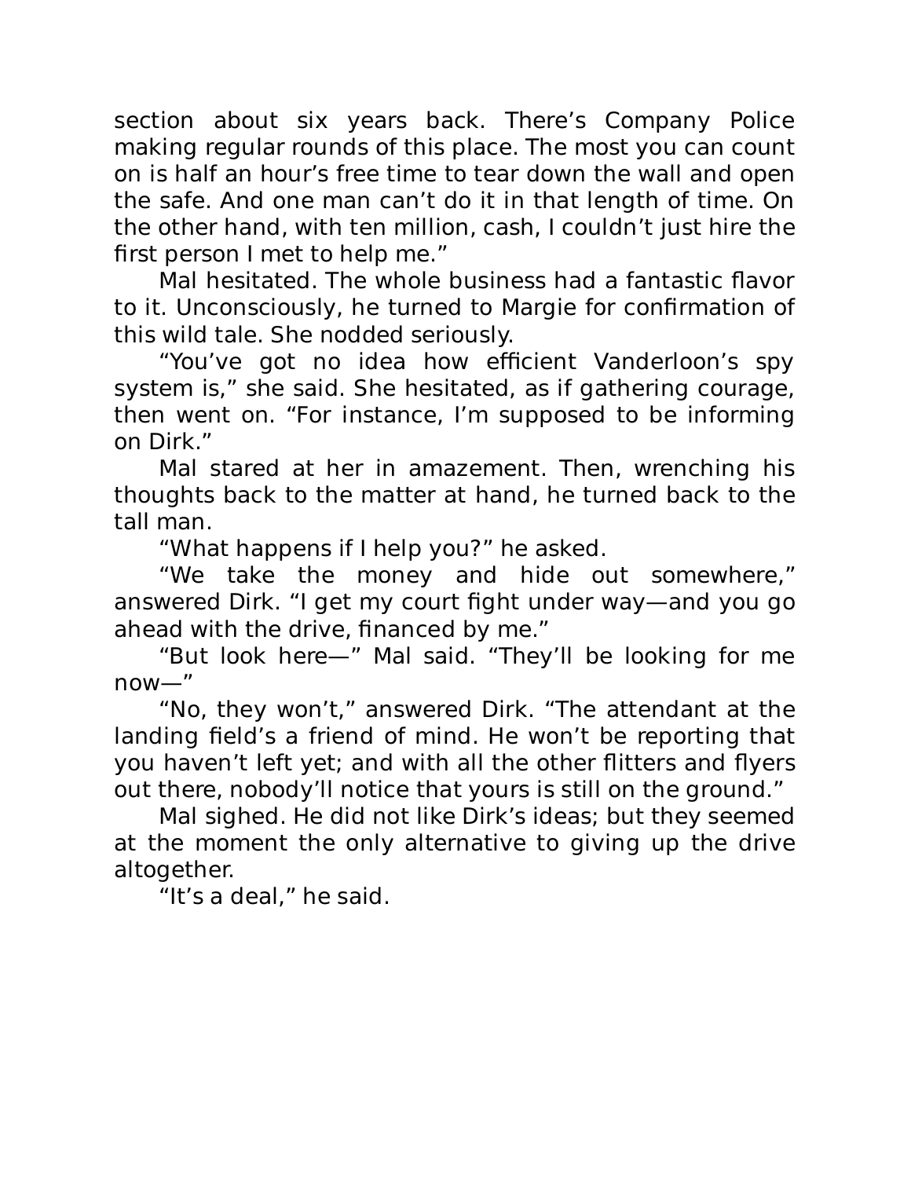section about six years back. There's Company Police making regular rounds of this place. The most you can count on is half an hour's free time to tear down the wall and open the safe. And one man can't do it in that length of time. On the other hand, with ten million, cash, I couldn't just hire the first person I met to help me."

Mal hesitated. The whole business had a fantastic flavor to it. Unconsciously, he turned to Margie for confirmation of this wild tale. She nodded seriously.

"You've got no idea how efficient Vanderloon's spy system is," she said. She hesitated, as if gathering courage, then went on. "For instance, I'm supposed to be informing on Dirk."

Mal stared at her in amazement. Then, wrenching his thoughts back to the matter at hand, he turned back to the tall man.

"What happens if I help you?" he asked.

"We take the money and hide out somewhere," answered Dirk. "I get my court fight under way—and you go ahead with the drive, financed by me."

"But look here—" Mal said. "They'll be looking for me now—"

"No, they won't," answered Dirk. "The attendant at the landing field's a friend of mind. He won't be reporting that you haven't left yet; and with all the other flitters and flyers out there, nobody'll notice that yours is still on the ground."

Mal sighed. He did not like Dirk's ideas; but they seemed at the moment the only alternative to giving up the drive altogether.

"It's a deal," he said.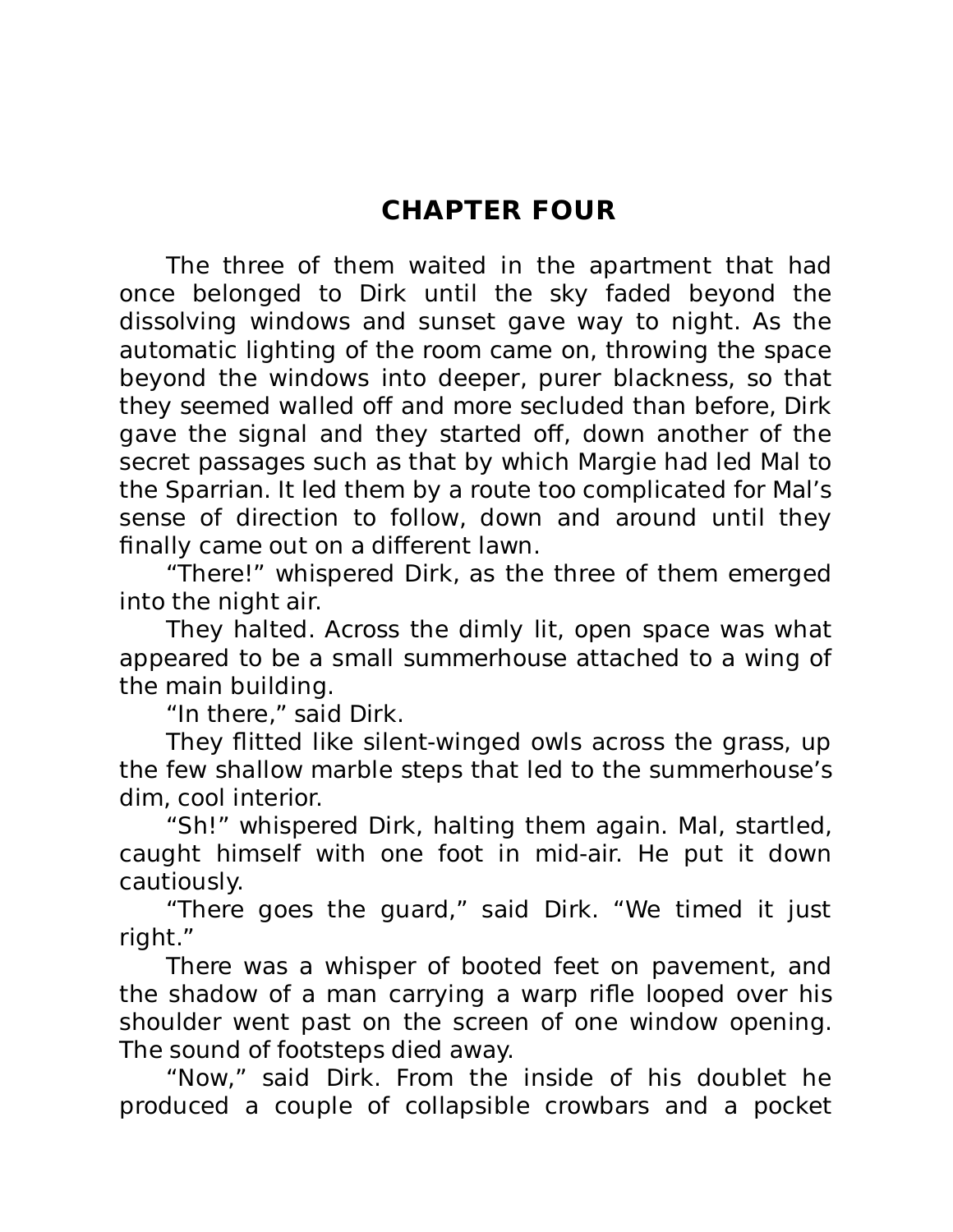## CHAPTER FOUR

The three of them waited in the apartment that had once belonged to Dirk until the sky faded beyond the dissolving windows and sunset gave way to night. As the automatic lighting of the room came on, throwing the space beyond the windows into deeper, purer blackness, so that they seemed walled off and more secluded than before, Dirk gave the signal and they started off, down another of the secret passages such as that by which Margie had led Mal to the Sparrian. It led them by a route too complicated for Mal's sense of direction to follow, down and around until they finally came out on a different lawn.

"There!" whispered Dirk, as the three of them emerged into the night air.

They halted. Across the dimly lit, open space was what appeared to be a small summerhouse attached to a wing of the main building.

"In there," said Dirk.

They flitted like silent-winged owls across the grass, up the few shallow marble steps that led to the summerhouse's dim, cool interior.

"Sh!" whispered Dirk, halting them again. Mal, startled, caught himself with one foot in mid-air. He put it down cautiously.

"There goes the guard," said Dirk. "We timed it just right."

There was a whisper of booted feet on pavement, and the shadow of a man carrying a warp rifle looped over his shoulder went past on the screen of one window opening. The sound of footsteps died away.

"Now," said Dirk. From the inside of his doublet he produced a couple of collapsible crowbars and a pocket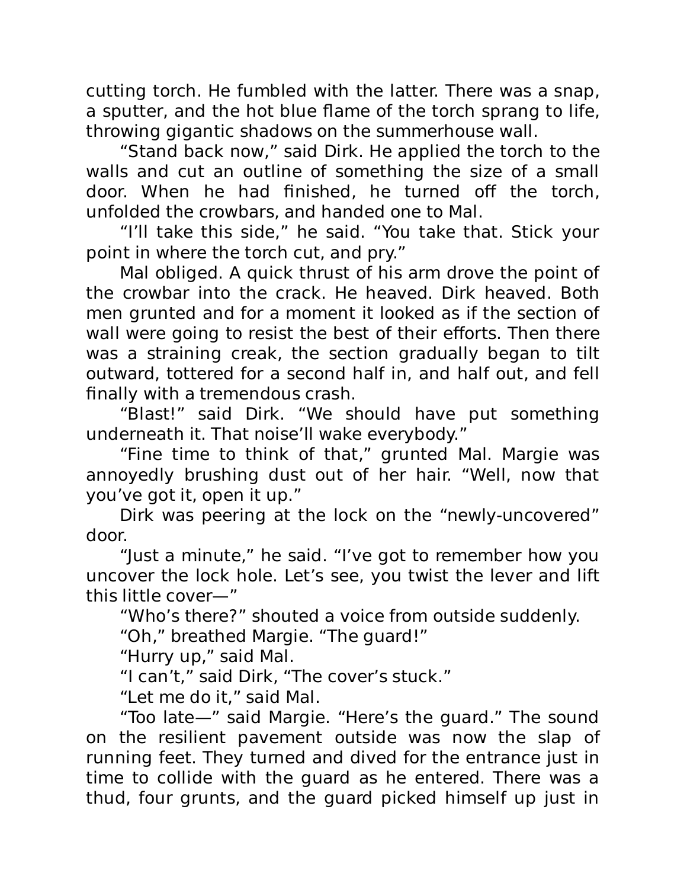cutting torch. He fumbled with the latter. There was a snap, a sputter, and the hot blue flame of the torch sprang to life, throwing gigantic shadows on the summerhouse wall.

"Stand back now," said Dirk. He applied the torch to the walls and cut an outline of something the size of a small door. When he had finished, he turned off the torch, unfolded the crowbars, and handed one to Mal.

"I'll take this side," he said. "You take that. Stick your point in where the torch cut, and pry."

Mal obliged. A quick thrust of his arm drove the point of the crowbar into the crack. He heaved. Dirk heaved. Both men grunted and for a moment it looked as if the section of wall were going to resist the best of their efforts. Then there was a straining creak, the section gradually began to tilt outward, tottered for a second half in, and half out, and fell finally with a tremendous crash.

"Blast!" said Dirk. "We should have put something underneath it. That noise'll wake everybody."

"Fine time to think of that," grunted Mal. Margie was annoyedly brushing dust out of her hair. "Well, now that you've got it, open it up."

Dirk was peering at the lock on the "newly-uncovered" door.

"Just a minute," he said. "I've got to remember how you uncover the lock hole. Let's see, you twist the lever and lift this little cover—"

"Who's there?" shouted a voice from outside suddenly.

"Oh," breathed Margie. "The guard!"

"Hurry up," said Mal.

"I can't," said Dirk, "The cover's stuck."

"Let me do it," said Mal.

"Too late—" said Margie. "Here's the guard." The sound on the resilient pavement outside was now the slap of running feet. They turned and dived for the entrance just in time to collide with the guard as he entered. There was a thud, four grunts, and the guard picked himself up just in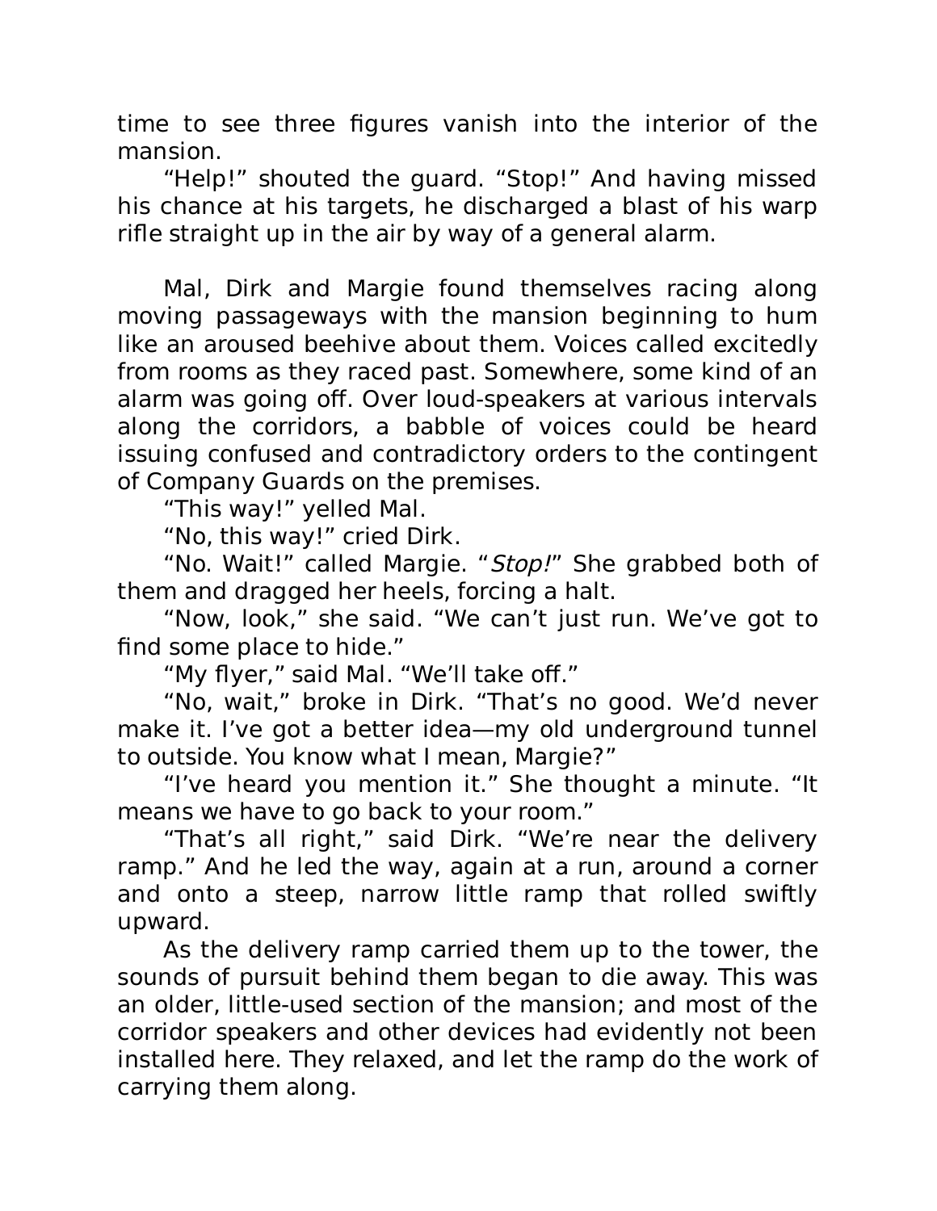time to see three figures vanish into the interior of the mansion.

"Help!" shouted the guard. "Stop!" And having missed his chance at his targets, he discharged a blast of his warp rifle straight up in the air by way of a general alarm.

Mal, Dirk and Margie found themselves racing along moving passageways with the mansion beginning to hum like an aroused beehive about them. Voices called excitedly from rooms as they raced past. Somewhere, some kind of an alarm was going off. Over loud-speakers at various intervals along the corridors, a babble of voices could be heard issuing confused and contradictory orders to the contingent of Company Guards on the premises.

"This way!" yelled Mal.

"No, this way!" cried Dirk.

"No. Wait!" called Margie. "*Stop!*" She grabbed both of them and dragged her heels, forcing a halt.

"Now, look," she said. "We can't just run. We've got to find some place to hide."

"My flyer," said Mal. "We'll take off."

"No, wait," broke in Dirk. "That's no good. We'd never make it. I've got a better idea—my old underground tunnel to outside. You know what I mean, Margie?"

"I've heard you mention it." She thought a minute. "It means we have to go back to your room."

"That's all right," said Dirk. "We're near the delivery ramp." And he led the way, again at a run, around a corner and onto a steep, narrow little ramp that rolled swiftly upward.

As the delivery ramp carried them up to the tower, the sounds of pursuit behind them began to die away. This was an older, little-used section of the mansion; and most of the corridor speakers and other devices had evidently not been installed here. They relaxed, and let the ramp do the work of carrying them along.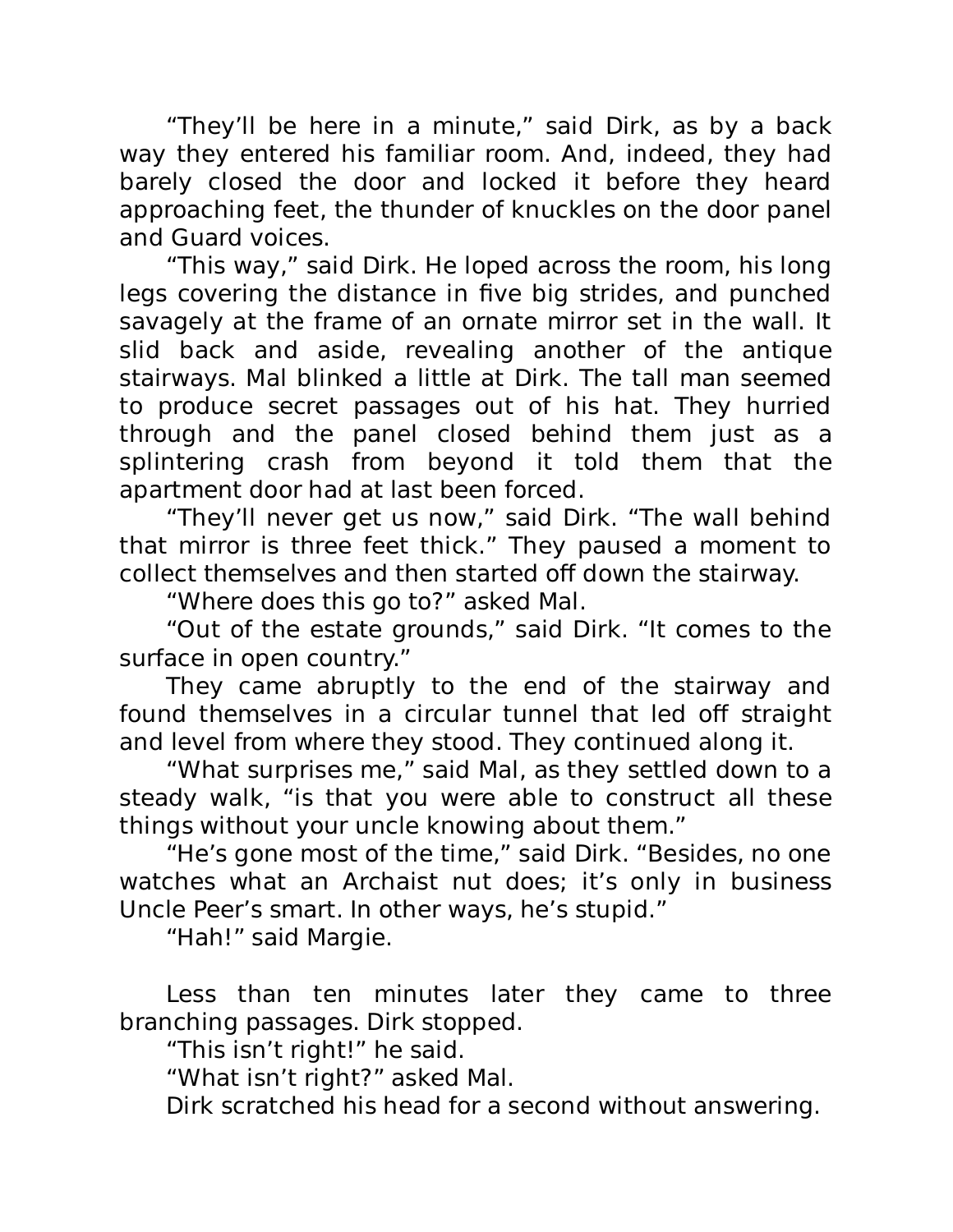"They'll be here in a minute," said Dirk, as by a back way they entered his familiar room. And, indeed, they had barely closed the door and locked it before they heard approaching feet, the thunder of knuckles on the door panel and Guard voices.

"This way," said Dirk. He loped across the room, his long legs covering the distance in five big strides, and punched savagely at the frame of an ornate mirror set in the wall. It slid back and aside, revealing another of the antique stairways. Mal blinked a little at Dirk. The tall man seemed to produce secret passages out of his hat. They hurried through and the panel closed behind them just as a splintering crash from beyond it told them that the apartment door had at last been forced.

"They'll never get us now," said Dirk. "The wall behind that mirror is three feet thick." They paused a moment to collect themselves and then started off down the stairway.

"Where does this go to?" asked Mal.

"Out of the estate grounds," said Dirk. "It comes to the surface in open country."

They came abruptly to the end of the stairway and found themselves in a circular tunnel that led off straight and level from where they stood. They continued along it.

"What surprises me," said Mal, as they settled down to a steady walk, "is that you were able to construct all these things without your uncle knowing about them."

"He's gone most of the time," said Dirk. "Besides, no one watches what an Archaist nut does; it's only in business Uncle Peer's smart. In other ways, he's stupid."

"Hah!" said Margie.

Less than ten minutes later they came to three branching passages. Dirk stopped.

"This isn't right!" he said.

"What isn't right?" asked Mal.

Dirk scratched his head for a second without answering.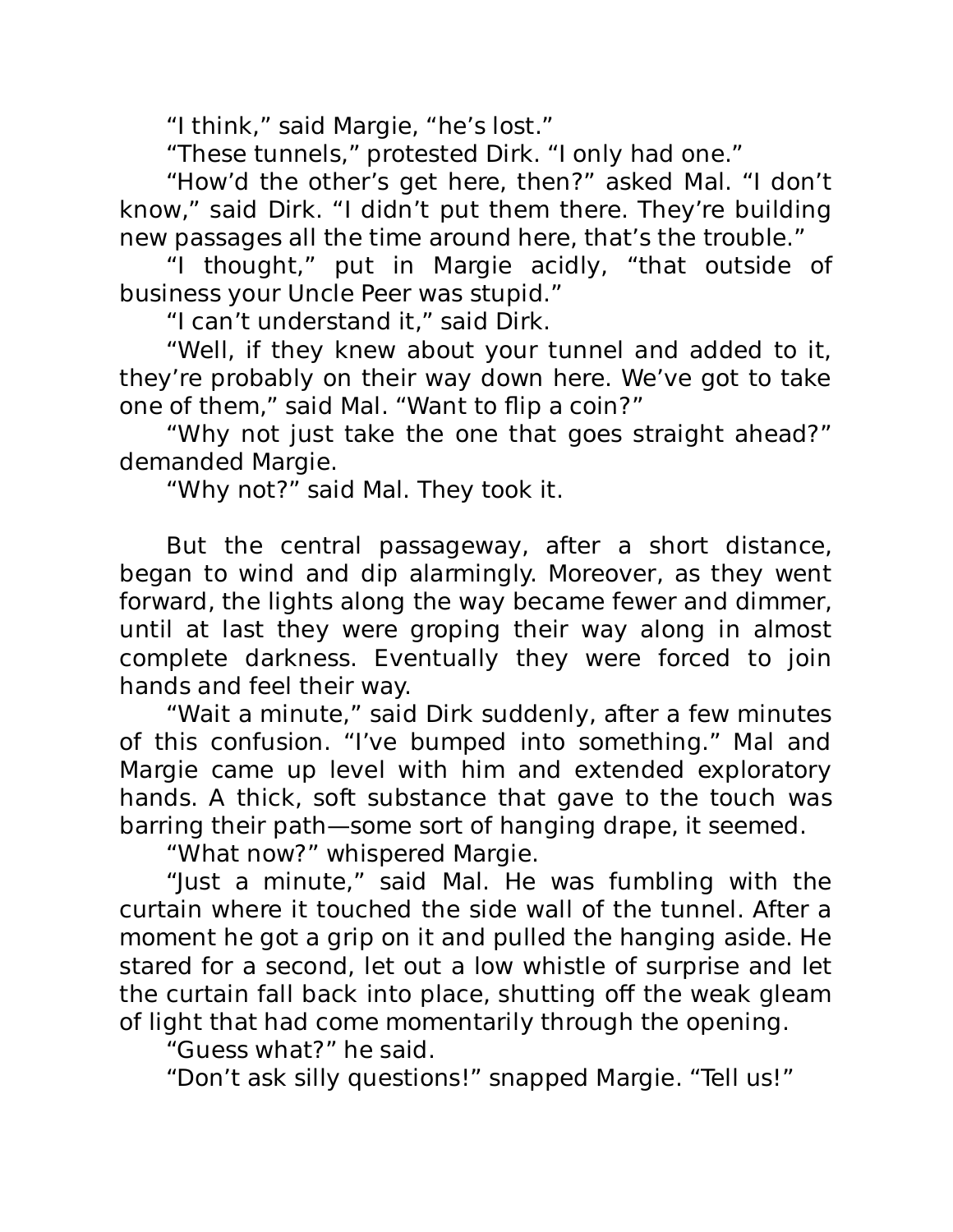"I think," said Margie, "he's lost."

"These tunnels," protested Dirk. "I only had one."

"How'd the other's get here, then?" asked Mal. "I don't know," said Dirk. "I didn't put them there. They're building new passages all the time around here, that's the trouble."

"I thought," put in Margie acidly, "that outside of business your Uncle Peer was stupid."

"I can't understand it," said Dirk.

"Well, if they knew about your tunnel and added to it, they're probably on their way down here. We've got to take one of them," said Mal. "Want to flip a coin?"

"Why not just take the one that goes straight ahead?" demanded Margie.

"Why not?" said Mal. They took it.

But the central passageway, after a short distance, began to wind and dip alarmingly. Moreover, as they went forward, the lights along the way became fewer and dimmer, until at last they were groping their way along in almost complete darkness. Eventually they were forced to join hands and feel their way.

"Wait a minute," said Dirk suddenly, after a few minutes of this confusion. "I've bumped into something." Mal and Margie came up level with him and extended exploratory hands. A thick, soft substance that gave to the touch was barring their path—some sort of hanging drape, it seemed.

"What now?" whispered Margie.

"Just a minute," said Mal. He was fumbling with the curtain where it touched the side wall of the tunnel. After a moment he got a grip on it and pulled the hanging aside. He stared for a second, let out a low whistle of surprise and let the curtain fall back into place, shutting off the weak gleam of light that had come momentarily through the opening.

"Guess what?" he said.

"Don't ask silly questions!" snapped Margie. "Tell us!"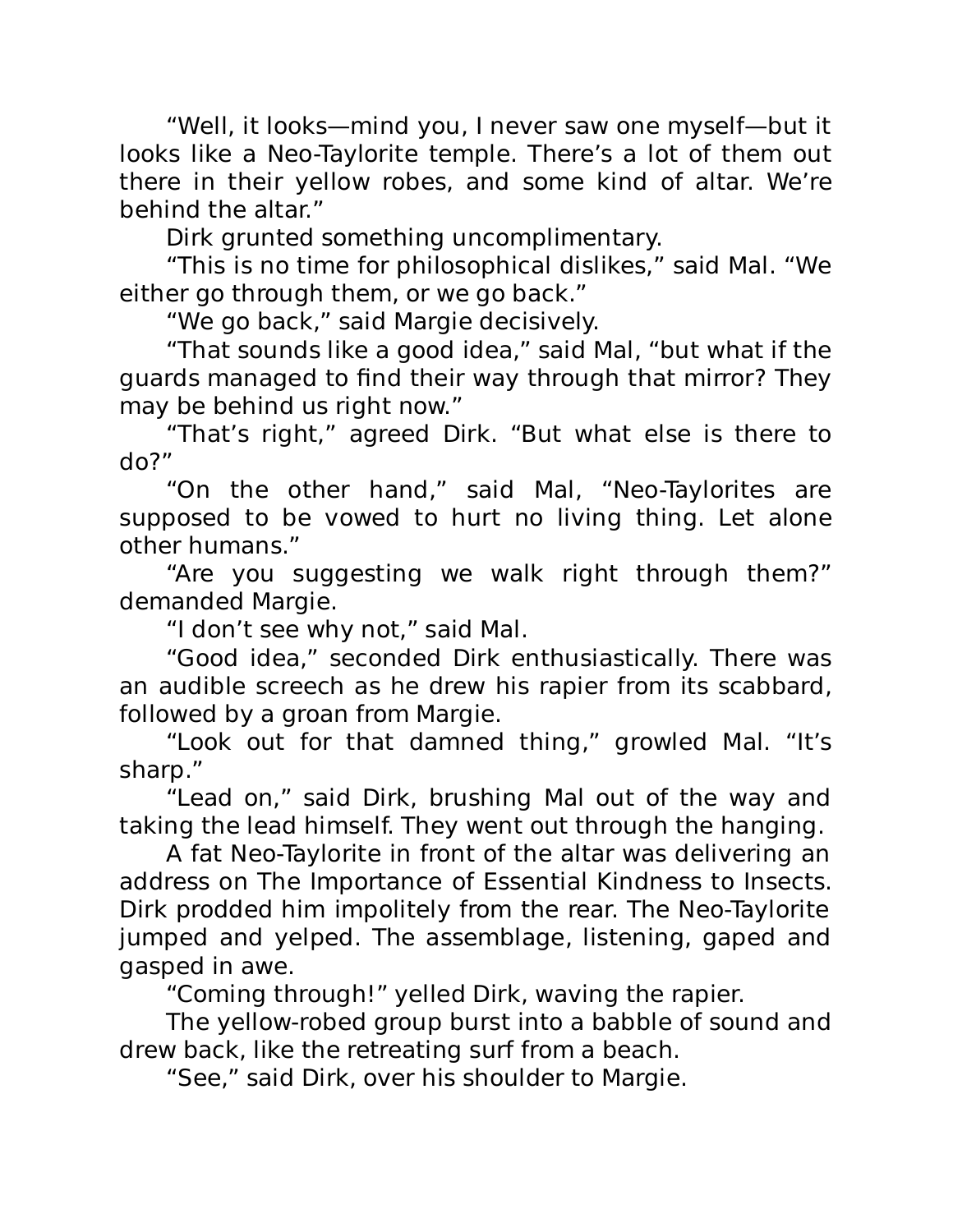"Well, it looks—mind you, I never saw one myself—but it looks like a Neo-Taylorite temple. There's a lot of them out there in their yellow robes, and some kind of altar. We're behind the altar."

Dirk grunted something uncomplimentary.

"This is no time for philosophical dislikes," said Mal. "We either go through them, or we go back."

"We go back," said Margie decisively.

"That sounds like a good idea," said Mal, "but what if the guards managed to find their way through that mirror? They may be behind us right now."

"That's right," agreed Dirk. "But what else is there to do?"

"On the other hand," said Mal, "Neo-Taylorites are supposed to be vowed to hurt no living thing. Let alone other humans."

"Are you suggesting we walk right through them?" demanded Margie.

"I don't see why not," said Mal.

"Good idea," seconded Dirk enthusiastically. There was an audible screech as he drew his rapier from its scabbard, followed by a groan from Margie.

"Look out for that damned thing," growled Mal. "It's sharp."

"Lead on," said Dirk, brushing Mal out of the way and taking the lead himself. They went out through the hanging.

A fat Neo-Taylorite in front of the altar was delivering an address on The Importance of Essential Kindness to Insects. Dirk prodded him impolitely from the rear. The Neo-Taylorite jumped and yelped. The assemblage, listening, gaped and gasped in awe.

"Coming through!" yelled Dirk, waving the rapier.

The yellow-robed group burst into a babble of sound and drew back, like the retreating surf from a beach.

"See," said Dirk, over his shoulder to Margie.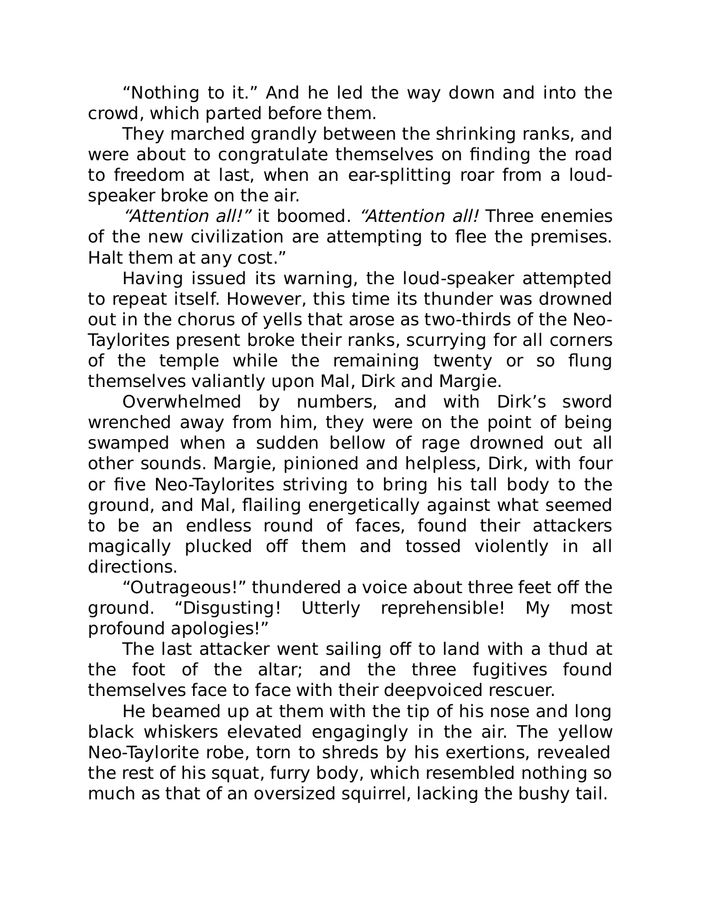“Nothing to it.” And he led the way down and into the crowd, which parted before them.

They marched grandly between the shrinking ranks, and were about to congratulate themselves on finding the road to freedom at last, when an ear-splitting roar from a loud-speaker broke on the air.

*“Attention all!”* it boomed. *“Attention all!* Three enemies of the new civilization are attempting to flee the premises. Halt them at any cost.”

Having issued its warning, the loud-speaker attempted to repeat itself. However, this time its thunder was drowned out in the chorus of yells that arose as two-thirds of the Neo-Taylorites present broke their ranks, scurrying for all corners of the temple while the remaining twenty or so flung themselves valiantly upon Mal, Dirk and Margie.

Overwhelmed by numbers, and with Dirk’s sword wrenched away from him, they were on the point of being swamped when a sudden bellow of rage drowned out all other sounds. Margie, pinioned and helpless, Dirk, with four or five Neo-Taylorites striving to bring his tall body to the ground, and Mal, flailing energetically against what seemed to be an endless round of faces, found their attackers magically plucked off them and tossed violently in all directions.

“Outrageous!” thundered a voice about three feet off the ground. “Disgusting! Utterly reprehensible! My most profound apologies!”

The last attacker went sailing off to land with a thud at the foot of the altar; and the three fugitives found themselves face to face with their deepvoiced rescuer.

He beamed up at them with the tip of his nose and long black whiskers elevated engagingly in the air. The yellow Neo-Taylorite robe, torn to shreds by his exertions, revealed the rest of his squat, furry body, which resembled nothing so much as that of an oversized squirrel, lacking the bushy tail.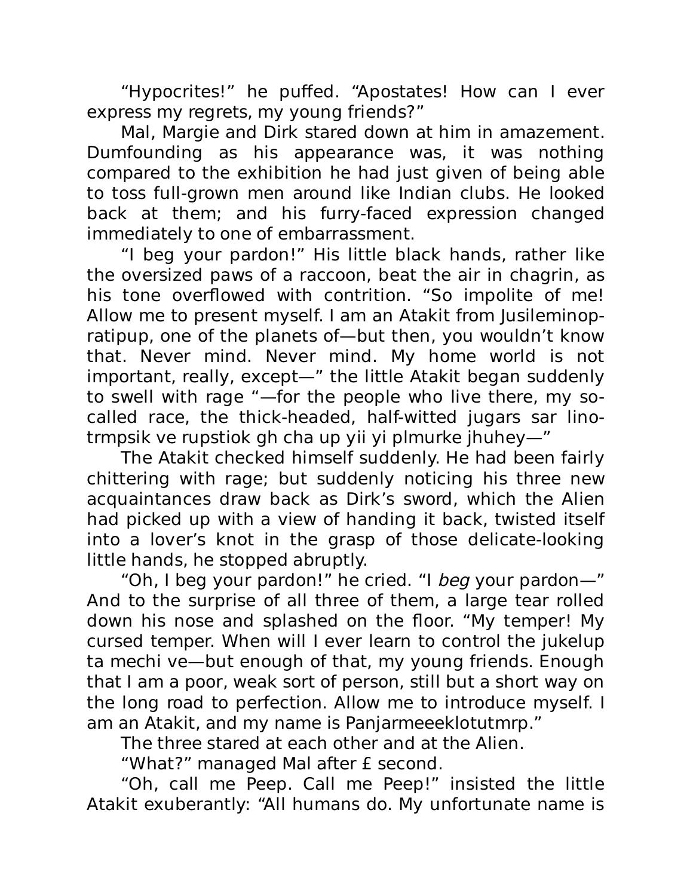"Hypocrites!" he puffed. "Apostates! How can I ever express my regrets, my young friends?"

Mal, Margie and Dirk stared down at him in amazement. Dumfounding as his appearance was, it was nothing compared to the exhibition he had just given of being able to toss full-grown men around like Indian clubs. He looked back at them; and his furry-faced expression changed immediately to one of embarrassment.

"I beg your pardon!" His little black hands, rather like the oversized paws of a raccoon, beat the air in chagrin, as his tone overflowed with contrition. "So impolite of me! Allow me to present myself. I am an Atakit from Jusileminop-ratipup, one of the planets of—but then, you wouldn't know that. Never mind. Never mind. My home world is not important, really, except—" the little Atakit began suddenly to swell with rage "—for the people who live there, my so-called race, the thick-headed, half-witted jugars sar lino-trmpsik ve rupstiok gh cha up yii yi plmurke jhuhey—"

The Atakit checked himself suddenly. He had been fairly chittering with rage; but suddenly noticing his three new acquaintances draw back as Dirk's sword, which the Alien had picked up with a view of handing it back, twisted itself into a lover's knot in the grasp of those delicate-looking little hands, he stopped abruptly.

"Oh, I beg your pardon!" he cried. "I *beg* your pardon—" And to the surprise of all three of them, a large tear rolled down his nose and splashed on the floor. "My temper! My cursed temper. When will I ever learn to control the jukelup ta mechi ve—but enough of that, my young friends. Enough that I am a poor, weak sort of person, still but a short way on the long road to perfection. Allow me to introduce myself. I am an Atakit, and my name is Panjarmeeeklotutmrp."

The three stared at each other and at the Alien.

"What?" managed Mal after £ second.

"Oh, call me Peep. Call me Peep!" insisted the little Atakit exuberantly: "All humans do. My unfortunate name is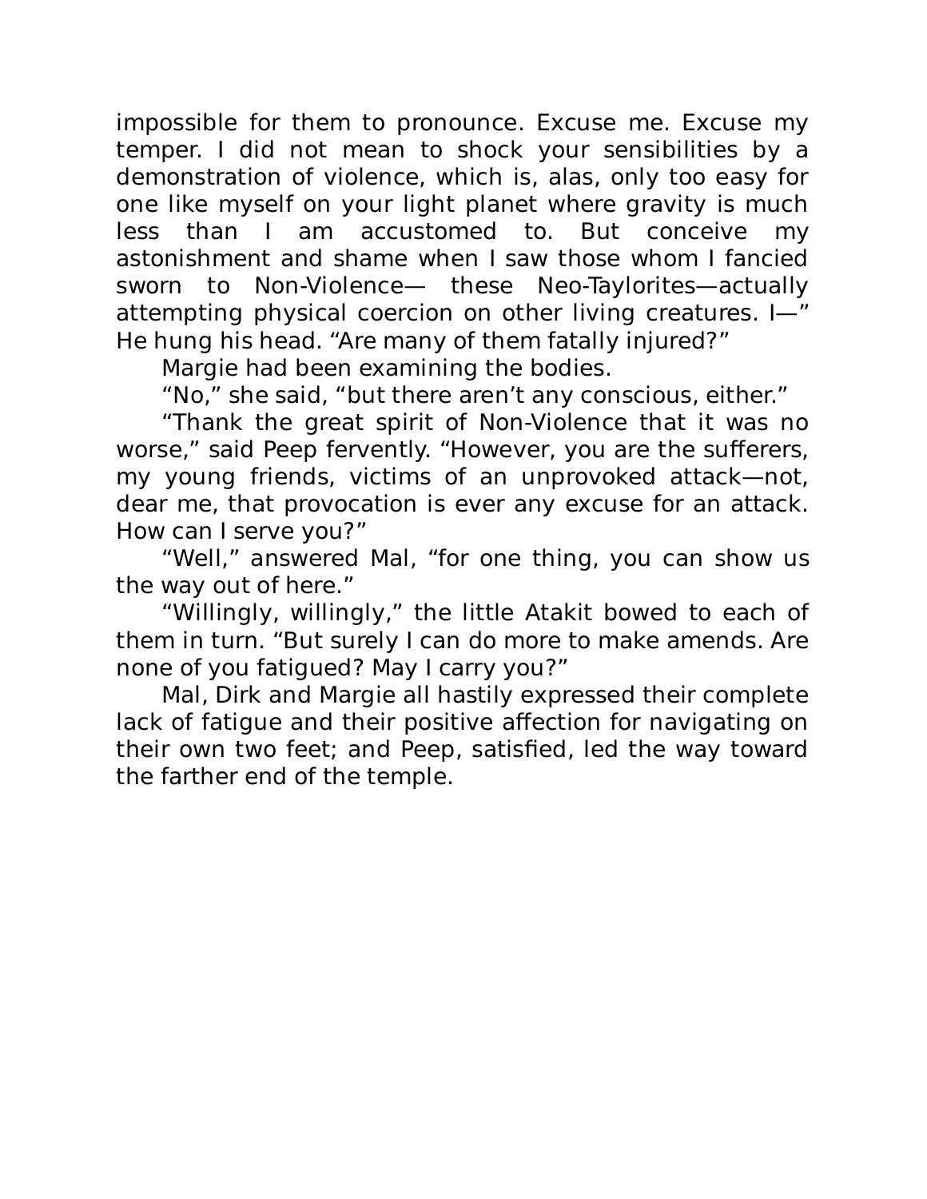impossible for them to pronounce. Excuse me. Excuse my temper. I did not mean to shock your sensibilities by a demonstration of violence, which is, alas, only too easy for one like myself on your light planet where gravity is much less than I am accustomed to. But conceive my astonishment and shame when I saw those whom I fancied sworn to Non-Violence— these Neo-Taylorites—actually attempting physical coercion on other living creatures. I—" He hung his head. "Are many of them fatally injured?"

Margie had been examining the bodies.

"No," she said, "but there aren't any conscious, either."

"Thank the great spirit of Non-Violence that it was no worse," said Peep fervently. "However, you are the sufferers, my young friends, victims of an unprovoked attack—not, dear me, that provocation is ever any excuse for an attack. How can I serve you?"

"Well," answered Mal, "for one thing, you can show us the way out of here."

"Willingly, willingly," the little Atakit bowed to each of them in turn. "But surely I can do more to make amends. Are none of you fatigued? May I carry you?"

Mal, Dirk and Margie all hastily expressed their complete lack of fatigue and their positive affection for navigating on their own two feet; and Peep, satisfied, led the way toward the farther end of the temple.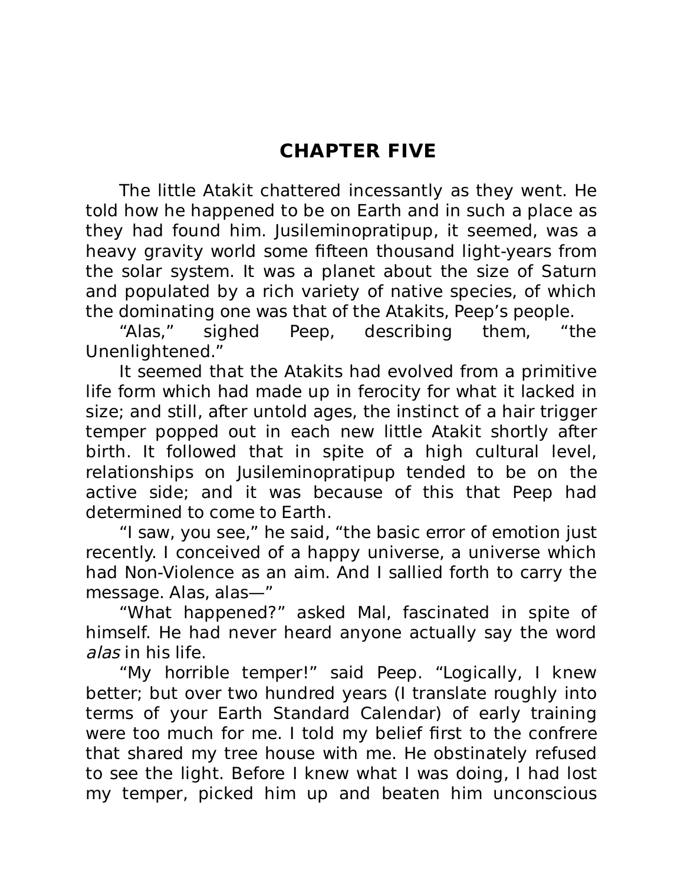## CHAPTER FIVE

The little Atakit chattered incessantly as they went. He told how he happened to be on Earth and in such a place as they had found him. Jusileminopratipup, it seemed, was a heavy gravity world some fifteen thousand light-years from the solar system. It was a planet about the size of Saturn and populated by a rich variety of native species, of which the dominating one was that of the Atakits, Peep's people.

"Alas," sighed Peep, describing them, "the Unenlightened."

It seemed that the Atakits had evolved from a primitive life form which had made up in ferocity for what it lacked in size; and still, after untold ages, the instinct of a hair trigger temper popped out in each new little Atakit shortly after birth. It followed that in spite of a high cultural level, relationships on Jusileminopratipup tended to be on the active side; and it was because of this that Peep had determined to come to Earth.

"I saw, you see," he said, "the basic error of emotion just recently. I conceived of a happy universe, a universe which had Non-Violence as an aim. And I sallied forth to carry the message. Alas, alas—"

"What happened?" asked Mal, fascinated in spite of himself. He had never heard anyone actually say the word *alas* in his life.

"My horrible temper!" said Peep. "Logically, I knew better; but over two hundred years (I translate roughly into terms of your Earth Standard Calendar) of early training were too much for me. I told my belief first to the confrere that shared my tree house with me. He obstinately refused to see the light. Before I knew what I was doing, I had lost my temper, picked him up and beaten him unconscious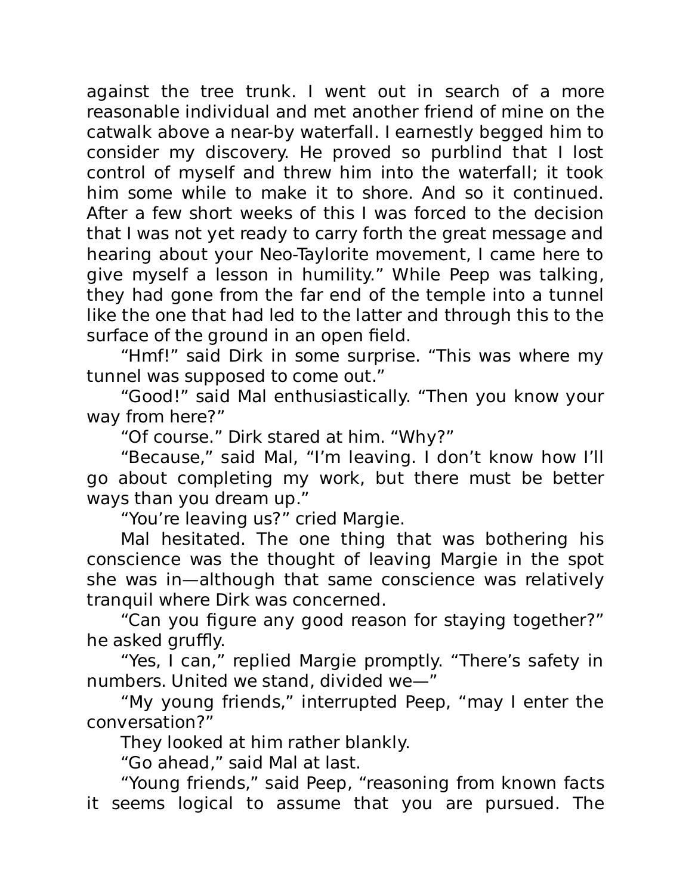against the tree trunk. I went out in search of a more reasonable individual and met another friend of mine on the catwalk above a near-by waterfall. I earnestly begged him to consider my discovery. He proved so purblind that I lost control of myself and threw him into the waterfall; it took him some while to make it to shore. And so it continued. After a few short weeks of this I was forced to the decision that I was not yet ready to carry forth the great message and hearing about your Neo-Taylorite movement, I came here to give myself a lesson in humility." While Peep was talking, they had gone from the far end of the temple into a tunnel like the one that had led to the latter and through this to the surface of the ground in an open field.

"Hmf!" said Dirk in some surprise. "This was where my tunnel was supposed to come out."

"Good!" said Mal enthusiastically. "Then you know your way from here?"

"Of course." Dirk stared at him. "Why?"

"Because," said Mal, "I'm leaving. I don't know how I'll go about completing my work, but there must be better ways than you dream up."

"You're leaving us?" cried Margie.

Mal hesitated. The one thing that was bothering his conscience was the thought of leaving Margie in the spot she was in—although that same conscience was relatively tranquil where Dirk was concerned.

"Can you figure any good reason for staying together?" he asked gruffly.

"Yes, I can," replied Margie promptly. "There's safety in numbers. United we stand, divided we—"

"My young friends," interrupted Peep, "may I enter the conversation?"

They looked at him rather blankly.

"Go ahead," said Mal at last.

"Young friends," said Peep, "reasoning from known facts it seems logical to assume that you are pursued. The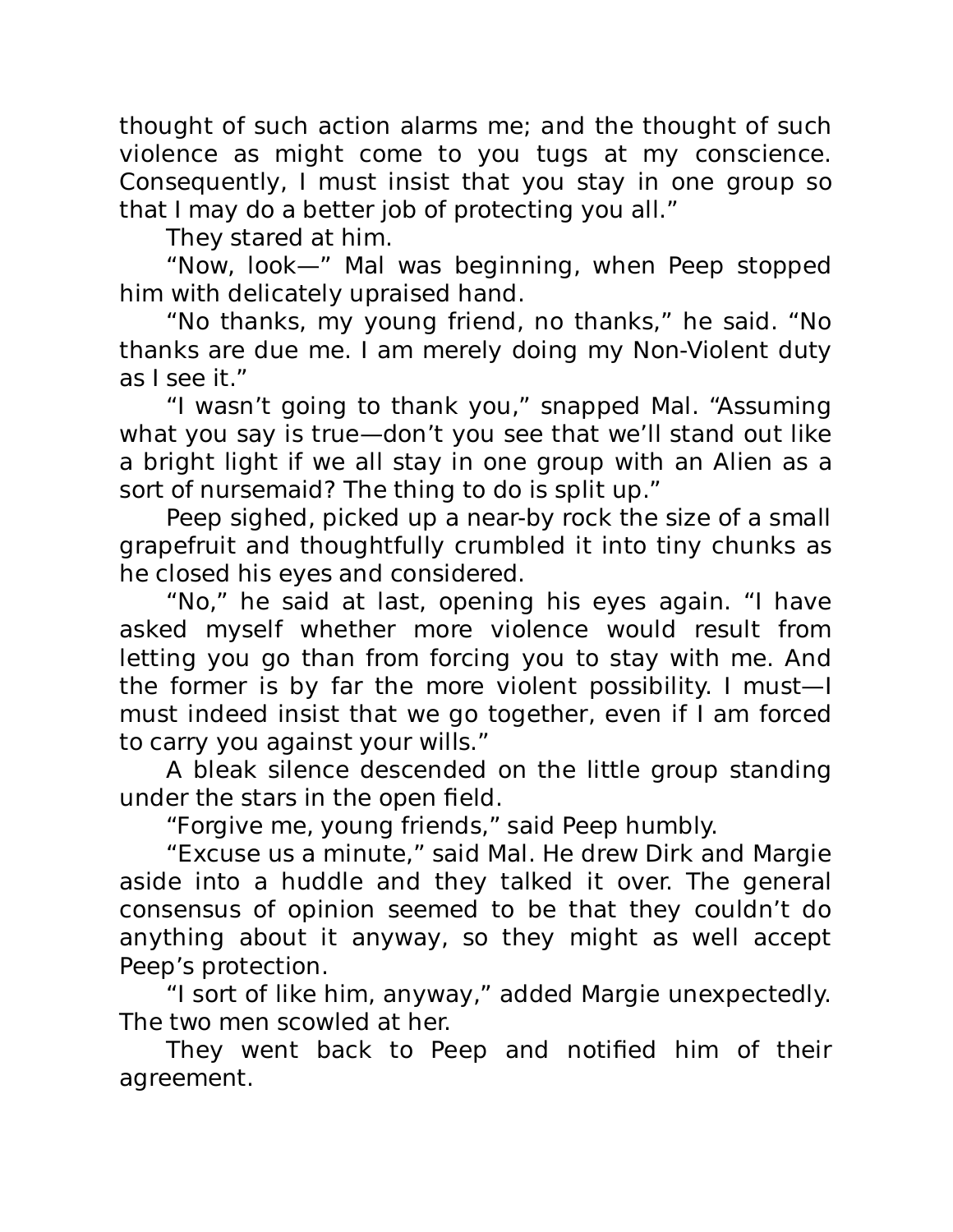thought of such action alarms me; and the thought of such violence as might come to you tugs at my conscience. Consequently, I must insist that you stay in one group so that I may do a better job of protecting you all."

They stared at him.

"Now, look—" Mal was beginning, when Peep stopped him with delicately upraised hand.

"No thanks, my young friend, no thanks," he said. "No thanks are due me. I am merely doing my Non-Violent duty as I see it."

"I wasn't going to thank you," snapped Mal. "Assuming what you say is true—don't you see that we'll stand out like a bright light if we all stay in one group with an Alien as a sort of nursemaid? The thing to do is split up."

Peep sighed, picked up a near-by rock the size of a small grapefruit and thoughtfully crumbled it into tiny chunks as he closed his eyes and considered.

"No," he said at last, opening his eyes again. "I have asked myself whether more violence would result from letting you go than from forcing you to stay with me. And the former is by far the more violent possibility. I must—I must indeed insist that we go together, even if I am forced to carry you against your wills."

A bleak silence descended on the little group standing under the stars in the open field.

"Forgive me, young friends," said Peep humbly.

"Excuse us a minute," said Mal. He drew Dirk and Margie aside into a huddle and they talked it over. The general consensus of opinion seemed to be that they couldn't do anything about it anyway, so they might as well accept Peep's protection.

"I sort of like him, anyway," added Margie unexpectedly. The two men scowled at her.

They went back to Peep and notified him of their agreement.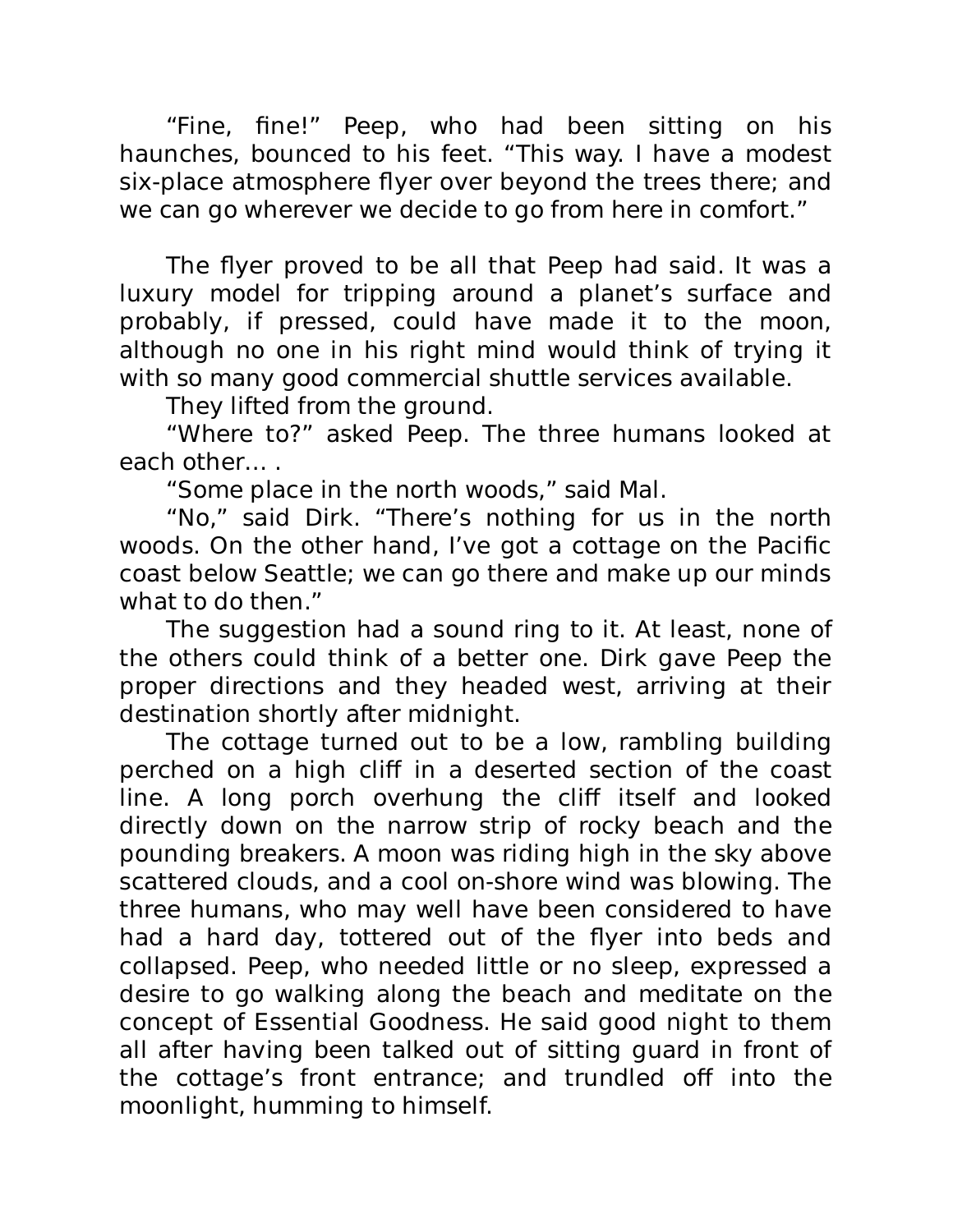"Fine, fine!" Peep, who had been sitting on his haunches, bounced to his feet. "This way. I have a modest six-place atmosphere flyer over beyond the trees there; and we can go wherever we decide to go from here in comfort."

The flyer proved to be all that Peep had said. It was a luxury model for tripping around a planet's surface and probably, if pressed, could have made it to the moon, although no one in his right mind would think of trying it with so many good commercial shuttle services available.

They lifted from the ground.

"Where to?" asked Peep. The three humans looked at each other… .

"Some place in the north woods," said Mal.

"No," said Dirk. "There's nothing for us in the north woods. On the other hand, I've got a cottage on the Pacific coast below Seattle; we can go there and make up our minds what to do then."

The suggestion had a sound ring to it. At least, none of the others could think of a better one. Dirk gave Peep the proper directions and they headed west, arriving at their destination shortly after midnight.

The cottage turned out to be a low, rambling building perched on a high cliff in a deserted section of the coast line. A long porch overhung the cliff itself and looked directly down on the narrow strip of rocky beach and the pounding breakers. A moon was riding high in the sky above scattered clouds, and a cool on-shore wind was blowing. The three humans, who may well have been considered to have had a hard day, tottered out of the flyer into beds and collapsed. Peep, who needed little or no sleep, expressed a desire to go walking along the beach and meditate on the concept of Essential Goodness. He said good night to them all after having been talked out of sitting guard in front of the cottage's front entrance; and trundled off into the moonlight, humming to himself.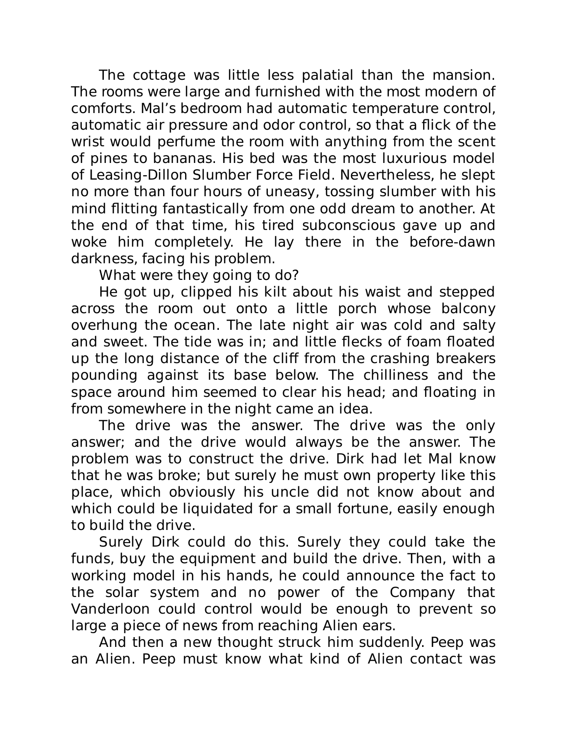The cottage was little less palatial than the mansion. The rooms were large and furnished with the most modern of comforts. Mal's bedroom had automatic temperature control, automatic air pressure and odor control, so that a flick of the wrist would perfume the room with anything from the scent of pines to bananas. His bed was the most luxurious model of Leasing-Dillon Slumber Force Field. Nevertheless, he slept no more than four hours of uneasy, tossing slumber with his mind flitting fantastically from one odd dream to another. At the end of that time, his tired subconscious gave up and woke him completely. He lay there in the before-dawn darkness, facing his problem.

What were they going to do?

He got up, clipped his kilt about his waist and stepped across the room out onto a little porch whose balcony overhung the ocean. The late night air was cold and salty and sweet. The tide was in; and little flecks of foam floated up the long distance of the cliff from the crashing breakers pounding against its base below. The chilliness and the space around him seemed to clear his head; and floating in from somewhere in the night came an idea.

The drive was the answer. The drive was the only answer; and the drive would always be the answer. The problem was to construct the drive. Dirk had let Mal know that he was broke; but surely he must own property like this place, which obviously his uncle did not know about and which could be liquidated for a small fortune, easily enough to build the drive.

Surely Dirk could do this. Surely they could take the funds, buy the equipment and build the drive. Then, with a working model in his hands, he could announce the fact to the solar system and no power of the Company that Vanderloon could control would be enough to prevent so large a piece of news from reaching Alien ears.

And then a new thought struck him suddenly. Peep was an Alien. Peep must know what kind of Alien contact was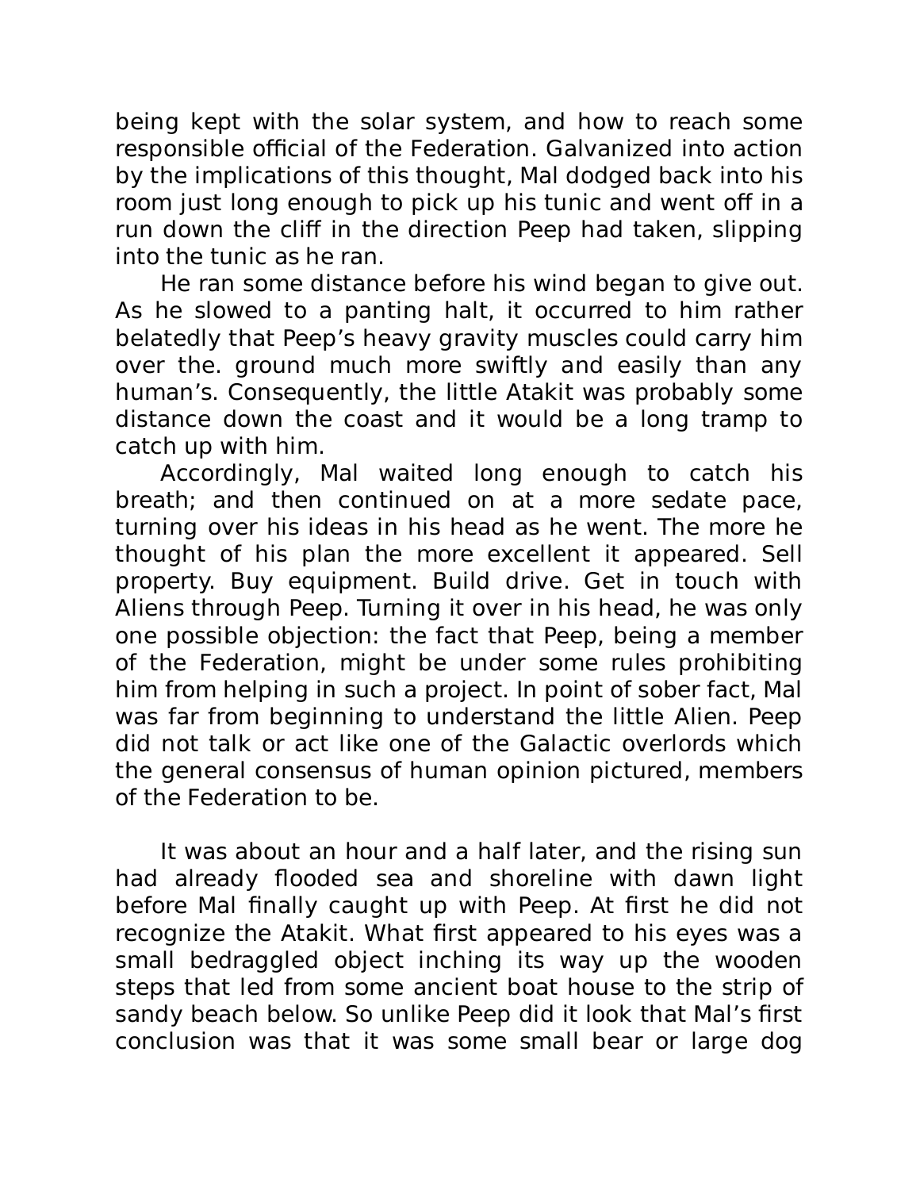being kept with the solar system, and how to reach some responsible official of the Federation. Galvanized into action by the implications of this thought, Mal dodged back into his room just long enough to pick up his tunic and went off in a run down the cliff in the direction Peep had taken, slipping into the tunic as he ran.

He ran some distance before his wind began to give out. As he slowed to a panting halt, it occurred to him rather belatedly that Peep's heavy gravity muscles could carry him over the. ground much more swiftly and easily than any human's. Consequently, the little Atakit was probably some distance down the coast and it would be a long tramp to catch up with him.

Accordingly, Mal waited long enough to catch his breath; and then continued on at a more sedate pace, turning over his ideas in his head as he went. The more he thought of his plan the more excellent it appeared. Sell property. Buy equipment. Build drive. Get in touch with Aliens through Peep. Turning it over in his head, he was only one possible objection: the fact that Peep, being a member of the Federation, might be under some rules prohibiting him from helping in such a project. In point of sober fact, Mal was far from beginning to understand the little Alien. Peep did not talk or act like one of the Galactic overlords which the general consensus of human opinion pictured, members of the Federation to be.

It was about an hour and a half later, and the rising sun had already flooded sea and shoreline with dawn light before Mal finally caught up with Peep. At first he did not recognize the Atakit. What first appeared to his eyes was a small bedraggled object inching its way up the wooden steps that led from some ancient boat house to the strip of sandy beach below. So unlike Peep did it look that Mal's first conclusion was that it was some small bear or large dog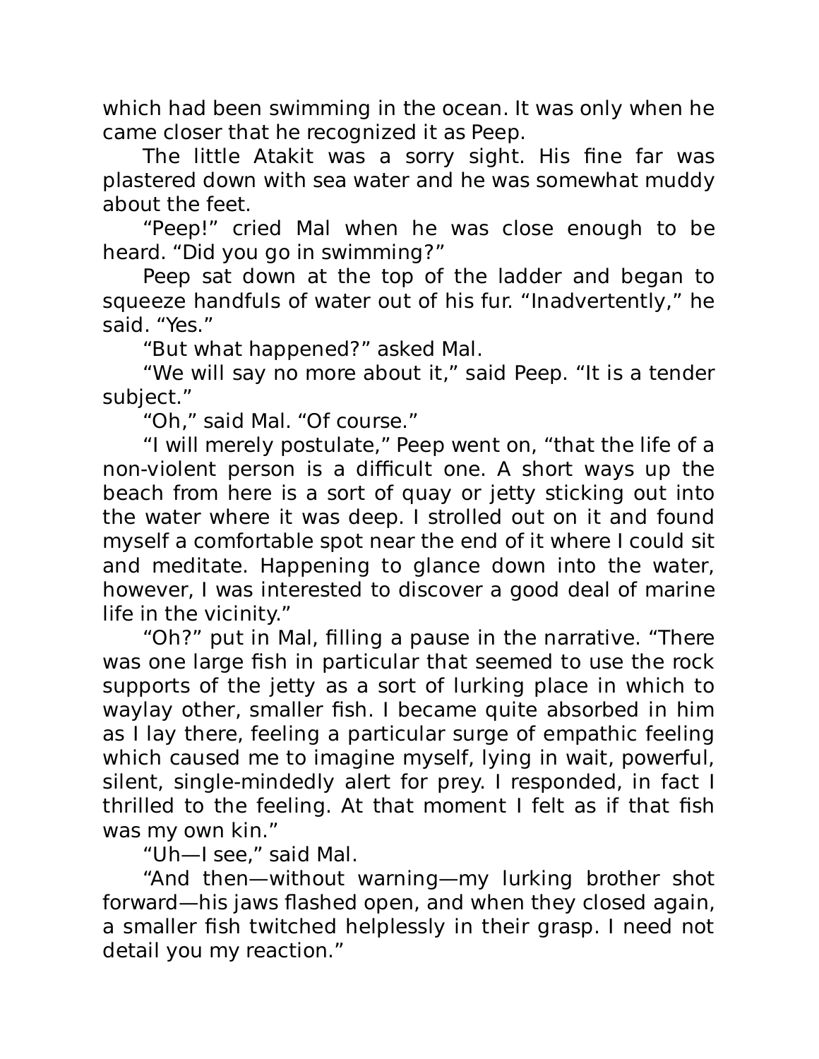which had been swimming in the ocean. It was only when he came closer that he recognized it as Peep.

The little Atakit was a sorry sight. His fine far was plastered down with sea water and he was somewhat muddy about the feet.

"Peep!" cried Mal when he was close enough to be heard. "Did you go in swimming?"

Peep sat down at the top of the ladder and began to squeeze handfuls of water out of his fur. "Inadvertently," he said. "Yes."

"But what happened?" asked Mal.

"We will say no more about it," said Peep. "It is a tender subject."

"Oh," said Mal. "Of course."

"I will merely postulate," Peep went on, "that the life of a non-violent person is a difficult one. A short ways up the beach from here is a sort of quay or jetty sticking out into the water where it was deep. I strolled out on it and found myself a comfortable spot near the end of it where I could sit and meditate. Happening to glance down into the water, however, I was interested to discover a good deal of marine life in the vicinity."

"Oh?" put in Mal, filling a pause in the narrative. "There was one large fish in particular that seemed to use the rock supports of the jetty as a sort of lurking place in which to waylay other, smaller fish. I became quite absorbed in him as I lay there, feeling a particular surge of empathic feeling which caused me to imagine myself, lying in wait, powerful, silent, single-mindedly alert for prey. I responded, in fact I thrilled to the feeling. At that moment I felt as if that fish was my own kin."

"Uh—I see," said Mal.

"And then—without warning—my lurking brother shot forward—his jaws flashed open, and when they closed again, a smaller fish twitched helplessly in their grasp. I need not detail you my reaction."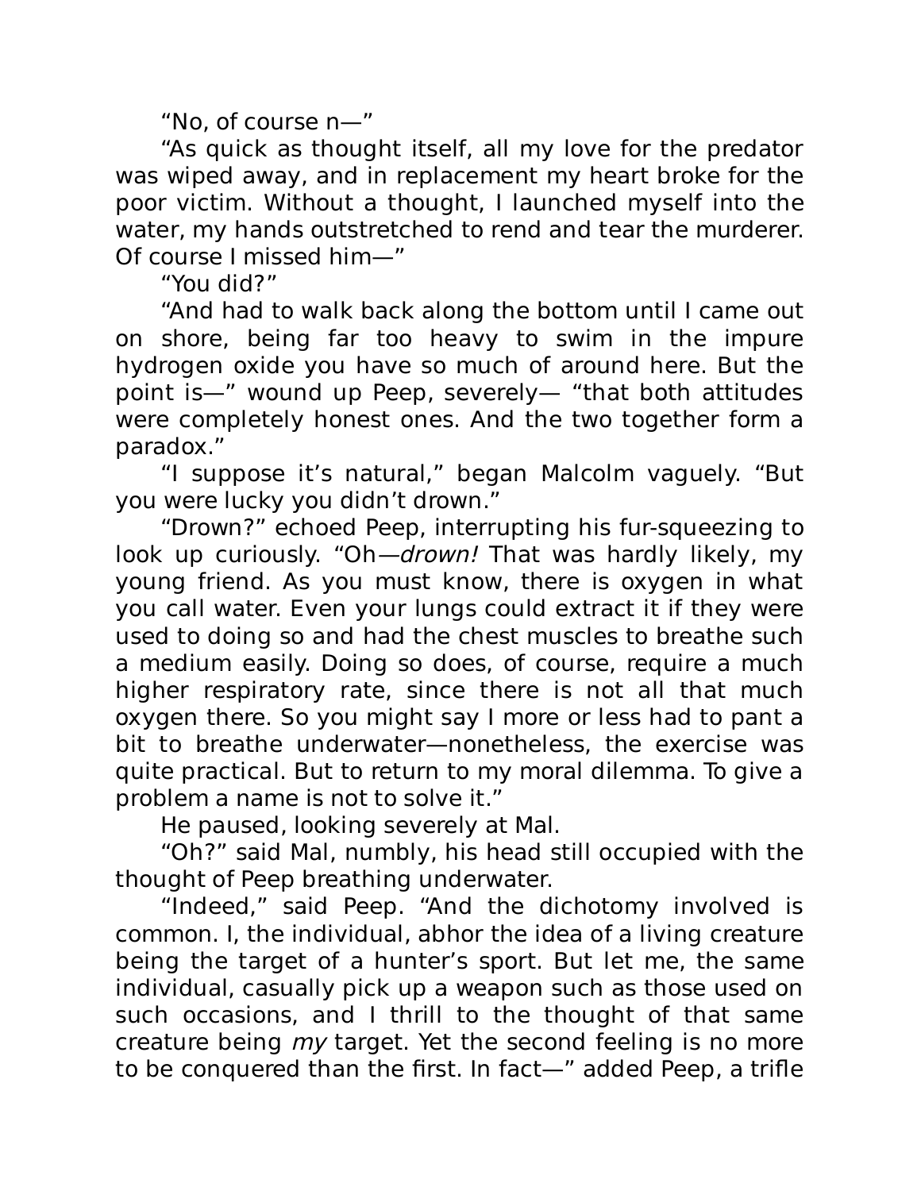"No, of course n—"

"As quick as thought itself, all my love for the predator was wiped away, and in replacement my heart broke for the poor victim. Without a thought, I launched myself into the water, my hands outstretched to rend and tear the murderer. Of course I missed him—"

"You did?"

"And had to walk back along the bottom until I came out on shore, being far too heavy to swim in the impure hydrogen oxide you have so much of around here. But the point is—" wound up Peep, severely— "that both attitudes were completely honest ones. And the two together form a paradox."

"I suppose it's natural," began Malcolm vaguely. "But you were lucky you didn't drown."

"Drown?" echoed Peep, interrupting his fur-squeezing to look up curiously. "Oh—*drown!* That was hardly likely, my young friend. As you must know, there is oxygen in what you call water. Even your lungs could extract it if they were used to doing so and had the chest muscles to breathe such a medium easily. Doing so does, of course, require a much higher respiratory rate, since there is not all that much oxygen there. So you might say I more or less had to pant a bit to breathe underwater—nonetheless, the exercise was quite practical. But to return to my moral dilemma. To give a problem a name is not to solve it."

He paused, looking severely at Mal.

"Oh?" said Mal, numbly, his head still occupied with the thought of Peep breathing underwater.

"Indeed," said Peep. "And the dichotomy involved is common. I, the individual, abhor the idea of a living creature being the target of a hunter's sport. But let me, the same individual, casually pick up a weapon such as those used on such occasions, and I thrill to the thought of that same creature being *my* target. Yet the second feeling is no more to be conquered than the first. In fact—" added Peep, a trifle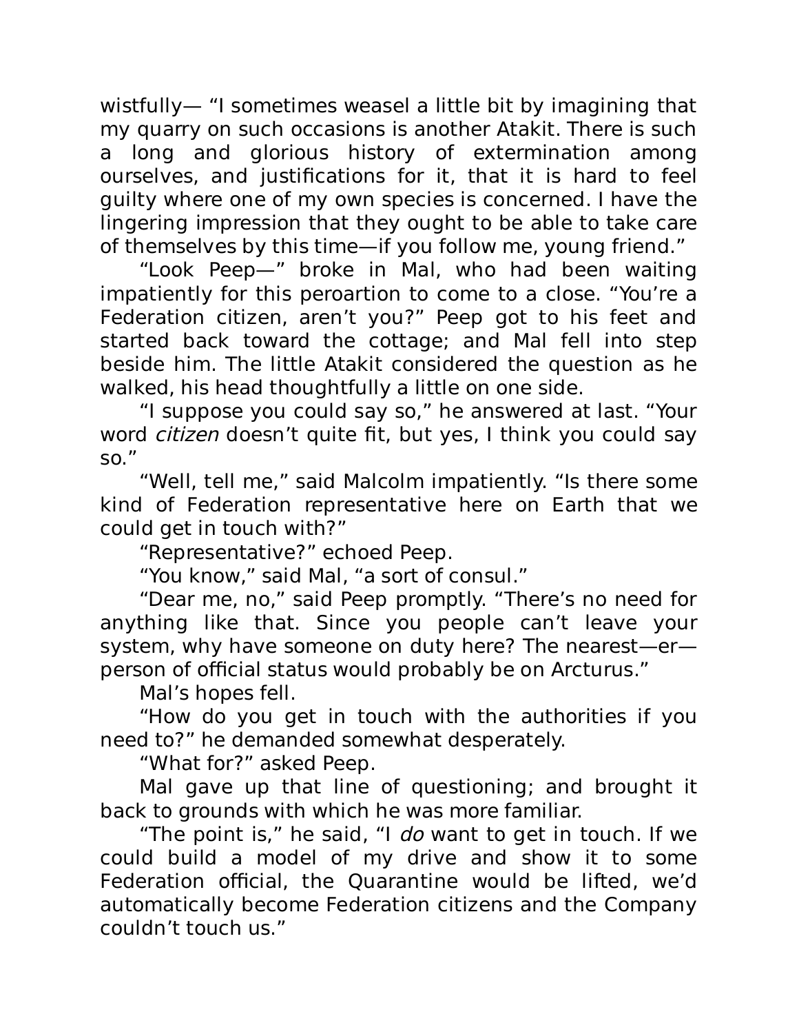wistfully— "I sometimes weasel a little bit by imagining that my quarry on such occasions is another Atakit. There is such a long and glorious history of extermination among ourselves, and justifications for it, that it is hard to feel guilty where one of my own species is concerned. I have the lingering impression that they ought to be able to take care of themselves by this time—if you follow me, young friend."

"Look Peep—" broke in Mal, who had been waiting impatiently for this peroartion to come to a close. "You're a Federation citizen, aren't you?" Peep got to his feet and started back toward the cottage; and Mal fell into step beside him. The little Atakit considered the question as he walked, his head thoughtfully a little on one side.

"I suppose you could say so," he answered at last. "Your word *citizen* doesn't quite fit, but yes, I think you could say so."

"Well, tell me," said Malcolm impatiently. "Is there some kind of Federation representative here on Earth that we could get in touch with?"

"Representative?" echoed Peep.

"You know," said Mal, "a sort of consul."

"Dear me, no," said Peep promptly. "There's no need for anything like that. Since you people can't leave your system, why have someone on duty here? The nearest—er—person of official status would probably be on Arcturus."

Mal's hopes fell.

"How do you get in touch with the authorities if you need to?" he demanded somewhat desperately.

"What for?" asked Peep.

Mal gave up that line of questioning; and brought it back to grounds with which he was more familiar.

"The point is," he said, "I *do* want to get in touch. If we could build a model of my drive and show it to some Federation official, the Quarantine would be lifted, we'd automatically become Federation citizens and the Company couldn't touch us."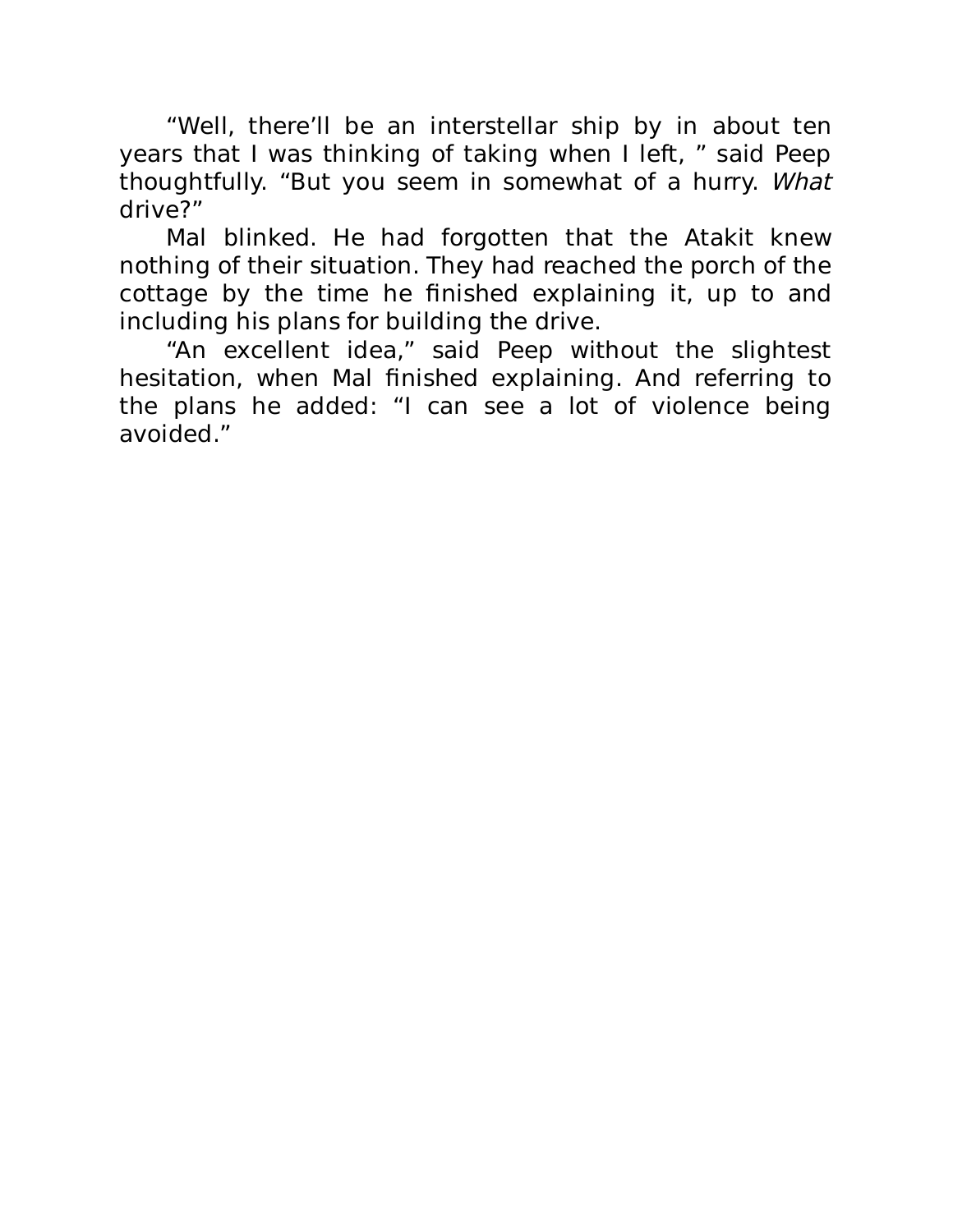“Well, there’ll be an interstellar ship by in about ten years that I was thinking of taking when I left, ” said Peep thoughtfully. “But you seem in somewhat of a hurry. *What* drive?”

Mal blinked. He had forgotten that the Atakit knew nothing of their situation. They had reached the porch of the cottage by the time he finished explaining it, up to and including his plans for building the drive.

“An excellent idea,” said Peep without the slightest hesitation, when Mal finished explaining. And referring to the plans he added: “I can see a lot of violence being avoided.”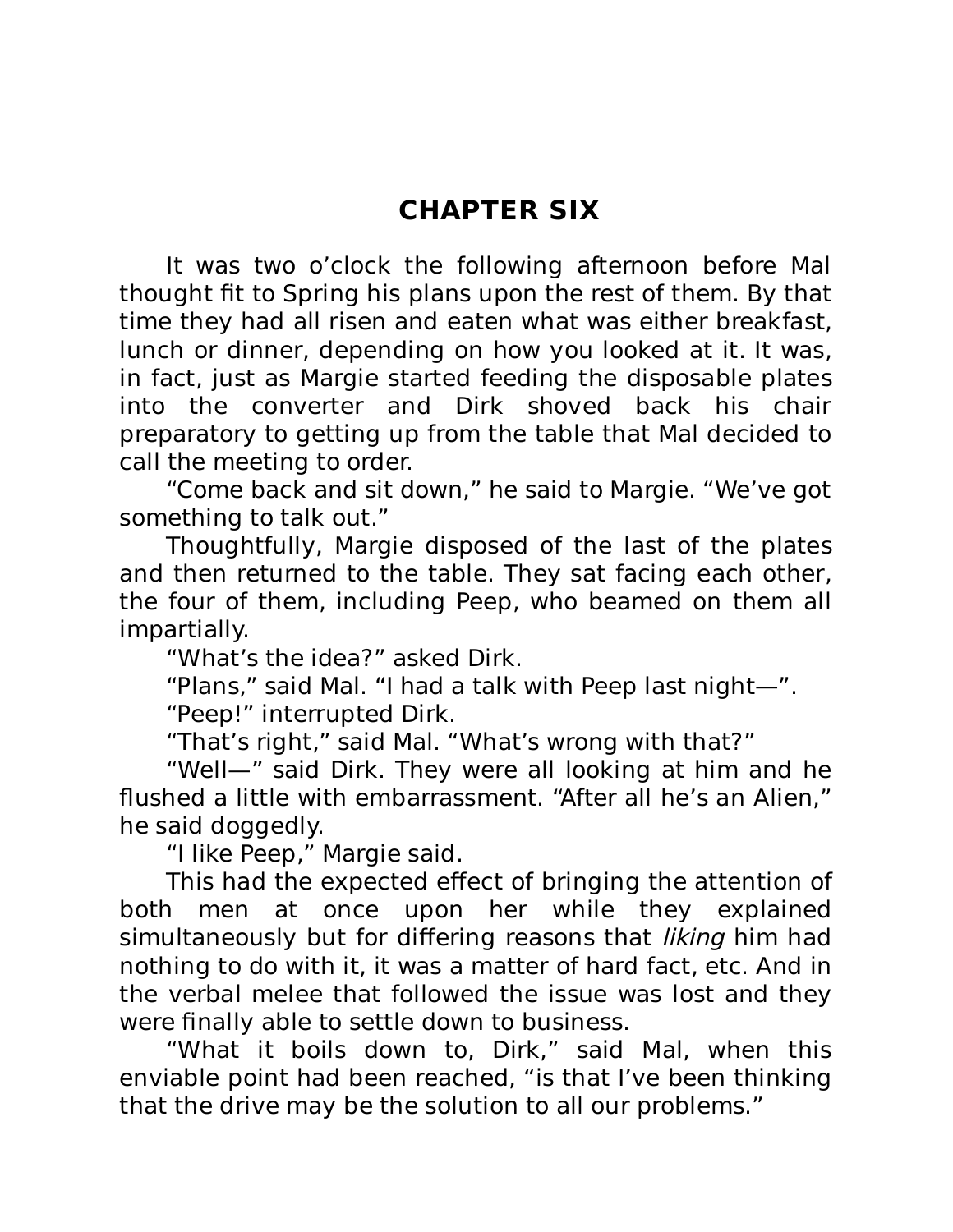## CHAPTER SIX

It was two o'clock the following afternoon before Mal thought fit to Spring his plans upon the rest of them. By that time they had all risen and eaten what was either breakfast, lunch or dinner, depending on how you looked at it. It was, in fact, just as Margie started feeding the disposable plates into the converter and Dirk shoved back his chair preparatory to getting up from the table that Mal decided to call the meeting to order.

"Come back and sit down," he said to Margie. "We've got something to talk out."

Thoughtfully, Margie disposed of the last of the plates and then returned to the table. They sat facing each other, the four of them, including Peep, who beamed on them all impartially.

"What's the idea?" asked Dirk.

"Plans," said Mal. "I had a talk with Peep last night—".

"Peep!" interrupted Dirk.

"That's right," said Mal. "What's wrong with that?"

"Well—" said Dirk. They were all looking at him and he flushed a little with embarrassment. "After all he's an Alien," he said doggedly.

"I like Peep," Margie said.

This had the expected effect of bringing the attention of both men at once upon her while they explained simultaneously but for differing reasons that *liking* him had nothing to do with it, it was a matter of hard fact, etc. And in the verbal melee that followed the issue was lost and they were finally able to settle down to business.

"What it boils down to, Dirk," said Mal, when this enviable point had been reached, "is that I've been thinking that the drive may be the solution to all our problems."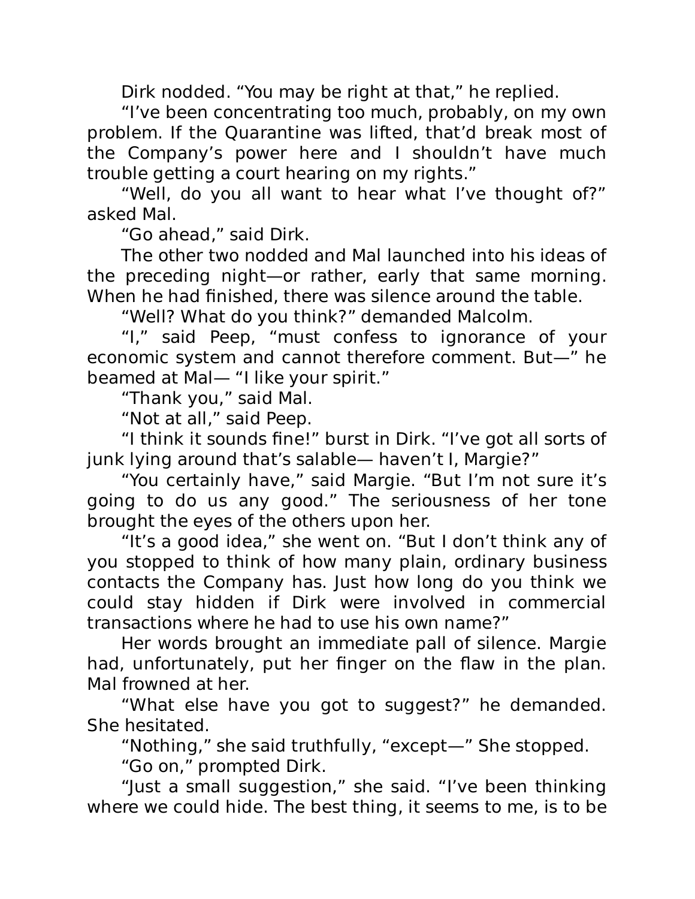Dirk nodded. “You may be right at that,” he replied.

“I’ve been concentrating too much, probably, on my own problem. If the Quarantine was lifted, that’d break most of the Company’s power here and I shouldn’t have much trouble getting a court hearing on my rights.”

“Well, do you all want to hear what I’ve thought of?” asked Mal.

“Go ahead,” said Dirk.

The other two nodded and Mal launched into his ideas of the preceding night—or rather, early that same morning. When he had finished, there was silence around the table.

“Well? What do you think?” demanded Malcolm.

“I,” said Peep, “must confess to ignorance of your economic system and cannot therefore comment. But—” he beamed at Mal— “I like your spirit.”

“Thank you,” said Mal.

“Not at all,” said Peep.

“I think it sounds fine!” burst in Dirk. “I’ve got all sorts of junk lying around that’s salable— haven’t I, Margie?”

“You certainly have,” said Margie. “But I’m not sure it’s going to do us any good.” The seriousness of her tone brought the eyes of the others upon her.

“It’s a good idea,” she went on. “But I don’t think any of you stopped to think of how many plain, ordinary business contacts the Company has. Just how long do you think we could stay hidden if Dirk were involved in commercial transactions where he had to use his own name?”

Her words brought an immediate pall of silence. Margie had, unfortunately, put her finger on the flaw in the plan. Mal frowned at her.

“What else have you got to suggest?” he demanded. She hesitated.

“Nothing,” she said truthfully, “except—” She stopped.

“Go on,” prompted Dirk.

“Just a small suggestion,” she said. “I’ve been thinking where we could hide. The best thing, it seems to me, is to be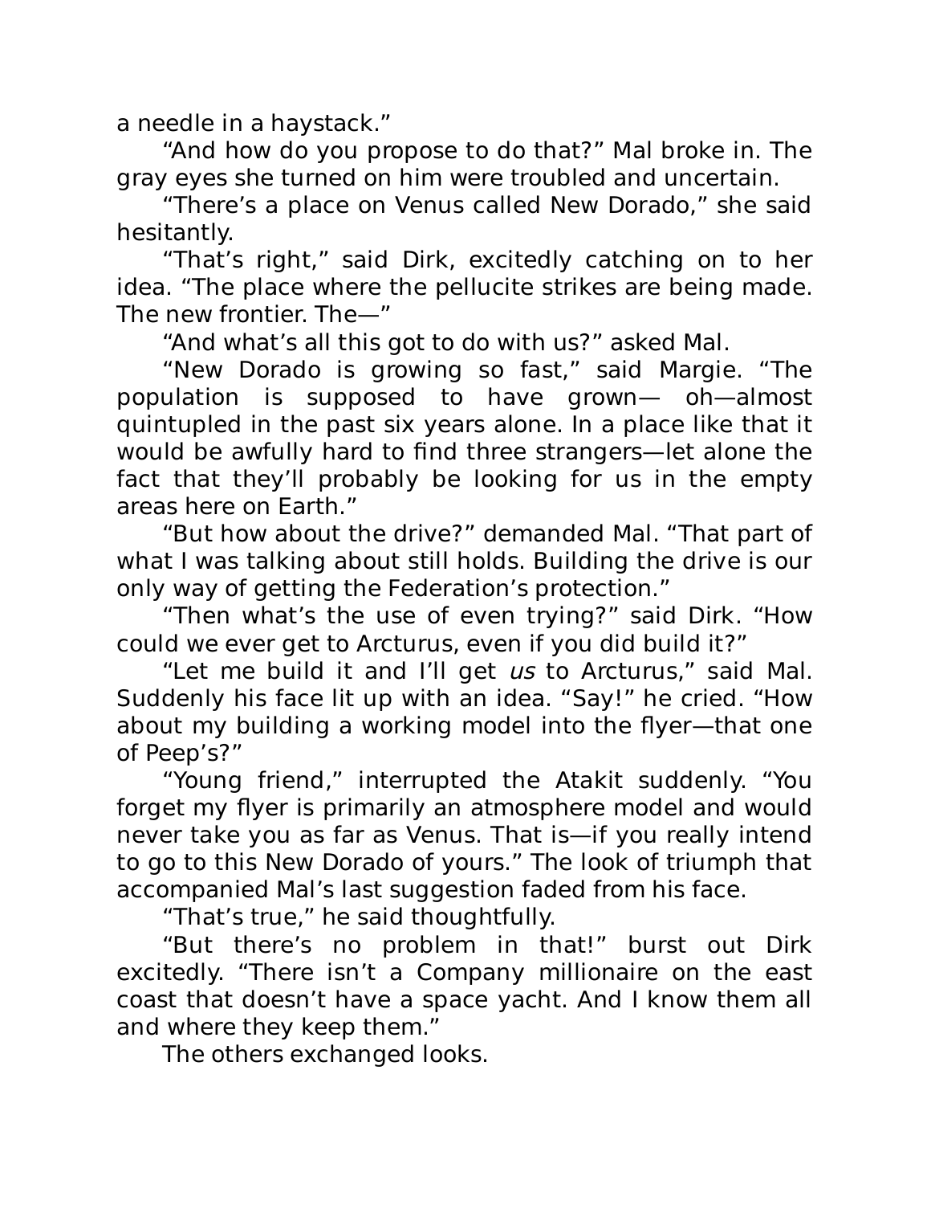a needle in a haystack."

"And how do you propose to do that?" Mal broke in. The gray eyes she turned on him were troubled and uncertain.

"There's a place on Venus called New Dorado," she said hesitantly.

"That's right," said Dirk, excitedly catching on to her idea. "The place where the pellucite strikes are being made. The new frontier. The—"

"And what's all this got to do with us?" asked Mal.

"New Dorado is growing so fast," said Margie. "The population is supposed to have grown— oh—almost quintupled in the past six years alone. In a place like that it would be awfully hard to find three strangers—let alone the fact that they'll probably be looking for us in the empty areas here on Earth."

"But how about the drive?" demanded Mal. "That part of what I was talking about still holds. Building the drive is our only way of getting the Federation's protection."

"Then what's the use of even trying?" said Dirk. "How could we ever get to Arcturus, even if you did build it?"

"Let me build it and I'll get *us* to Arcturus," said Mal. Suddenly his face lit up with an idea. "Say!" he cried. "How about my building a working model into the flyer—that one of Peep's?"

"Young friend," interrupted the Atakit suddenly. "You forget my flyer is primarily an atmosphere model and would never take you as far as Venus. That is—if you really intend to go to this New Dorado of yours." The look of triumph that accompanied Mal's last suggestion faded from his face.

"That's true," he said thoughtfully.

"But there's no problem in that!" burst out Dirk excitedly. "There isn't a Company millionaire on the east coast that doesn't have a space yacht. And I know them all and where they keep them."

The others exchanged looks.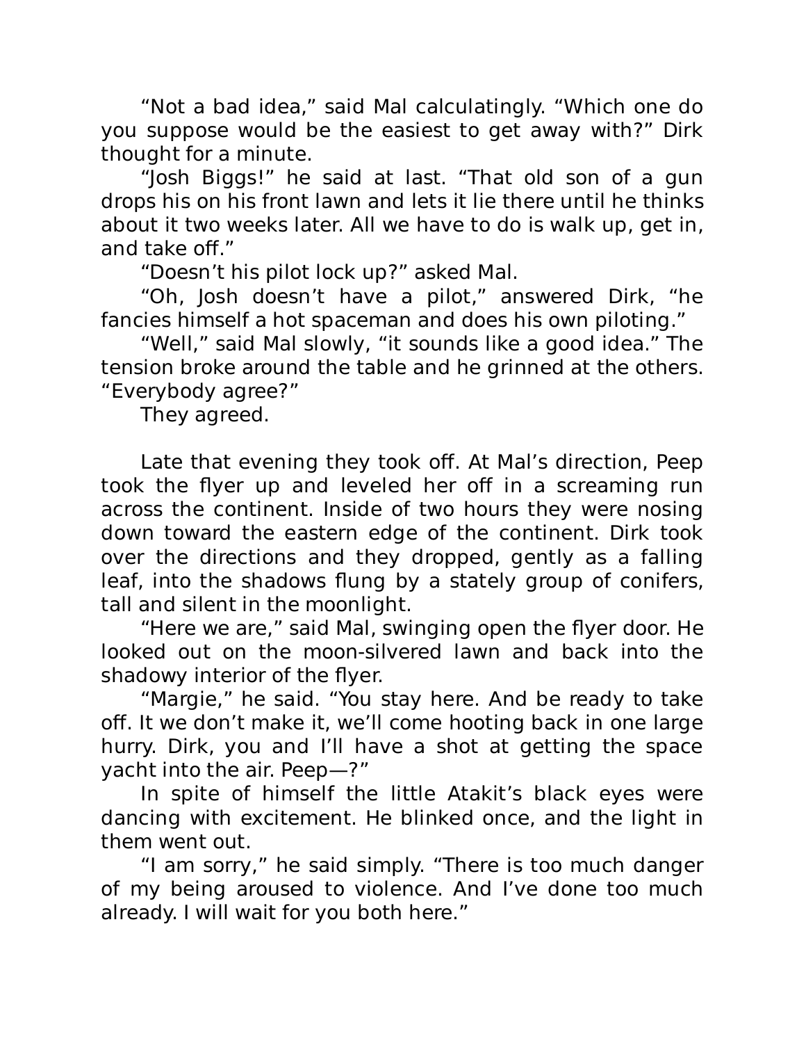"Not a bad idea," said Mal calculatingly. "Which one do you suppose would be the easiest to get away with?" Dirk thought for a minute.

"Josh Biggs!" he said at last. "That old son of a gun drops his on his front lawn and lets it lie there until he thinks about it two weeks later. All we have to do is walk up, get in, and take off."

"Doesn't his pilot lock up?" asked Mal.

"Oh, Josh doesn't have a pilot," answered Dirk, "he fancies himself a hot spaceman and does his own piloting."

"Well," said Mal slowly, "it sounds like a good idea." The tension broke around the table and he grinned at the others. "Everybody agree?"

They agreed.

Late that evening they took off. At Mal's direction, Peep took the flyer up and leveled her off in a screaming run across the continent. Inside of two hours they were nosing down toward the eastern edge of the continent. Dirk took over the directions and they dropped, gently as a falling leaf, into the shadows flung by a stately group of conifers, tall and silent in the moonlight.

"Here we are," said Mal, swinging open the flyer door. He looked out on the moon-silvered lawn and back into the shadowy interior of the flyer.

"Margie," he said. "You stay here. And be ready to take off. It we don't make it, we'll come hooting back in one large hurry. Dirk, you and I'll have a shot at getting the space yacht into the air. Peep—?"

In spite of himself the little Atakit's black eyes were dancing with excitement. He blinked once, and the light in them went out.

"I am sorry," he said simply. "There is too much danger of my being aroused to violence. And I've done too much already. I will wait for you both here."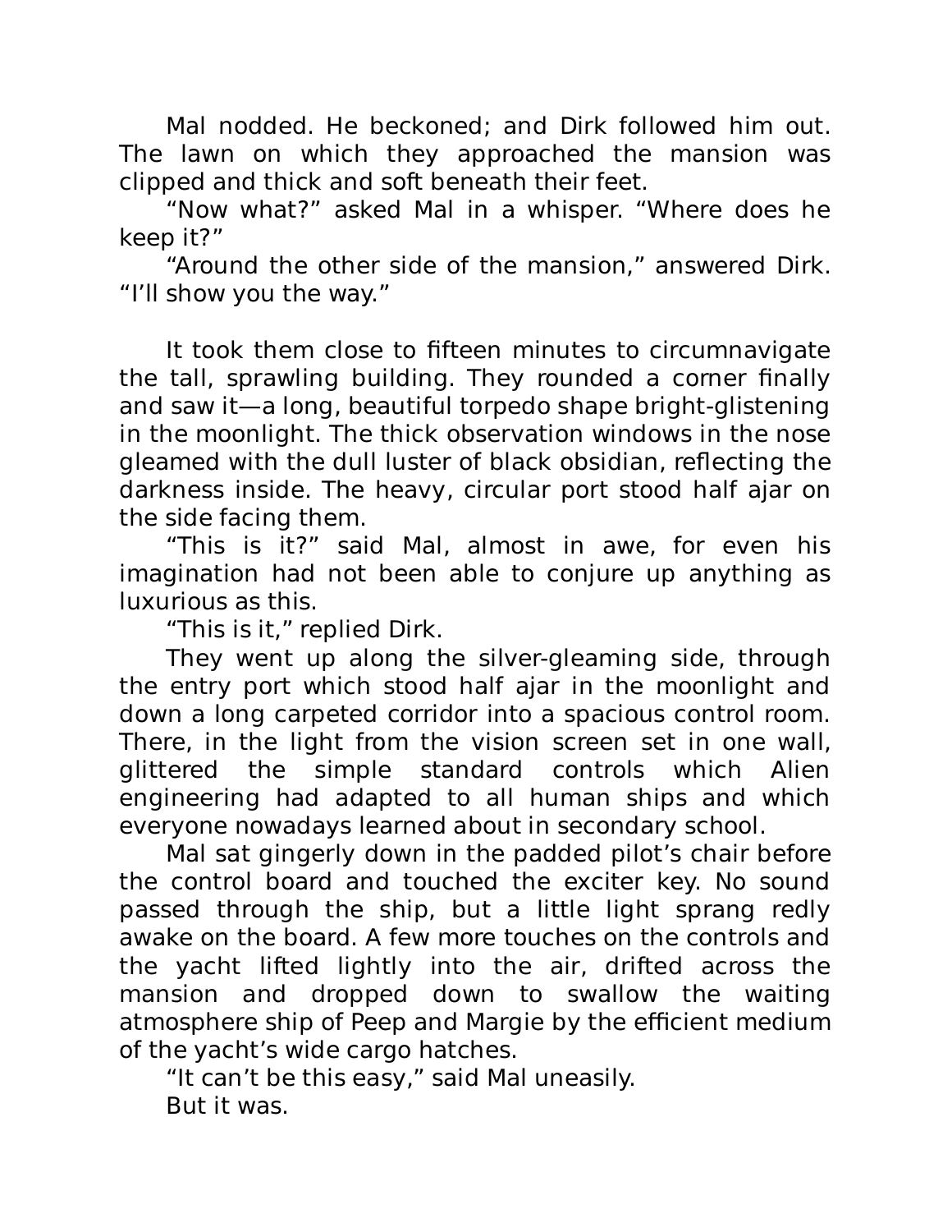Mal nodded. He beckoned; and Dirk followed him out. The lawn on which they approached the mansion was clipped and thick and soft beneath their feet.

“Now what?” asked Mal in a whisper. “Where does he keep it?”

“Around the other side of the mansion,” answered Dirk. “I’ll show you the way.”

It took them close to fifteen minutes to circumnavigate the tall, sprawling building. They rounded a corner finally and saw it—a long, beautiful torpedo shape bright-glistening in the moonlight. The thick observation windows in the nose gleamed with the dull luster of black obsidian, reflecting the darkness inside. The heavy, circular port stood half ajar on the side facing them.

“This is it?” said Mal, almost in awe, for even his imagination had not been able to conjure up anything as luxurious as this.

“This is it,” replied Dirk.

They went up along the silver-gleaming side, through the entry port which stood half ajar in the moonlight and down a long carpeted corridor into a spacious control room. There, in the light from the vision screen set in one wall, glittered the simple standard controls which Alien engineering had adapted to all human ships and which everyone nowadays learned about in secondary school.

Mal sat gingerly down in the padded pilot’s chair before the control board and touched the exciter key. No sound passed through the ship, but a little light sprang redly awake on the board. A few more touches on the controls and the yacht lifted lightly into the air, drifted across the mansion and dropped down to swallow the waiting atmosphere ship of Peep and Margie by the efficient medium of the yacht’s wide cargo hatches.

“It can’t be this easy,” said Mal uneasily.

But it was.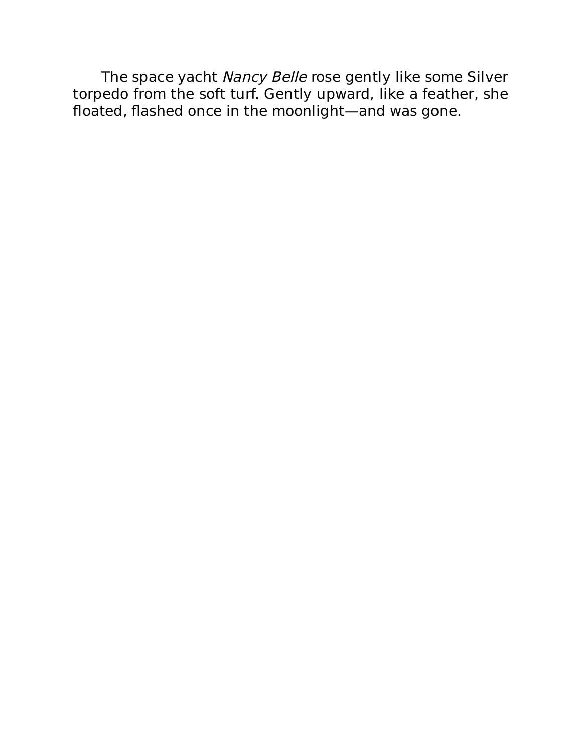The space yacht *Nancy Belle* rose gently like some Silver torpedo from the soft turf. Gently upward, like a feather, she floated, flashed once in the moonlight—and was gone.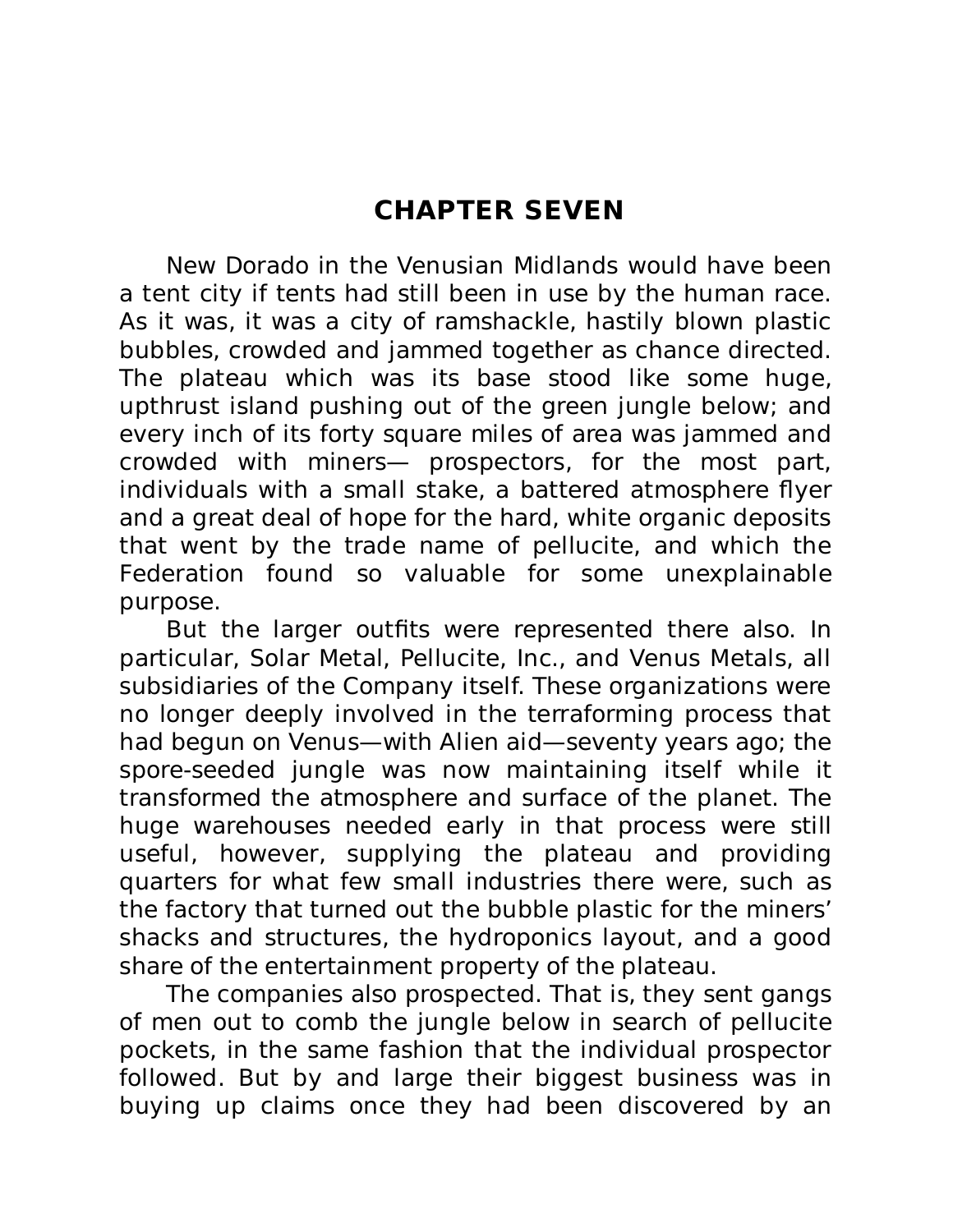## CHAPTER SEVEN

New Dorado in the Venusian Midlands would have been a tent city if tents had still been in use by the human race. As it was, it was a city of ramshackle, hastily blown plastic bubbles, crowded and jammed together as chance directed. The plateau which was its base stood like some huge, upthrust island pushing out of the green jungle below; and every inch of its forty square miles of area was jammed and crowded with miners— prospectors, for the most part, individuals with a small stake, a battered atmosphere flyer and a great deal of hope for the hard, white organic deposits that went by the trade name of pellucite, and which the Federation found so valuable for some unexplainable purpose.

But the larger outfits were represented there also. In particular, Solar Metal, Pellucite, Inc., and Venus Metals, all subsidiaries of the Company itself. These organizations were no longer deeply involved in the terraforming process that had begun on Venus—with Alien aid—seventy years ago; the spore-seeded jungle was now maintaining itself while it transformed the atmosphere and surface of the planet. The huge warehouses needed early in that process were still useful, however, supplying the plateau and providing quarters for what few small industries there were, such as the factory that turned out the bubble plastic for the miners' shacks and structures, the hydroponics layout, and a good share of the entertainment property of the plateau.

The companies also prospected. That is, they sent gangs of men out to comb the jungle below in search of pellucite pockets, in the same fashion that the individual prospector followed. But by and large their biggest business was in buying up claims once they had been discovered by an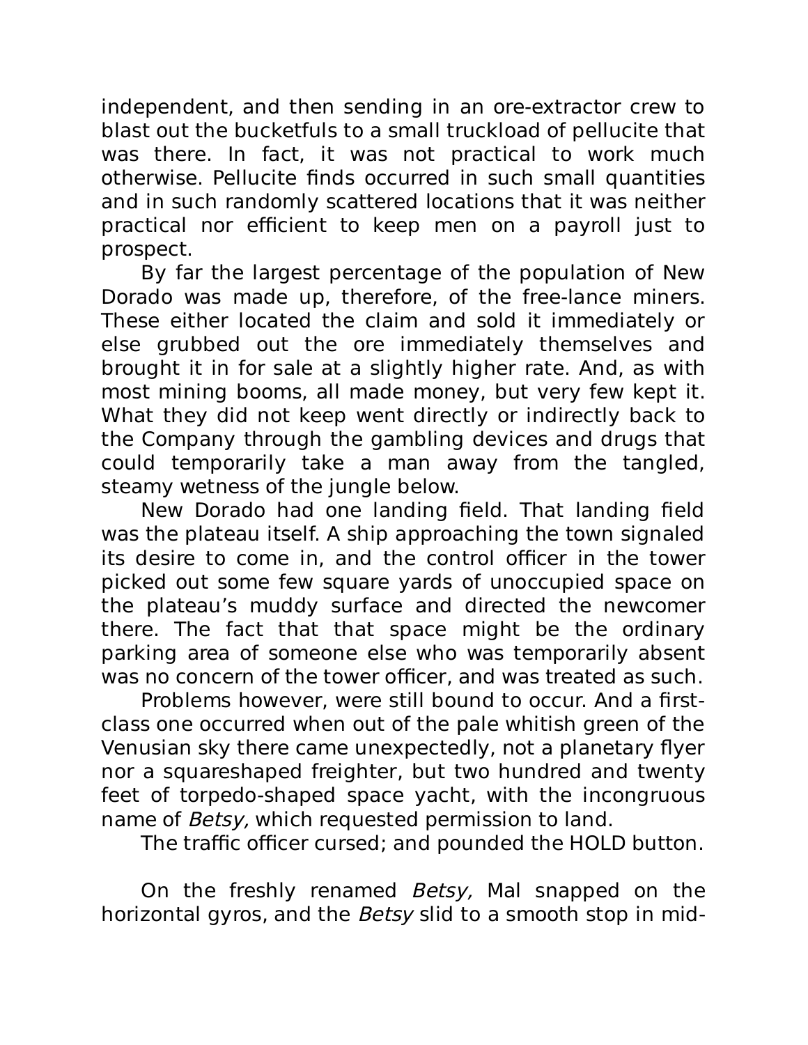independent, and then sending in an ore-extractor crew to blast out the bucketfuls to a small truckload of pellucite that was there. In fact, it was not practical to work much otherwise. Pellucite finds occurred in such small quantities and in such randomly scattered locations that it was neither practical nor efficient to keep men on a payroll just to prospect.

By far the largest percentage of the population of New Dorado was made up, therefore, of the free-lance miners. These either located the claim and sold it immediately or else grubbed out the ore immediately themselves and brought it in for sale at a slightly higher rate. And, as with most mining booms, all made money, but very few kept it. What they did not keep went directly or indirectly back to the Company through the gambling devices and drugs that could temporarily take a man away from the tangled, steamy wetness of the jungle below.

New Dorado had one landing field. That landing field was the plateau itself. A ship approaching the town signaled its desire to come in, and the control officer in the tower picked out some few square yards of unoccupied space on the plateau's muddy surface and directed the newcomer there. The fact that that space might be the ordinary parking area of someone else who was temporarily absent was no concern of the tower officer, and was treated as such.

Problems however, were still bound to occur. And a first-class one occurred when out of the pale whitish green of the Venusian sky there came unexpectedly, not a planetary flyer nor a squareshaped freighter, but two hundred and twenty feet of torpedo-shaped space yacht, with the incongruous name of *Betsy,* which requested permission to land.

The traffic officer cursed; and pounded the HOLD button.

On the freshly renamed *Betsy,* Mal snapped on the horizontal gyros, and the *Betsy* slid to a smooth stop in mid-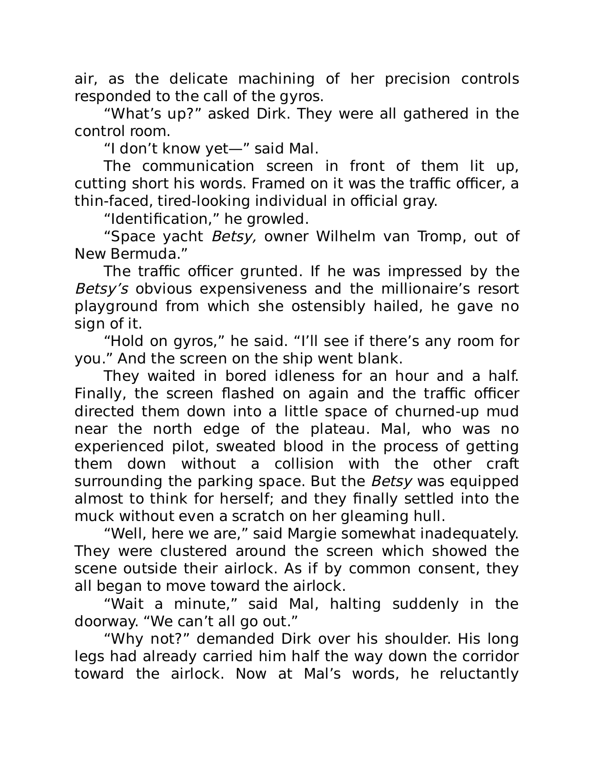air, as the delicate machining of her precision controls responded to the call of the gyros.

“What’s up?” asked Dirk. They were all gathered in the control room.

“I don’t know yet—” said Mal.

The communication screen in front of them lit up, cutting short his words. Framed on it was the traffic officer, a thin-faced, tired-looking individual in official gray.

“Identification,” he growled.

“Space yacht *Betsy,* owner Wilhelm van Tromp, out of New Bermuda.”

The traffic officer grunted. If he was impressed by the *Betsy’s* obvious expensiveness and the millionaire’s resort playground from which she ostensibly hailed, he gave no sign of it.

“Hold on gyros,” he said. “I’ll see if there’s any room for you.” And the screen on the ship went blank.

They waited in bored idleness for an hour and a half. Finally, the screen flashed on again and the traffic officer directed them down into a little space of churned-up mud near the north edge of the plateau. Mal, who was no experienced pilot, sweated blood in the process of getting them down without a collision with the other craft surrounding the parking space. But the *Betsy* was equipped almost to think for herself; and they finally settled into the muck without even a scratch on her gleaming hull.

“Well, here we are,” said Margie somewhat inadequately. They were clustered around the screen which showed the scene outside their airlock. As if by common consent, they all began to move toward the airlock.

“Wait a minute,” said Mal, halting suddenly in the doorway. “We can’t all go out.”

“Why not?” demanded Dirk over his shoulder. His long legs had already carried him half the way down the corridor toward the airlock. Now at Mal’s words, he reluctantly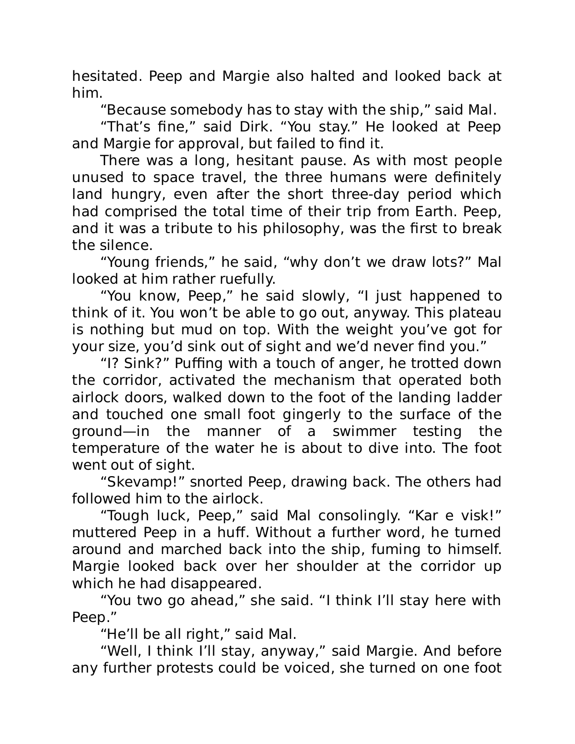hesitated. Peep and Margie also halted and looked back at him.

"Because somebody has to stay with the ship," said Mal.

"That's fine," said Dirk. "You stay." He looked at Peep and Margie for approval, but failed to find it.

There was a long, hesitant pause. As with most people unused to space travel, the three humans were definitely land hungry, even after the short three-day period which had comprised the total time of their trip from Earth. Peep, and it was a tribute to his philosophy, was the first to break the silence.

"Young friends," he said, "why don't we draw lots?" Mal looked at him rather ruefully.

"You know, Peep," he said slowly, "I just happened to think of it. You won't be able to go out, anyway. This plateau is nothing but mud on top. With the weight you've got for your size, you'd sink out of sight and we'd never find you."

"I? Sink?" Puffing with a touch of anger, he trotted down the corridor, activated the mechanism that operated both airlock doors, walked down to the foot of the landing ladder and touched one small foot gingerly to the surface of the ground—in the manner of a swimmer testing the temperature of the water he is about to dive into. The foot went out of sight.

"Skevamp!" snorted Peep, drawing back. The others had followed him to the airlock.

"Tough luck, Peep," said Mal consolingly. "Kar e visk!" muttered Peep in a huff. Without a further word, he turned around and marched back into the ship, fuming to himself. Margie looked back over her shoulder at the corridor up which he had disappeared.

"You two go ahead," she said. "I think I'll stay here with Peep."

"He'll be all right," said Mal.

"Well, I think I'll stay, anyway," said Margie. And before any further protests could be voiced, she turned on one foot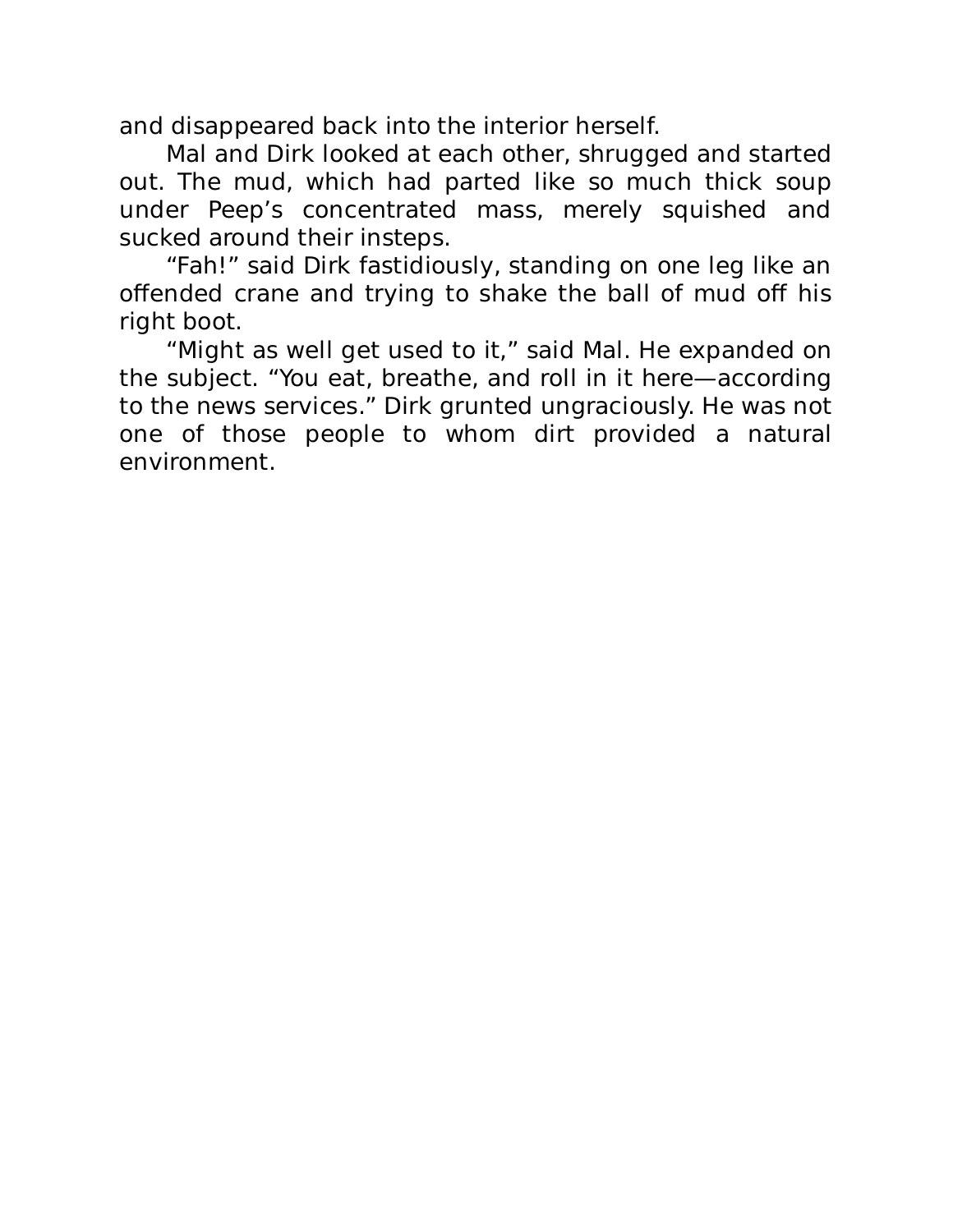and disappeared back into the interior herself.

Mal and Dirk looked at each other, shrugged and started out. The mud, which had parted like so much thick soup under Peep's concentrated mass, merely squished and sucked around their insteps.

"Fah!" said Dirk fastidiously, standing on one leg like an offended crane and trying to shake the ball of mud off his right boot.

"Might as well get used to it," said Mal. He expanded on the subject. "You eat, breathe, and roll in it here—according to the news services." Dirk grunted ungraciously. He was not one of those people to whom dirt provided a natural environment.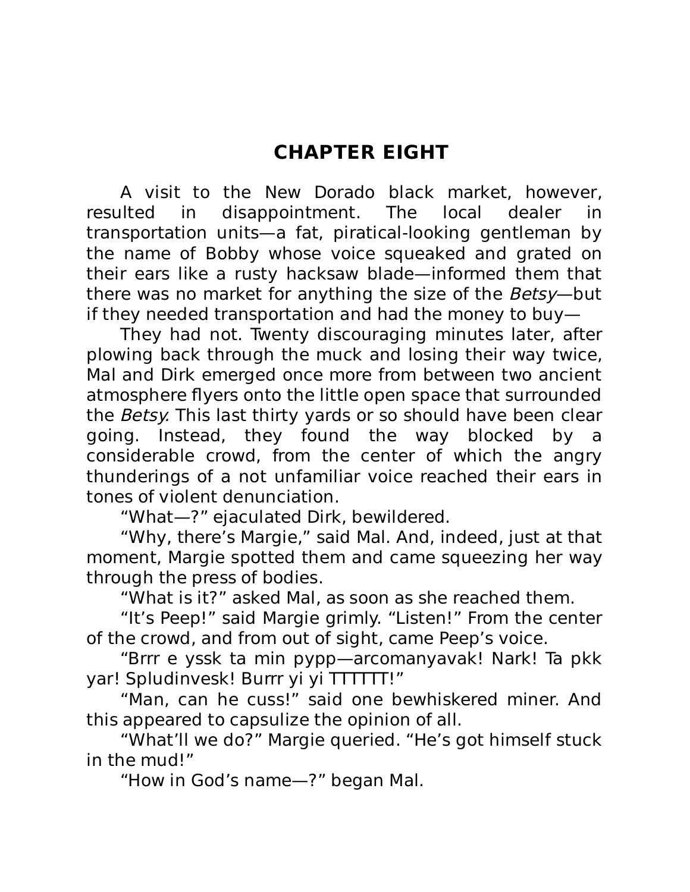## CHAPTER EIGHT

A visit to the New Dorado black market, however, resulted in disappointment. The local dealer in transportation units—a fat, piratical-looking gentleman by the name of Bobby whose voice squeaked and grated on their ears like a rusty hacksaw blade—informed them that there was no market for anything the size of the *Betsy*—but if they needed transportation and had the money to buy—

They had not. Twenty discouraging minutes later, after plowing back through the muck and losing their way twice, Mal and Dirk emerged once more from between two ancient atmosphere flyers onto the little open space that surrounded the *Betsy.* This last thirty yards or so should have been clear going. Instead, they found the way blocked by a considerable crowd, from the center of which the angry thunderings of a not unfamiliar voice reached their ears in tones of violent denunciation.

"What—?" ejaculated Dirk, bewildered.

"Why, there's Margie," said Mal. And, indeed, just at that moment, Margie spotted them and came squeezing her way through the press of bodies.

"What is it?" asked Mal, as soon as she reached them.

"It's Peep!" said Margie grimly. "Listen!" From the center of the crowd, and from out of sight, came Peep's voice.

"Brrr e yssk ta min pypp—arcomanyavak! Nark! Ta pkk yar! Spludinvesk! Burrr yi yi TTTTTT!"

"Man, can he cuss!" said one bewhiskered miner. And this appeared to capsulize the opinion of all.

"What'll we do?" Margie queried. "He's got himself stuck in the mud!"

"How in God's name—?" began Mal.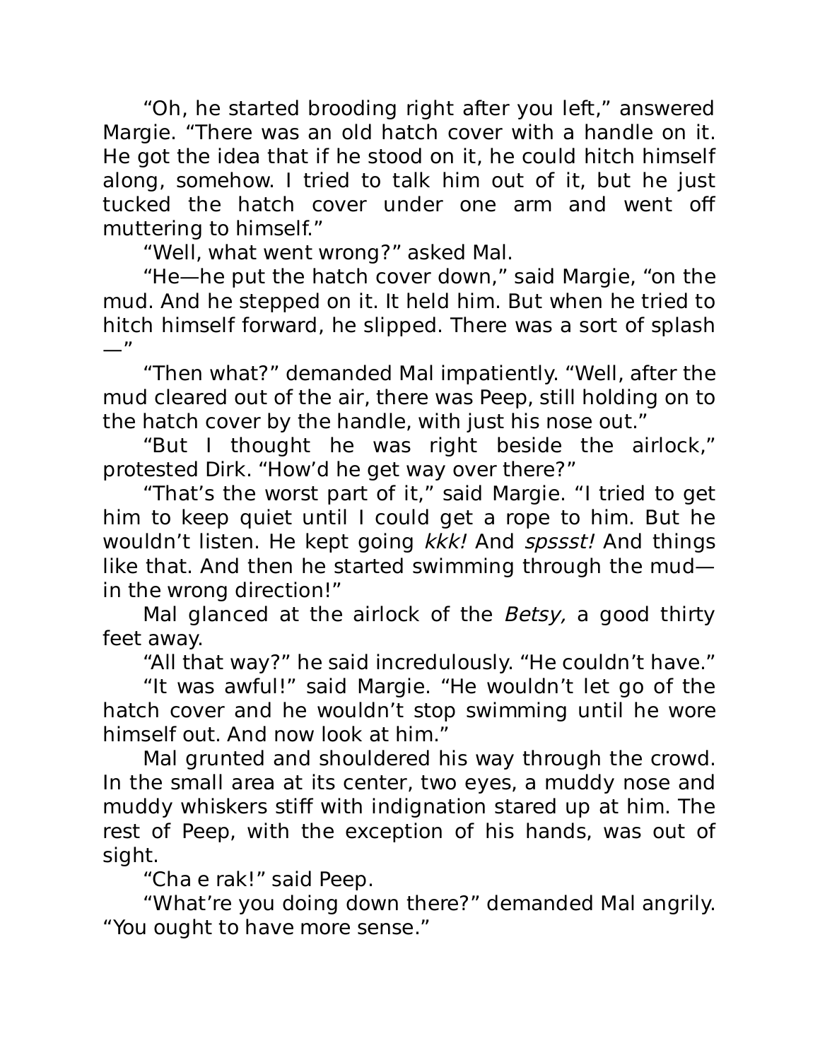"Oh, he started brooding right after you left," answered Margie. "There was an old hatch cover with a handle on it. He got the idea that if he stood on it, he could hitch himself along, somehow. I tried to talk him out of it, but he just tucked the hatch cover under one arm and went off muttering to himself."

"Well, what went wrong?" asked Mal.

"He—he put the hatch cover down," said Margie, "on the mud. And he stepped on it. It held him. But when he tried to hitch himself forward, he slipped. There was a sort of splash —"

"Then what?" demanded Mal impatiently. "Well, after the mud cleared out of the air, there was Peep, still holding on to the hatch cover by the handle, with just his nose out."

"But I thought he was right beside the airlock," protested Dirk. "How'd he get way over there?"

"That's the worst part of it," said Margie. "I tried to get him to keep quiet until I could get a rope to him. But he wouldn't listen. He kept going *kkk!* And *spssst!* And things like that. And then he started swimming through the mud—in the wrong direction!"

Mal glanced at the airlock of the *Betsy,* a good thirty feet away.

"All that way?" he said incredulously. "He couldn't have."

"It was awful!" said Margie. "He wouldn't let go of the hatch cover and he wouldn't stop swimming until he wore himself out. And now look at him."

Mal grunted and shouldered his way through the crowd. In the small area at its center, two eyes, a muddy nose and muddy whiskers stiff with indignation stared up at him. The rest of Peep, with the exception of his hands, was out of sight.

"Cha e rak!" said Peep.

"What're you doing down there?" demanded Mal angrily. "You ought to have more sense."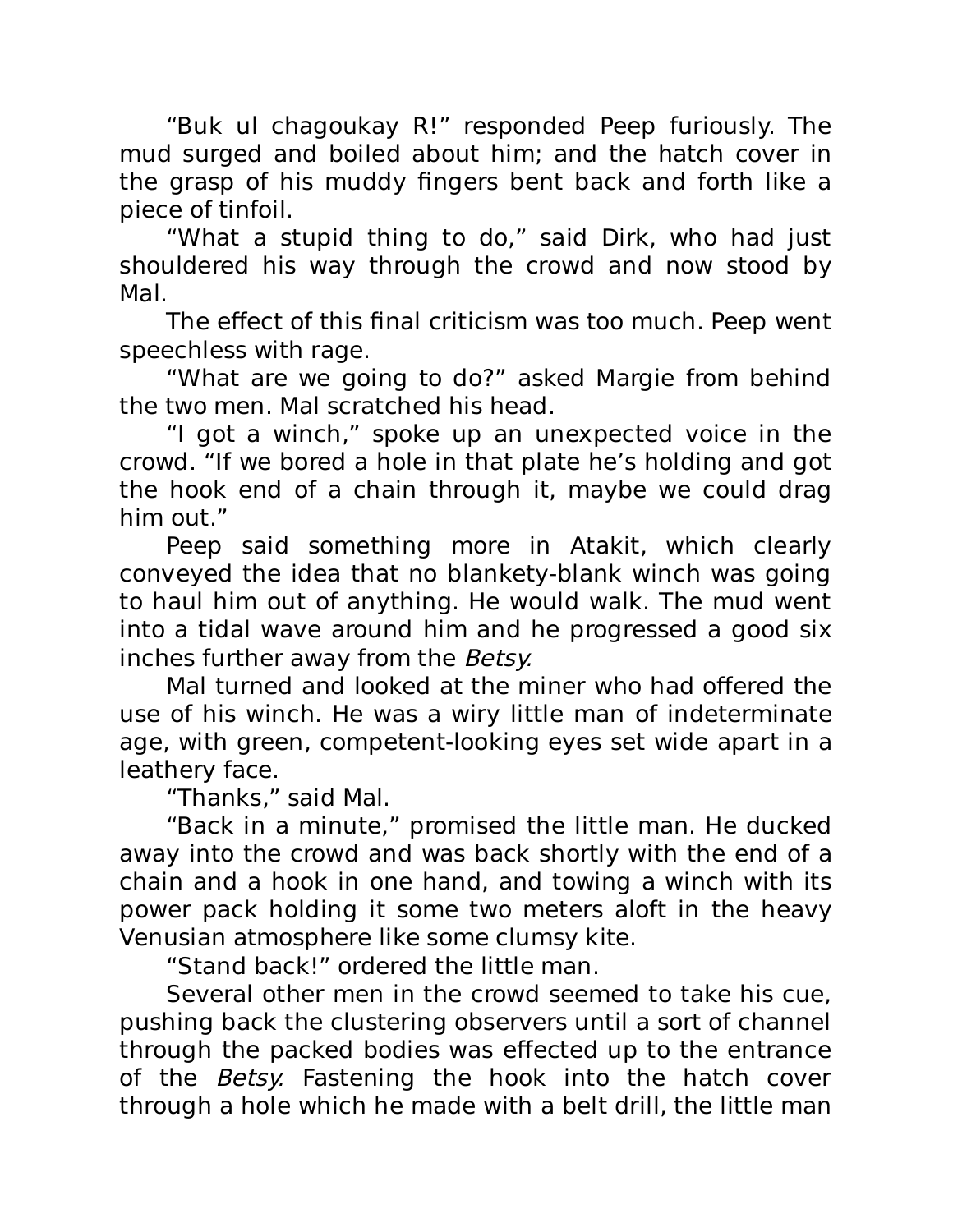"Buk ul chagoukay R!" responded Peep furiously. The mud surged and boiled about him; and the hatch cover in the grasp of his muddy fingers bent back and forth like a piece of tinfoil.

"What a stupid thing to do," said Dirk, who had just shouldered his way through the crowd and now stood by Mal.

The effect of this final criticism was too much. Peep went speechless with rage.

"What are we going to do?" asked Margie from behind the two men. Mal scratched his head.

"I got a winch," spoke up an unexpected voice in the crowd. "If we bored a hole in that plate he's holding and got the hook end of a chain through it, maybe we could drag him out."

Peep said something more in Atakit, which clearly conveyed the idea that no blankety-blank winch was going to haul him out of anything. He would walk. The mud went into a tidal wave around him and he progressed a good six inches further away from the *Betsy.*

Mal turned and looked at the miner who had offered the use of his winch. He was a wiry little man of indeterminate age, with green, competent-looking eyes set wide apart in a leathery face.

"Thanks," said Mal.

"Back in a minute," promised the little man. He ducked away into the crowd and was back shortly with the end of a chain and a hook in one hand, and towing a winch with its power pack holding it some two meters aloft in the heavy Venusian atmosphere like some clumsy kite.

"Stand back!" ordered the little man.

Several other men in the crowd seemed to take his cue, pushing back the clustering observers until a sort of channel through the packed bodies was effected up to the entrance of the *Betsy.* Fastening the hook into the hatch cover through a hole which he made with a belt drill, the little man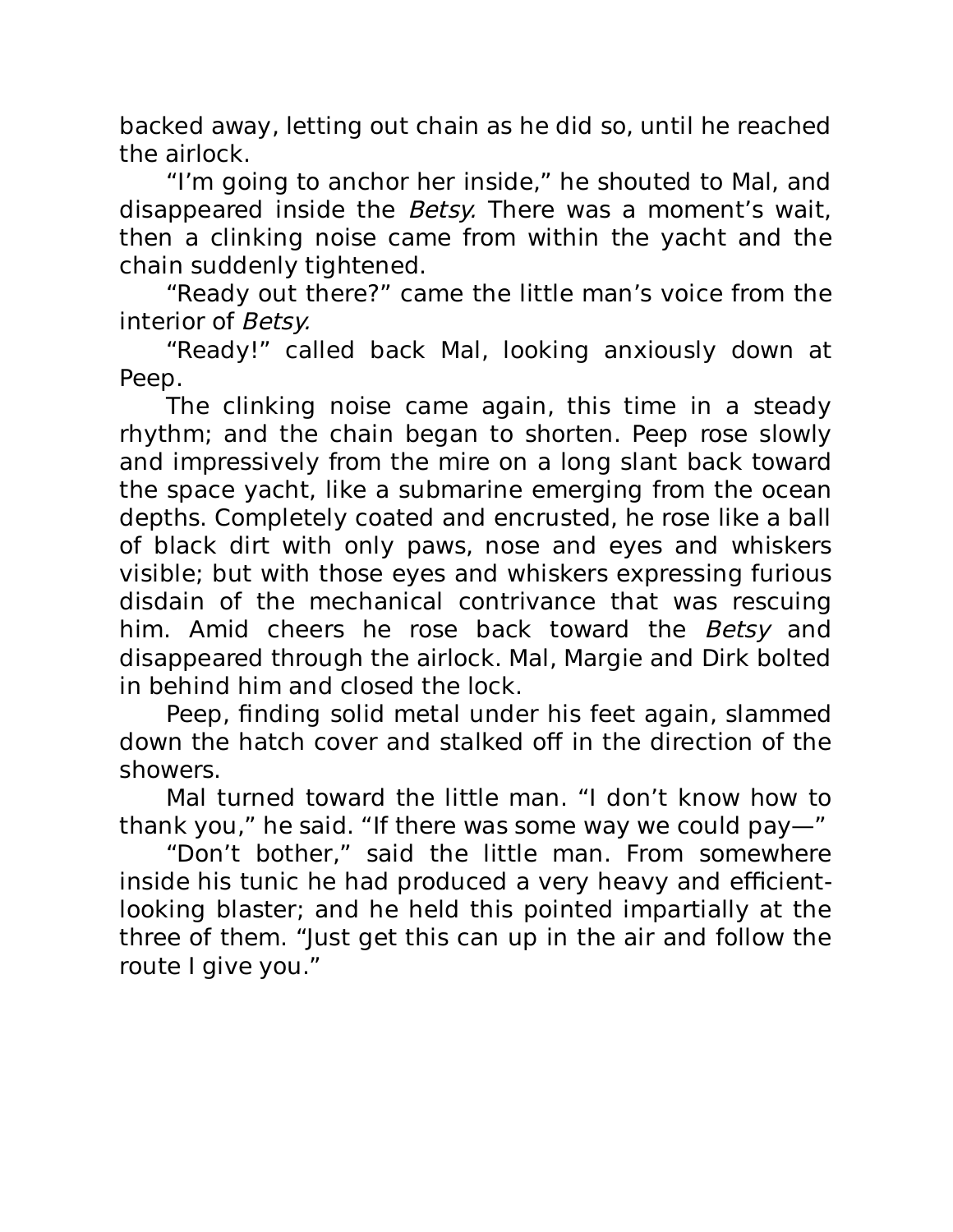backed away, letting out chain as he did so, until he reached the airlock.

"I'm going to anchor her inside," he shouted to Mal, and disappeared inside the *Betsy.* There was a moment's wait, then a clinking noise came from within the yacht and the chain suddenly tightened.

"Ready out there?" came the little man's voice from the interior of *Betsy.*

"Ready!" called back Mal, looking anxiously down at Peep.

The clinking noise came again, this time in a steady rhythm; and the chain began to shorten. Peep rose slowly and impressively from the mire on a long slant back toward the space yacht, like a submarine emerging from the ocean depths. Completely coated and encrusted, he rose like a ball of black dirt with only paws, nose and eyes and whiskers visible; but with those eyes and whiskers expressing furious disdain of the mechanical contrivance that was rescuing him. Amid cheers he rose back toward the *Betsy* and disappeared through the airlock. Mal, Margie and Dirk bolted in behind him and closed the lock.

Peep, finding solid metal under his feet again, slammed down the hatch cover and stalked off in the direction of the showers.

Mal turned toward the little man. "I don't know how to thank you," he said. "If there was some way we could pay—"

"Don't bother," said the little man. From somewhere inside his tunic he had produced a very heavy and efficient-looking blaster; and he held this pointed impartially at the three of them. "Just get this can up in the air and follow the route I give you."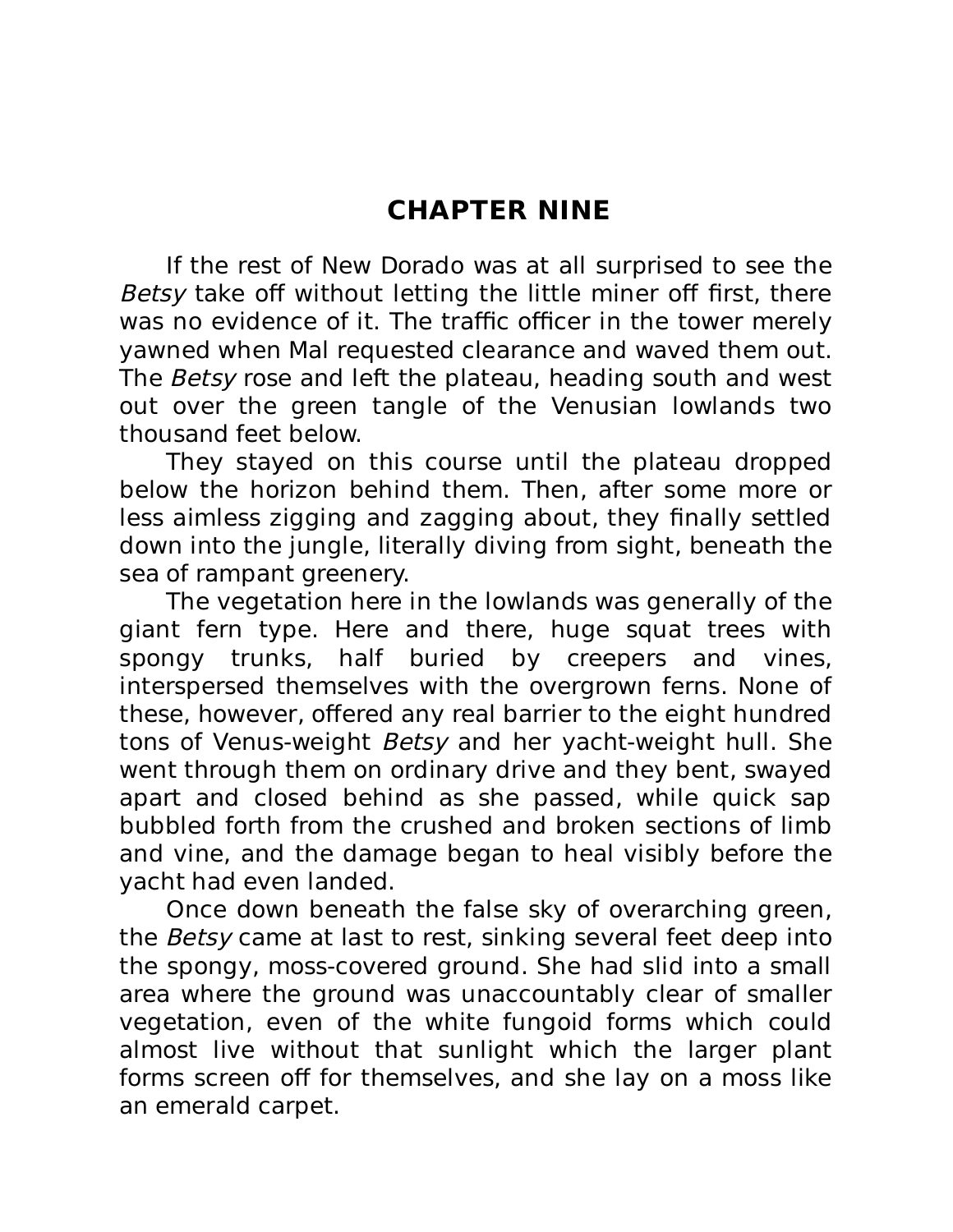# CHAPTER NINE

If the rest of New Dorado was at all surprised to see the *Betsy* take off without letting the little miner off first, there was no evidence of it. The traffic officer in the tower merely yawned when Mal requested clearance and waved them out. The *Betsy* rose and left the plateau, heading south and west out over the green tangle of the Venusian lowlands two thousand feet below.

They stayed on this course until the plateau dropped below the horizon behind them. Then, after some more or less aimless zigging and zagging about, they finally settled down into the jungle, literally diving from sight, beneath the sea of rampant greenery.

The vegetation here in the lowlands was generally of the giant fern type. Here and there, huge squat trees with spongy trunks, half buried by creepers and vines, interspersed themselves with the overgrown ferns. None of these, however, offered any real barrier to the eight hundred tons of Venus-weight *Betsy* and her yacht-weight hull. She went through them on ordinary drive and they bent, swayed apart and closed behind as she passed, while quick sap bubbled forth from the crushed and broken sections of limb and vine, and the damage began to heal visibly before the yacht had even landed.

Once down beneath the false sky of overarching green, the *Betsy* came at last to rest, sinking several feet deep into the spongy, moss-covered ground. She had slid into a small area where the ground was unaccountably clear of smaller vegetation, even of the white fungoid forms which could almost live without that sunlight which the larger plant forms screen off for themselves, and she lay on a moss like an emerald carpet.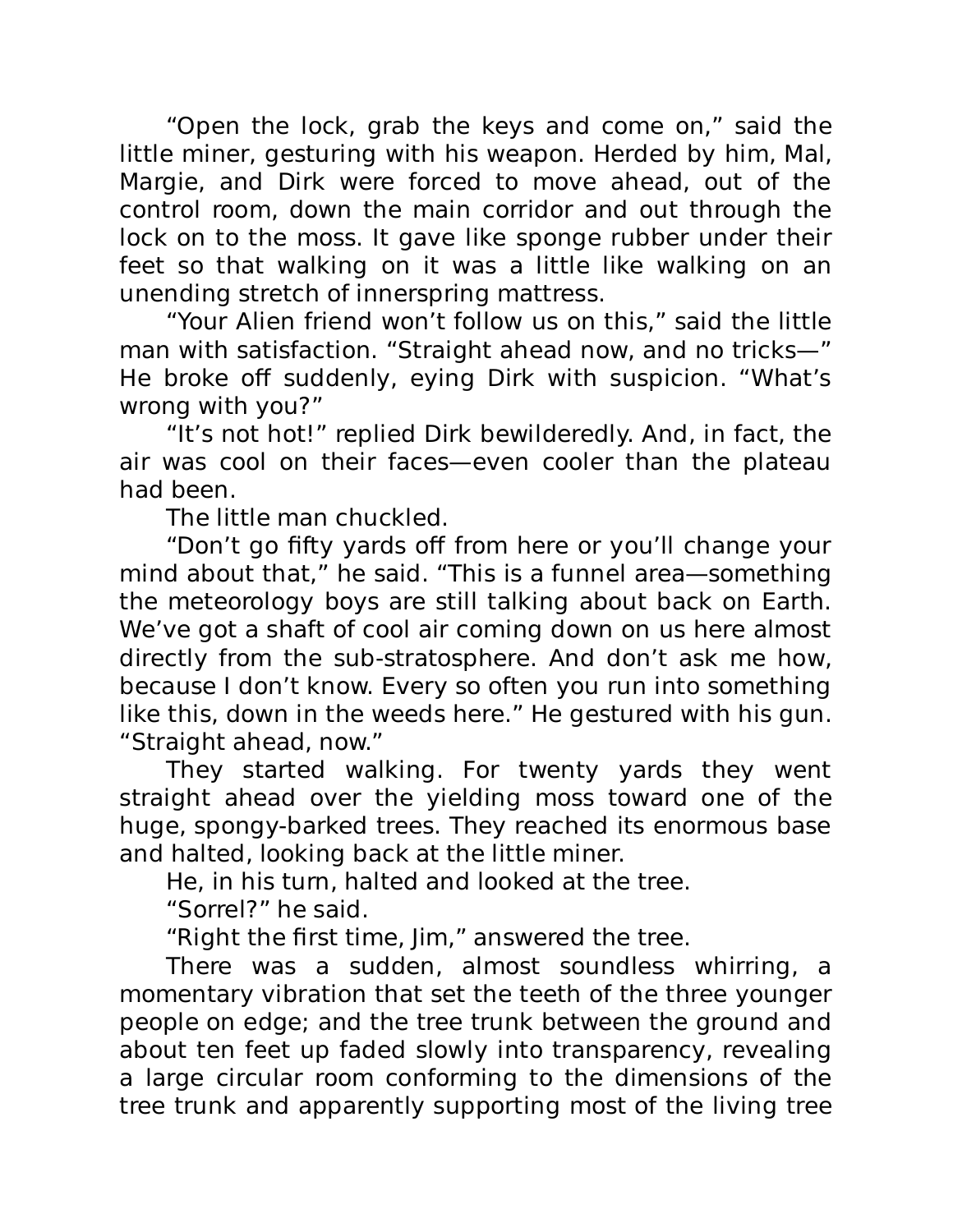"Open the lock, grab the keys and come on," said the little miner, gesturing with his weapon. Herded by him, Mal, Margie, and Dirk were forced to move ahead, out of the control room, down the main corridor and out through the lock on to the moss. It gave like sponge rubber under their feet so that walking on it was a little like walking on an unending stretch of innerspring mattress.

"Your Alien friend won't follow us on this," said the little man with satisfaction. "Straight ahead now, and no tricks—" He broke off suddenly, eying Dirk with suspicion. "What's wrong with you?"

"It's not hot!" replied Dirk bewilderedly. And, in fact, the air was cool on their faces—even cooler than the plateau had been.

The little man chuckled.

"Don't go fifty yards off from here or you'll change your mind about that," he said. "This is a funnel area—something the meteorology boys are still talking about back on Earth. We've got a shaft of cool air coming down on us here almost directly from the sub-stratosphere. And don't ask me how, because I don't know. Every so often you run into something like this, down in the weeds here." He gestured with his gun. "Straight ahead, now."

They started walking. For twenty yards they went straight ahead over the yielding moss toward one of the huge, spongy-barked trees. They reached its enormous base and halted, looking back at the little miner.

He, in his turn, halted and looked at the tree.

"Sorrel?" he said.

"Right the first time, Jim," answered the tree.

There was a sudden, almost soundless whirring, a momentary vibration that set the teeth of the three younger people on edge; and the tree trunk between the ground and about ten feet up faded slowly into transparency, revealing a large circular room conforming to the dimensions of the tree trunk and apparently supporting most of the living tree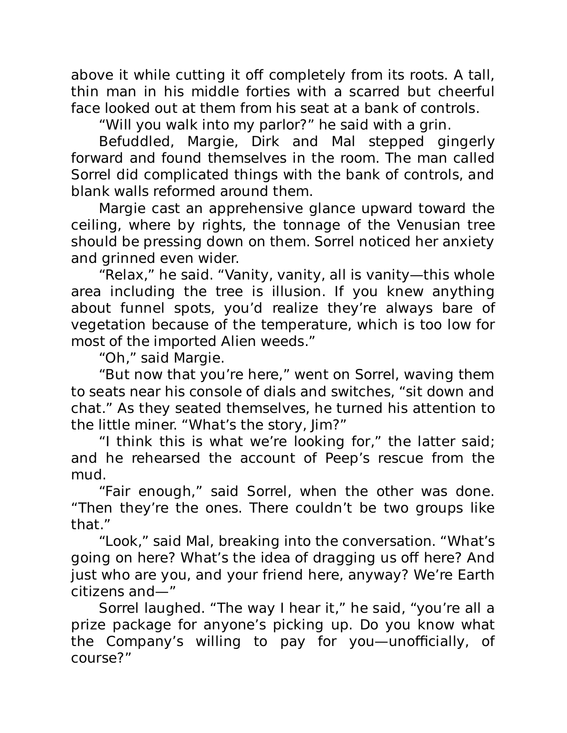above it while cutting it off completely from its roots. A tall, thin man in his middle forties with a scarred but cheerful face looked out at them from his seat at a bank of controls.

"Will you walk into my parlor?" he said with a grin.

Befuddled, Margie, Dirk and Mal stepped gingerly forward and found themselves in the room. The man called Sorrel did complicated things with the bank of controls, and blank walls reformed around them.

Margie cast an apprehensive glance upward toward the ceiling, where by rights, the tonnage of the Venusian tree should be pressing down on them. Sorrel noticed her anxiety and grinned even wider.

"Relax," he said. "Vanity, vanity, all is vanity—this whole area including the tree is illusion. If you knew anything about funnel spots, you'd realize they're always bare of vegetation because of the temperature, which is too low for most of the imported Alien weeds."

"Oh," said Margie.

"But now that you're here," went on Sorrel, waving them to seats near his console of dials and switches, "sit down and chat." As they seated themselves, he turned his attention to the little miner. "What's the story, Jim?"

"I think this is what we're looking for," the latter said; and he rehearsed the account of Peep's rescue from the mud.

"Fair enough," said Sorrel, when the other was done. "Then they're the ones. There couldn't be two groups like that."

"Look," said Mal, breaking into the conversation. "What's going on here? What's the idea of dragging us off here? And just who are you, and your friend here, anyway? We're Earth citizens and—"

Sorrel laughed. "The way I hear it," he said, "you're all a prize package for anyone's picking up. Do you know what the Company's willing to pay for you—unofficially, of course?"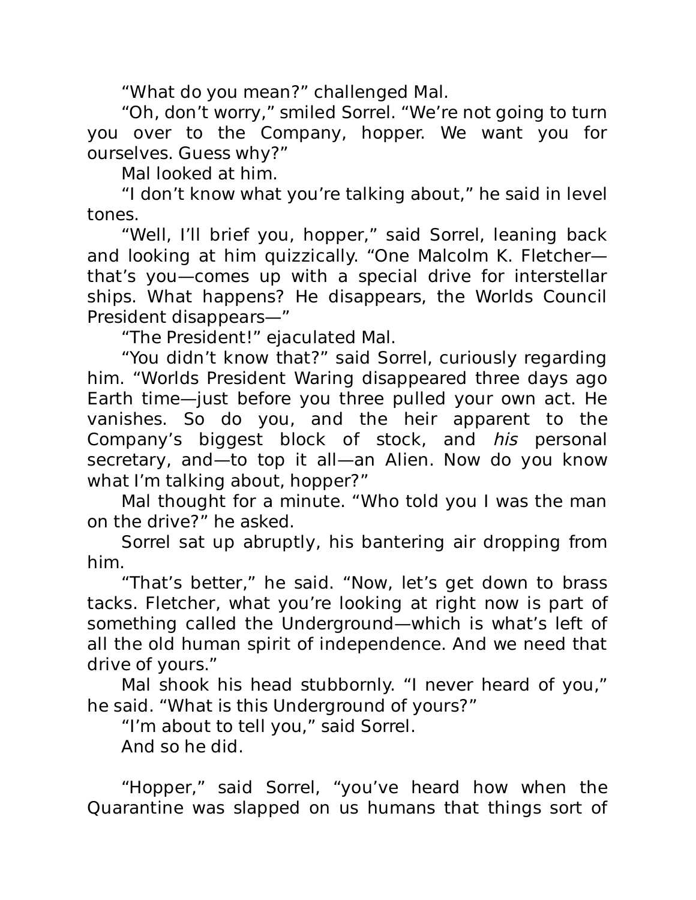"What do you mean?" challenged Mal.

"Oh, don't worry," smiled Sorrel. "We're not going to turn you over to the Company, hopper. We want you for ourselves. Guess why?"

Mal looked at him.

"I don't know what you're talking about," he said in level tones.

"Well, I'll brief you, hopper," said Sorrel, leaning back and looking at him quizzically. "One Malcolm K. Fletcher—that's you—comes up with a special drive for interstellar ships. What happens? He disappears, the Worlds Council President disappears—"

"The President!" ejaculated Mal.

"You didn't know that?" said Sorrel, curiously regarding him. "Worlds President Waring disappeared three days ago Earth time—just before you three pulled your own act. He vanishes. So do you, and the heir apparent to the Company's biggest block of stock, and *his* personal secretary, and—to top it all—an Alien. Now do you know what I'm talking about, hopper?"

Mal thought for a minute. "Who told you I was the man on the drive?" he asked.

Sorrel sat up abruptly, his bantering air dropping from him.

"That's better," he said. "Now, let's get down to brass tacks. Fletcher, what you're looking at right now is part of something called the Underground—which is what's left of all the old human spirit of independence. And we need that drive of yours."

Mal shook his head stubbornly. "I never heard of you," he said. "What is this Underground of yours?"

"I'm about to tell you," said Sorrel.

And so he did.

"Hopper," said Sorrel, "you've heard how when the Quarantine was slapped on us humans that things sort of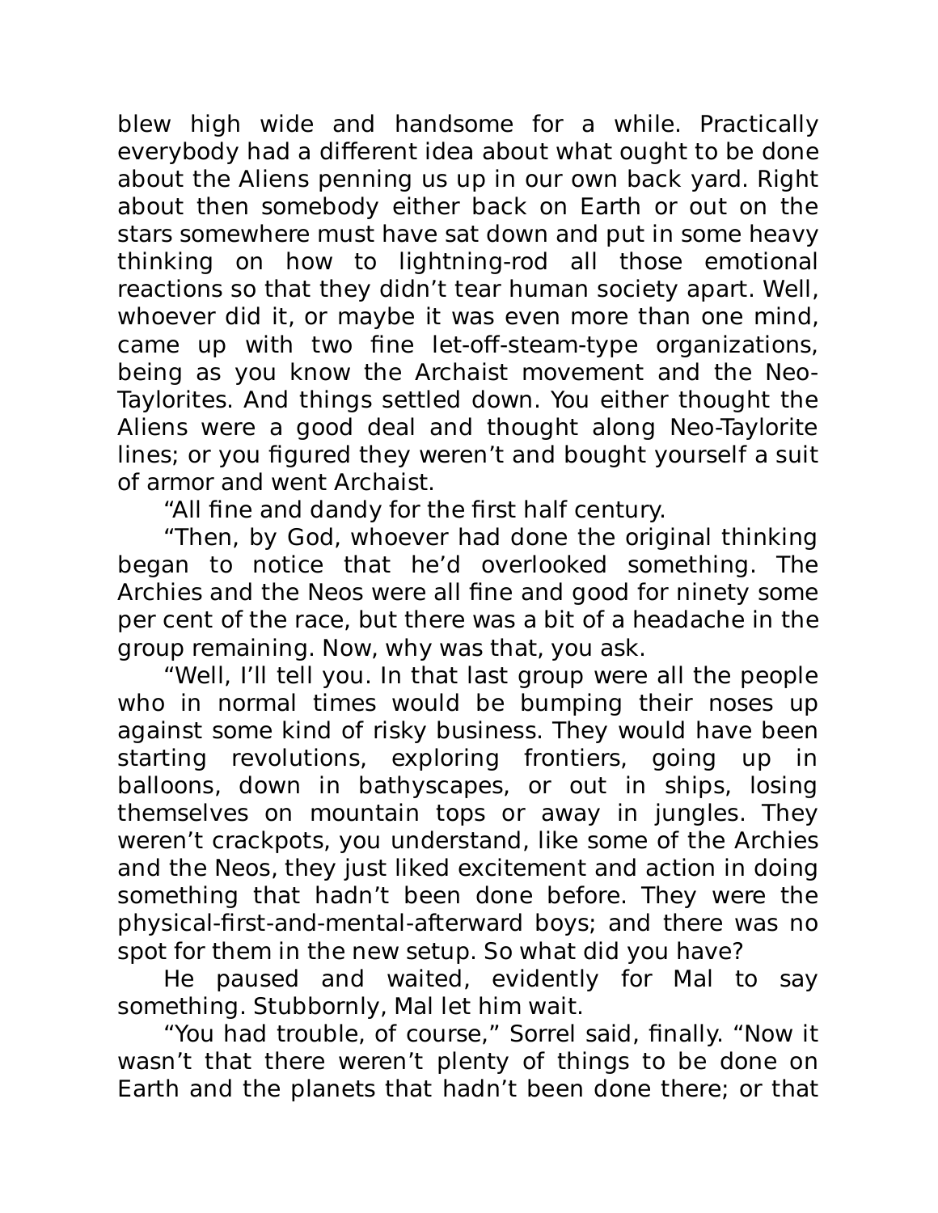blew high wide and handsome for a while. Practically everybody had a different idea about what ought to be done about the Aliens penning us up in our own back yard. Right about then somebody either back on Earth or out on the stars somewhere must have sat down and put in some heavy thinking on how to lightning-rod all those emotional reactions so that they didn't tear human society apart. Well, whoever did it, or maybe it was even more than one mind, came up with two fine let-off-steam-type organizations, being as you know the Archaist movement and the Neo-Taylorites. And things settled down. You either thought the Aliens were a good deal and thought along Neo-Taylorite lines; or you figured they weren't and bought yourself a suit of armor and went Archaist.

"All fine and dandy for the first half century.

"Then, by God, whoever had done the original thinking began to notice that he'd overlooked something. The Archies and the Neos were all fine and good for ninety some per cent of the race, but there was a bit of a headache in the group remaining. Now, why was that, you ask.

"Well, I'll tell you. In that last group were all the people who in normal times would be bumping their noses up against some kind of risky business. They would have been starting revolutions, exploring frontiers, going up in balloons, down in bathyscapes, or out in ships, losing themselves on mountain tops or away in jungles. They weren't crackpots, you understand, like some of the Archies and the Neos, they just liked excitement and action in doing something that hadn't been done before. They were the physical-first-and-mental-afterward boys; and there was no spot for them in the new setup. So what did you have?

He paused and waited, evidently for Mal to say something. Stubbornly, Mal let him wait.

"You had trouble, of course," Sorrel said, finally. "Now it wasn't that there weren't plenty of things to be done on Earth and the planets that hadn't been done there; or that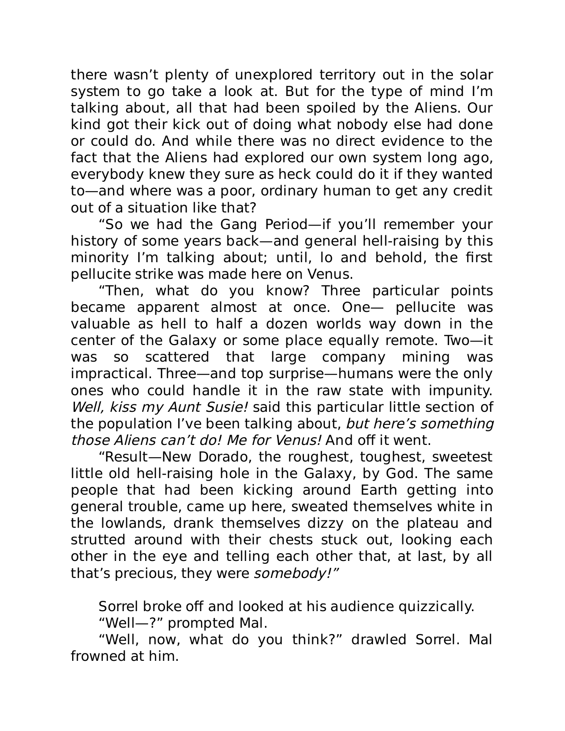there wasn't plenty of unexplored territory out in the solar system to go take a look at. But for the type of mind I'm talking about, all that had been spoiled by the Aliens. Our kind got their kick out of doing what nobody else had done or could do. And while there was no direct evidence to the fact that the Aliens had explored our own system long ago, everybody knew they sure as heck could do it if they wanted to—and where was a poor, ordinary human to get any credit out of a situation like that?

"So we had the Gang Period—if you'll remember your history of some years back—and general hell-raising by this minority I'm talking about; until, lo and behold, the first pellucite strike was made here on Venus.

"Then, what do you know? Three particular points became apparent almost at once. One— pellucite was valuable as hell to half a dozen worlds way down in the center of the Galaxy or some place equally remote. Two—it was so scattered that large company mining was impractical. Three—and top surprise—humans were the only ones who could handle it in the raw state with impunity. *Well, kiss my Aunt Susie!* said this particular little section of the population I've been talking about, *but here's something those Aliens can't do! Me for Venus!* And off it went.

"Result—New Dorado, the roughest, toughest, sweetest little old hell-raising hole in the Galaxy, by God. The same people that had been kicking around Earth getting into general trouble, came up here, sweated themselves white in the lowlands, drank themselves dizzy on the plateau and strutted around with their chests stuck out, looking each other in the eye and telling each other that, at last, by all that's precious, they were *somebody!"*

Sorrel broke off and looked at his audience quizzically.

"Well—?" prompted Mal.

"Well, now, what do you think?" drawled Sorrel. Mal frowned at him.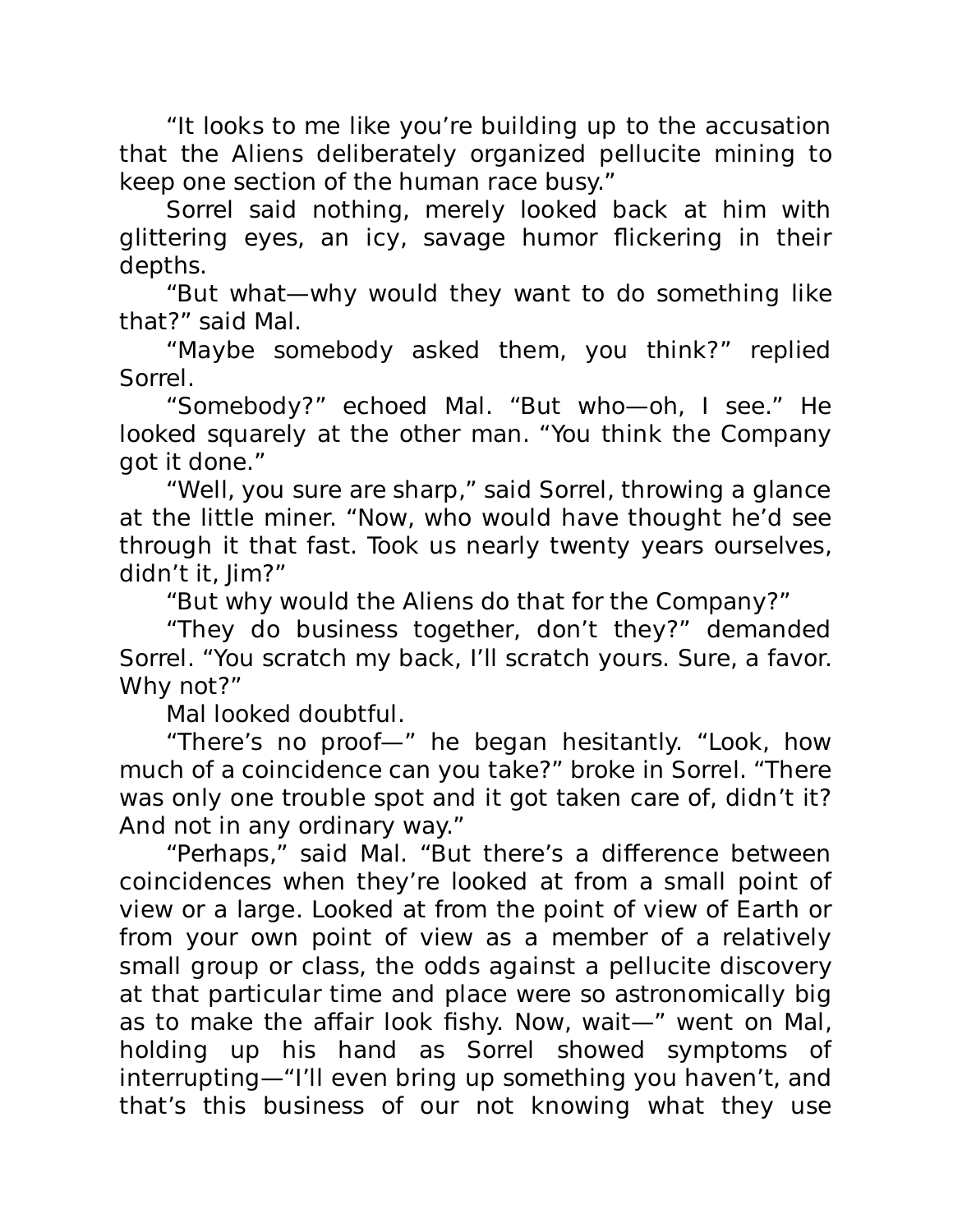"It looks to me like you're building up to the accusation that the Aliens deliberately organized pellucite mining to keep one section of the human race busy."

Sorrel said nothing, merely looked back at him with glittering eyes, an icy, savage humor flickering in their depths.

"But what—why would they want to do something like that?" said Mal.

"Maybe somebody asked them, you think?" replied Sorrel.

"Somebody?" echoed Mal. "But who—oh, I see." He looked squarely at the other man. "You think the Company got it done."

"Well, you sure are sharp," said Sorrel, throwing a glance at the little miner. "Now, who would have thought he'd see through it that fast. Took us nearly twenty years ourselves, didn't it, Jim?"

"But why would the Aliens do that for the Company?"

"They do business together, don't they?" demanded Sorrel. "You scratch my back, I'll scratch yours. Sure, a favor. Why not?"

Mal looked doubtful.

"There's no proof—" he began hesitantly. "Look, how much of a coincidence can you take?" broke in Sorrel. "There was only one trouble spot and it got taken care of, didn't it? And not in any ordinary way."

"Perhaps," said Mal. "But there's a difference between coincidences when they're looked at from a small point of view or a large. Looked at from the point of view of Earth or from your own point of view as a member of a relatively small group or class, the odds against a pellucite discovery at that particular time and place were so astronomically big as to make the affair look fishy. Now, wait—" went on Mal, holding up his hand as Sorrel showed symptoms of interrupting—"I'll even bring up something you haven't, and that's this business of our not knowing what they use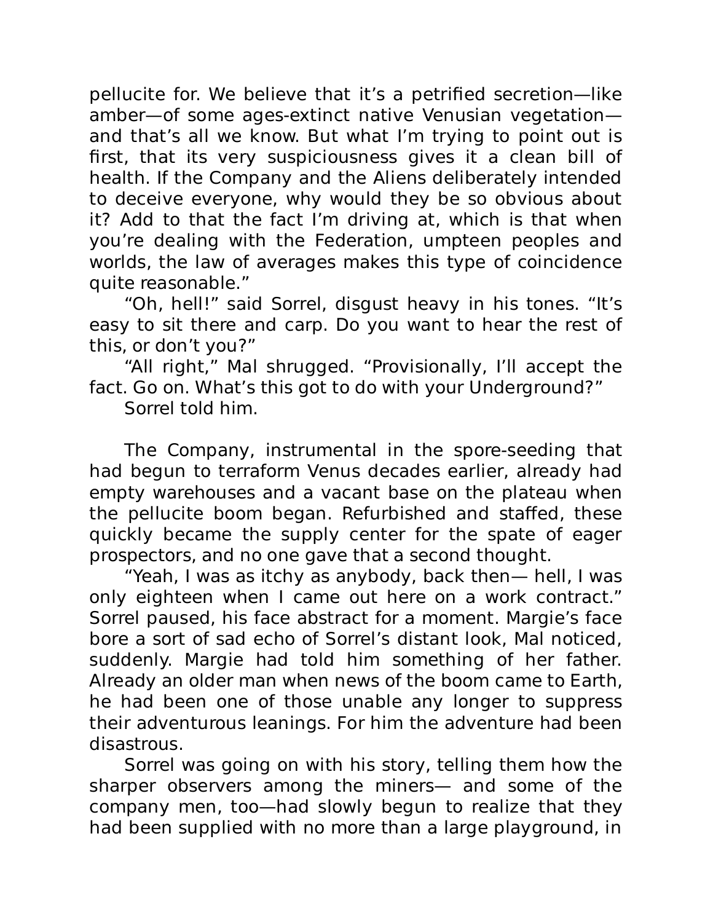pellucite for. We believe that it's a petrified secretion—like amber—of some ages-extinct native Venusian vegetation—and that's all we know. But what I'm trying to point out is first, that its very suspiciousness gives it a clean bill of health. If the Company and the Aliens deliberately intended to deceive everyone, why would they be so obvious about it? Add to that the fact I'm driving at, which is that when you're dealing with the Federation, umpteen peoples and worlds, the law of averages makes this type of coincidence quite reasonable."

"Oh, hell!" said Sorrel, disgust heavy in his tones. "It's easy to sit there and carp. Do you want to hear the rest of this, or don't you?"

"All right," Mal shrugged. "Provisionally, I'll accept the fact. Go on. What's this got to do with your Underground?"

Sorrel told him.

The Company, instrumental in the spore-seeding that had begun to terraform Venus decades earlier, already had empty warehouses and a vacant base on the plateau when the pellucite boom began. Refurbished and staffed, these quickly became the supply center for the spate of eager prospectors, and no one gave that a second thought.

"Yeah, I was as itchy as anybody, back then— hell, I was only eighteen when I came out here on a work contract." Sorrel paused, his face abstract for a moment. Margie's face bore a sort of sad echo of Sorrel's distant look, Mal noticed, suddenly. Margie had told him something of her father. Already an older man when news of the boom came to Earth, he had been one of those unable any longer to suppress their adventurous leanings. For him the adventure had been disastrous.

Sorrel was going on with his story, telling them how the sharper observers among the miners— and some of the company men, too—had slowly begun to realize that they had been supplied with no more than a large playground, in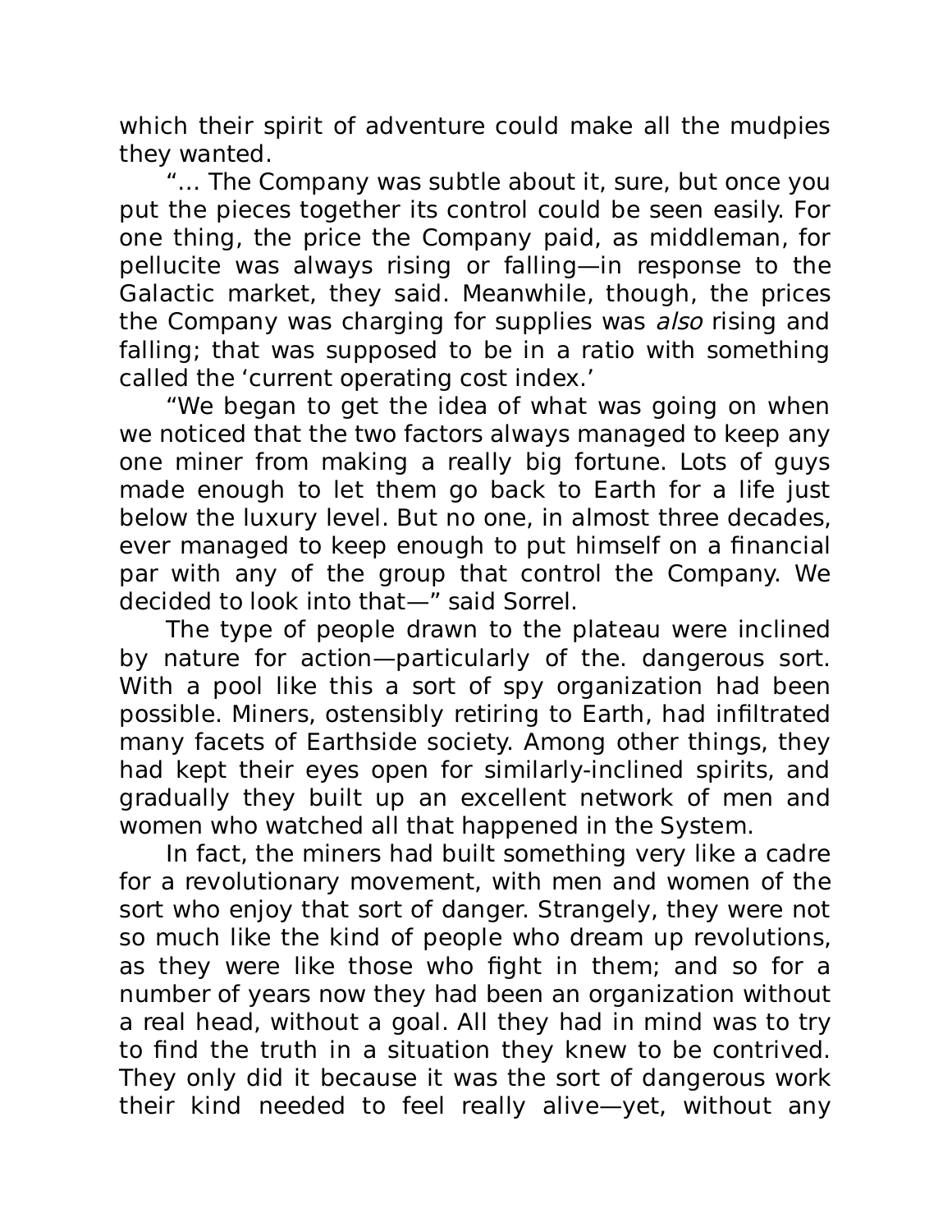which their spirit of adventure could make all the mudpies they wanted.

"… The Company was subtle about it, sure, but once you put the pieces together its control could be seen easily. For one thing, the price the Company paid, as middleman, for pellucite was always rising or falling—in response to the Galactic market, they said. Meanwhile, though, the prices the Company was charging for supplies was *also* rising and falling; that was supposed to be in a ratio with something called the 'current operating cost index.'

"We began to get the idea of what was going on when we noticed that the two factors always managed to keep any one miner from making a really big fortune. Lots of guys made enough to let them go back to Earth for a life just below the luxury level. But no one, in almost three decades, ever managed to keep enough to put himself on a financial par with any of the group that control the Company. We decided to look into that—" said Sorrel.

The type of people drawn to the plateau were inclined by nature for action—particularly of the. dangerous sort. With a pool like this a sort of spy organization had been possible. Miners, ostensibly retiring to Earth, had infiltrated many facets of Earthside society. Among other things, they had kept their eyes open for similarly-inclined spirits, and gradually they built up an excellent network of men and women who watched all that happened in the System.

In fact, the miners had built something very like a cadre for a revolutionary movement, with men and women of the sort who enjoy that sort of danger. Strangely, they were not so much like the kind of people who dream up revolutions, as they were like those who fight in them; and so for a number of years now they had been an organization without a real head, without a goal. All they had in mind was to try to find the truth in a situation they knew to be contrived. They only did it because it was the sort of dangerous work their kind needed to feel really alive—yet, without any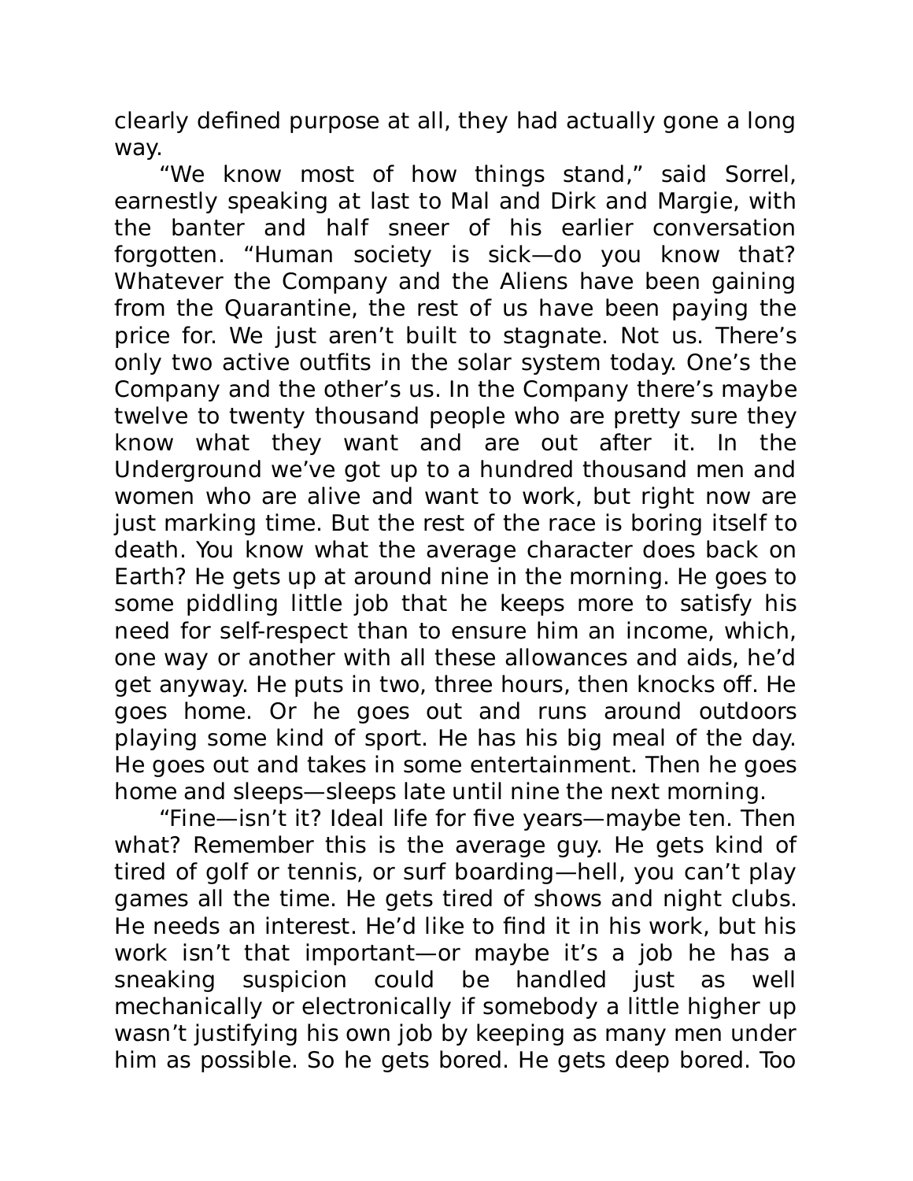clearly defined purpose at all, they had actually gone a long way.

"We know most of how things stand," said Sorrel, earnestly speaking at last to Mal and Dirk and Margie, with the banter and half sneer of his earlier conversation forgotten. "Human society is sick—do you know that? Whatever the Company and the Aliens have been gaining from the Quarantine, the rest of us have been paying the price for. We just aren't built to stagnate. Not us. There's only two active outfits in the solar system today. One's the Company and the other's us. In the Company there's maybe twelve to twenty thousand people who are pretty sure they know what they want and are out after it. In the Underground we've got up to a hundred thousand men and women who are alive and want to work, but right now are just marking time. But the rest of the race is boring itself to death. You know what the average character does back on Earth? He gets up at around nine in the morning. He goes to some piddling little job that he keeps more to satisfy his need for self-respect than to ensure him an income, which, one way or another with all these allowances and aids, he'd get anyway. He puts in two, three hours, then knocks off. He goes home. Or he goes out and runs around outdoors playing some kind of sport. He has his big meal of the day. He goes out and takes in some entertainment. Then he goes home and sleeps—sleeps late until nine the next morning.

"Fine—isn't it? Ideal life for five years—maybe ten. Then what? Remember this is the average guy. He gets kind of tired of golf or tennis, or surf boarding—hell, you can't play games all the time. He gets tired of shows and night clubs. He needs an interest. He'd like to find it in his work, but his work isn't that important—or maybe it's a job he has a sneaking suspicion could be handled just as well mechanically or electronically if somebody a little higher up wasn't justifying his own job by keeping as many men under him as possible. So he gets bored. He gets deep bored. Too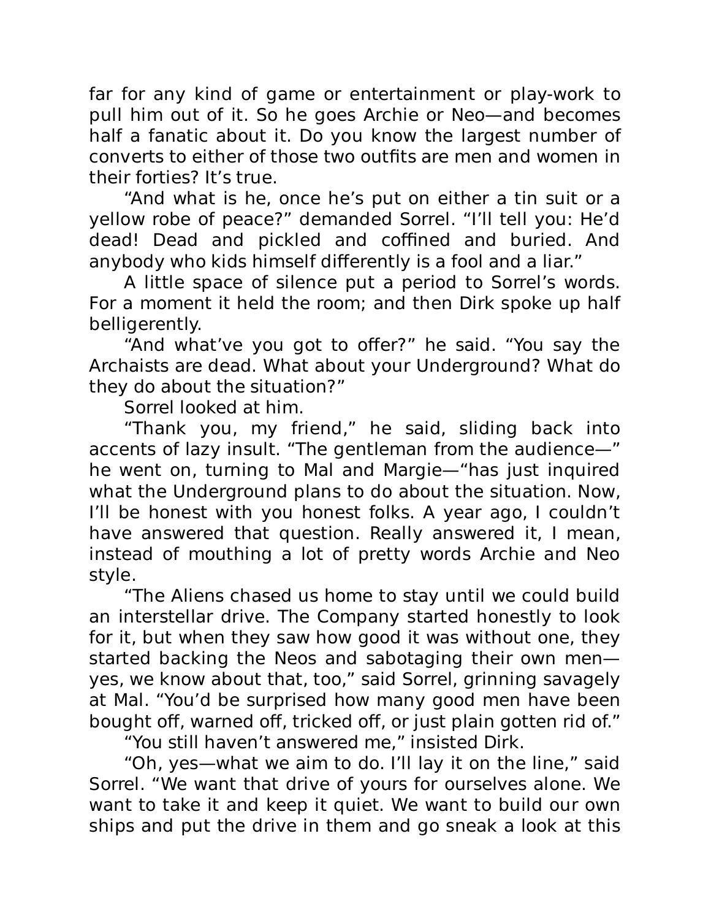far for any kind of game or entertainment or play-work to pull him out of it. So he goes Archie or Neo—and becomes half a fanatic about it. Do you know the largest number of converts to either of those two outfits are men and women in their forties? It's true.

"And what is he, once he's put on either a tin suit or a yellow robe of peace?" demanded Sorrel. "I'll tell you: He'd dead! Dead and pickled and coffined and buried. And anybody who kids himself differently is a fool and a liar."

A little space of silence put a period to Sorrel's words. For a moment it held the room; and then Dirk spoke up half belligerently.

"And what've you got to offer?" he said. "You say the Archaists are dead. What about your Underground? What do they do about the situation?"

Sorrel looked at him.

"Thank you, my friend," he said, sliding back into accents of lazy insult. "The gentleman from the audience—" he went on, turning to Mal and Margie—"has just inquired what the Underground plans to do about the situation. Now, I'll be honest with you honest folks. A year ago, I couldn't have answered that question. Really answered it, I mean, instead of mouthing a lot of pretty words Archie and Neo style.

"The Aliens chased us home to stay until we could build an interstellar drive. The Company started honestly to look for it, but when they saw how good it was without one, they started backing the Neos and sabotaging their own men—yes, we know about that, too," said Sorrel, grinning savagely at Mal. "You'd be surprised how many good men have been bought off, warned off, tricked off, or just plain gotten rid of."

"You still haven't answered me," insisted Dirk.

"Oh, yes—what we aim to do. I'll lay it on the line," said Sorrel. "We want that drive of yours for ourselves alone. We want to take it and keep it quiet. We want to build our own ships and put the drive in them and go sneak a look at this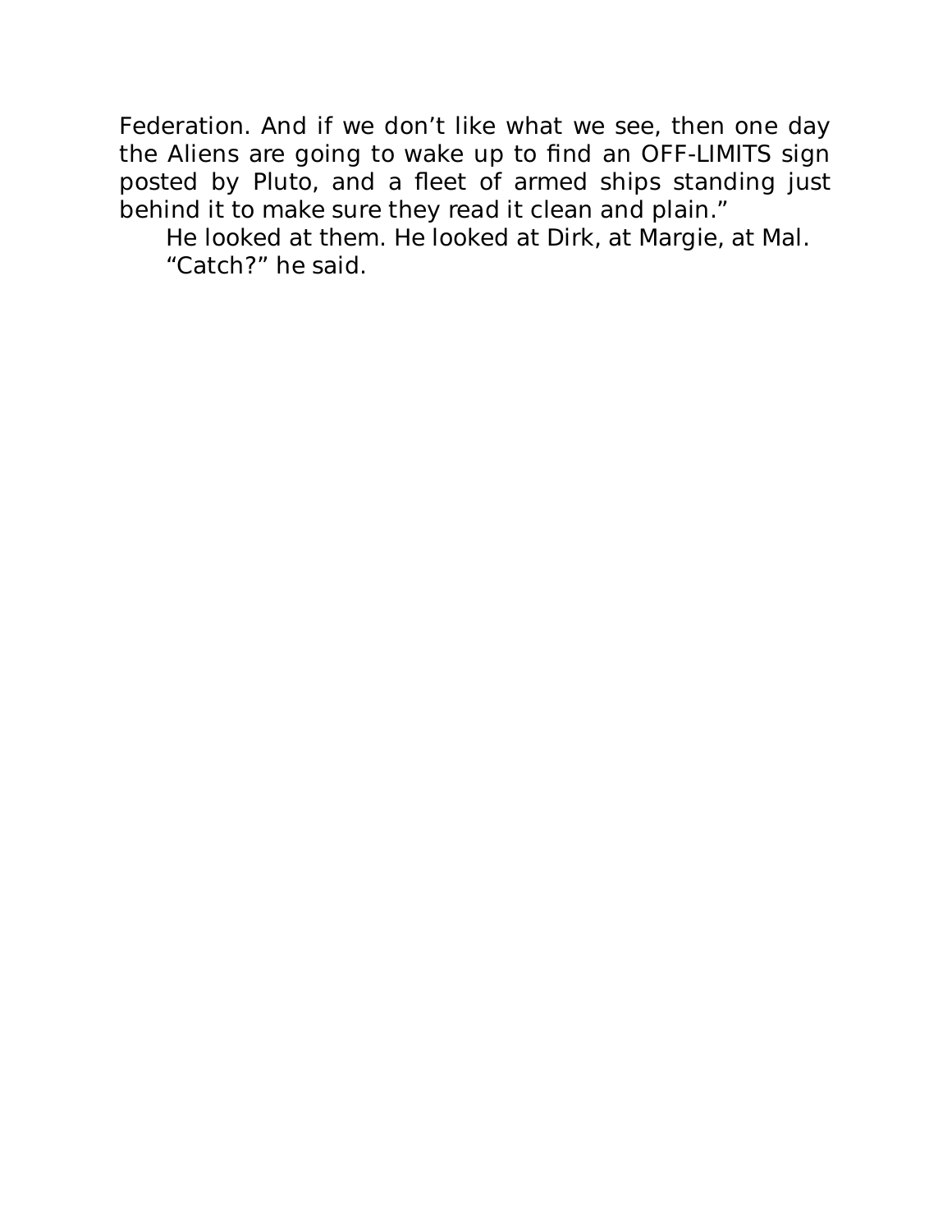Federation. And if we don't like what we see, then one day the Aliens are going to wake up to find an OFF-LIMITS sign posted by Pluto, and a fleet of armed ships standing just behind it to make sure they read it clean and plain."

He looked at them. He looked at Dirk, at Margie, at Mal.

"Catch?" he said.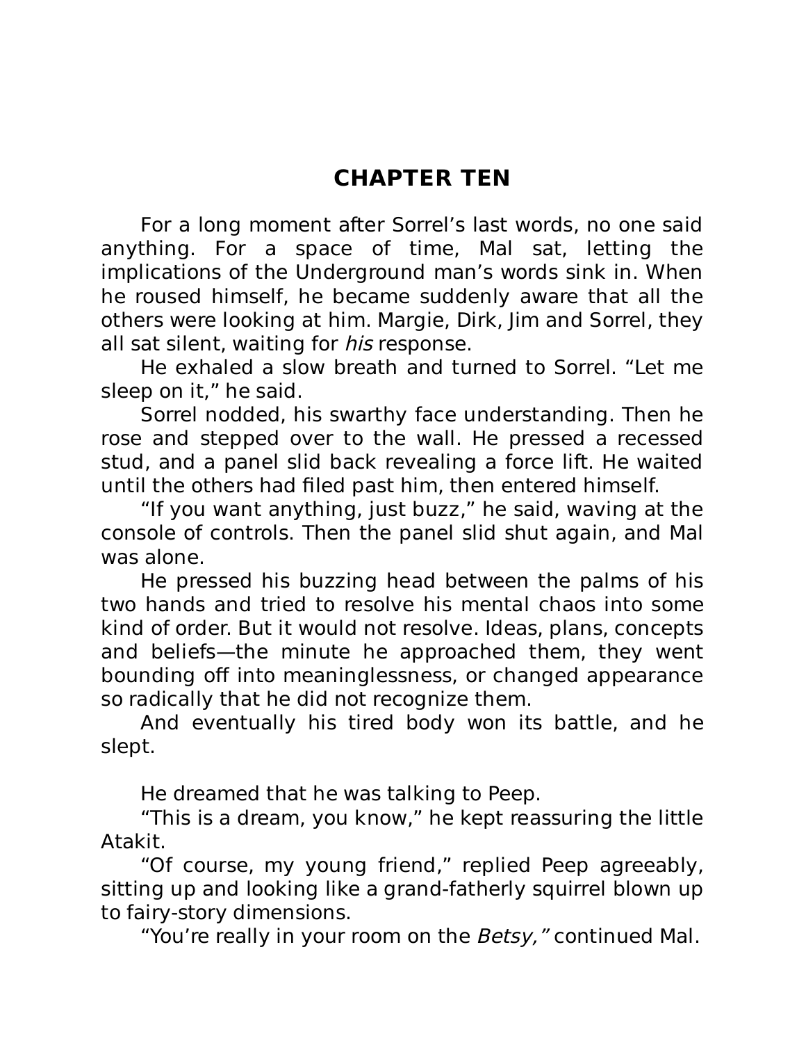# CHAPTER TEN

For a long moment after Sorrel's last words, no one said anything. For a space of time, Mal sat, letting the implications of the Underground man's words sink in. When he roused himself, he became suddenly aware that all the others were looking at him. Margie, Dirk, Jim and Sorrel, they all sat silent, waiting for *his* response.

He exhaled a slow breath and turned to Sorrel. "Let me sleep on it," he said.

Sorrel nodded, his swarthy face understanding. Then he rose and stepped over to the wall. He pressed a recessed stud, and a panel slid back revealing a force lift. He waited until the others had filed past him, then entered himself.

"If you want anything, just buzz," he said, waving at the console of controls. Then the panel slid shut again, and Mal was alone.

He pressed his buzzing head between the palms of his two hands and tried to resolve his mental chaos into some kind of order. But it would not resolve. Ideas, plans, concepts and beliefs—the minute he approached them, they went bounding off into meaninglessness, or changed appearance so radically that he did not recognize them.

And eventually his tired body won its battle, and he slept.

He dreamed that he was talking to Peep.

"This is a dream, you know," he kept reassuring the little Atakit.

"Of course, my young friend," replied Peep agreeably, sitting up and looking like a grand-fatherly squirrel blown up to fairy-story dimensions.

"You're really in your room on the *Betsy,"* continued Mal.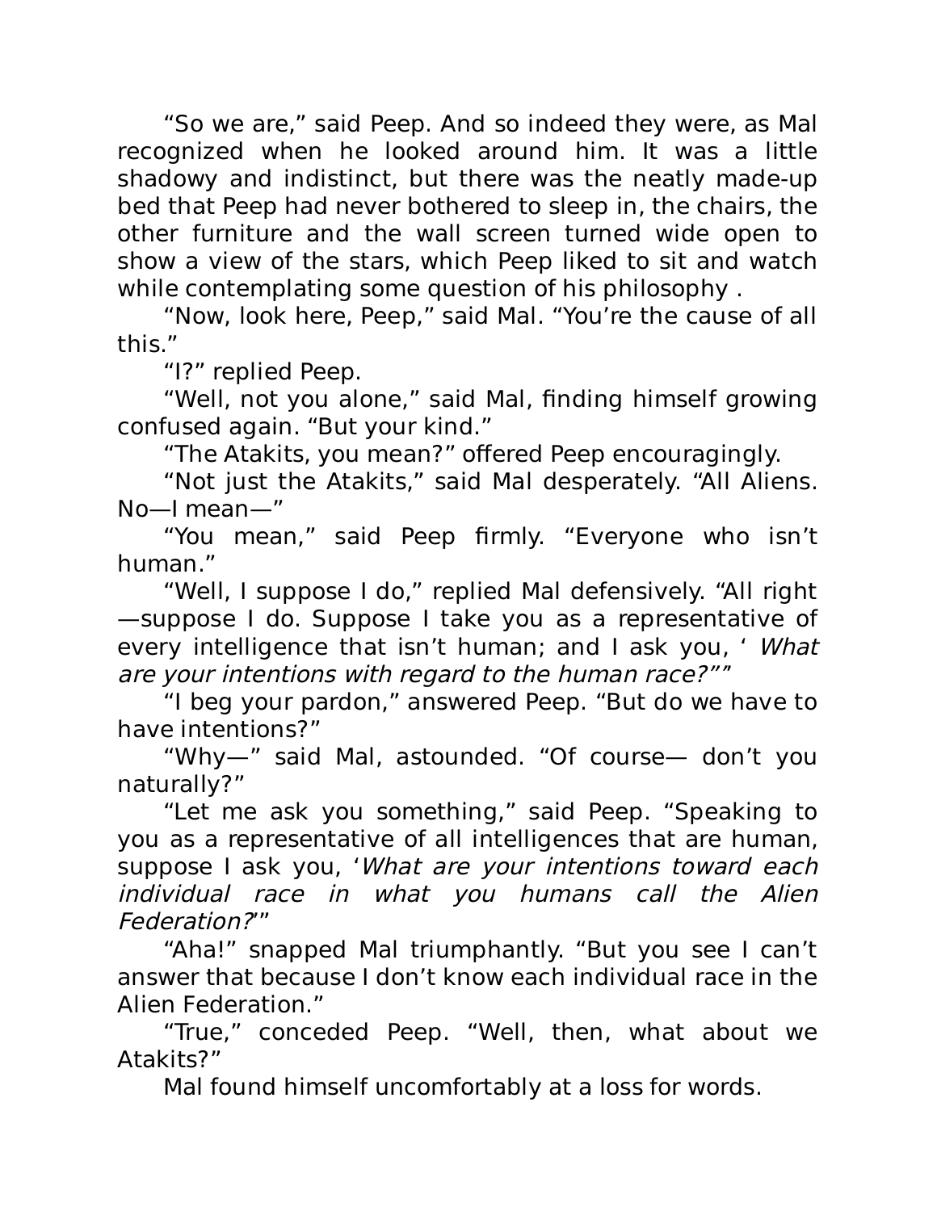“So we are,” said Peep. And so indeed they were, as Mal recognized when he looked around him. It was a little shadowy and indistinct, but there was the neatly made-up bed that Peep had never bothered to sleep in, the chairs, the other furniture and the wall screen turned wide open to show a view of the stars, which Peep liked to sit and watch while contemplating some question of his philosophy .

“Now, look here, Peep,” said Mal. “You’re the cause of all this.”

“I?” replied Peep.

“Well, not you alone,” said Mal, finding himself growing confused again. “But your kind.”

“The Atakits, you mean?” offered Peep encouragingly.

“Not just the Atakits,” said Mal desperately. “All Aliens. No—I mean—”

“You mean,” said Peep firmly. “Everyone who isn’t human.”

“Well, I suppose I do,” replied Mal defensively. “All right—suppose I do. Suppose I take you as a representative of every intelligence that isn’t human; and I ask you, ‘ *What are your intentions with regard to the human race?*””

“I beg your pardon,” answered Peep. “But do we have to have intentions?”

“Why—” said Mal, astounded. “Of course— don’t you naturally?”

“Let me ask you something,” said Peep. “Speaking to you as a representative of all intelligences that are human, suppose I ask you, ‘*What are your intentions toward each individual race in what you humans call the Alien Federation?*’”

“Aha!” snapped Mal triumphantly. “But you see I can’t answer that because I don’t know each individual race in the Alien Federation.”

“True,” conceded Peep. “Well, then, what about we Atakits?”

Mal found himself uncomfortably at a loss for words.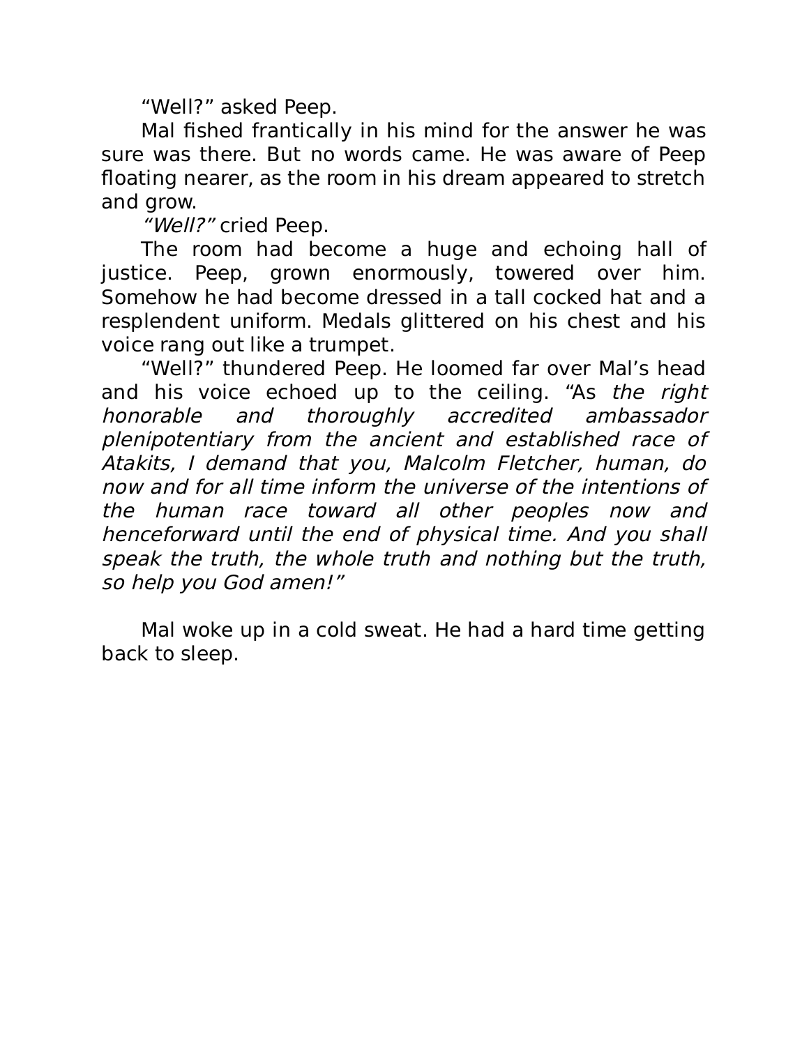"Well?" asked Peep.

Mal fished frantically in his mind for the answer he was sure was there. But no words came. He was aware of Peep floating nearer, as the room in his dream appeared to stretch and grow.

*"Well?"* cried Peep.

The room had become a huge and echoing hall of justice. Peep, grown enormously, towered over him. Somehow he had become dressed in a tall cocked hat and a resplendent uniform. Medals glittered on his chest and his voice rang out like a trumpet.

"Well?" thundered Peep. He loomed far over Mal's head and his voice echoed up to the ceiling. "As *the right honorable and thoroughly accredited ambassador plenipotentiary from the ancient and established race of Atakits, I demand that you, Malcolm Fletcher, human, do now and for all time inform the universe of the intentions of the human race toward all other peoples now and henceforward until the end of physical time. And you shall speak the truth, the whole truth and nothing but the truth, so help you God amen!"*

Mal woke up in a cold sweat. He had a hard time getting back to sleep.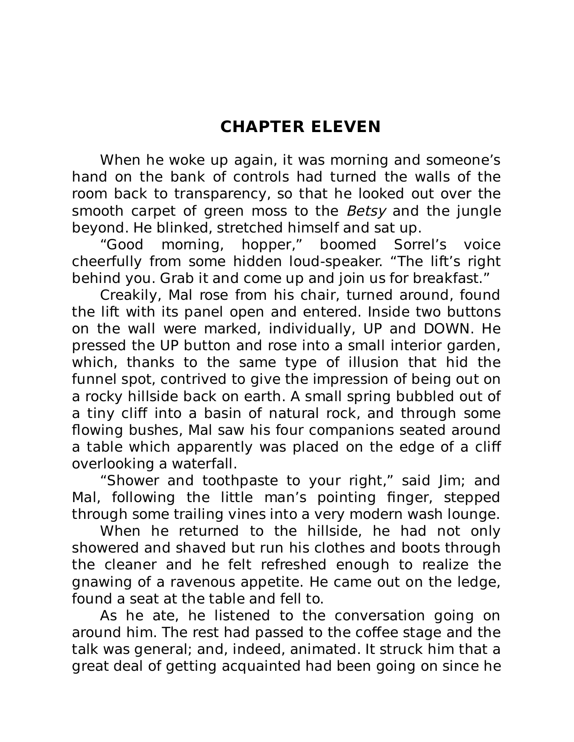## CHAPTER ELEVEN

When he woke up again, it was morning and someone's hand on the bank of controls had turned the walls of the room back to transparency, so that he looked out over the smooth carpet of green moss to the *Betsy* and the jungle beyond. He blinked, stretched himself and sat up.

"Good morning, hopper," boomed Sorrel's voice cheerfully from some hidden loud-speaker. "The lift's right behind you. Grab it and come up and join us for breakfast."

Creakily, Mal rose from his chair, turned around, found the lift with its panel open and entered. Inside two buttons on the wall were marked, individually, UP and DOWN. He pressed the UP button and rose into a small interior garden, which, thanks to the same type of illusion that hid the funnel spot, contrived to give the impression of being out on a rocky hillside back on earth. A small spring bubbled out of a tiny cliff into a basin of natural rock, and through some flowing bushes, Mal saw his four companions seated around a table which apparently was placed on the edge of a cliff overlooking a waterfall.

"Shower and toothpaste to your right," said Jim; and Mal, following the little man's pointing finger, stepped through some trailing vines into a very modern wash lounge.

When he returned to the hillside, he had not only showered and shaved but run his clothes and boots through the cleaner and he felt refreshed enough to realize the gnawing of a ravenous appetite. He came out on the ledge, found a seat at the table and fell to.

As he ate, he listened to the conversation going on around him. The rest had passed to the coffee stage and the talk was general; and, indeed, animated. It struck him that a great deal of getting acquainted had been going on since he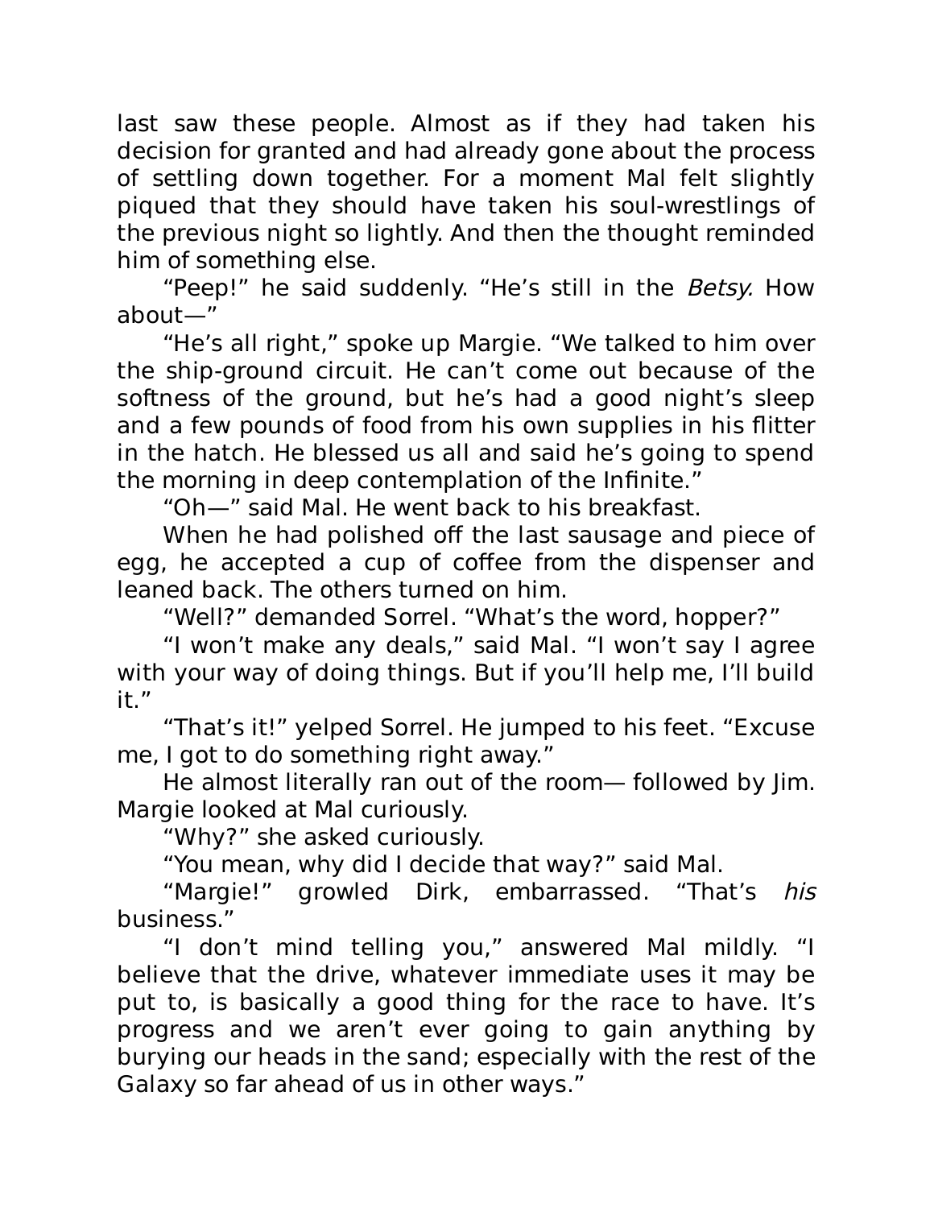last saw these people. Almost as if they had taken his decision for granted and had already gone about the process of settling down together. For a moment Mal felt slightly piqued that they should have taken his soul-wrestlings of the previous night so lightly. And then the thought reminded him of something else.

"Peep!" he said suddenly. "He's still in the *Betsy.* How about—"

"He's all right," spoke up Margie. "We talked to him over the ship-ground circuit. He can't come out because of the softness of the ground, but he's had a good night's sleep and a few pounds of food from his own supplies in his flitter in the hatch. He blessed us all and said he's going to spend the morning in deep contemplation of the Infinite."

"Oh—" said Mal. He went back to his breakfast.

When he had polished off the last sausage and piece of egg, he accepted a cup of coffee from the dispenser and leaned back. The others turned on him.

"Well?" demanded Sorrel. "What's the word, hopper?"

"I won't make any deals," said Mal. "I won't say I agree with your way of doing things. But if you'll help me, I'll build it."

"That's it!" yelped Sorrel. He jumped to his feet. "Excuse me, I got to do something right away."

He almost literally ran out of the room— followed by Jim. Margie looked at Mal curiously.

"Why?" she asked curiously.

"You mean, why did I decide that way?" said Mal.

"Margie!" growled Dirk, embarrassed. "That's *his* business."

"I don't mind telling you," answered Mal mildly. "I believe that the drive, whatever immediate uses it may be put to, is basically a good thing for the race to have. It's progress and we aren't ever going to gain anything by burying our heads in the sand; especially with the rest of the Galaxy so far ahead of us in other ways."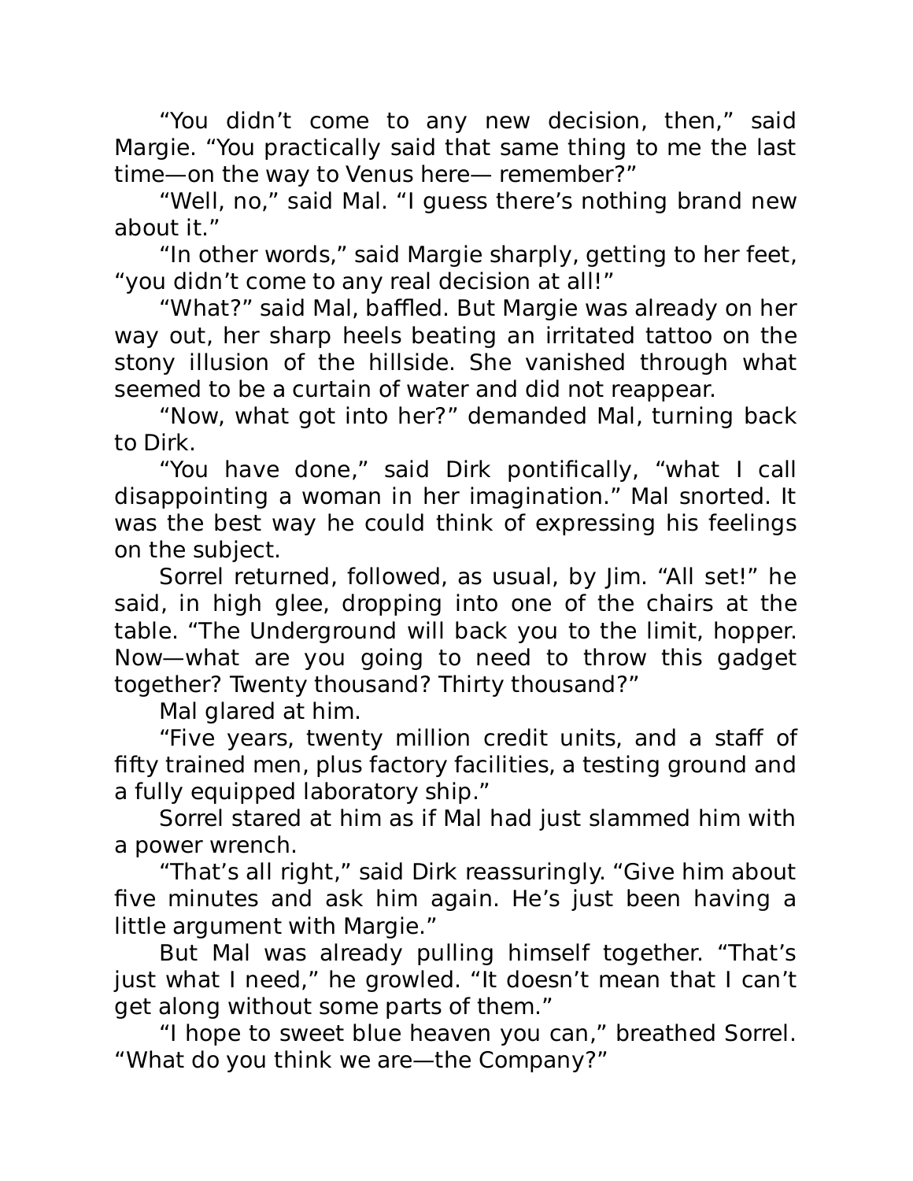"You didn't come to any new decision, then," said Margie. "You practically said that same thing to me the last time—on the way to Venus here— remember?"

"Well, no," said Mal. "I guess there's nothing brand new about it."

"In other words," said Margie sharply, getting to her feet, "you didn't come to any real decision at all!"

"What?" said Mal, baffled. But Margie was already on her way out, her sharp heels beating an irritated tattoo on the stony illusion of the hillside. She vanished through what seemed to be a curtain of water and did not reappear.

"Now, what got into her?" demanded Mal, turning back to Dirk.

"You have done," said Dirk pontifically, "what I call disappointing a woman in her imagination." Mal snorted. It was the best way he could think of expressing his feelings on the subject.

Sorrel returned, followed, as usual, by Jim. "All set!" he said, in high glee, dropping into one of the chairs at the table. "The Underground will back you to the limit, hopper. Now—what are you going to need to throw this gadget together? Twenty thousand? Thirty thousand?"

Mal glared at him.

"Five years, twenty million credit units, and a staff of fifty trained men, plus factory facilities, a testing ground and a fully equipped laboratory ship."

Sorrel stared at him as if Mal had just slammed him with a power wrench.

"That's all right," said Dirk reassuringly. "Give him about five minutes and ask him again. He's just been having a little argument with Margie."

But Mal was already pulling himself together. "That's just what I need," he growled. "It doesn't mean that I can't get along without some parts of them."

"I hope to sweet blue heaven you can," breathed Sorrel. "What do you think we are—the Company?"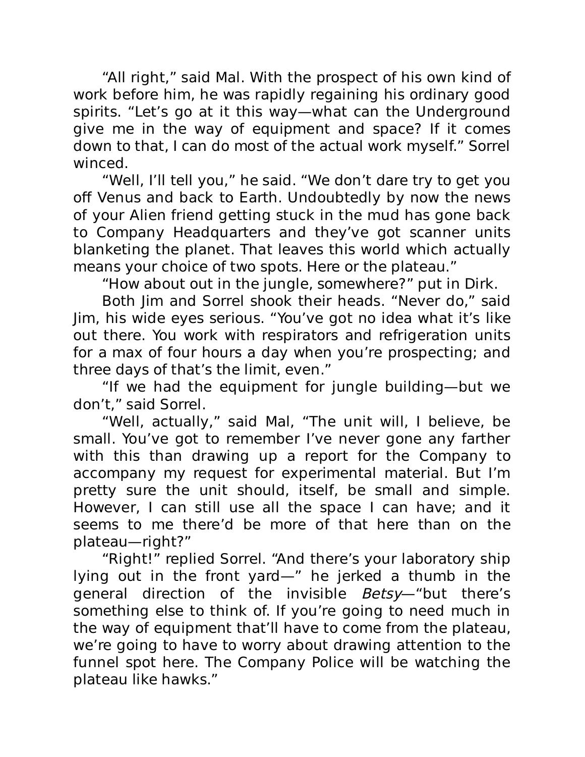"All right," said Mal. With the prospect of his own kind of work before him, he was rapidly regaining his ordinary good spirits. "Let's go at it this way—what can the Underground give me in the way of equipment and space? If it comes down to that, I can do most of the actual work myself." Sorrel winced.

"Well, I'll tell you," he said. "We don't dare try to get you off Venus and back to Earth. Undoubtedly by now the news of your Alien friend getting stuck in the mud has gone back to Company Headquarters and they've got scanner units blanketing the planet. That leaves this world which actually means your choice of two spots. Here or the plateau."

"How about out in the jungle, somewhere?" put in Dirk.

Both Jim and Sorrel shook their heads. "Never do," said Jim, his wide eyes serious. "You've got no idea what it's like out there. You work with respirators and refrigeration units for a max of four hours a day when you're prospecting; and three days of that's the limit, even."

"If we had the equipment for jungle building—but we don't," said Sorrel.

"Well, actually," said Mal, "The unit will, I believe, be small. You've got to remember I've never gone any farther with this than drawing up a report for the Company to accompany my request for experimental material. But I'm pretty sure the unit should, itself, be small and simple. However, I can still use all the space I can have; and it seems to me there'd be more of that here than on the plateau—right?"

"Right!" replied Sorrel. "And there's your laboratory ship lying out in the front yard—" he jerked a thumb in the general direction of the invisible *Betsy*—"but there's something else to think of. If you're going to need much in the way of equipment that'll have to come from the plateau, we're going to have to worry about drawing attention to the funnel spot here. The Company Police will be watching the plateau like hawks."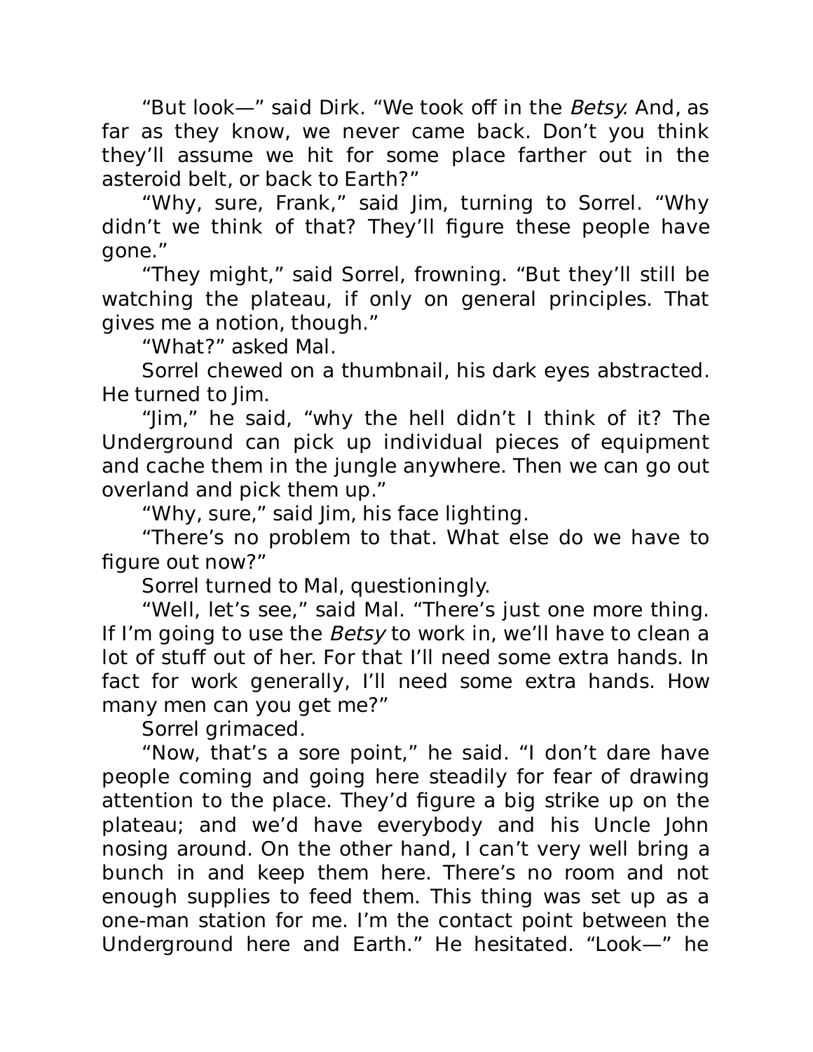"But look—" said Dirk. "We took off in the *Betsy.* And, as far as they know, we never came back. Don't you think they'll assume we hit for some place farther out in the asteroid belt, or back to Earth?"

"Why, sure, Frank," said Jim, turning to Sorrel. "Why didn't we think of that? They'll figure these people have gone."

"They might," said Sorrel, frowning. "But they'll still be watching the plateau, if only on general principles. That gives me a notion, though."

"What?" asked Mal.

Sorrel chewed on a thumbnail, his dark eyes abstracted. He turned to Jim.

"Jim," he said, "why the hell didn't I think of it? The Underground can pick up individual pieces of equipment and cache them in the jungle anywhere. Then we can go out overland and pick them up."

"Why, sure," said Jim, his face lighting.

"There's no problem to that. What else do we have to figure out now?"

Sorrel turned to Mal, questioningly.

"Well, let's see," said Mal. "There's just one more thing. If I'm going to use the *Betsy* to work in, we'll have to clean a lot of stuff out of her. For that I'll need some extra hands. In fact for work generally, I'll need some extra hands. How many men can you get me?"

Sorrel grimaced.

"Now, that's a sore point," he said. "I don't dare have people coming and going here steadily for fear of drawing attention to the place. They'd figure a big strike up on the plateau; and we'd have everybody and his Uncle John nosing around. On the other hand, I can't very well bring a bunch in and keep them here. There's no room and not enough supplies to feed them. This thing was set up as a one-man station for me. I'm the contact point between the Underground here and Earth." He hesitated. "Look—" he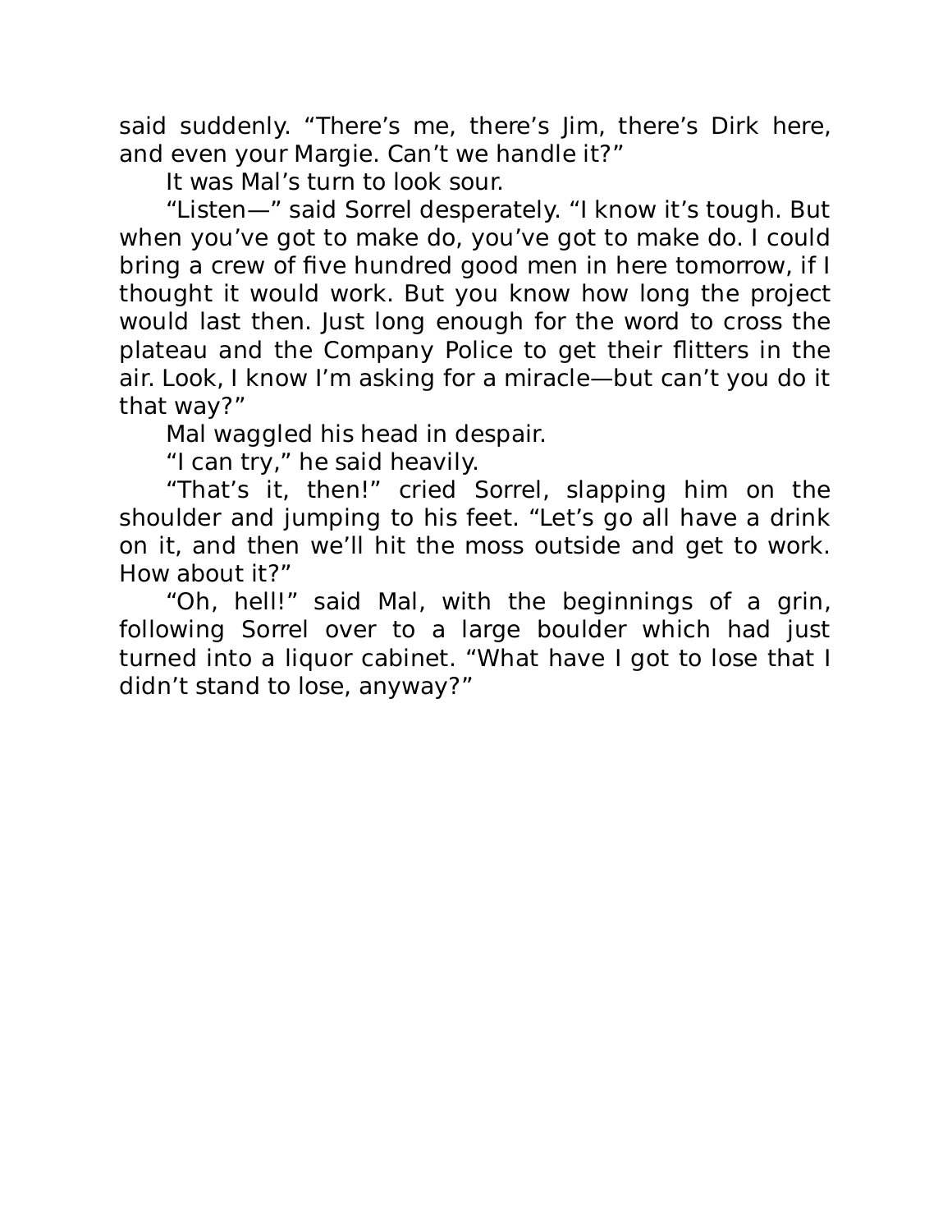said suddenly. “There’s me, there’s Jim, there’s Dirk here, and even your Margie. Can’t we handle it?”

It was Mal’s turn to look sour.

“Listen—” said Sorrel desperately. “I know it’s tough. But when you’ve got to make do, you’ve got to make do. I could bring a crew of five hundred good men in here tomorrow, if I thought it would work. But you know how long the project would last then. Just long enough for the word to cross the plateau and the Company Police to get their flitters in the air. Look, I know I’m asking for a miracle—but can’t you do it that way?”

Mal waggled his head in despair.

“I can try,” he said heavily.

“That’s it, then!” cried Sorrel, slapping him on the shoulder and jumping to his feet. “Let’s go all have a drink on it, and then we’ll hit the moss outside and get to work. How about it?”

“Oh, hell!” said Mal, with the beginnings of a grin, following Sorrel over to a large boulder which had just turned into a liquor cabinet. “What have I got to lose that I didn’t stand to lose, anyway?”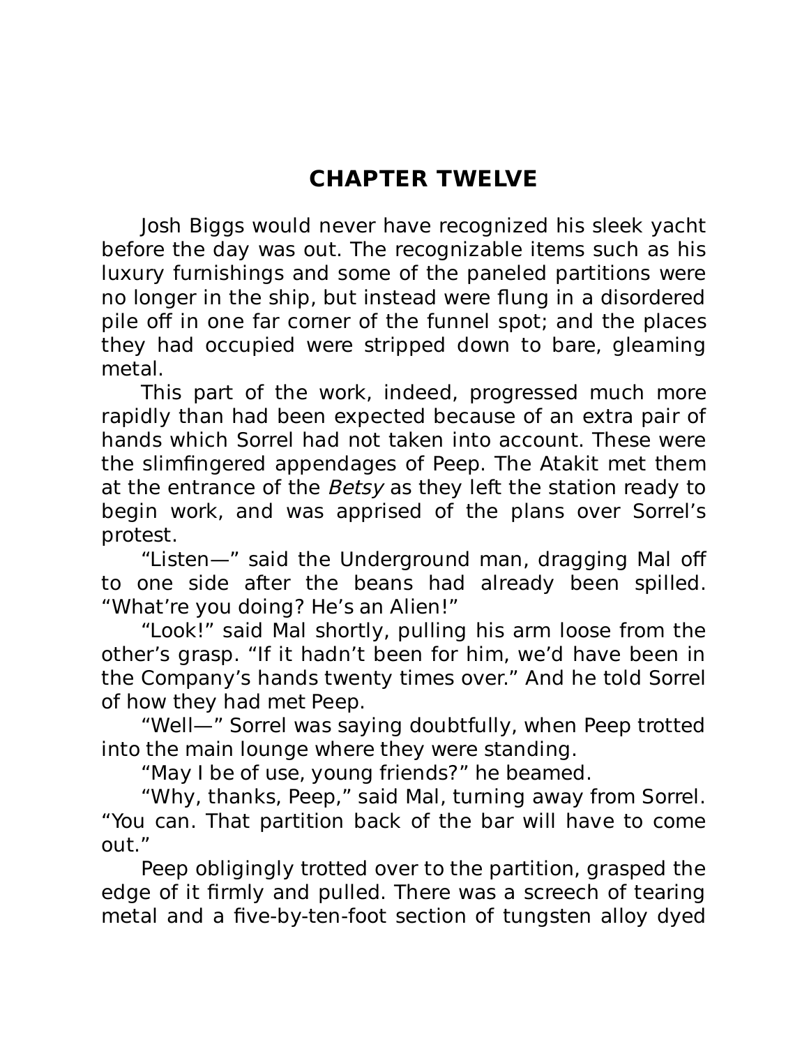## CHAPTER TWELVE

Josh Biggs would never have recognized his sleek yacht before the day was out. The recognizable items such as his luxury furnishings and some of the paneled partitions were no longer in the ship, but instead were flung in a disordered pile off in one far corner of the funnel spot; and the places they had occupied were stripped down to bare, gleaming metal.

This part of the work, indeed, progressed much more rapidly than had been expected because of an extra pair of hands which Sorrel had not taken into account. These were the slimfingered appendages of Peep. The Atakit met them at the entrance of the *Betsy* as they left the station ready to begin work, and was apprised of the plans over Sorrel's protest.

"Listen—" said the Underground man, dragging Mal off to one side after the beans had already been spilled. "What're you doing? He's an Alien!"

"Look!" said Mal shortly, pulling his arm loose from the other's grasp. "If it hadn't been for him, we'd have been in the Company's hands twenty times over." And he told Sorrel of how they had met Peep.

"Well—" Sorrel was saying doubtfully, when Peep trotted into the main lounge where they were standing.

"May I be of use, young friends?" he beamed.

"Why, thanks, Peep," said Mal, turning away from Sorrel. "You can. That partition back of the bar will have to come out."

Peep obligingly trotted over to the partition, grasped the edge of it firmly and pulled. There was a screech of tearing metal and a five-by-ten-foot section of tungsten alloy dyed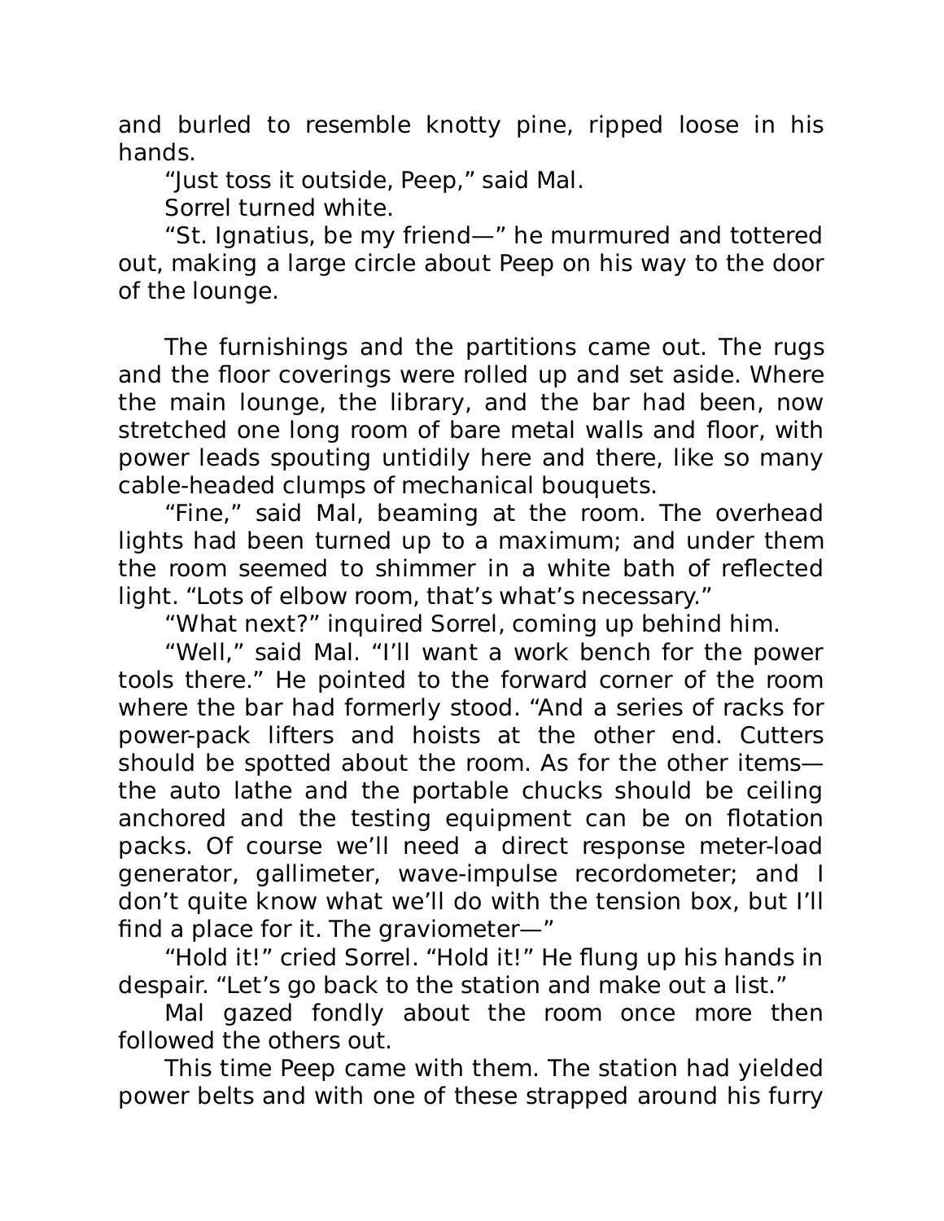and burled to resemble knotty pine, ripped loose in his hands.

"Just toss it outside, Peep," said Mal.

Sorrel turned white.

"St. Ignatius, be my friend—" he murmured and tottered out, making a large circle about Peep on his way to the door of the lounge.

The furnishings and the partitions came out. The rugs and the floor coverings were rolled up and set aside. Where the main lounge, the library, and the bar had been, now stretched one long room of bare metal walls and floor, with power leads spouting untidily here and there, like so many cable-headed clumps of mechanical bouquets.

"Fine," said Mal, beaming at the room. The overhead lights had been turned up to a maximum; and under them the room seemed to shimmer in a white bath of reflected light. "Lots of elbow room, that's what's necessary."

"What next?" inquired Sorrel, coming up behind him.

"Well," said Mal. "I'll want a work bench for the power tools there." He pointed to the forward corner of the room where the bar had formerly stood. "And a series of racks for power-pack lifters and hoists at the other end. Cutters should be spotted about the room. As for the other items—the auto lathe and the portable chucks should be ceiling anchored and the testing equipment can be on flotation packs. Of course we'll need a direct response meter-load generator, gallimeter, wave-impulse recordometer; and I don't quite know what we'll do with the tension box, but I'll find a place for it. The graviometer—"

"Hold it!" cried Sorrel. "Hold it!" He flung up his hands in despair. "Let's go back to the station and make out a list."

Mal gazed fondly about the room once more then followed the others out.

This time Peep came with them. The station had yielded power belts and with one of these strapped around his furry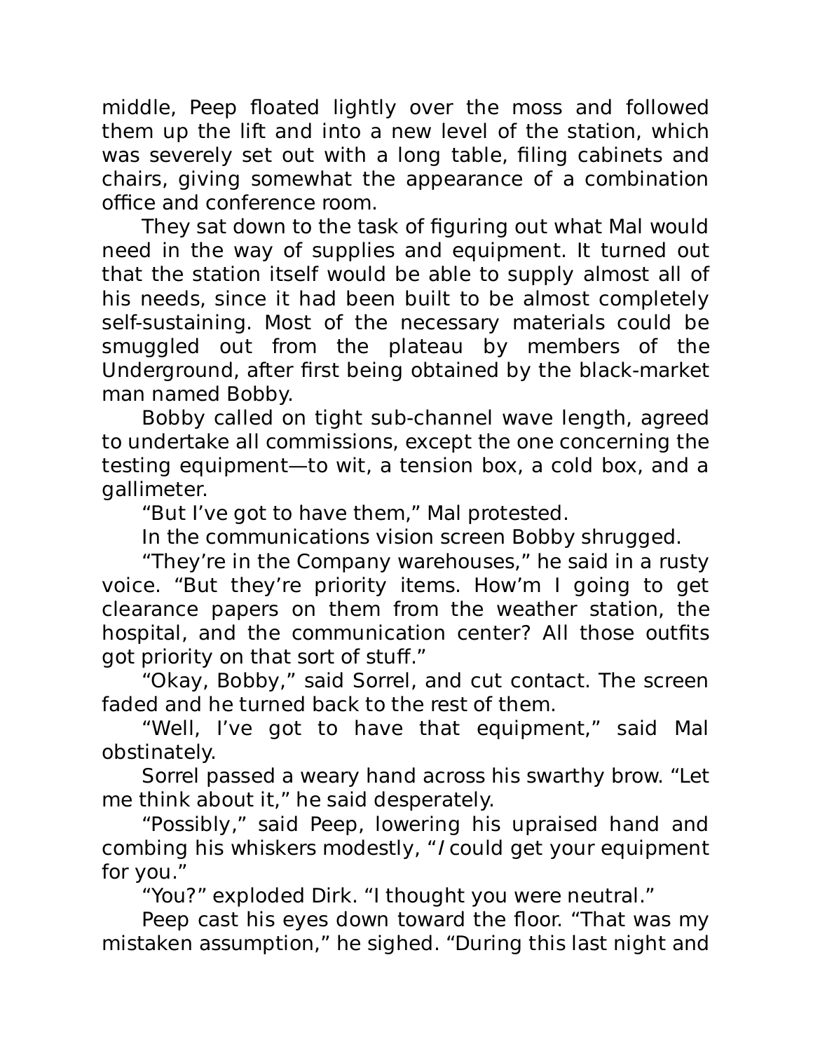middle, Peep floated lightly over the moss and followed them up the lift and into a new level of the station, which was severely set out with a long table, filing cabinets and chairs, giving somewhat the appearance of a combination office and conference room.

They sat down to the task of figuring out what Mal would need in the way of supplies and equipment. It turned out that the station itself would be able to supply almost all of his needs, since it had been built to be almost completely self-sustaining. Most of the necessary materials could be smuggled out from the plateau by members of the Underground, after first being obtained by the black-market man named Bobby.

Bobby called on tight sub-channel wave length, agreed to undertake all commissions, except the one concerning the testing equipment—to wit, a tension box, a cold box, and a gallimeter.

"But I've got to have them," Mal protested.

In the communications vision screen Bobby shrugged.

"They're in the Company warehouses," he said in a rusty voice. "But they're priority items. How'm I going to get clearance papers on them from the weather station, the hospital, and the communication center? All those outfits got priority on that sort of stuff."

"Okay, Bobby," said Sorrel, and cut contact. The screen faded and he turned back to the rest of them.

"Well, I've got to have that equipment," said Mal obstinately.

Sorrel passed a weary hand across his swarthy brow. "Let me think about it," he said desperately.

"Possibly," said Peep, lowering his upraised hand and combing his whiskers modestly, "*I* could get your equipment for you."

"You?" exploded Dirk. "I thought you were neutral."

Peep cast his eyes down toward the floor. "That was my mistaken assumption," he sighed. "During this last night and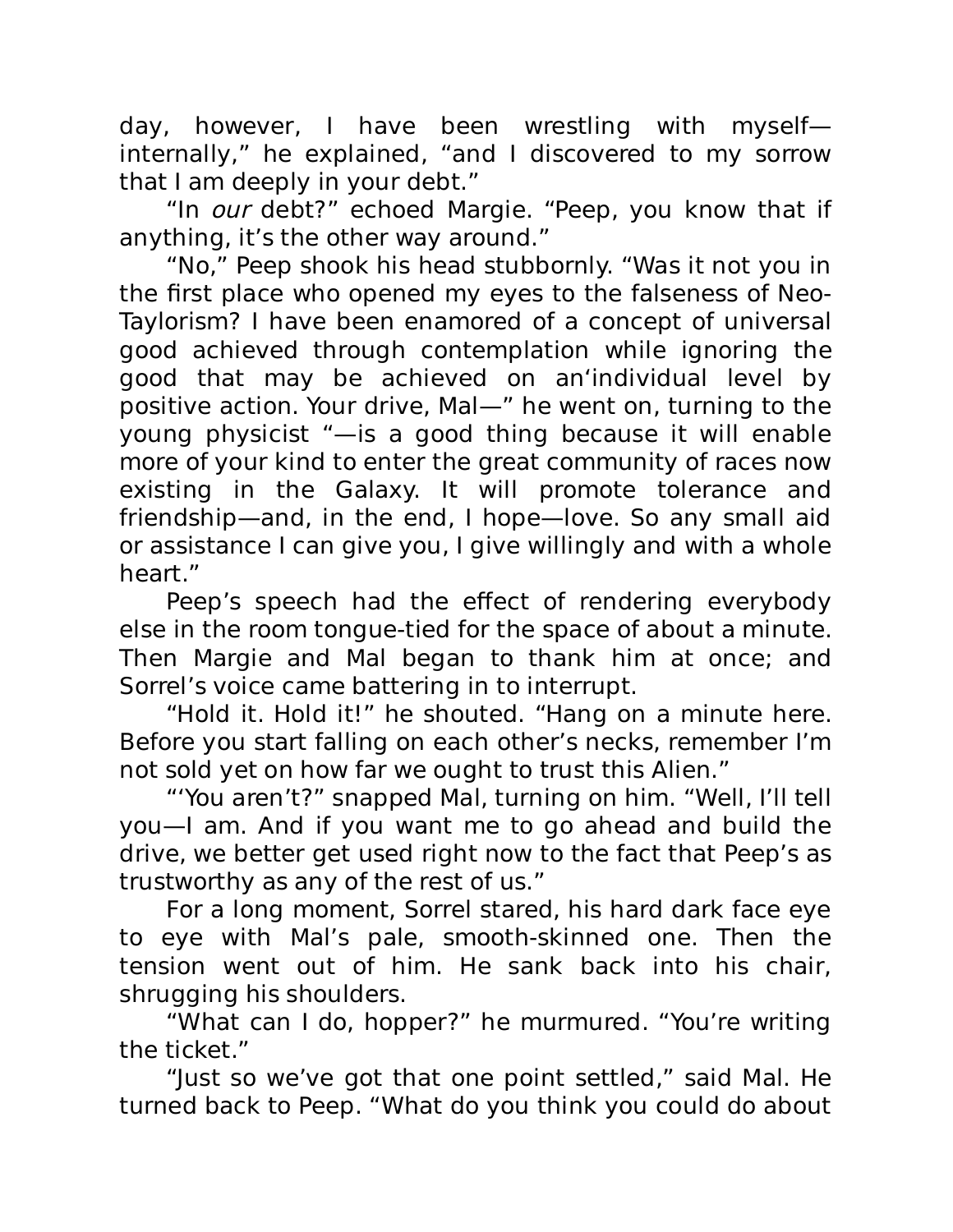day, however, I have been wrestling with myself—internally," he explained, "and I discovered to my sorrow that I am deeply in your debt."

"In *our* debt?" echoed Margie. "Peep, you know that if anything, it's the other way around."

"No," Peep shook his head stubbornly. "Was it not you in the first place who opened my eyes to the falseness of Neo-Taylorism? I have been enamored of a concept of universal good achieved through contemplation while ignoring the good that may be achieved on an'individual level by positive action. Your drive, Mal—" he went on, turning to the young physicist "—is a good thing because it will enable more of your kind to enter the great community of races now existing in the Galaxy. It will promote tolerance and friendship—and, in the end, I hope—love. So any small aid or assistance I can give you, I give willingly and with a whole heart."

Peep's speech had the effect of rendering everybody else in the room tongue-tied for the space of about a minute. Then Margie and Mal began to thank him at once; and Sorrel's voice came battering in to interrupt.

"Hold it. Hold it!" he shouted. "Hang on a minute here. Before you start falling on each other's necks, remember I'm not sold yet on how far we ought to trust this Alien."

"'You aren't?" snapped Mal, turning on him. "Well, I'll tell you—I am. And if you want me to go ahead and build the drive, we better get used right now to the fact that Peep's as trustworthy as any of the rest of us."

For a long moment, Sorrel stared, his hard dark face eye to eye with Mal's pale, smooth-skinned one. Then the tension went out of him. He sank back into his chair, shrugging his shoulders.

"What can I do, hopper?" he murmured. "You're writing the ticket."

"Just so we've got that one point settled," said Mal. He turned back to Peep. "What do you think you could do about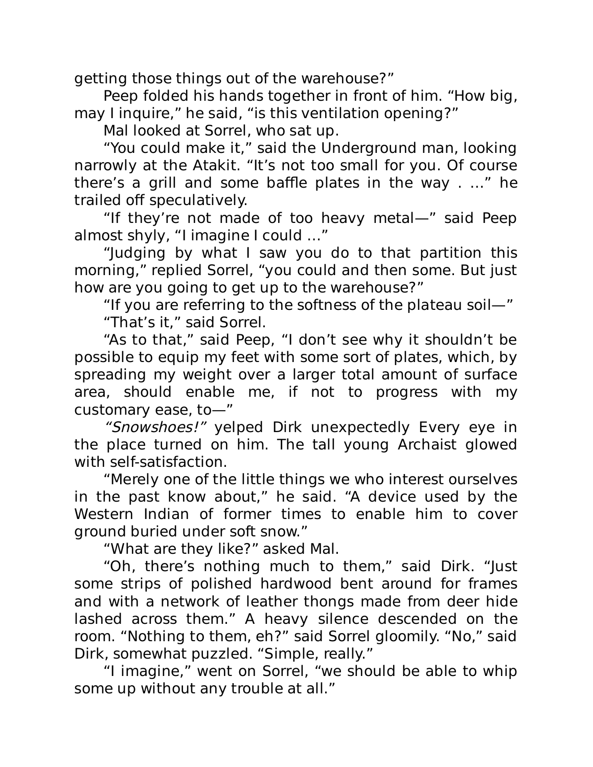getting those things out of the warehouse?"

Peep folded his hands together in front of him. "How big, may I inquire," he said, "is this ventilation opening?"

Mal looked at Sorrel, who sat up.

"You could make it," said the Underground man, looking narrowly at the Atakit. "It's not too small for you. Of course there's a grill and some baffle plates in the way . ..." he trailed off speculatively.

"If they're not made of too heavy metal—" said Peep almost shyly, "I imagine I could ..."

"Judging by what I saw you do to that partition this morning," replied Sorrel, "you could and then some. But just how are you going to get up to the warehouse?"

"If you are referring to the softness of the plateau soil—"

"That's it," said Sorrel.

"As to that," said Peep, "I don't see why it shouldn't be possible to equip my feet with some sort of plates, which, by spreading my weight over a larger total amount of surface area, should enable me, if not to progress with my customary ease, to—"

*"Snowshoes!"* yelped Dirk unexpectedly Every eye in the place turned on him. The tall young Archaist glowed with self-satisfaction.

"Merely one of the little things we who interest ourselves in the past know about," he said. "A device used by the Western Indian of former times to enable him to cover ground buried under soft snow."

"What are they like?" asked Mal.

"Oh, there's nothing much to them," said Dirk. "Just some strips of polished hardwood bent around for frames and with a network of leather thongs made from deer hide lashed across them." A heavy silence descended on the room. "Nothing to them, eh?" said Sorrel gloomily. "No," said Dirk, somewhat puzzled. "Simple, really."

"I imagine," went on Sorrel, "we should be able to whip some up without any trouble at all."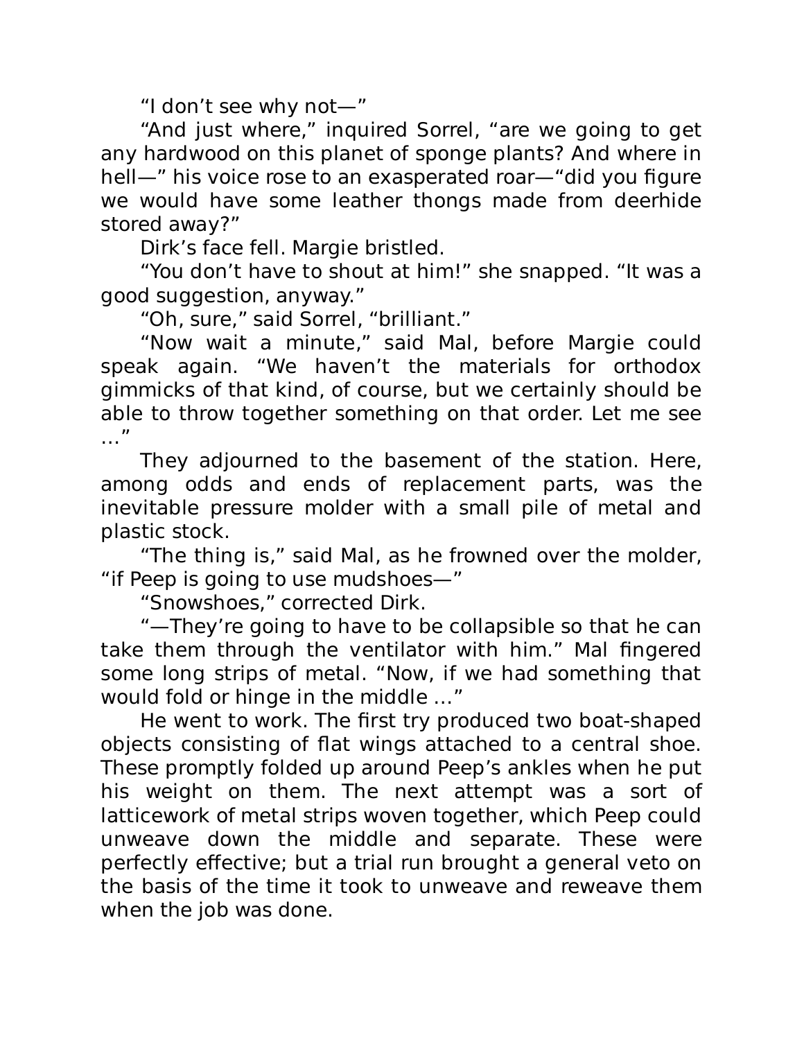"I don't see why not—"

"And just where," inquired Sorrel, "are we going to get any hardwood on this planet of sponge plants? And where in hell—" his voice rose to an exasperated roar—"did you figure we would have some leather thongs made from deerhide stored away?"

Dirk's face fell. Margie bristled.

"You don't have to shout at him!" she snapped. "It was a good suggestion, anyway."

"Oh, sure," said Sorrel, "brilliant."

"Now wait a minute," said Mal, before Margie could speak again. "We haven't the materials for orthodox gimmicks of that kind, of course, but we certainly should be able to throw together something on that order. Let me see …"

They adjourned to the basement of the station. Here, among odds and ends of replacement parts, was the inevitable pressure molder with a small pile of metal and plastic stock.

"The thing is," said Mal, as he frowned over the molder, "if Peep is going to use mudshoes—"

"Snowshoes," corrected Dirk.

"—They're going to have to be collapsible so that he can take them through the ventilator with him." Mal fingered some long strips of metal. "Now, if we had something that would fold or hinge in the middle …"

He went to work. The first try produced two boat-shaped objects consisting of flat wings attached to a central shoe. These promptly folded up around Peep's ankles when he put his weight on them. The next attempt was a sort of latticework of metal strips woven together, which Peep could unweave down the middle and separate. These were perfectly effective; but a trial run brought a general veto on the basis of the time it took to unweave and reweave them when the job was done.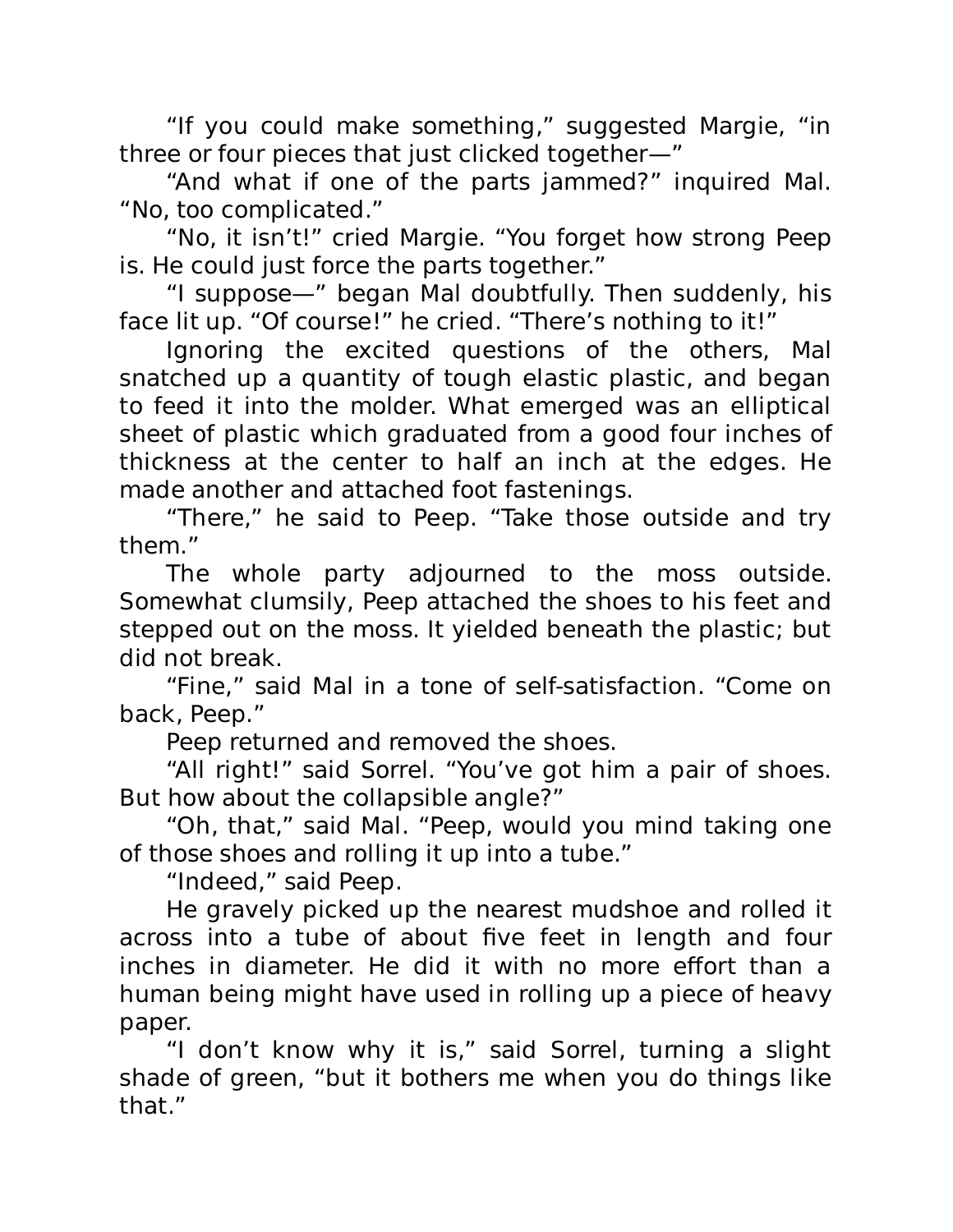"If you could make something," suggested Margie, "in three or four pieces that just clicked together—"

"And what if one of the parts jammed?" inquired Mal. "No, too complicated."

"No, it isn't!" cried Margie. "You forget how strong Peep is. He could just force the parts together."

"I suppose—" began Mal doubtfully. Then suddenly, his face lit up. "Of course!" he cried. "There's nothing to it!"

Ignoring the excited questions of the others, Mal snatched up a quantity of tough elastic plastic, and began to feed it into the molder. What emerged was an elliptical sheet of plastic which graduated from a good four inches of thickness at the center to half an inch at the edges. He made another and attached foot fastenings.

"There," he said to Peep. "Take those outside and try them."

The whole party adjourned to the moss outside. Somewhat clumsily, Peep attached the shoes to his feet and stepped out on the moss. It yielded beneath the plastic; but did not break.

"Fine," said Mal in a tone of self-satisfaction. "Come on back, Peep."

Peep returned and removed the shoes.

"All right!" said Sorrel. "You've got him a pair of shoes. But how about the collapsible angle?"

"Oh, that," said Mal. "Peep, would you mind taking one of those shoes and rolling it up into a tube."

"Indeed," said Peep.

He gravely picked up the nearest mudshoe and rolled it across into a tube of about five feet in length and four inches in diameter. He did it with no more effort than a human being might have used in rolling up a piece of heavy paper.

"I don't know why it is," said Sorrel, turning a slight shade of green, "but it bothers me when you do things like that."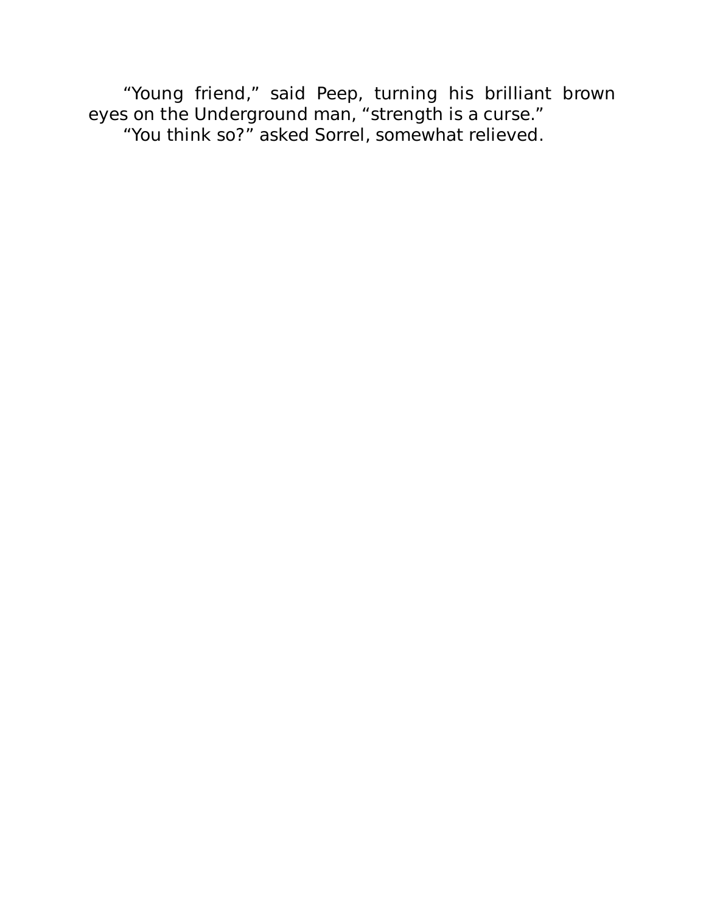"Young friend," said Peep, turning his brilliant brown eyes on the Underground man, "strength is a curse."

"You think so?" asked Sorrel, somewhat relieved.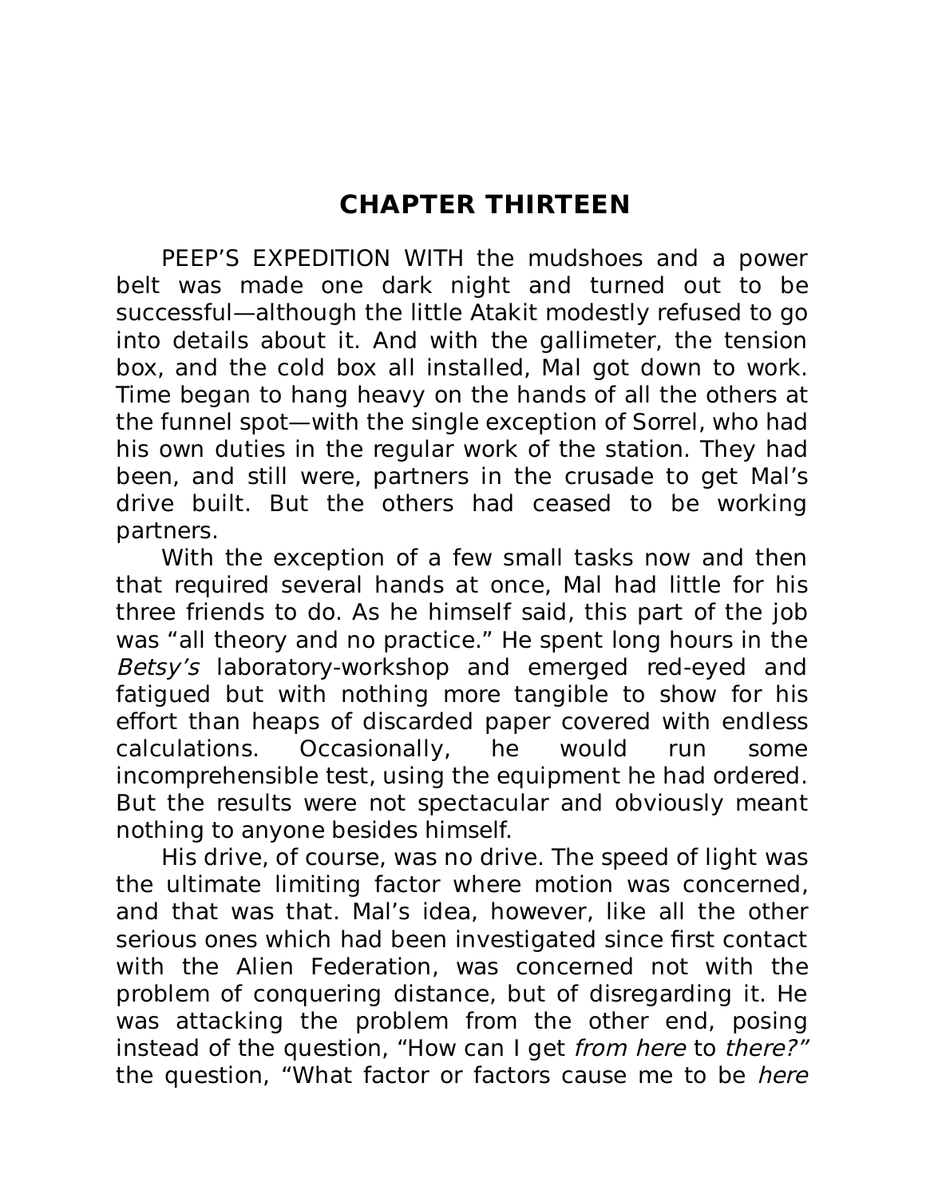## CHAPTER THIRTEEN

PEEP'S EXPEDITION WITH the mudshoes and a power belt was made one dark night and turned out to be successful—although the little Atakit modestly refused to go into details about it. And with the gallimeter, the tension box, and the cold box all installed, Mal got down to work. Time began to hang heavy on the hands of all the others at the funnel spot—with the single exception of Sorrel, who had his own duties in the regular work of the station. They had been, and still were, partners in the crusade to get Mal's drive built. But the others had ceased to be working partners.

With the exception of a few small tasks now and then that required several hands at once, Mal had little for his three friends to do. As he himself said, this part of the job was "all theory and no practice." He spent long hours in the *Betsy's* laboratory-workshop and emerged red-eyed and fatigued but with nothing more tangible to show for his effort than heaps of discarded paper covered with endless calculations. Occasionally, he would run some incomprehensible test, using the equipment he had ordered. But the results were not spectacular and obviously meant nothing to anyone besides himself.

His drive, of course, was no drive. The speed of light was the ultimate limiting factor where motion was concerned, and that was that. Mal's idea, however, like all the other serious ones which had been investigated since first contact with the Alien Federation, was concerned not with the problem of conquering distance, but of disregarding it. He was attacking the problem from the other end, posing instead of the question, "How can I get *from here* to *there?"* the question, "What factor or factors cause me to be *here*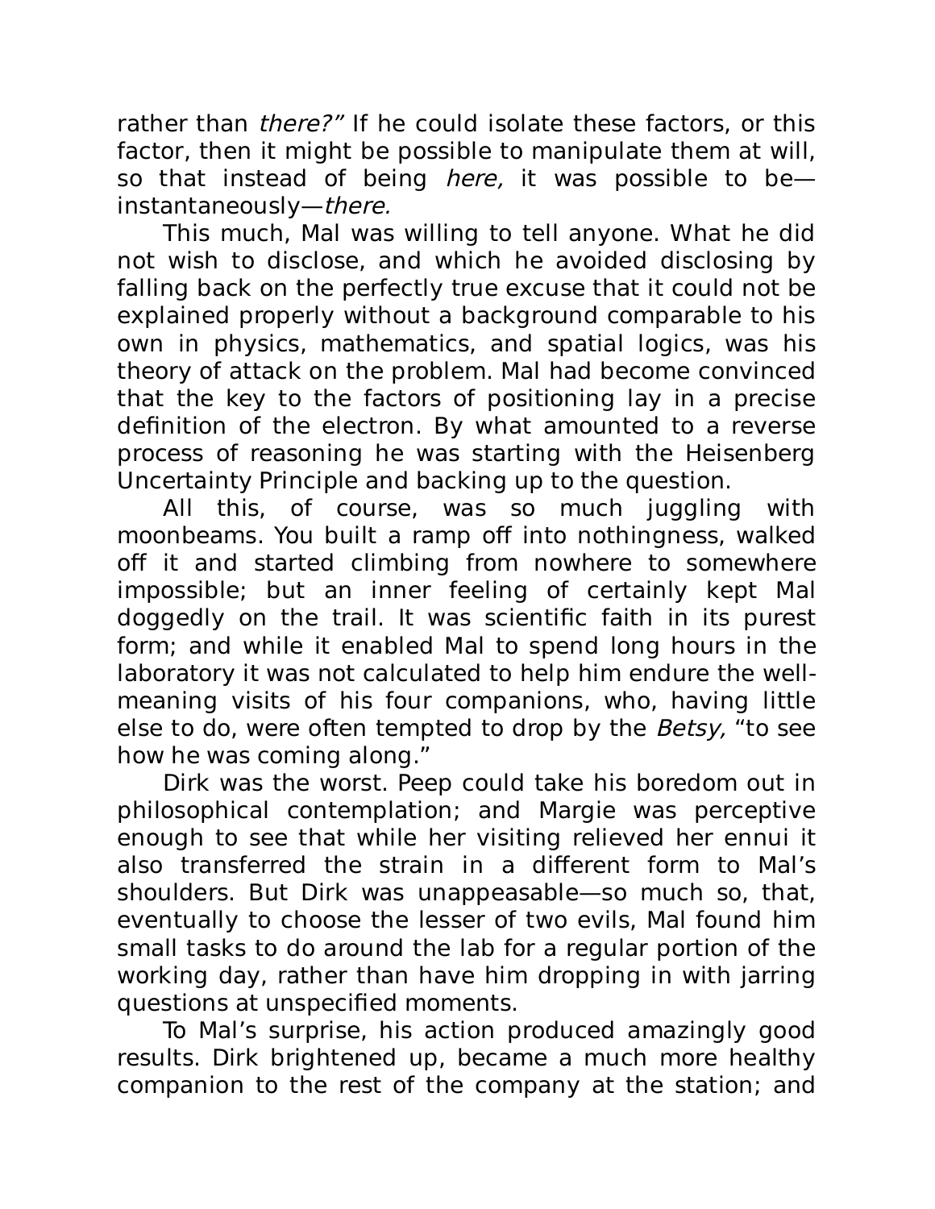rather than *there?"* If he could isolate these factors, or this factor, then it might be possible to manipulate them at will, so that instead of being *here,* it was possible to be—instantaneously—*there.*

This much, Mal was willing to tell anyone. What he did not wish to disclose, and which he avoided disclosing by falling back on the perfectly true excuse that it could not be explained properly without a background comparable to his own in physics, mathematics, and spatial logics, was his theory of attack on the problem. Mal had become convinced that the key to the factors of positioning lay in a precise definition of the electron. By what amounted to a reverse process of reasoning he was starting with the Heisenberg Uncertainty Principle and backing up to the question.

All this, of course, was so much juggling with moonbeams. You built a ramp off into nothingness, walked off it and started climbing from nowhere to somewhere impossible; but an inner feeling of certainly kept Mal doggedly on the trail. It was scientific faith in its purest form; and while it enabled Mal to spend long hours in the laboratory it was not calculated to help him endure the well-meaning visits of his four companions, who, having little else to do, were often tempted to drop by the *Betsy,* "to see how he was coming along."

Dirk was the worst. Peep could take his boredom out in philosophical contemplation; and Margie was perceptive enough to see that while her visiting relieved her ennui it also transferred the strain in a different form to Mal's shoulders. But Dirk was unappeasable—so much so, that, eventually to choose the lesser of two evils, Mal found him small tasks to do around the lab for a regular portion of the working day, rather than have him dropping in with jarring questions at unspecified moments.

To Mal's surprise, his action produced amazingly good results. Dirk brightened up, became a much more healthy companion to the rest of the company at the station; and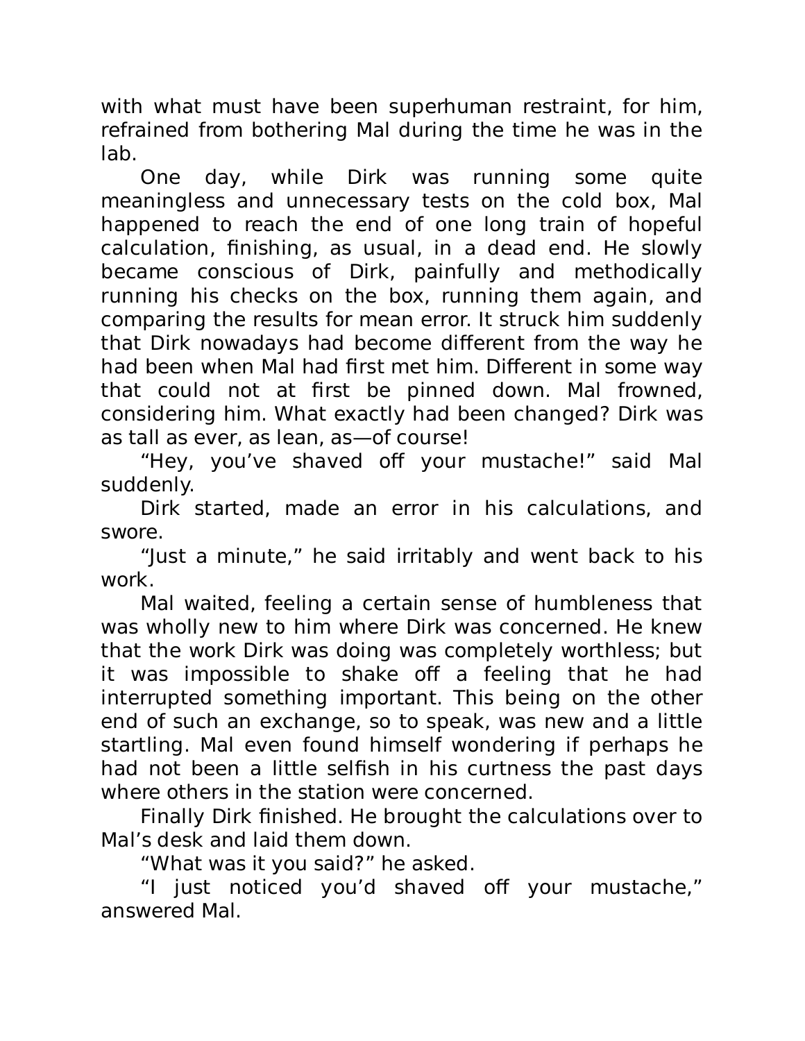with what must have been superhuman restraint, for him, refrained from bothering Mal during the time he was in the lab.

One day, while Dirk was running some quite meaningless and unnecessary tests on the cold box, Mal happened to reach the end of one long train of hopeful calculation, finishing, as usual, in a dead end. He slowly became conscious of Dirk, painfully and methodically running his checks on the box, running them again, and comparing the results for mean error. It struck him suddenly that Dirk nowadays had become different from the way he had been when Mal had first met him. Different in some way that could not at first be pinned down. Mal frowned, considering him. What exactly had been changed? Dirk was as tall as ever, as lean, as—of course!

"Hey, you've shaved off your mustache!" said Mal suddenly.

Dirk started, made an error in his calculations, and swore.

"Just a minute," he said irritably and went back to his work.

Mal waited, feeling a certain sense of humbleness that was wholly new to him where Dirk was concerned. He knew that the work Dirk was doing was completely worthless; but it was impossible to shake off a feeling that he had interrupted something important. This being on the other end of such an exchange, so to speak, was new and a little startling. Mal even found himself wondering if perhaps he had not been a little selfish in his curtness the past days where others in the station were concerned.

Finally Dirk finished. He brought the calculations over to Mal's desk and laid them down.

"What was it you said?" he asked.

"I just noticed you'd shaved off your mustache," answered Mal.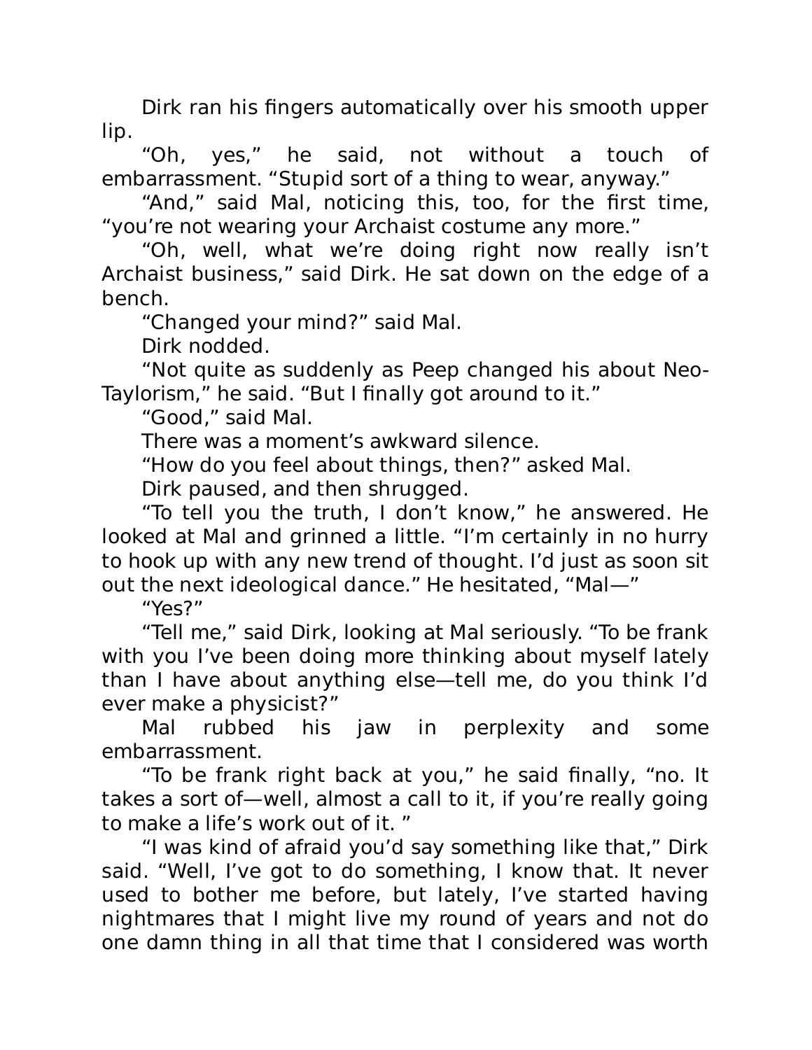Dirk ran his fingers automatically over his smooth upper lip.

"Oh, yes," he said, not without a touch of embarrassment. "Stupid sort of a thing to wear, anyway."

"And," said Mal, noticing this, too, for the first time, "you're not wearing your Archaist costume any more."

"Oh, well, what we're doing right now really isn't Archaist business," said Dirk. He sat down on the edge of a bench.

"Changed your mind?" said Mal.

Dirk nodded.

"Not quite as suddenly as Peep changed his about Neo-Taylorism," he said. "But I finally got around to it."

"Good," said Mal.

There was a moment's awkward silence.

"How do you feel about things, then?" asked Mal.

Dirk paused, and then shrugged.

"To tell you the truth, I don't know," he answered. He looked at Mal and grinned a little. "I'm certainly in no hurry to hook up with any new trend of thought. I'd just as soon sit out the next ideological dance." He hesitated, "Mal—"

"Yes?"

"Tell me," said Dirk, looking at Mal seriously. "To be frank with you I've been doing more thinking about myself lately than I have about anything else—tell me, do you think I'd ever make a physicist?"

Mal rubbed his jaw in perplexity and some embarrassment.

"To be frank right back at you," he said finally, "no. It takes a sort of—well, almost a call to it, if you're really going to make a life's work out of it. "

"I was kind of afraid you'd say something like that," Dirk said. "Well, I've got to do something, I know that. It never used to bother me before, but lately, I've started having nightmares that I might live my round of years and not do one damn thing in all that time that I considered was worth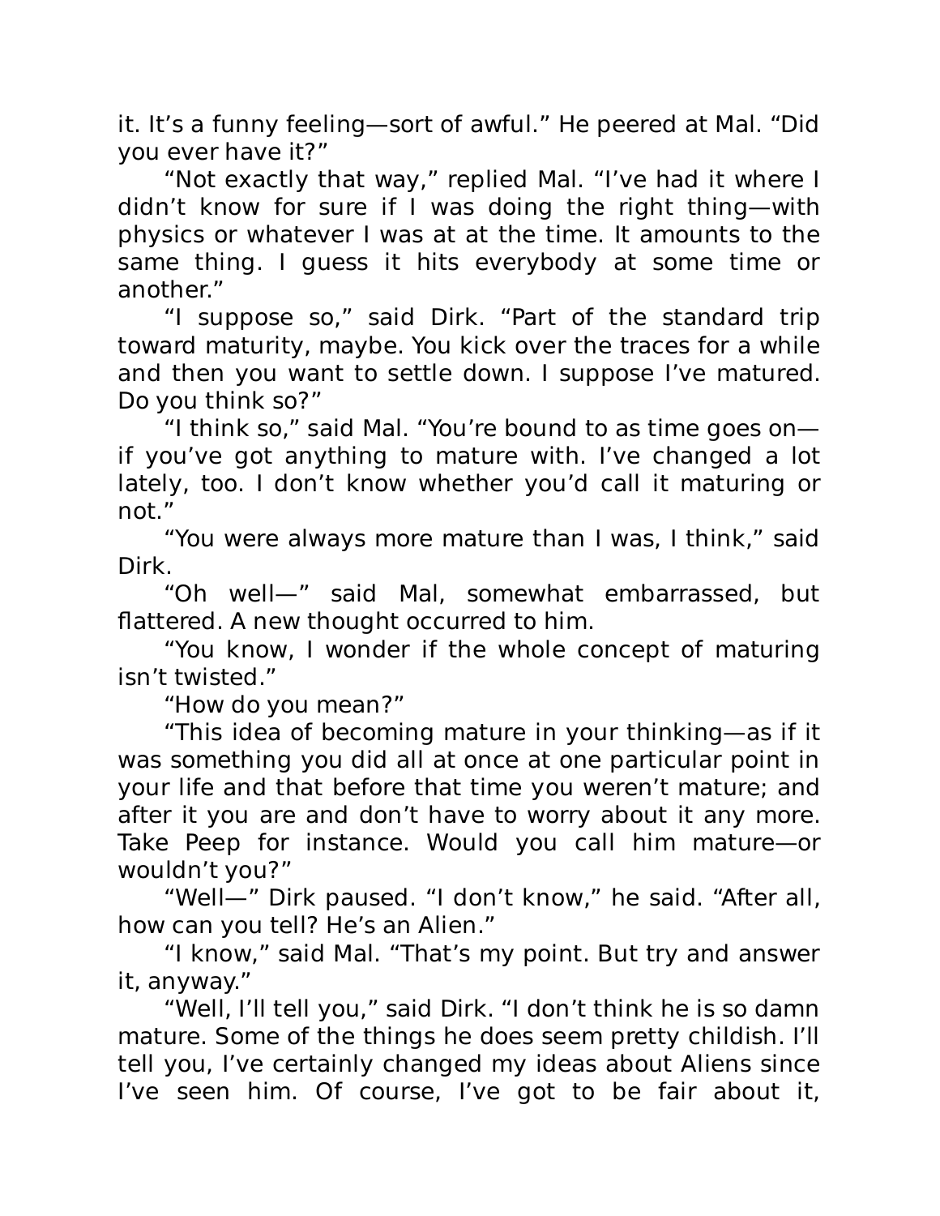it. It's a funny feeling—sort of awful." He peered at Mal. "Did you ever have it?"

"Not exactly that way," replied Mal. "I've had it where I didn't know for sure if I was doing the right thing—with physics or whatever I was at at the time. It amounts to the same thing. I guess it hits everybody at some time or another."

"I suppose so," said Dirk. "Part of the standard trip toward maturity, maybe. You kick over the traces for a while and then you want to settle down. I suppose I've matured. Do you think so?"

"I think so," said Mal. "You're bound to as time goes on—if you've got anything to mature with. I've changed a lot lately, too. I don't know whether you'd call it maturing or not."

"You were always more mature than I was, I think," said Dirk.

"Oh well—" said Mal, somewhat embarrassed, but flattered. A new thought occurred to him.

"You know, I wonder if the whole concept of maturing isn't twisted."

"How do you mean?"

"This idea of becoming mature in your thinking—as if it was something you did all at once at one particular point in your life and that before that time you weren't mature; and after it you are and don't have to worry about it any more. Take Peep for instance. Would you call him mature—or wouldn't you?"

"Well—" Dirk paused. "I don't know," he said. "After all, how can you tell? He's an Alien."

"I know," said Mal. "That's my point. But try and answer it, anyway."

"Well, I'll tell you," said Dirk. "I don't think he is so damn mature. Some of the things he does seem pretty childish. I'll tell you, I've certainly changed my ideas about Aliens since I've seen him. Of course, I've got to be fair about it,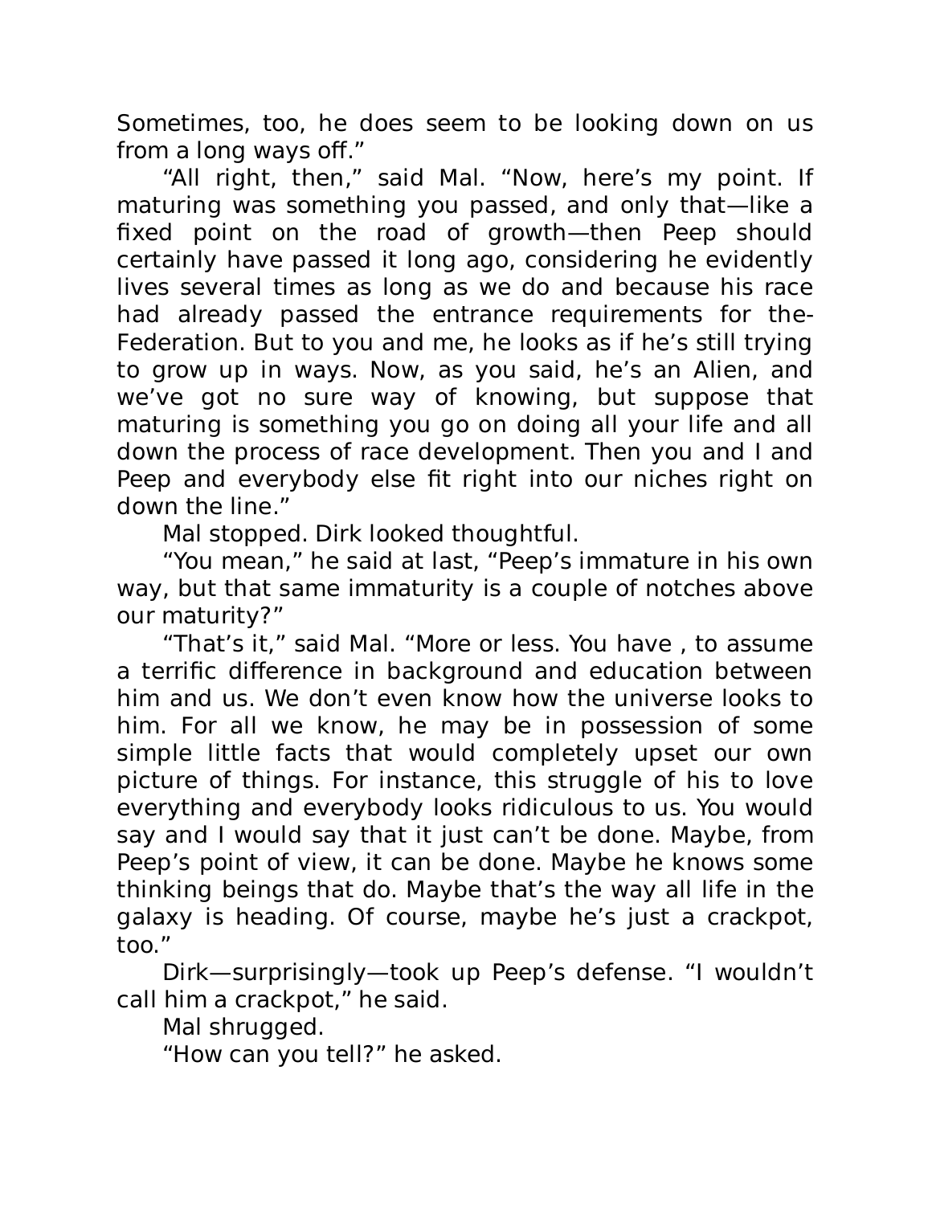Sometimes, too, he does seem to be looking down on us from a long ways off."

"All right, then," said Mal. "Now, here's my point. If maturing was something you passed, and only that—like a fixed point on the road of growth—then Peep should certainly have passed it long ago, considering he evidently lives several times as long as we do and because his race had already passed the entrance requirements for the-Federation. But to you and me, he looks as if he's still trying to grow up in ways. Now, as you said, he's an Alien, and we've got no sure way of knowing, but suppose that maturing is something you go on doing all your life and all down the process of race development. Then you and I and Peep and everybody else fit right into our niches right on down the line."

Mal stopped. Dirk looked thoughtful.

"You mean," he said at last, "Peep's immature in his own way, but that same immaturity is a couple of notches above our maturity?"

"That's it," said Mal. "More or less. You have , to assume a terrific difference in background and education between him and us. We don't even know how the universe looks to him. For all we know, he may be in possession of some simple little facts that would completely upset our own picture of things. For instance, this struggle of his to love everything and everybody looks ridiculous to us. You would say and I would say that it just can't be done. Maybe, from Peep's point of view, it can be done. Maybe he knows some thinking beings that do. Maybe that's the way all life in the galaxy is heading. Of course, maybe he's just a crackpot, too."

Dirk—surprisingly—took up Peep's defense. "I wouldn't call him a crackpot," he said.

Mal shrugged.

"How can you tell?" he asked.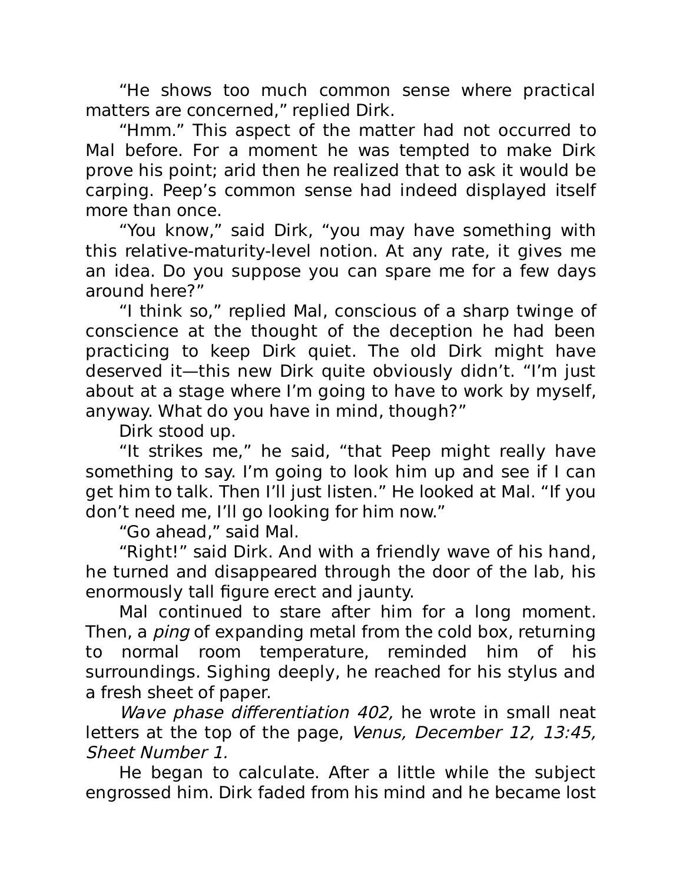"He shows too much common sense where practical matters are concerned," replied Dirk.

"Hmm." This aspect of the matter had not occurred to Mal before. For a moment he was tempted to make Dirk prove his point; arid then he realized that to ask it would be carping. Peep's common sense had indeed displayed itself more than once.

"You know," said Dirk, "you may have something with this relative-maturity-level notion. At any rate, it gives me an idea. Do you suppose you can spare me for a few days around here?"

"I think so," replied Mal, conscious of a sharp twinge of conscience at the thought of the deception he had been practicing to keep Dirk quiet. The old Dirk might have deserved it—this new Dirk quite obviously didn't. "I'm just about at a stage where I'm going to have to work by myself, anyway. What do you have in mind, though?"

Dirk stood up.

"It strikes me," he said, "that Peep might really have something to say. I'm going to look him up and see if I can get him to talk. Then I'll just listen." He looked at Mal. "If you don't need me, I'll go looking for him now."

"Go ahead," said Mal.

"Right!" said Dirk. And with a friendly wave of his hand, he turned and disappeared through the door of the lab, his enormously tall figure erect and jaunty.

Mal continued to stare after him for a long moment. Then, a *ping* of expanding metal from the cold box, returning to normal room temperature, reminded him of his surroundings. Sighing deeply, he reached for his stylus and a fresh sheet of paper.

*Wave phase differentiation 402,* he wrote in small neat letters at the top of the page, *Venus, December 12, 13:45, Sheet Number 1.*

He began to calculate. After a little while the subject engrossed him. Dirk faded from his mind and he became lost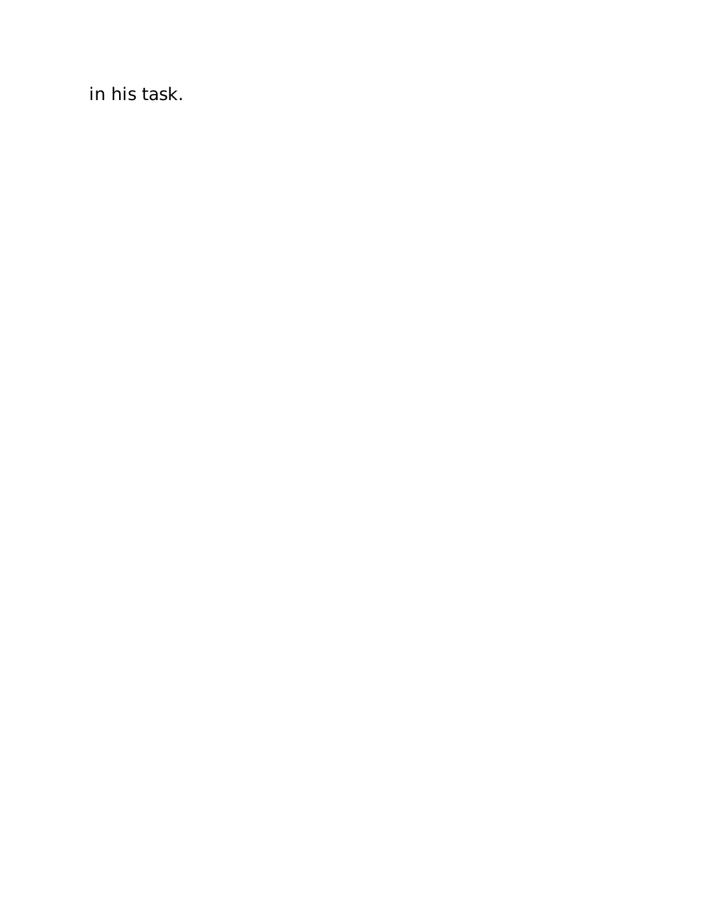in his task.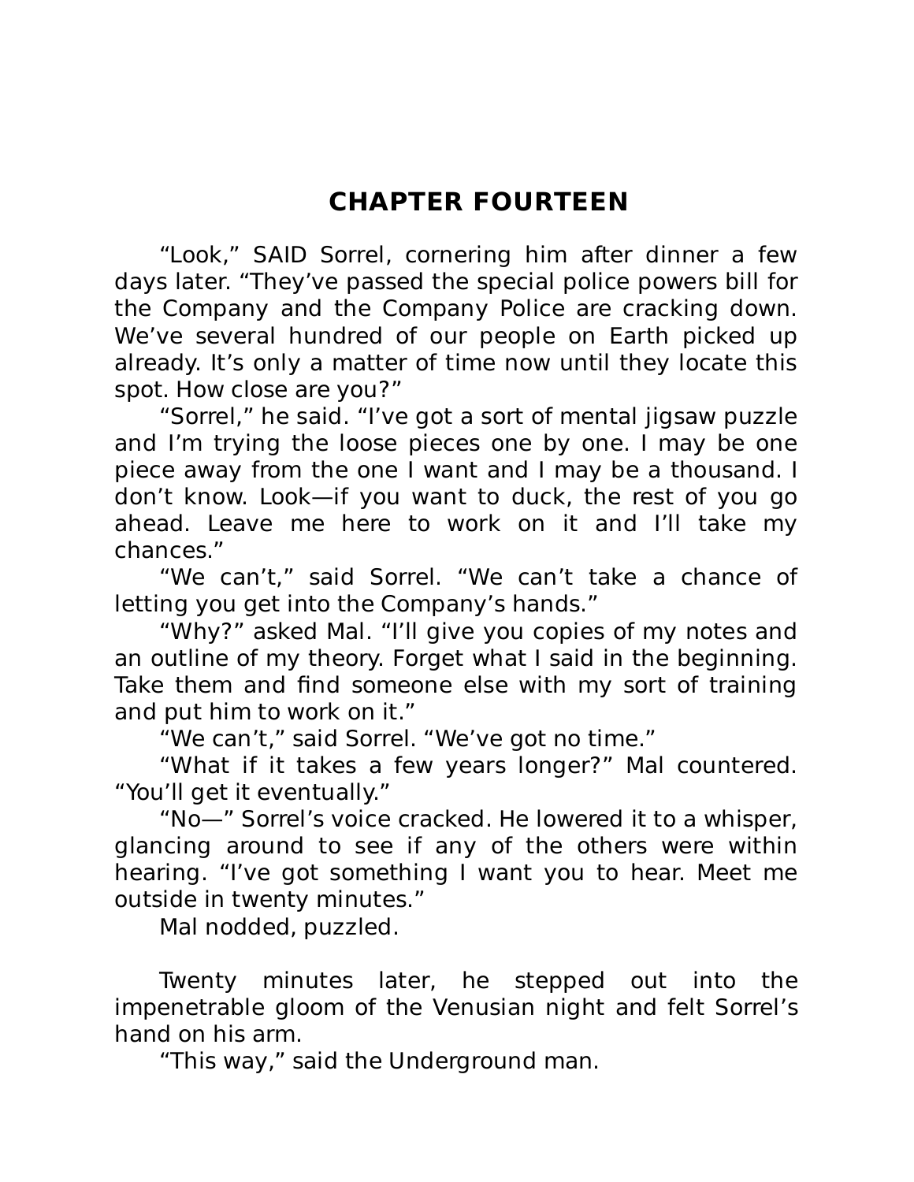# CHAPTER FOURTEEN

"Look," SAID Sorrel, cornering him after dinner a few days later. "They've passed the special police powers bill for the Company and the Company Police are cracking down. We've several hundred of our people on Earth picked up already. It's only a matter of time now until they locate this spot. How close are you?"

"Sorrel," he said. "I've got a sort of mental jigsaw puzzle and I'm trying the loose pieces one by one. I may be one piece away from the one I want and I may be a thousand. I don't know. Look—if you want to duck, the rest of you go ahead. Leave me here to work on it and I'll take my chances."

"We can't," said Sorrel. "We can't take a chance of letting you get into the Company's hands."

"Why?" asked Mal. "I'll give you copies of my notes and an outline of my theory. Forget what I said in the beginning. Take them and find someone else with my sort of training and put him to work on it."

"We can't," said Sorrel. "We've got no time."

"What if it takes a few years longer?" Mal countered. "You'll get it eventually."

"No—" Sorrel's voice cracked. He lowered it to a whisper, glancing around to see if any of the others were within hearing. "I've got something I want you to hear. Meet me outside in twenty minutes."

Mal nodded, puzzled.

Twenty minutes later, he stepped out into the impenetrable gloom of the Venusian night and felt Sorrel's hand on his arm.

"This way," said the Underground man.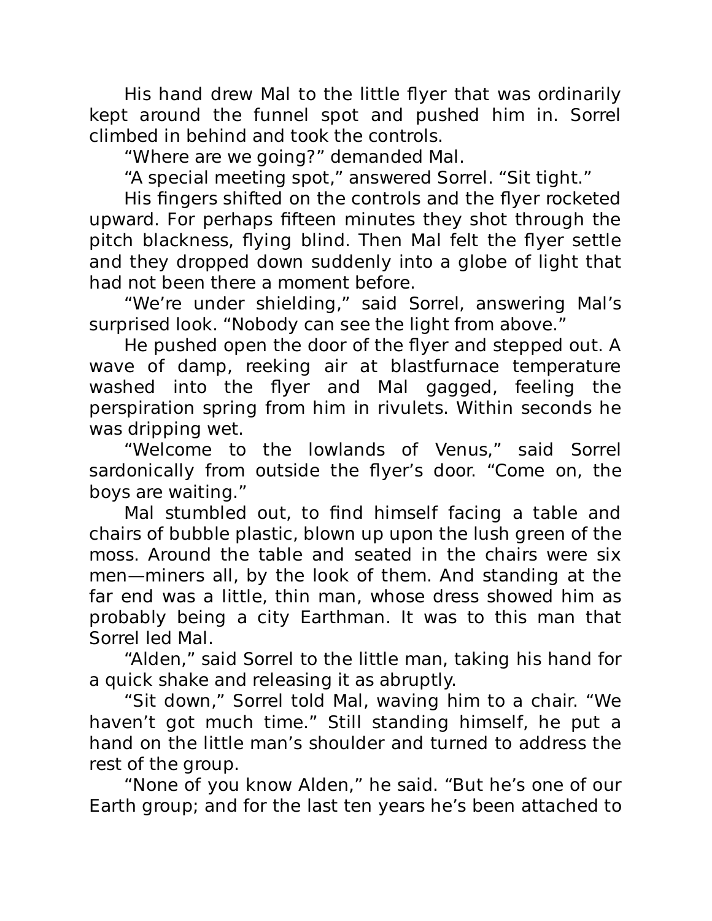His hand drew Mal to the little flyer that was ordinarily kept around the funnel spot and pushed him in. Sorrel climbed in behind and took the controls.

"Where are we going?" demanded Mal.

"A special meeting spot," answered Sorrel. "Sit tight."

His fingers shifted on the controls and the flyer rocketed upward. For perhaps fifteen minutes they shot through the pitch blackness, flying blind. Then Mal felt the flyer settle and they dropped down suddenly into a globe of light that had not been there a moment before.

"We're under shielding," said Sorrel, answering Mal's surprised look. "Nobody can see the light from above."

He pushed open the door of the flyer and stepped out. A wave of damp, reeking air at blastfurnace temperature washed into the flyer and Mal gagged, feeling the perspiration spring from him in rivulets. Within seconds he was dripping wet.

"Welcome to the lowlands of Venus," said Sorrel sardonically from outside the flyer's door. "Come on, the boys are waiting."

Mal stumbled out, to find himself facing a table and chairs of bubble plastic, blown up upon the lush green of the moss. Around the table and seated in the chairs were six men—miners all, by the look of them. And standing at the far end was a little, thin man, whose dress showed him as probably being a city Earthman. It was to this man that Sorrel led Mal.

"Alden," said Sorrel to the little man, taking his hand for a quick shake and releasing it as abruptly.

"Sit down," Sorrel told Mal, waving him to a chair. "We haven't got much time." Still standing himself, he put a hand on the little man's shoulder and turned to address the rest of the group.

"None of you know Alden," he said. "But he's one of our Earth group; and for the last ten years he's been attached to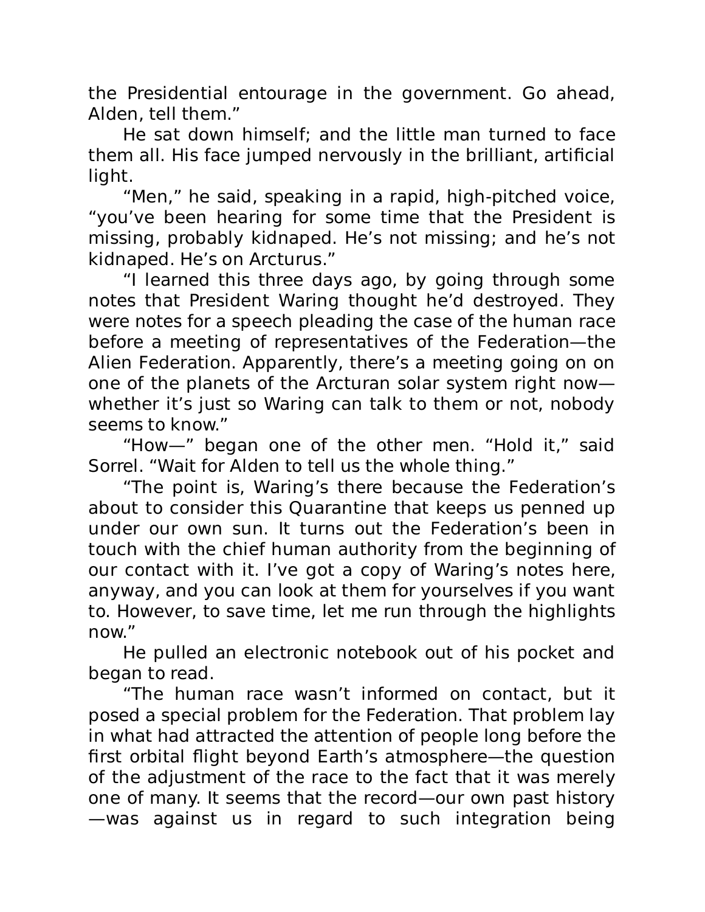the Presidential entourage in the government. Go ahead, Alden, tell them."

He sat down himself; and the little man turned to face them all. His face jumped nervously in the brilliant, artificial light.

"Men," he said, speaking in a rapid, high-pitched voice, "you've been hearing for some time that the President is missing, probably kidnaped. He's not missing; and he's not kidnaped. He's on Arcturus."

"I learned this three days ago, by going through some notes that President Waring thought he'd destroyed. They were notes for a speech pleading the case of the human race before a meeting of representatives of the Federation—the Alien Federation. Apparently, there's a meeting going on on one of the planets of the Arcturan solar system right now—whether it's just so Waring can talk to them or not, nobody seems to know."

"How—" began one of the other men. "Hold it," said Sorrel. "Wait for Alden to tell us the whole thing."

"The point is, Waring's there because the Federation's about to consider this Quarantine that keeps us penned up under our own sun. It turns out the Federation's been in touch with the chief human authority from the beginning of our contact with it. I've got a copy of Waring's notes here, anyway, and you can look at them for yourselves if you want to. However, to save time, let me run through the highlights now."

He pulled an electronic notebook out of his pocket and began to read.

"The human race wasn't informed on contact, but it posed a special problem for the Federation. That problem lay in what had attracted the attention of people long before the first orbital flight beyond Earth's atmosphere—the question of the adjustment of the race to the fact that it was merely one of many. It seems that the record—our own past history—was against us in regard to such integration being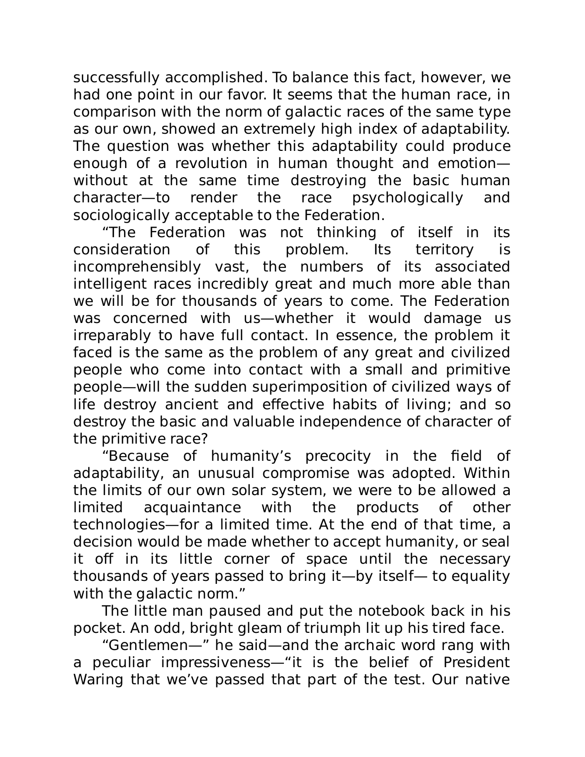successfully accomplished. To balance this fact, however, we had one point in our favor. It seems that the human race, in comparison with the norm of galactic races of the same type as our own, showed an extremely high index of adaptability. The question was whether this adaptability could produce enough of a revolution in human thought and emotion—without at the same time destroying the basic human character—to render the race psychologically and sociologically acceptable to the Federation.

"The Federation was not thinking of itself in its consideration of this problem. Its territory is incomprehensibly vast, the numbers of its associated intelligent races incredibly great and much more able than we will be for thousands of years to come. The Federation was concerned with us—whether it would damage us irreparably to have full contact. In essence, the problem it faced is the same as the problem of any great and civilized people who come into contact with a small and primitive people—will the sudden superimposition of civilized ways of life destroy ancient and effective habits of living; and so destroy the basic and valuable independence of character of the primitive race?

"Because of humanity's precocity in the field of adaptability, an unusual compromise was adopted. Within the limits of our own solar system, we were to be allowed a limited acquaintance with the products of other technologies—for a limited time. At the end of that time, a decision would be made whether to accept humanity, or seal it off in its little corner of space until the necessary thousands of years passed to bring it—by itself— to equality with the galactic norm."

The little man paused and put the notebook back in his pocket. An odd, bright gleam of triumph lit up his tired face.

"Gentlemen—" he said—and the archaic word rang with a peculiar impressiveness—"it is the belief of President Waring that we've passed that part of the test. Our native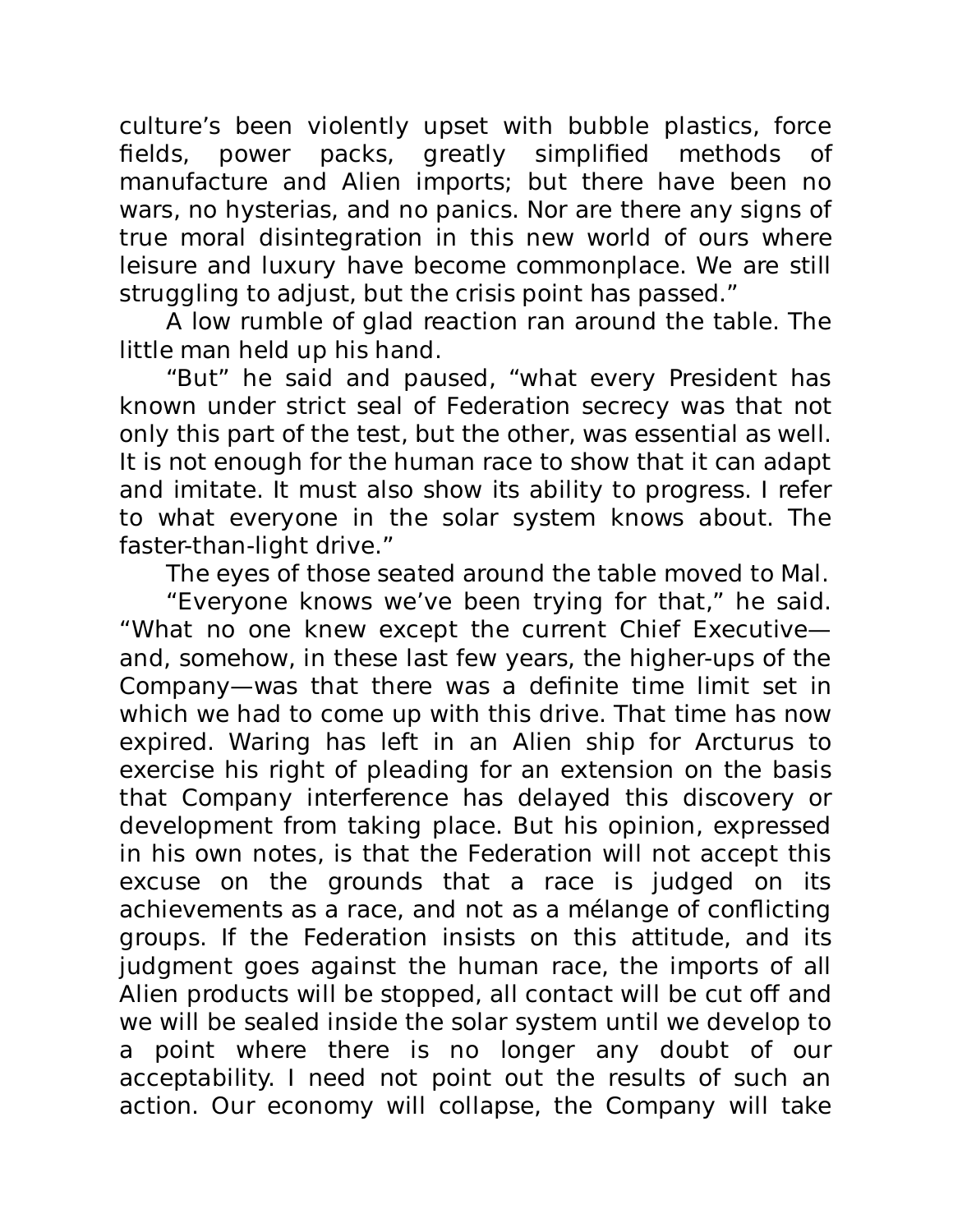culture's been violently upset with bubble plastics, force fields, power packs, greatly simplified methods of manufacture and Alien imports; but there have been no wars, no hysterias, and no panics. Nor are there any signs of true moral disintegration in this new world of ours where leisure and luxury have become commonplace. We are still struggling to adjust, but the crisis point has passed."

A low rumble of glad reaction ran around the table. The little man held up his hand.

"But" he said and paused, "what every President has known under strict seal of Federation secrecy was that not only this part of the test, but the other, was essential as well. It is not enough for the human race to show that it can adapt and imitate. It must also show its ability to progress. I refer to what everyone in the solar system knows about. The faster-than-light drive."

The eyes of those seated around the table moved to Mal.

"Everyone knows we've been trying for that," he said. "What no one knew except the current Chief Executive—and, somehow, in these last few years, the higher-ups of the Company—was that there was a definite time limit set in which we had to come up with this drive. That time has now expired. Waring has left in an Alien ship for Arcturus to exercise his right of pleading for an extension on the basis that Company interference has delayed this discovery or development from taking place. But his opinion, expressed in his own notes, is that the Federation will not accept this excuse on the grounds that a race is judged on its achievements as a race, and not as a mélange of conflicting groups. If the Federation insists on this attitude, and its judgment goes against the human race, the imports of all Alien products will be stopped, all contact will be cut off and we will be sealed inside the solar system until we develop to a point where there is no longer any doubt of our acceptability. I need not point out the results of such an action. Our economy will collapse, the Company will take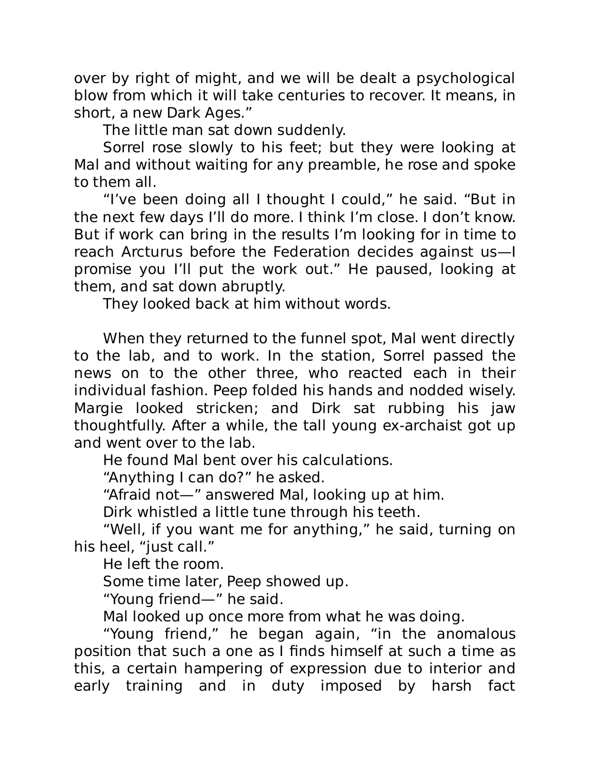over by right of might, and we will be dealt a psychological blow from which it will take centuries to recover. It means, in short, a new Dark Ages."

The little man sat down suddenly.

Sorrel rose slowly to his feet; but they were looking at Mal and without waiting for any preamble, he rose and spoke to them all.

"I've been doing all I thought I could," he said. "But in the next few days I'll do more. I think I'm close. I don't know. But if work can bring in the results I'm looking for in time to reach Arcturus before the Federation decides against us—I promise you I'll put the work out." He paused, looking at them, and sat down abruptly.

They looked back at him without words.

When they returned to the funnel spot, Mal went directly to the lab, and to work. In the station, Sorrel passed the news on to the other three, who reacted each in their individual fashion. Peep folded his hands and nodded wisely. Margie looked stricken; and Dirk sat rubbing his jaw thoughtfully. After a while, the tall young ex-archaist got up and went over to the lab.

He found Mal bent over his calculations.

"Anything I can do?" he asked.

"Afraid not—" answered Mal, looking up at him.

Dirk whistled a little tune through his teeth.

"Well, if you want me for anything," he said, turning on his heel, "just call."

He left the room.

Some time later, Peep showed up.

"Young friend—" he said.

Mal looked up once more from what he was doing.

"Young friend," he began again, "in the anomalous position that such a one as I finds himself at such a time as this, a certain hampering of expression due to interior and early training and in duty imposed by harsh fact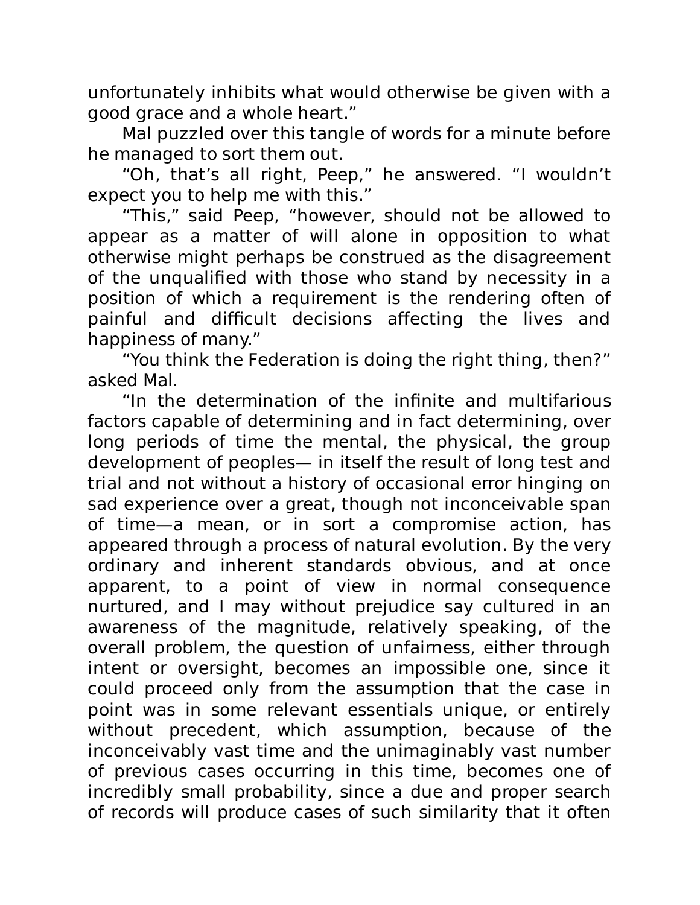unfortunately inhibits what would otherwise be given with a good grace and a whole heart."

Mal puzzled over this tangle of words for a minute before he managed to sort them out.

"Oh, that's all right, Peep," he answered. "I wouldn't expect you to help me with this."

"This," said Peep, "however, should not be allowed to appear as a matter of will alone in opposition to what otherwise might perhaps be construed as the disagreement of the unqualified with those who stand by necessity in a position of which a requirement is the rendering often of painful and difficult decisions affecting the lives and happiness of many."

"You think the Federation is doing the right thing, then?" asked Mal.

"In the determination of the infinite and multifarious factors capable of determining and in fact determining, over long periods of time the mental, the physical, the group development of peoples— in itself the result of long test and trial and not without a history of occasional error hinging on sad experience over a great, though not inconceivable span of time—a mean, or in sort a compromise action, has appeared through a process of natural evolution. By the very ordinary and inherent standards obvious, and at once apparent, to a point of view in normal consequence nurtured, and I may without prejudice say cultured in an awareness of the magnitude, relatively speaking, of the overall problem, the question of unfairness, either through intent or oversight, becomes an impossible one, since it could proceed only from the assumption that the case in point was in some relevant essentials unique, or entirely without precedent, which assumption, because of the inconceivably vast time and the unimaginably vast number of previous cases occurring in this time, becomes one of incredibly small probability, since a due and proper search of records will produce cases of such similarity that it often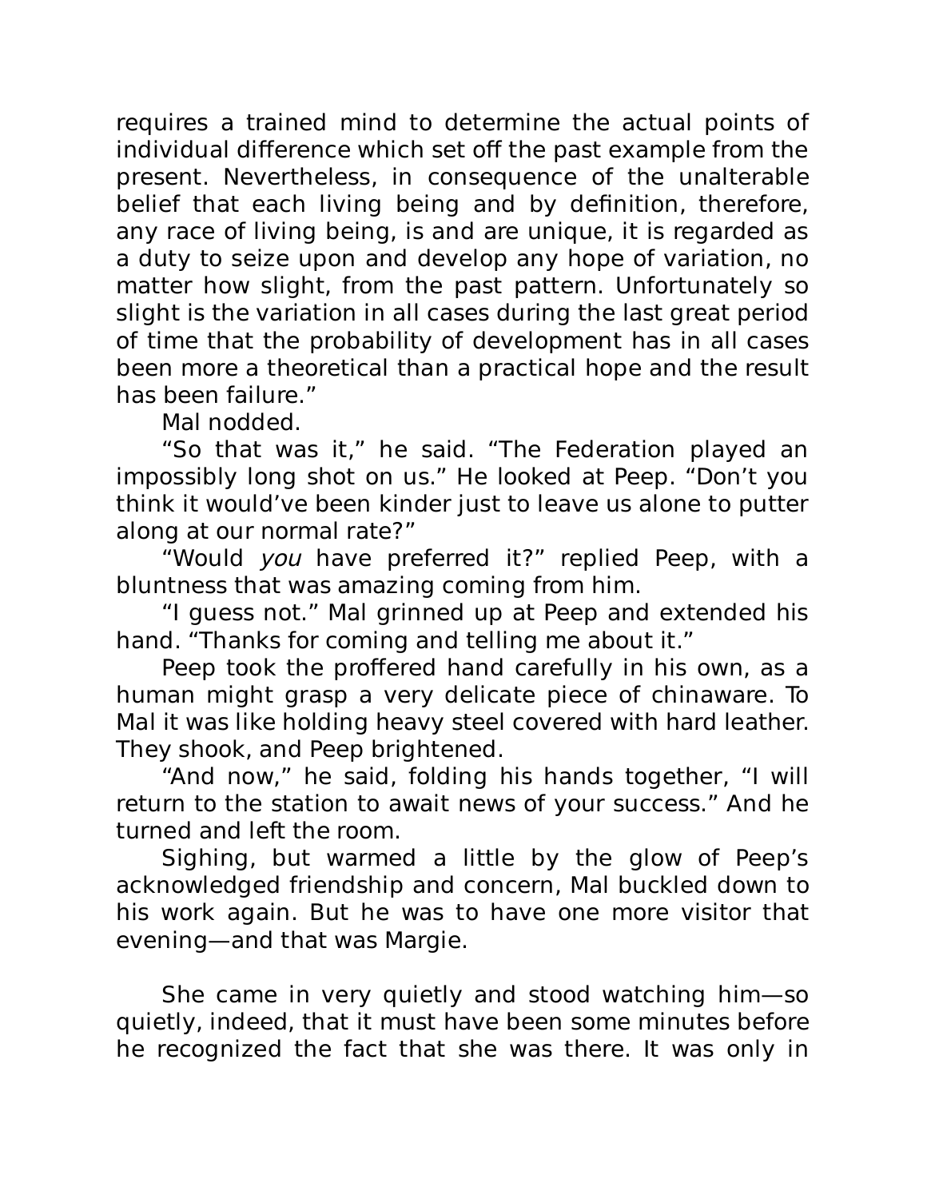requires a trained mind to determine the actual points of individual difference which set off the past example from the present. Nevertheless, in consequence of the unalterable belief that each living being and by definition, therefore, any race of living being, is and are unique, it is regarded as a duty to seize upon and develop any hope of variation, no matter how slight, from the past pattern. Unfortunately so slight is the variation in all cases during the last great period of time that the probability of development has in all cases been more a theoretical than a practical hope and the result has been failure."

Mal nodded.

"So that was it," he said. "The Federation played an impossibly long shot on us." He looked at Peep. "Don't you think it would've been kinder just to leave us alone to putter along at our normal rate?"

"Would *you* have preferred it?" replied Peep, with a bluntness that was amazing coming from him.

"I guess not." Mal grinned up at Peep and extended his hand. "Thanks for coming and telling me about it."

Peep took the proffered hand carefully in his own, as a human might grasp a very delicate piece of chinaware. To Mal it was like holding heavy steel covered with hard leather. They shook, and Peep brightened.

"And now," he said, folding his hands together, "I will return to the station to await news of your success." And he turned and left the room.

Sighing, but warmed a little by the glow of Peep's acknowledged friendship and concern, Mal buckled down to his work again. But he was to have one more visitor that evening—and that was Margie.

She came in very quietly and stood watching him—so quietly, indeed, that it must have been some minutes before he recognized the fact that she was there. It was only in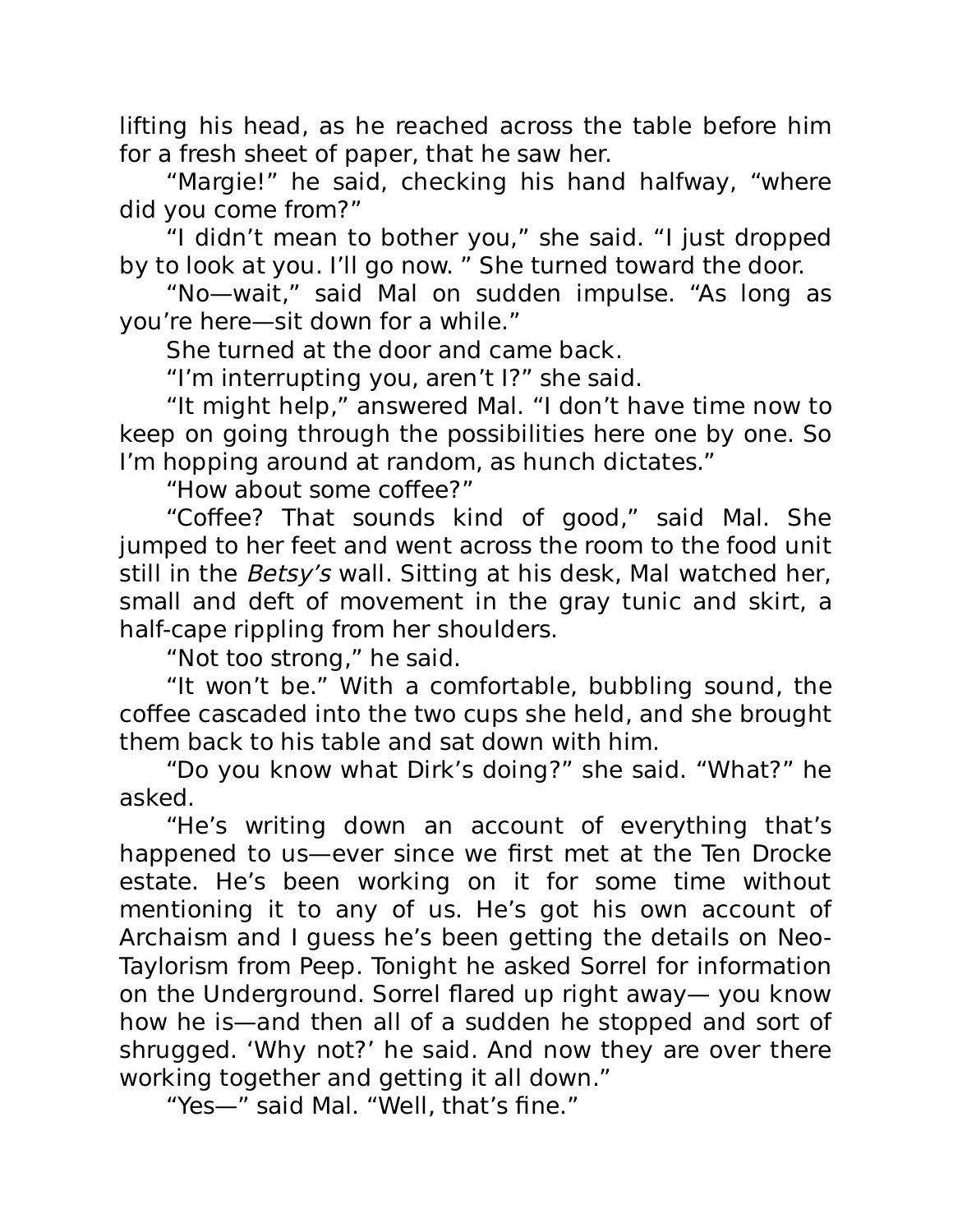lifting his head, as he reached across the table before him for a fresh sheet of paper, that he saw her.

"Margie!" he said, checking his hand halfway, "where did you come from?"

"I didn't mean to bother you," she said. "I just dropped by to look at you. I'll go now. " She turned toward the door.

"No—wait," said Mal on sudden impulse. "As long as you're here—sit down for a while."

She turned at the door and came back.

"I'm interrupting you, aren't I?" she said.

"It might help," answered Mal. "I don't have time now to keep on going through the possibilities here one by one. So I'm hopping around at random, as hunch dictates."

"How about some coffee?"

"Coffee? That sounds kind of good," said Mal. She jumped to her feet and went across the room to the food unit still in the *Betsy's* wall. Sitting at his desk, Mal watched her, small and deft of movement in the gray tunic and skirt, a half-cape rippling from her shoulders.

"Not too strong," he said.

"It won't be." With a comfortable, bubbling sound, the coffee cascaded into the two cups she held, and she brought them back to his table and sat down with him.

"Do you know what Dirk's doing?" she said. "What?" he asked.

"He's writing down an account of everything that's happened to us—ever since we first met at the Ten Drocke estate. He's been working on it for some time without mentioning it to any of us. He's got his own account of Archaism and I guess he's been getting the details on Neo-Taylorism from Peep. Tonight he asked Sorrel for information on the Underground. Sorrel flared up right away— you know how he is—and then all of a sudden he stopped and sort of shrugged. 'Why not?' he said. And now they are over there working together and getting it all down."

"Yes—" said Mal. "Well, that's fine."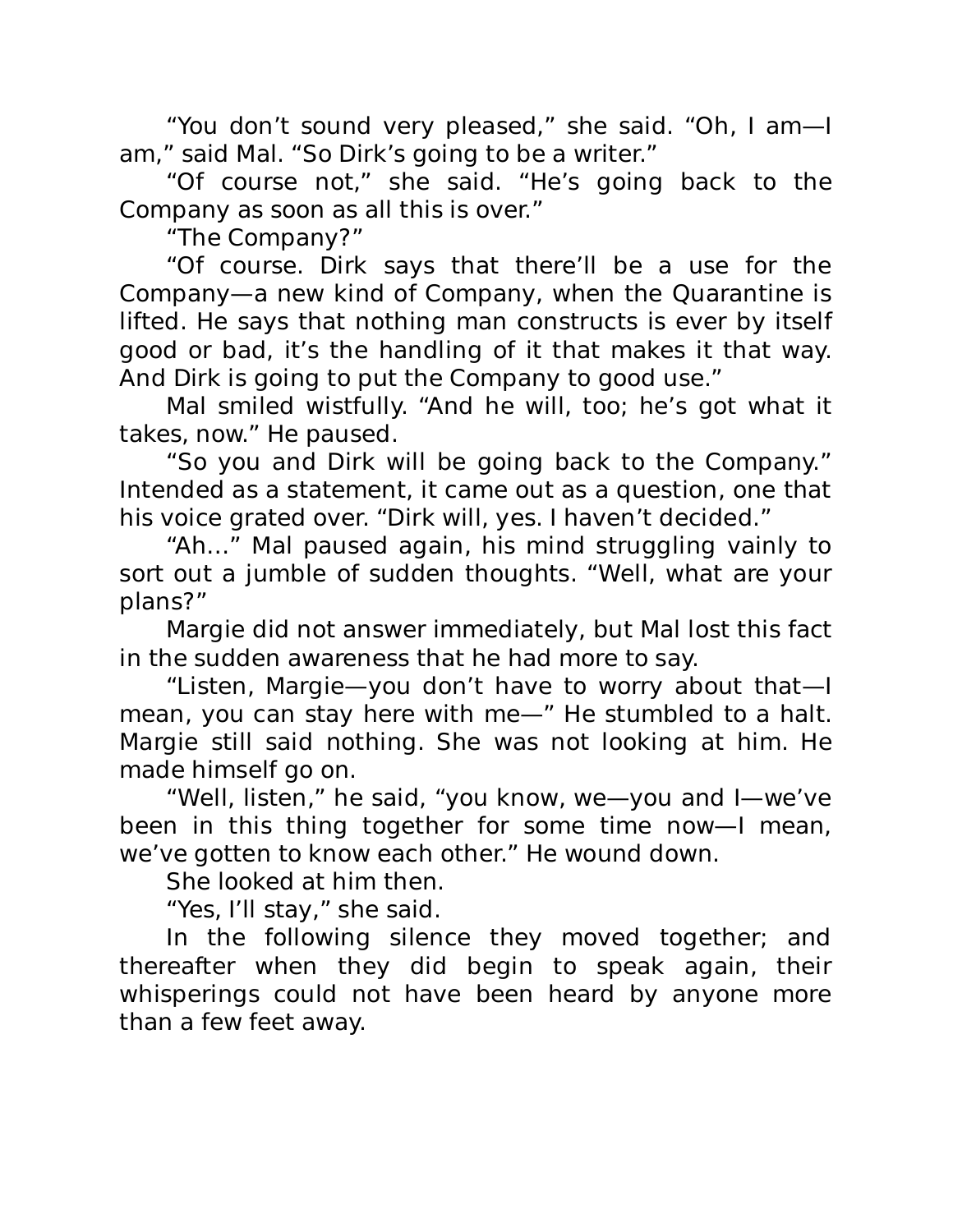“You don’t sound very pleased,” she said. “Oh, I am—I am,” said Mal. “So Dirk’s going to be a writer.”

“Of course not,” she said. “He’s going back to the Company as soon as all this is over.”

“The Company?”

“Of course. Dirk says that there’ll be a use for the Company—a new kind of Company, when the Quarantine is lifted. He says that nothing man constructs is ever by itself good or bad, it’s the handling of it that makes it that way. And Dirk is going to put the Company to good use.”

Mal smiled wistfully. “And he will, too; he’s got what it takes, now.” He paused.

“So you and Dirk will be going back to the Company.” Intended as a statement, it came out as a question, one that his voice grated over. “Dirk will, yes. I haven’t decided.”

“Ah…” Mal paused again, his mind struggling vainly to sort out a jumble of sudden thoughts. “Well, what are your plans?”

Margie did not answer immediately, but Mal lost this fact in the sudden awareness that he had more to say.

“Listen, Margie—you don’t have to worry about that—I mean, you can stay here with me—” He stumbled to a halt. Margie still said nothing. She was not looking at him. He made himself go on.

“Well, listen,” he said, “you know, we—you and I—we’ve been in this thing together for some time now—I mean, we’ve gotten to know each other.” He wound down.

She looked at him then.

“Yes, I’ll stay,” she said.

In the following silence they moved together; and thereafter when they did begin to speak again, their whisperings could not have been heard by anyone more than a few feet away.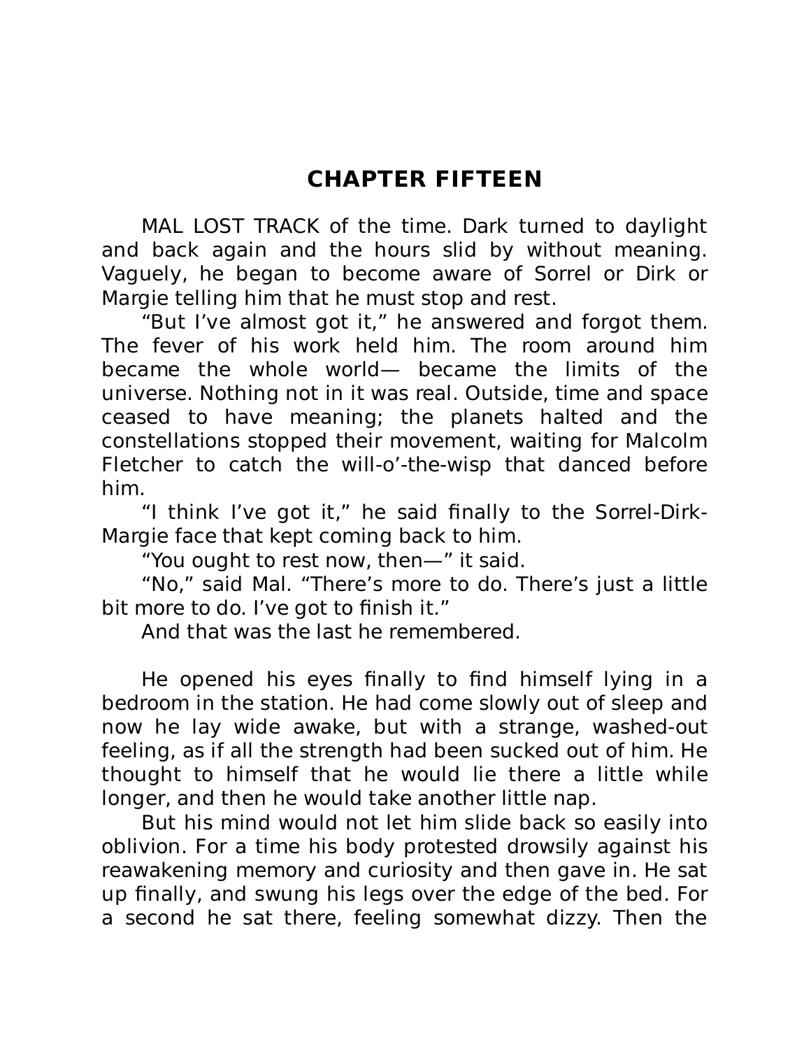## CHAPTER FIFTEEN

MAL LOST TRACK of the time. Dark turned to daylight and back again and the hours slid by without meaning. Vaguely, he began to become aware of Sorrel or Dirk or Margie telling him that he must stop and rest.

"But I've almost got it," he answered and forgot them. The fever of his work held him. The room around him became the whole world— became the limits of the universe. Nothing not in it was real. Outside, time and space ceased to have meaning; the planets halted and the constellations stopped their movement, waiting for Malcolm Fletcher to catch the will-o'-the-wisp that danced before him.

"I think I've got it," he said finally to the Sorrel-Dirk-Margie face that kept coming back to him.

"You ought to rest now, then—" it said.

"No," said Mal. "There's more to do. There's just a little bit more to do. I've got to finish it."

And that was the last he remembered.

He opened his eyes finally to find himself lying in a bedroom in the station. He had come slowly out of sleep and now he lay wide awake, but with a strange, washed-out feeling, as if all the strength had been sucked out of him. He thought to himself that he would lie there a little while longer, and then he would take another little nap.

But his mind would not let him slide back so easily into oblivion. For a time his body protested drowsily against his reawakening memory and curiosity and then gave in. He sat up finally, and swung his legs over the edge of the bed. For a second he sat there, feeling somewhat dizzy. Then the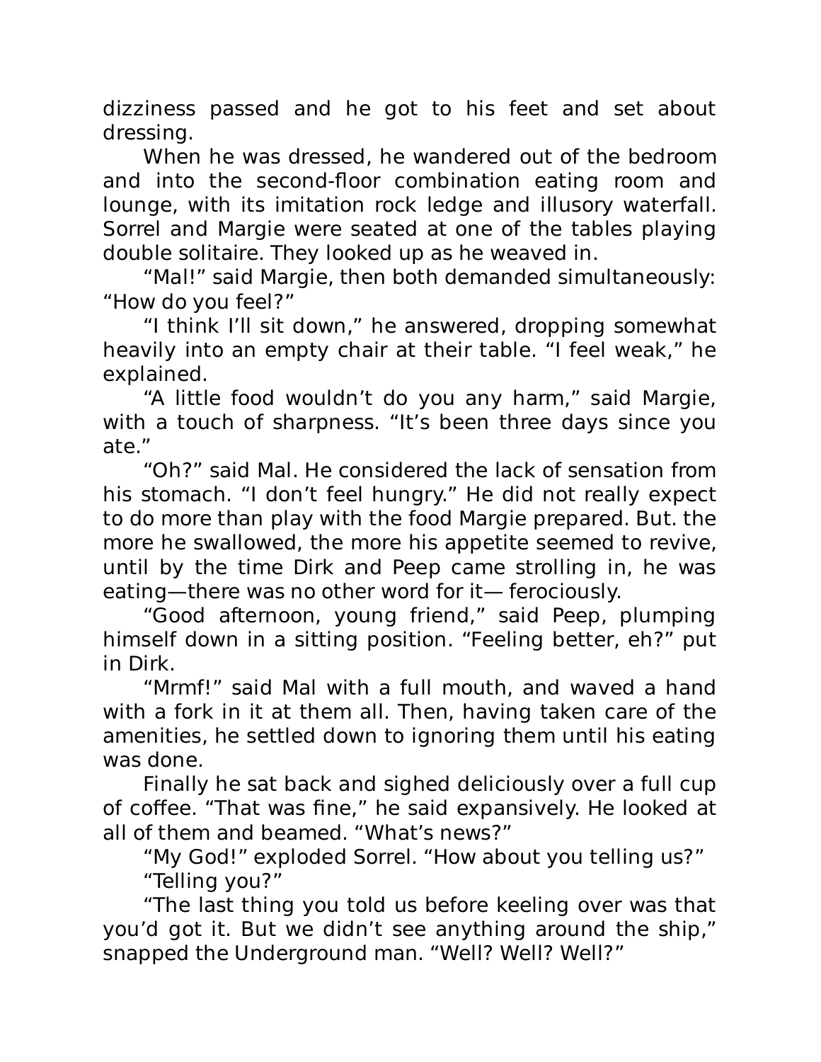dizziness passed and he got to his feet and set about dressing.

When he was dressed, he wandered out of the bedroom and into the second-floor combination eating room and lounge, with its imitation rock ledge and illusory waterfall. Sorrel and Margie were seated at one of the tables playing double solitaire. They looked up as he weaved in.

"Mal!" said Margie, then both demanded simultaneously: "How do you feel?"

"I think I'll sit down," he answered, dropping somewhat heavily into an empty chair at their table. "I feel weak," he explained.

"A little food wouldn't do you any harm," said Margie, with a touch of sharpness. "It's been three days since you ate."

"Oh?" said Mal. He considered the lack of sensation from his stomach. "I don't feel hungry." He did not really expect to do more than play with the food Margie prepared. But. the more he swallowed, the more his appetite seemed to revive, until by the time Dirk and Peep came strolling in, he was eating—there was no other word for it— ferociously.

"Good afternoon, young friend," said Peep, plumping himself down in a sitting position. "Feeling better, eh?" put in Dirk.

"Mrmf!" said Mal with a full mouth, and waved a hand with a fork in it at them all. Then, having taken care of the amenities, he settled down to ignoring them until his eating was done.

Finally he sat back and sighed deliciously over a full cup of coffee. "That was fine," he said expansively. He looked at all of them and beamed. "What's news?"

"My God!" exploded Sorrel. "How about you telling us?"

"Telling you?"

"The last thing you told us before keeling over was that you'd got it. But we didn't see anything around the ship," snapped the Underground man. "Well? Well? Well?"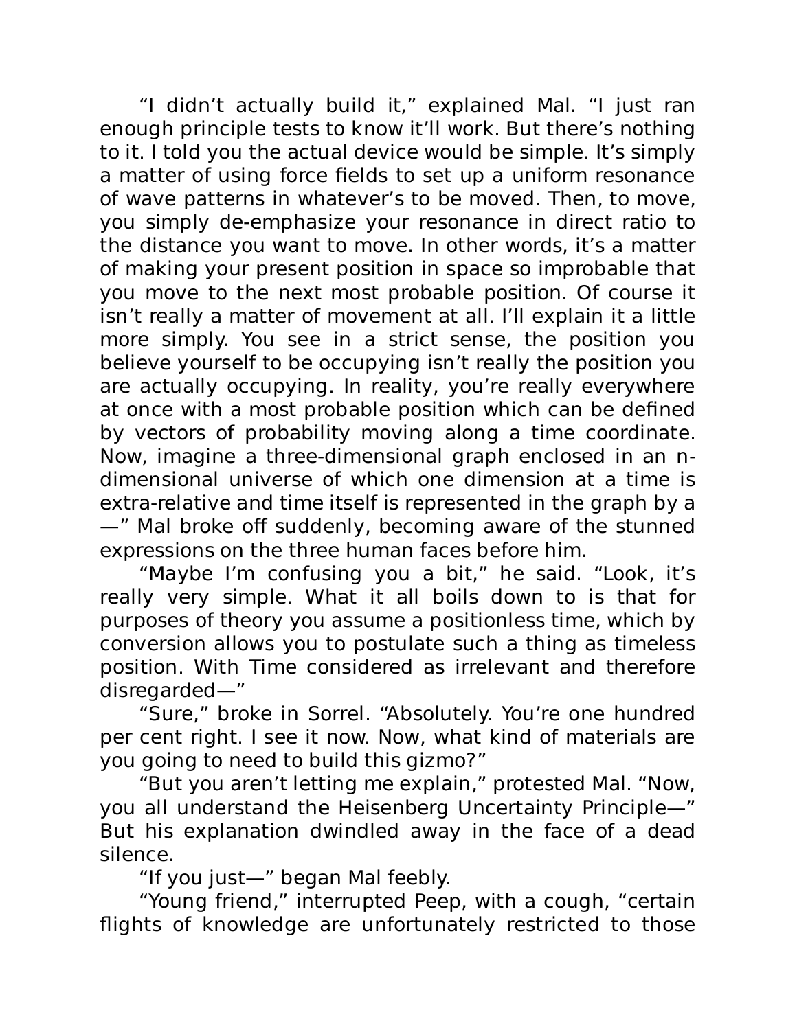"I didn't actually build it," explained Mal. "I just ran enough principle tests to know it'll work. But there's nothing to it. I told you the actual device would be simple. It's simply a matter of using force fields to set up a uniform resonance of wave patterns in whatever's to be moved. Then, to move, you simply de-emphasize your resonance in direct ratio to the distance you want to move. In other words, it's a matter of making your present position in space so improbable that you move to the next most probable position. Of course it isn't really a matter of movement at all. I'll explain it a little more simply. You see in a strict sense, the position you believe yourself to be occupying isn't really the position you are actually occupying. In reality, you're really everywhere at once with a most probable position which can be defined by vectors of probability moving along a time coordinate. Now, imagine a three-dimensional graph enclosed in an n-dimensional universe of which one dimension at a time is extra-relative and time itself is represented in the graph by a —" Mal broke off suddenly, becoming aware of the stunned expressions on the three human faces before him.

"Maybe I'm confusing you a bit," he said. "Look, it's really very simple. What it all boils down to is that for purposes of theory you assume a positionless time, which by conversion allows you to postulate such a thing as timeless position. With Time considered as irrelevant and therefore disregarded—"

"Sure," broke in Sorrel. "Absolutely. You're one hundred per cent right. I see it now. Now, what kind of materials are you going to need to build this gizmo?"

"But you aren't letting me explain," protested Mal. "Now, you all understand the Heisenberg Uncertainty Principle—" But his explanation dwindled away in the face of a dead silence.

"If you just—" began Mal feebly.

"Young friend," interrupted Peep, with a cough, "certain flights of knowledge are unfortunately restricted to those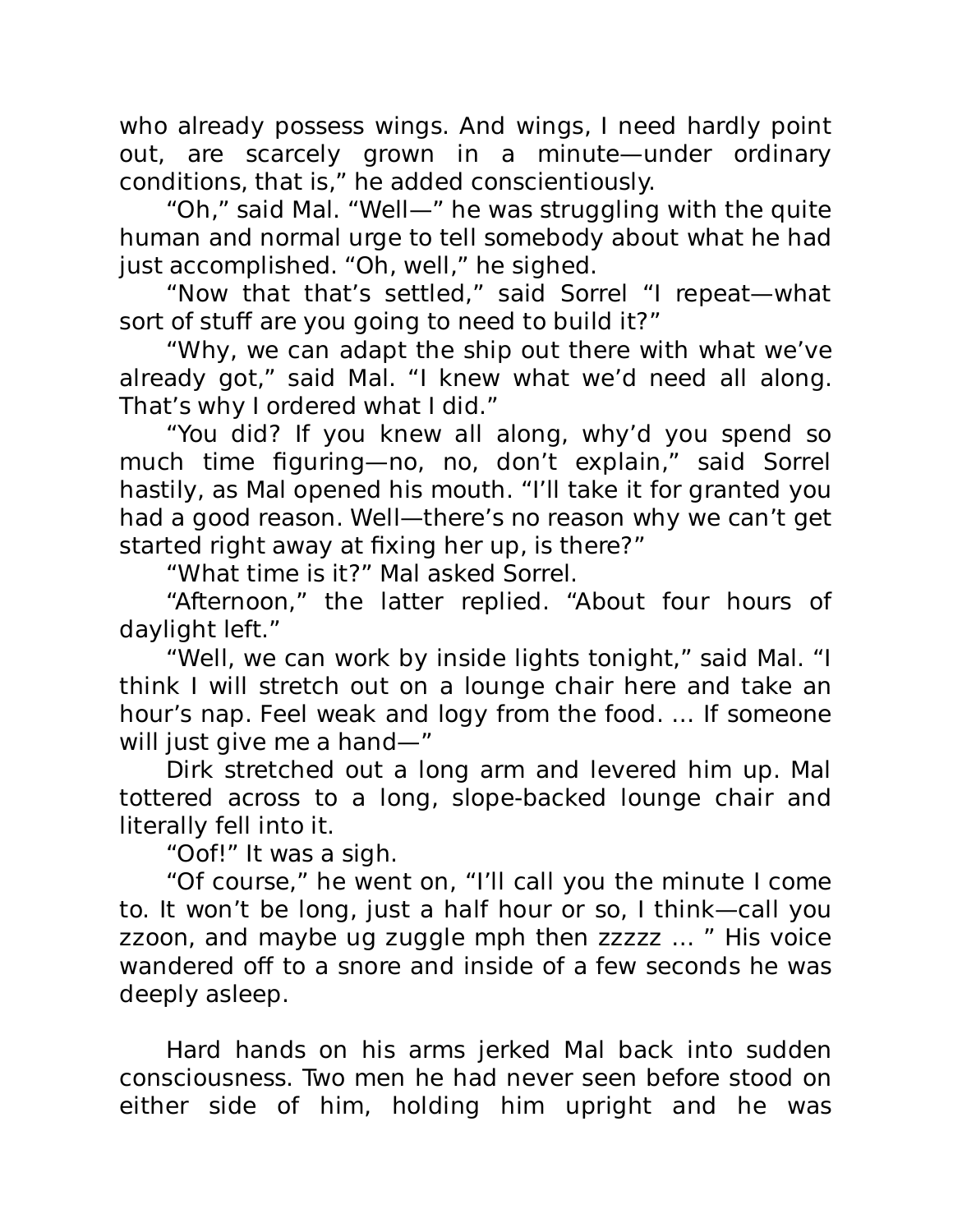who already possess wings. And wings, I need hardly point out, are scarcely grown in a minute—under ordinary conditions, that is," he added conscientiously.

"Oh," said Mal. "Well—" he was struggling with the quite human and normal urge to tell somebody about what he had just accomplished. "Oh, well," he sighed.

"Now that that's settled," said Sorrel "I repeat—what sort of stuff are you going to need to build it?"

"Why, we can adapt the ship out there with what we've already got," said Mal. "I knew what we'd need all along. That's why I ordered what I did."

"You did? If you knew all along, why'd you spend so much time figuring—no, no, don't explain," said Sorrel hastily, as Mal opened his mouth. "I'll take it for granted you had a good reason. Well—there's no reason why we can't get started right away at fixing her up, is there?"

"What time is it?" Mal asked Sorrel.

"Afternoon," the latter replied. "About four hours of daylight left."

"Well, we can work by inside lights tonight," said Mal. "I think I will stretch out on a lounge chair here and take an hour's nap. Feel weak and logy from the food. … If someone will just give me a hand—"

Dirk stretched out a long arm and levered him up. Mal tottered across to a long, slope-backed lounge chair and literally fell into it.

"Oof!" It was a sigh.

"Of course," he went on, "I'll call you the minute I come to. It won't be long, just a half hour or so, I think—call you zzoon, and maybe ug zuggle mph then zzzzz … " His voice wandered off to a snore and inside of a few seconds he was deeply asleep.

Hard hands on his arms jerked Mal back into sudden consciousness. Two men he had never seen before stood on either side of him, holding him upright and he was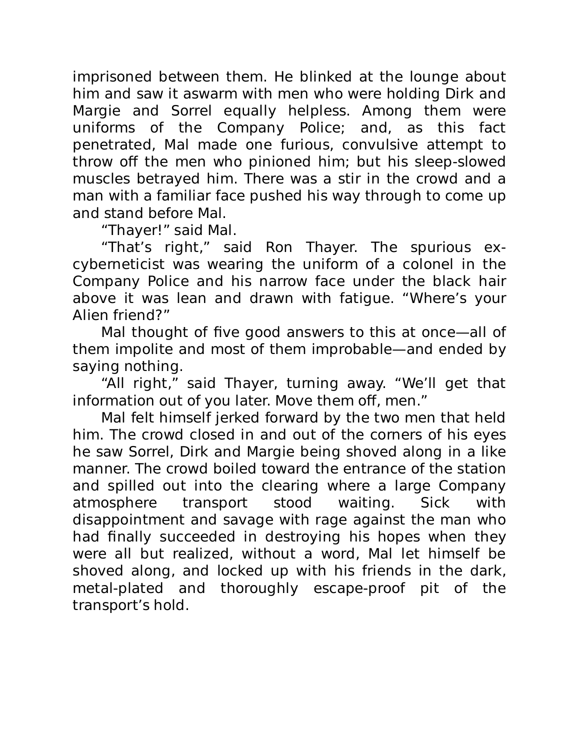imprisoned between them. He blinked at the lounge about him and saw it aswarm with men who were holding Dirk and Margie and Sorrel equally helpless. Among them were uniforms of the Company Police; and, as this fact penetrated, Mal made one furious, convulsive attempt to throw off the men who pinioned him; but his sleep-slowed muscles betrayed him. There was a stir in the crowd and a man with a familiar face pushed his way through to come up and stand before Mal.

"Thayer!" said Mal.

"That's right," said Ron Thayer. The spurious ex-cyberneticist was wearing the uniform of a colonel in the Company Police and his narrow face under the black hair above it was lean and drawn with fatigue. "Where's your Alien friend?"

Mal thought of five good answers to this at once—all of them impolite and most of them improbable—and ended by saying nothing.

"All right," said Thayer, turning away. "We'll get that information out of you later. Move them off, men."

Mal felt himself jerked forward by the two men that held him. The crowd closed in and out of the corners of his eyes he saw Sorrel, Dirk and Margie being shoved along in a like manner. The crowd boiled toward the entrance of the station and spilled out into the clearing where a large Company atmosphere transport stood waiting. Sick with disappointment and savage with rage against the man who had finally succeeded in destroying his hopes when they were all but realized, without a word, Mal let himself be shoved along, and locked up with his friends in the dark, metal-plated and thoroughly escape-proof pit of the transport's hold.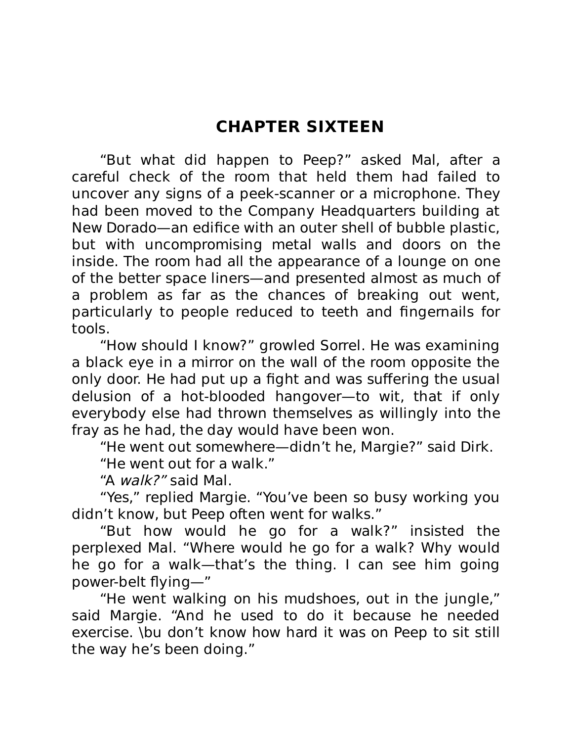# CHAPTER SIXTEEN

"But what did happen to Peep?" asked Mal, after a careful check of the room that held them had failed to uncover any signs of a peek-scanner or a microphone. They had been moved to the Company Headquarters building at New Dorado—an edifice with an outer shell of bubble plastic, but with uncompromising metal walls and doors on the inside. The room had all the appearance of a lounge on one of the better space liners—and presented almost as much of a problem as far as the chances of breaking out went, particularly to people reduced to teeth and fingernails for tools.

"How should I know?" growled Sorrel. He was examining a black eye in a mirror on the wall of the room opposite the only door. He had put up a fight and was suffering the usual delusion of a hot-blooded hangover—to wit, that if only everybody else had thrown themselves as willingly into the fray as he had, the day would have been won.

"He went out somewhere—didn't he, Margie?" said Dirk.

"He went out for a walk."

"A *walk?"* said Mal.

"Yes," replied Margie. "You've been so busy working you didn't know, but Peep often went for walks."

"But how would he go for a walk?" insisted the perplexed Mal. "Where would he go for a walk? Why would he go for a walk—that's the thing. I can see him going power-belt flying—"

"He went walking on his mudshoes, out in the jungle," said Margie. "And he used to do it because he needed exercise. \bu don't know how hard it was on Peep to sit still the way he's been doing."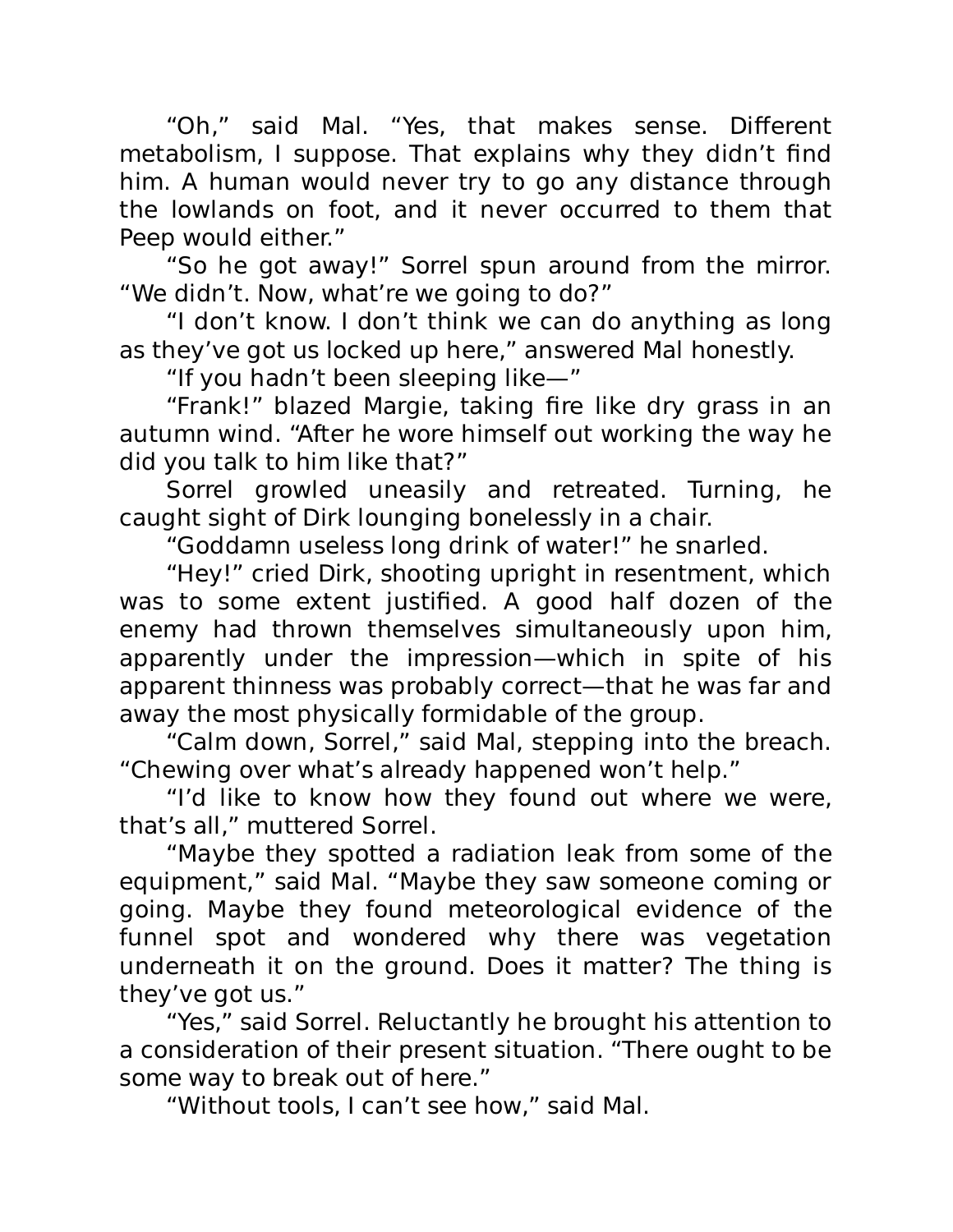"Oh," said Mal. "Yes, that makes sense. Different metabolism, I suppose. That explains why they didn't find him. A human would never try to go any distance through the lowlands on foot, and it never occurred to them that Peep would either."

"So he got away!" Sorrel spun around from the mirror. "We didn't. Now, what're we going to do?"

"I don't know. I don't think we can do anything as long as they've got us locked up here," answered Mal honestly.

"If you hadn't been sleeping like—"

"Frank!" blazed Margie, taking fire like dry grass in an autumn wind. "After he wore himself out working the way he did you talk to him like that?"

Sorrel growled uneasily and retreated. Turning, he caught sight of Dirk lounging bonelessly in a chair.

"Goddamn useless long drink of water!" he snarled.

"Hey!" cried Dirk, shooting upright in resentment, which was to some extent justified. A good half dozen of the enemy had thrown themselves simultaneously upon him, apparently under the impression—which in spite of his apparent thinness was probably correct—that he was far and away the most physically formidable of the group.

"Calm down, Sorrel," said Mal, stepping into the breach. "Chewing over what's already happened won't help."

"I'd like to know how they found out where we were, that's all," muttered Sorrel.

"Maybe they spotted a radiation leak from some of the equipment," said Mal. "Maybe they saw someone coming or going. Maybe they found meteorological evidence of the funnel spot and wondered why there was vegetation underneath it on the ground. Does it matter? The thing is they've got us."

"Yes," said Sorrel. Reluctantly he brought his attention to a consideration of their present situation. "There ought to be some way to break out of here."

"Without tools, I can't see how," said Mal.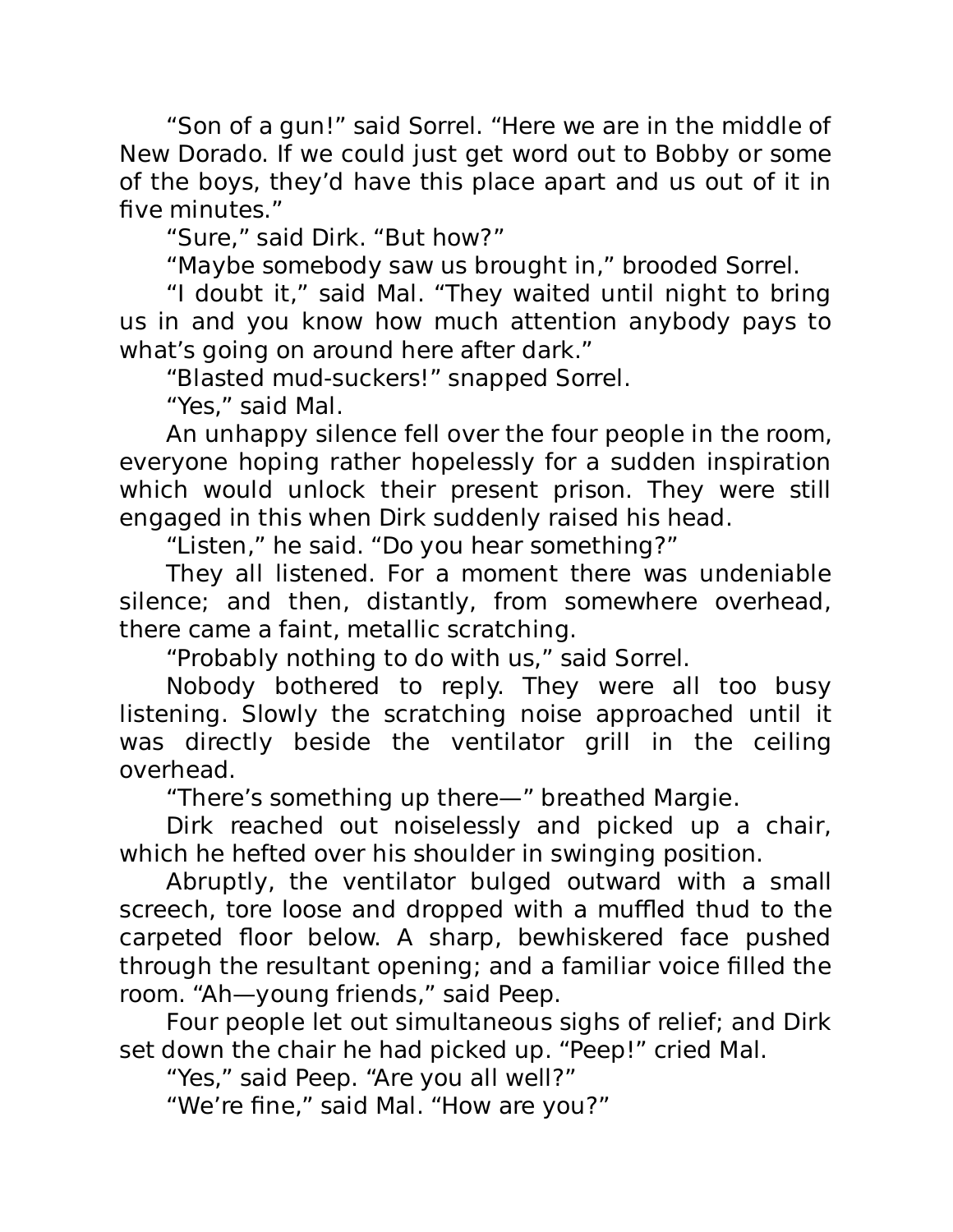"Son of a gun!" said Sorrel. "Here we are in the middle of New Dorado. If we could just get word out to Bobby or some of the boys, they'd have this place apart and us out of it in five minutes."

"Sure," said Dirk. "But how?"

"Maybe somebody saw us brought in," brooded Sorrel.

"I doubt it," said Mal. "They waited until night to bring us in and you know how much attention anybody pays to what's going on around here after dark."

"Blasted mud-suckers!" snapped Sorrel.

"Yes," said Mal.

An unhappy silence fell over the four people in the room, everyone hoping rather hopelessly for a sudden inspiration which would unlock their present prison. They were still engaged in this when Dirk suddenly raised his head.

"Listen," he said. "Do you hear something?"

They all listened. For a moment there was undeniable silence; and then, distantly, from somewhere overhead, there came a faint, metallic scratching.

"Probably nothing to do with us," said Sorrel.

Nobody bothered to reply. They were all too busy listening. Slowly the scratching noise approached until it was directly beside the ventilator grill in the ceiling overhead.

"There's something up there—" breathed Margie.

Dirk reached out noiselessly and picked up a chair, which he hefted over his shoulder in swinging position.

Abruptly, the ventilator bulged outward with a small screech, tore loose and dropped with a muffled thud to the carpeted floor below. A sharp, bewhiskered face pushed through the resultant opening; and a familiar voice filled the room. "Ah—young friends," said Peep.

Four people let out simultaneous sighs of relief; and Dirk set down the chair he had picked up. "Peep!" cried Mal.

"Yes," said Peep. "Are you all well?"

"We're fine," said Mal. "How are you?"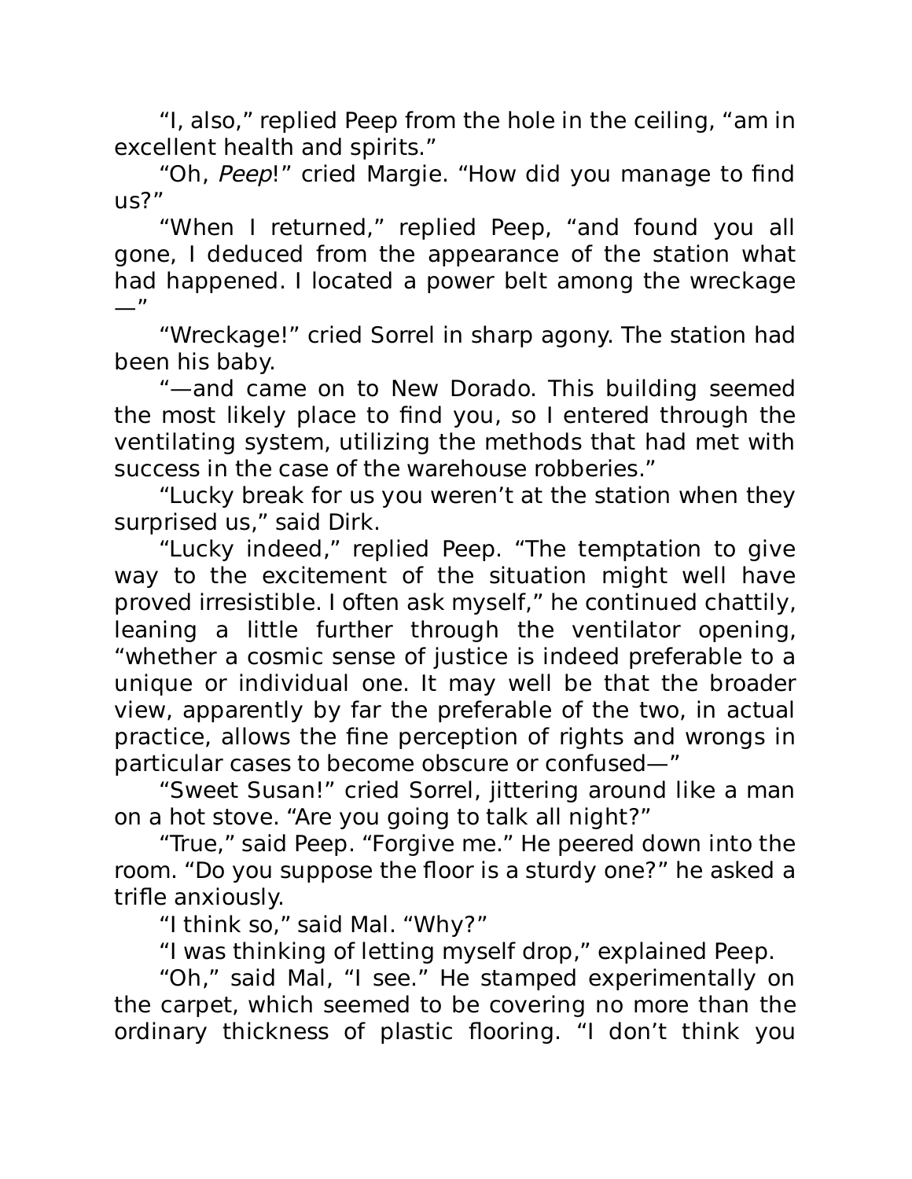"I, also," replied Peep from the hole in the ceiling, "am in excellent health and spirits."

"Oh, *Peep*!" cried Margie. "How did you manage to find us?"

"When I returned," replied Peep, "and found you all gone, I deduced from the appearance of the station what had happened. I located a power belt among the wreckage—"

"Wreckage!" cried Sorrel in sharp agony. The station had been his baby.

"—and came on to New Dorado. This building seemed the most likely place to find you, so I entered through the ventilating system, utilizing the methods that had met with success in the case of the warehouse robberies."

"Lucky break for us you weren't at the station when they surprised us," said Dirk.

"Lucky indeed," replied Peep. "The temptation to give way to the excitement of the situation might well have proved irresistible. I often ask myself," he continued chattily, leaning a little further through the ventilator opening, "whether a cosmic sense of justice is indeed preferable to a unique or individual one. It may well be that the broader view, apparently by far the preferable of the two, in actual practice, allows the fine perception of rights and wrongs in particular cases to become obscure or confused—"

"Sweet Susan!" cried Sorrel, jittering around like a man on a hot stove. "Are you going to talk all night?"

"True," said Peep. "Forgive me." He peered down into the room. "Do you suppose the floor is a sturdy one?" he asked a trifle anxiously.

"I think so," said Mal. "Why?"

"I was thinking of letting myself drop," explained Peep.

"Oh," said Mal, "I see." He stamped experimentally on the carpet, which seemed to be covering no more than the ordinary thickness of plastic flooring. "I don't think you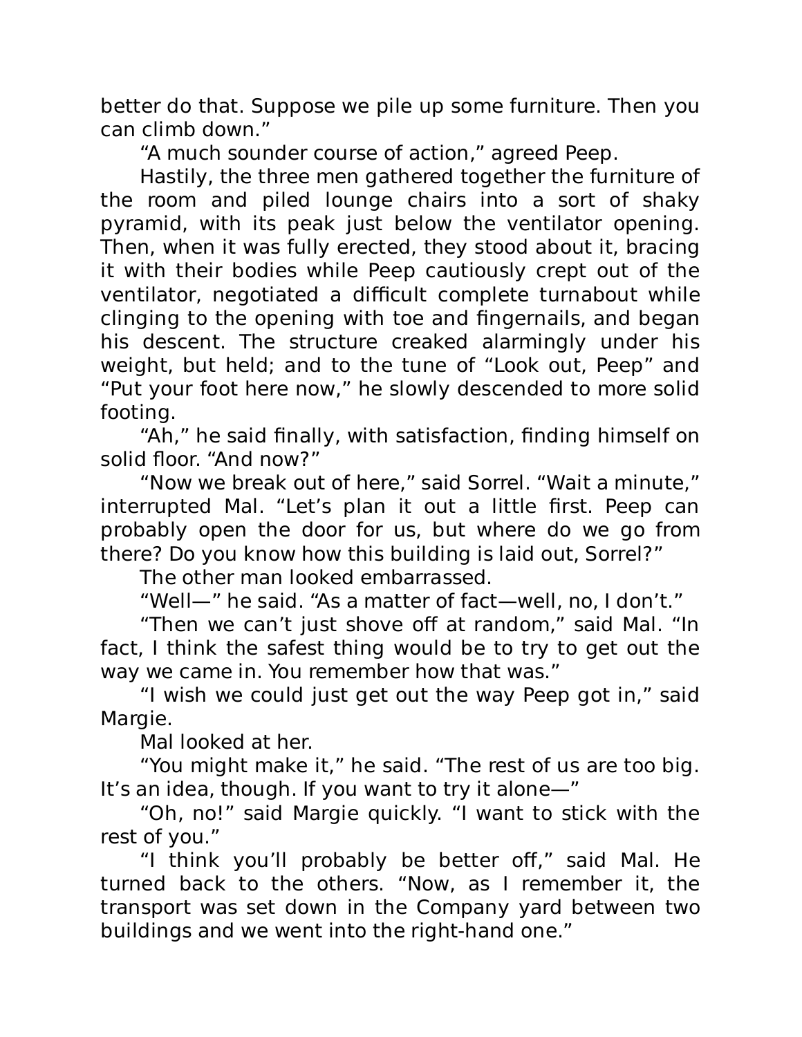better do that. Suppose we pile up some furniture. Then you can climb down."

"A much sounder course of action," agreed Peep.

Hastily, the three men gathered together the furniture of the room and piled lounge chairs into a sort of shaky pyramid, with its peak just below the ventilator opening. Then, when it was fully erected, they stood about it, bracing it with their bodies while Peep cautiously crept out of the ventilator, negotiated a difficult complete turnabout while clinging to the opening with toe and fingernails, and began his descent. The structure creaked alarmingly under his weight, but held; and to the tune of "Look out, Peep" and "Put your foot here now," he slowly descended to more solid footing.

"Ah," he said finally, with satisfaction, finding himself on solid floor. "And now?"

"Now we break out of here," said Sorrel. "Wait a minute," interrupted Mal. "Let's plan it out a little first. Peep can probably open the door for us, but where do we go from there? Do you know how this building is laid out, Sorrel?"

The other man looked embarrassed.

"Well—" he said. "As a matter of fact—well, no, I don't."

"Then we can't just shove off at random," said Mal. "In fact, I think the safest thing would be to try to get out the way we came in. You remember how that was."

"I wish we could just get out the way Peep got in," said Margie.

Mal looked at her.

"You might make it," he said. "The rest of us are too big. It's an idea, though. If you want to try it alone—"

"Oh, no!" said Margie quickly. "I want to stick with the rest of you."

"I think you'll probably be better off," said Mal. He turned back to the others. "Now, as I remember it, the transport was set down in the Company yard between two buildings and we went into the right-hand one."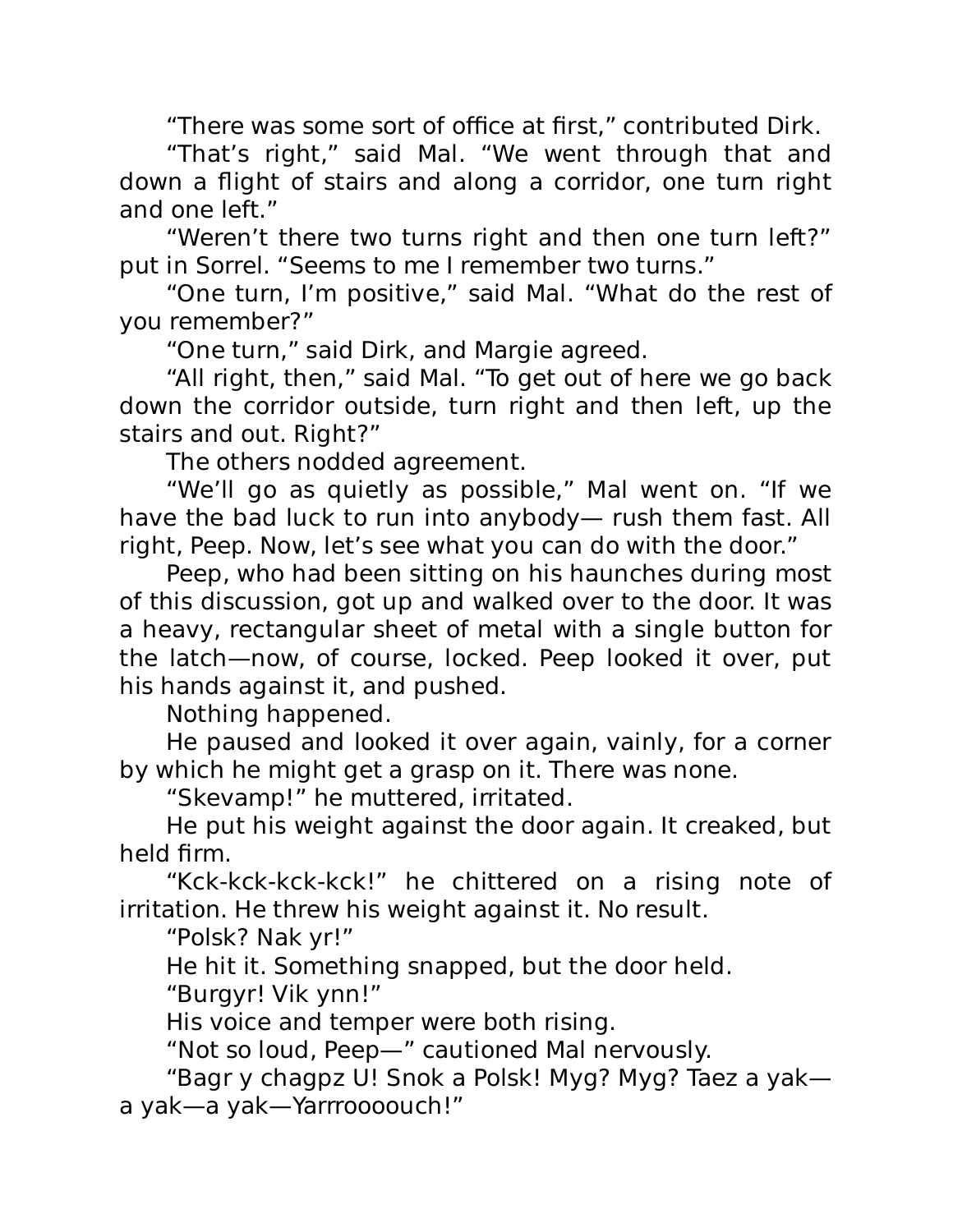“There was some sort of office at first,” contributed Dirk.

“That’s right,” said Mal. “We went through that and down a flight of stairs and along a corridor, one turn right and one left.”

“Weren’t there two turns right and then one turn left?” put in Sorrel. “Seems to me I remember two turns.”

“One turn, I’m positive,” said Mal. “What do the rest of you remember?”

“One turn,” said Dirk, and Margie agreed.

“All right, then,” said Mal. “To get out of here we go back down the corridor outside, turn right and then left, up the stairs and out. Right?”

The others nodded agreement.

“We’ll go as quietly as possible,” Mal went on. “If we have the bad luck to run into anybody— rush them fast. All right, Peep. Now, let’s see what you can do with the door.”

Peep, who had been sitting on his haunches during most of this discussion, got up and walked over to the door. It was a heavy, rectangular sheet of metal with a single button for the latch—now, of course, locked. Peep looked it over, put his hands against it, and pushed.

Nothing happened.

He paused and looked it over again, vainly, for a corner by which he might get a grasp on it. There was none.

“Skevamp!” he muttered, irritated.

He put his weight against the door again. It creaked, but held firm.

“Kck-kck-kck-kck!” he chittered on a rising note of irritation. He threw his weight against it. No result.

“Polsk? Nak yr!”

He hit it. Something snapped, but the door held.

“Burgyr! Vik ynn!”

His voice and temper were both rising.

“Not so loud, Peep—” cautioned Mal nervously.

“Bagr y chagpz U! Snok a Polsk! Myg? Myg? Taez a yak—a yak—a yak—Yarrrooooouch!”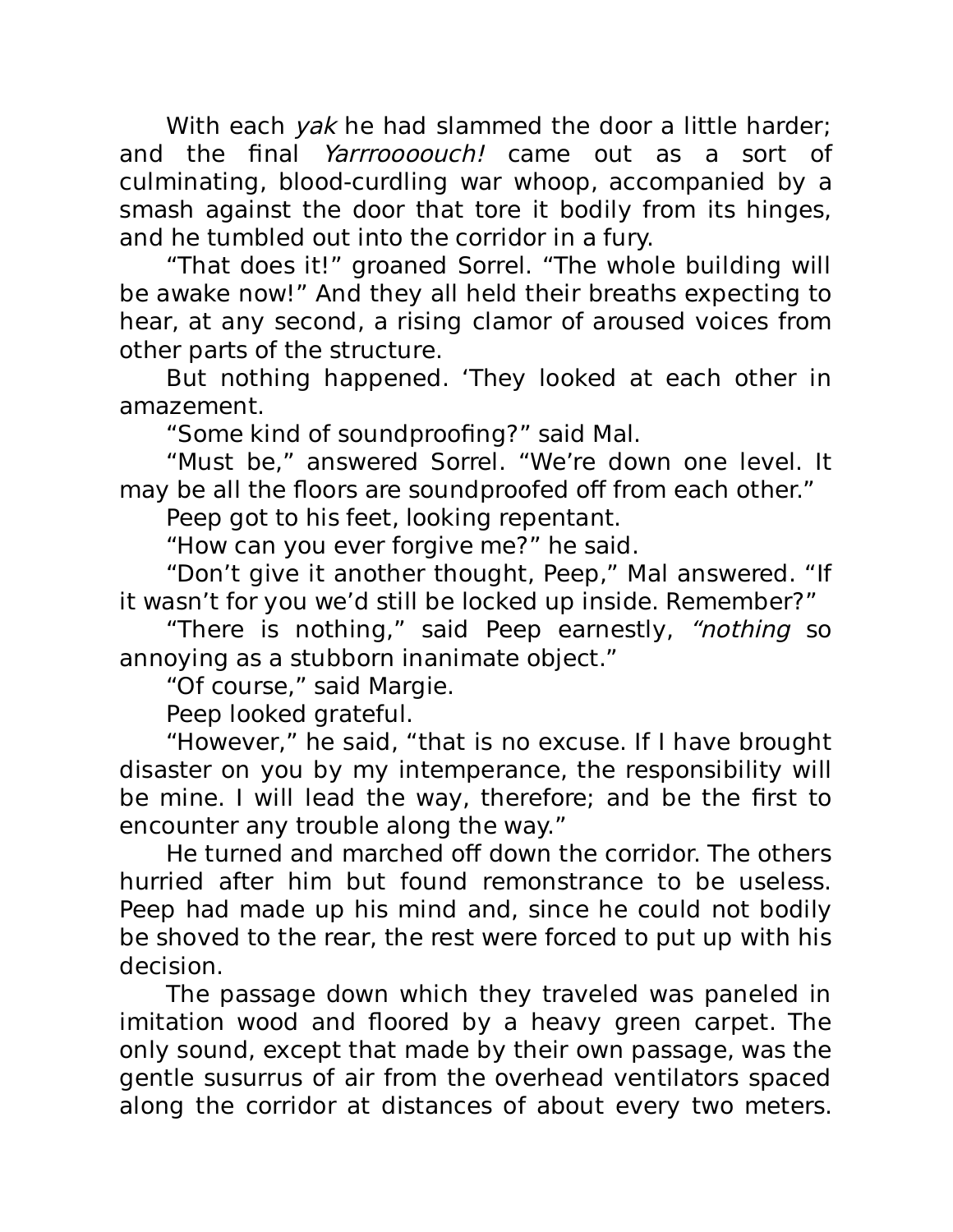With each *yak* he had slammed the door a little harder; and the final *Yarrroooouch!* came out as a sort of culminating, blood-curdling war whoop, accompanied by a smash against the door that tore it bodily from its hinges, and he tumbled out into the corridor in a fury.

"That does it!" groaned Sorrel. "The whole building will be awake now!" And they all held their breaths expecting to hear, at any second, a rising clamor of aroused voices from other parts of the structure.

But nothing happened. 'They looked at each other in amazement.

"Some kind of soundproofing?" said Mal.

"Must be," answered Sorrel. "We're down one level. It may be all the floors are soundproofed off from each other."

Peep got to his feet, looking repentant.

"How can you ever forgive me?" he said.

"Don't give it another thought, Peep," Mal answered. "If it wasn't for you we'd still be locked up inside. Remember?"

"There is nothing," said Peep earnestly, *"nothing* so annoying as a stubborn inanimate object."

"Of course," said Margie.

Peep looked grateful.

"However," he said, "that is no excuse. If I have brought disaster on you by my intemperance, the responsibility will be mine. I will lead the way, therefore; and be the first to encounter any trouble along the way."

He turned and marched off down the corridor. The others hurried after him but found remonstrance to be useless. Peep had made up his mind and, since he could not bodily be shoved to the rear, the rest were forced to put up with his decision.

The passage down which they traveled was paneled in imitation wood and floored by a heavy green carpet. The only sound, except that made by their own passage, was the gentle susurrus of air from the overhead ventilators spaced along the corridor at distances of about every two meters.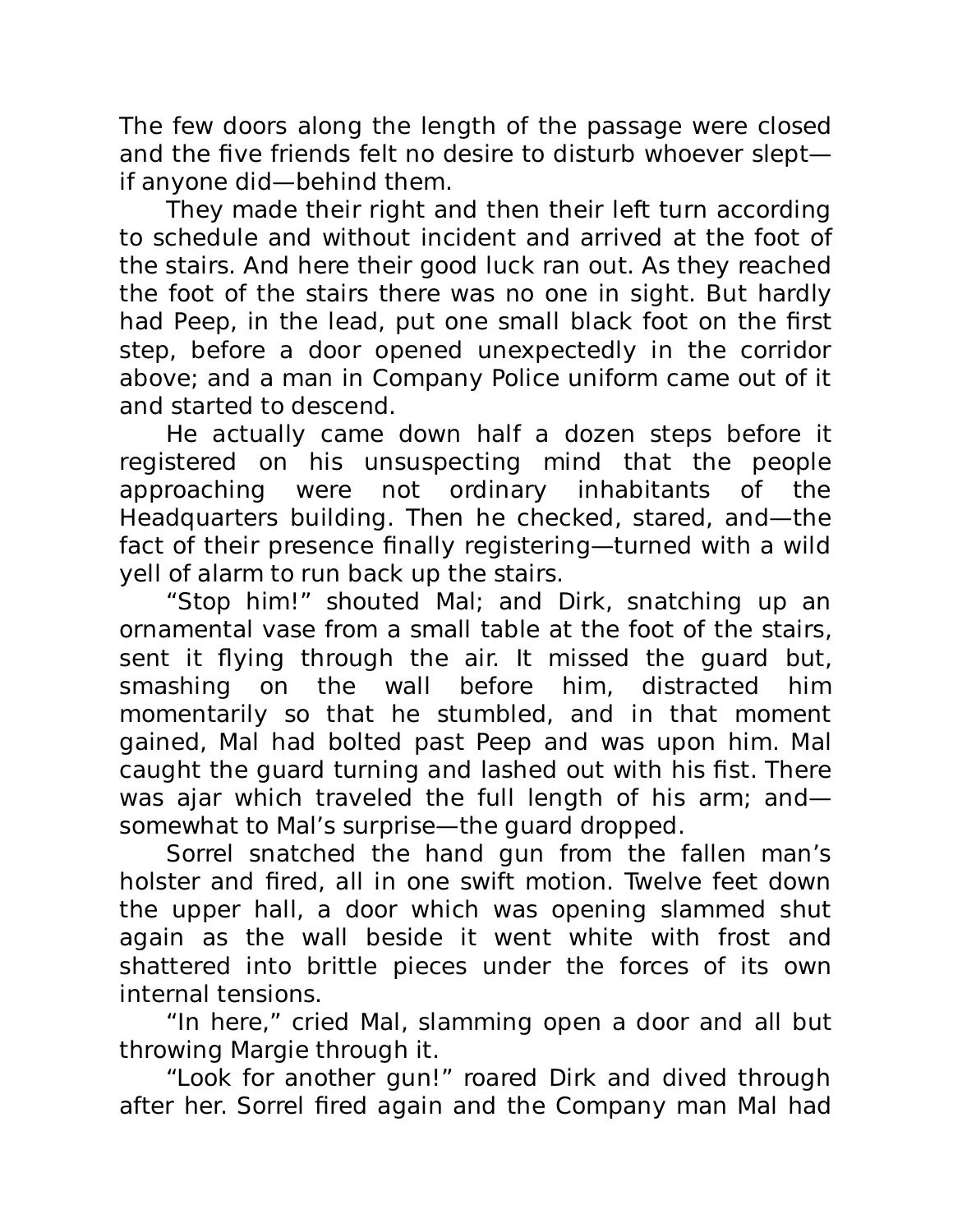The few doors along the length of the passage were closed and the five friends felt no desire to disturb whoever slept—if anyone did—behind them.

They made their right and then their left turn according to schedule and without incident and arrived at the foot of the stairs. And here their good luck ran out. As they reached the foot of the stairs there was no one in sight. But hardly had Peep, in the lead, put one small black foot on the first step, before a door opened unexpectedly in the corridor above; and a man in Company Police uniform came out of it and started to descend.

He actually came down half a dozen steps before it registered on his unsuspecting mind that the people approaching were not ordinary inhabitants of the Headquarters building. Then he checked, stared, and—the fact of their presence finally registering—turned with a wild yell of alarm to run back up the stairs.

"Stop him!" shouted Mal; and Dirk, snatching up an ornamental vase from a small table at the foot of the stairs, sent it flying through the air. It missed the guard but, smashing on the wall before him, distracted him momentarily so that he stumbled, and in that moment gained, Mal had bolted past Peep and was upon him. Mal caught the guard turning and lashed out with his fist. There was ajar which traveled the full length of his arm; and—somewhat to Mal's surprise—the guard dropped.

Sorrel snatched the hand gun from the fallen man's holster and fired, all in one swift motion. Twelve feet down the upper hall, a door which was opening slammed shut again as the wall beside it went white with frost and shattered into brittle pieces under the forces of its own internal tensions.

"In here," cried Mal, slamming open a door and all but throwing Margie through it.

"Look for another gun!" roared Dirk and dived through after her. Sorrel fired again and the Company man Mal had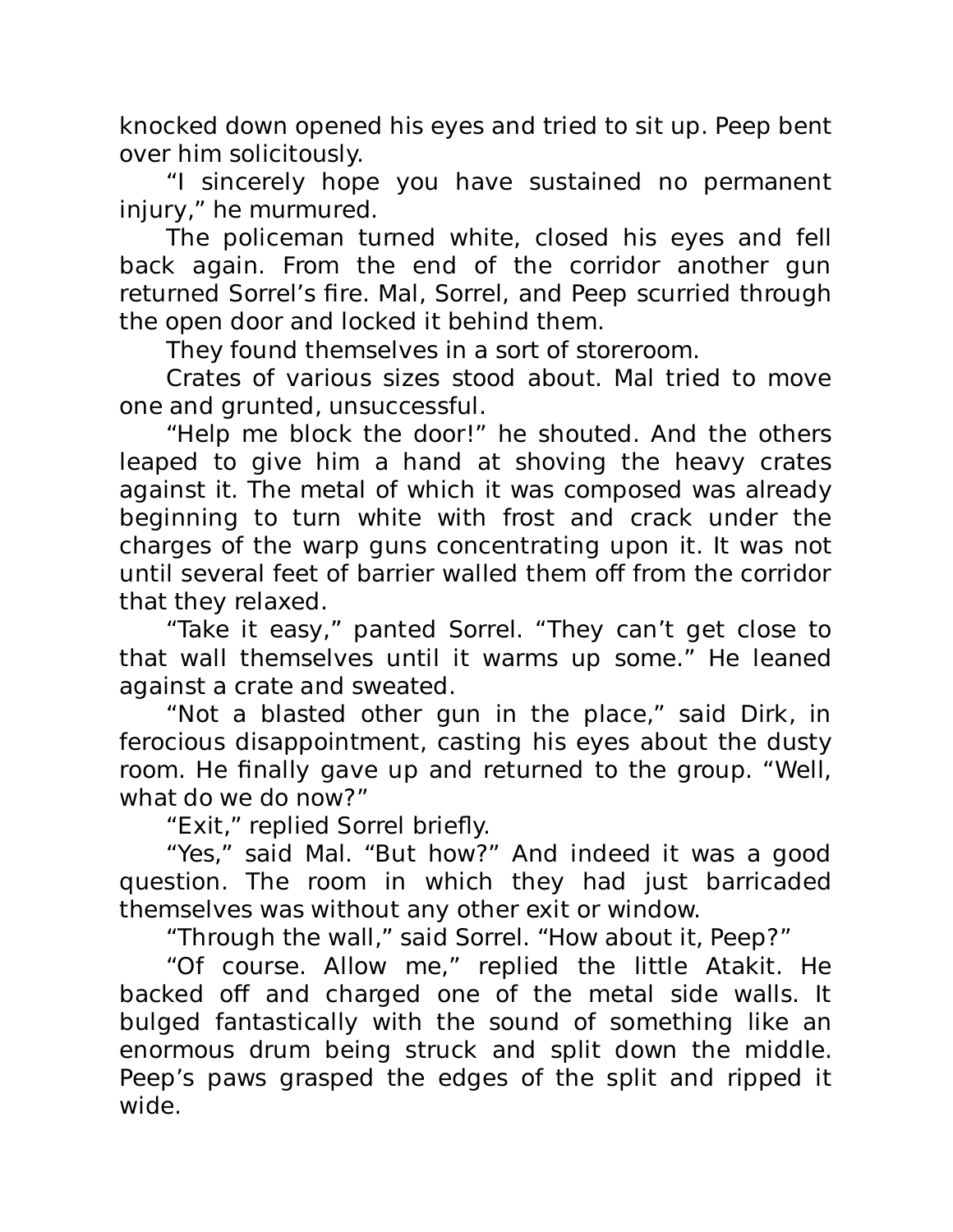knocked down opened his eyes and tried to sit up. Peep bent over him solicitously.

"I sincerely hope you have sustained no permanent injury," he murmured.

The policeman turned white, closed his eyes and fell back again. From the end of the corridor another gun returned Sorrel's fire. Mal, Sorrel, and Peep scurried through the open door and locked it behind them.

They found themselves in a sort of storeroom.

Crates of various sizes stood about. Mal tried to move one and grunted, unsuccessful.

"Help me block the door!" he shouted. And the others leaped to give him a hand at shoving the heavy crates against it. The metal of which it was composed was already beginning to turn white with frost and crack under the charges of the warp guns concentrating upon it. It was not until several feet of barrier walled them off from the corridor that they relaxed.

"Take it easy," panted Sorrel. "They can't get close to that wall themselves until it warms up some." He leaned against a crate and sweated.

"Not a blasted other gun in the place," said Dirk, in ferocious disappointment, casting his eyes about the dusty room. He finally gave up and returned to the group. "Well, what do we do now?"

"Exit," replied Sorrel briefly.

"Yes," said Mal. "But how?" And indeed it was a good question. The room in which they had just barricaded themselves was without any other exit or window.

"Through the wall," said Sorrel. "How about it, Peep?"

"Of course. Allow me," replied the little Atakit. He backed off and charged one of the metal side walls. It bulged fantastically with the sound of something like an enormous drum being struck and split down the middle. Peep's paws grasped the edges of the split and ripped it wide.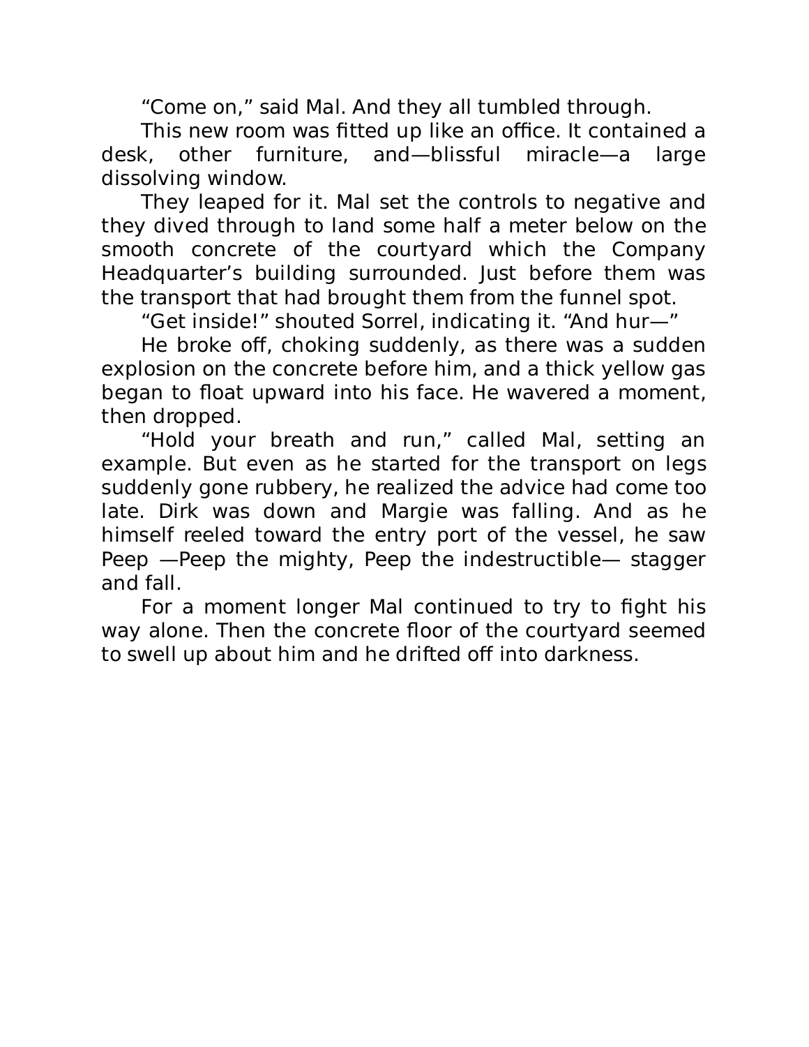"Come on," said Mal. And they all tumbled through.

This new room was fitted up like an office. It contained a desk, other furniture, and—blissful miracle—a large dissolving window.

They leaped for it. Mal set the controls to negative and they dived through to land some half a meter below on the smooth concrete of the courtyard which the Company Headquarter's building surrounded. Just before them was the transport that had brought them from the funnel spot.

"Get inside!" shouted Sorrel, indicating it. "And hur—"

He broke off, choking suddenly, as there was a sudden explosion on the concrete before him, and a thick yellow gas began to float upward into his face. He wavered a moment, then dropped.

"Hold your breath and run," called Mal, setting an example. But even as he started for the transport on legs suddenly gone rubbery, he realized the advice had come too late. Dirk was down and Margie was falling. And as he himself reeled toward the entry port of the vessel, he saw Peep —Peep the mighty, Peep the indestructible— stagger and fall.

For a moment longer Mal continued to try to fight his way alone. Then the concrete floor of the courtyard seemed to swell up about him and he drifted off into darkness.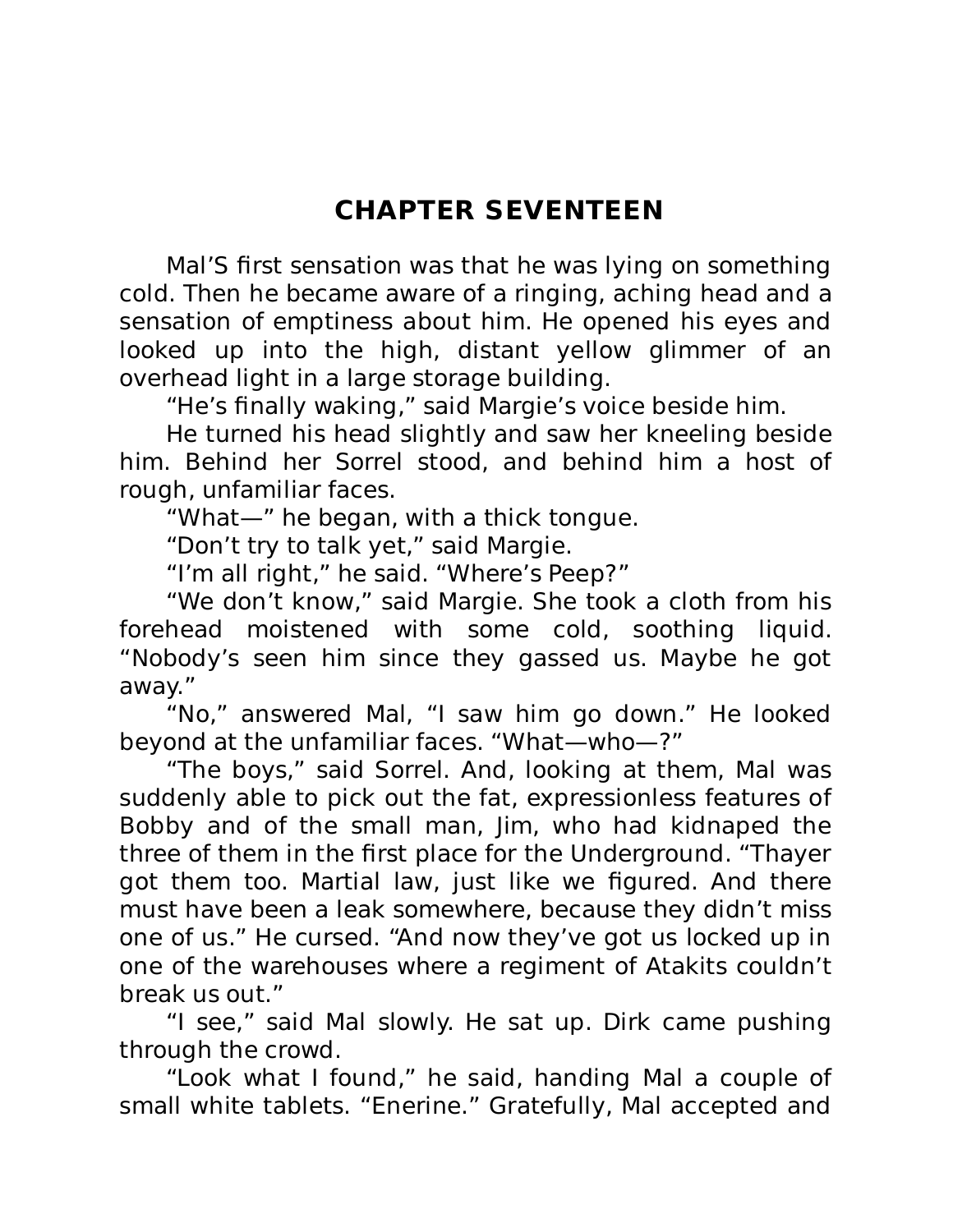## CHAPTER SEVENTEEN

Mal'S first sensation was that he was lying on something cold. Then he became aware of a ringing, aching head and a sensation of emptiness about him. He opened his eyes and looked up into the high, distant yellow glimmer of an overhead light in a large storage building.

"He's finally waking," said Margie's voice beside him.

He turned his head slightly and saw her kneeling beside him. Behind her Sorrel stood, and behind him a host of rough, unfamiliar faces.

"What—" he began, with a thick tongue.

"Don't try to talk yet," said Margie.

"I'm all right," he said. "Where's Peep?"

"We don't know," said Margie. She took a cloth from his forehead moistened with some cold, soothing liquid. "Nobody's seen him since they gassed us. Maybe he got away."

"No," answered Mal, "I saw him go down." He looked beyond at the unfamiliar faces. "What—who—?"

"The boys," said Sorrel. And, looking at them, Mal was suddenly able to pick out the fat, expressionless features of Bobby and of the small man, Jim, who had kidnaped the three of them in the first place for the Underground. "Thayer got them too. Martial law, just like we figured. And there must have been a leak somewhere, because they didn't miss one of us." He cursed. "And now they've got us locked up in one of the warehouses where a regiment of Atakits couldn't break us out."

"I see," said Mal slowly. He sat up. Dirk came pushing through the crowd.

"Look what I found," he said, handing Mal a couple of small white tablets. "Enerine." Gratefully, Mal accepted and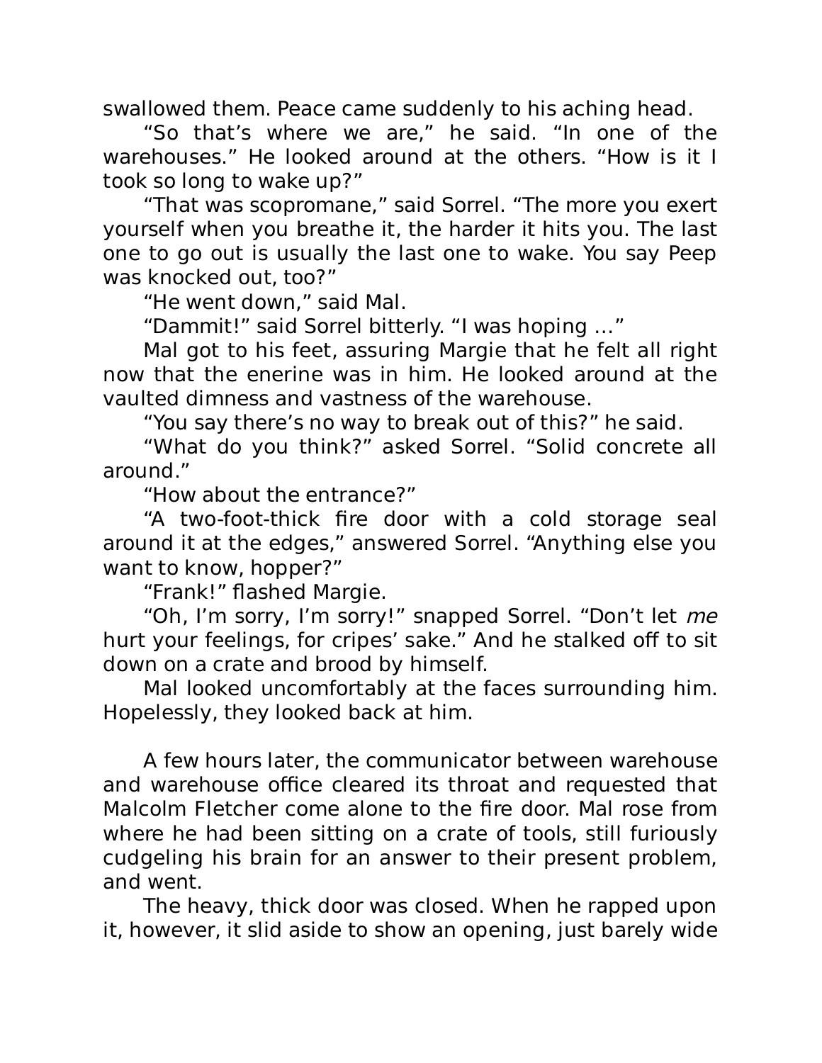swallowed them. Peace came suddenly to his aching head.

"So that's where we are," he said. "In one of the warehouses." He looked around at the others. "How is it I took so long to wake up?"

"That was scopromane," said Sorrel. "The more you exert yourself when you breathe it, the harder it hits you. The last one to go out is usually the last one to wake. You say Peep was knocked out, too?"

"He went down," said Mal.

"Dammit!" said Sorrel bitterly. "I was hoping ..."

Mal got to his feet, assuring Margie that he felt all right now that the enerine was in him. He looked around at the vaulted dimness and vastness of the warehouse.

"You say there's no way to break out of this?" he said.

"What do you think?" asked Sorrel. "Solid concrete all around."

"How about the entrance?"

"A two-foot-thick fire door with a cold storage seal around it at the edges," answered Sorrel. "Anything else you want to know, hopper?"

"Frank!" flashed Margie.

"Oh, I'm sorry, I'm sorry!" snapped Sorrel. "Don't let *me* hurt your feelings, for cripes' sake." And he stalked off to sit down on a crate and brood by himself.

Mal looked uncomfortably at the faces surrounding him. Hopelessly, they looked back at him.

A few hours later, the communicator between warehouse and warehouse office cleared its throat and requested that Malcolm Fletcher come alone to the fire door. Mal rose from where he had been sitting on a crate of tools, still furiously cudgeling his brain for an answer to their present problem, and went.

The heavy, thick door was closed. When he rapped upon it, however, it slid aside to show an opening, just barely wide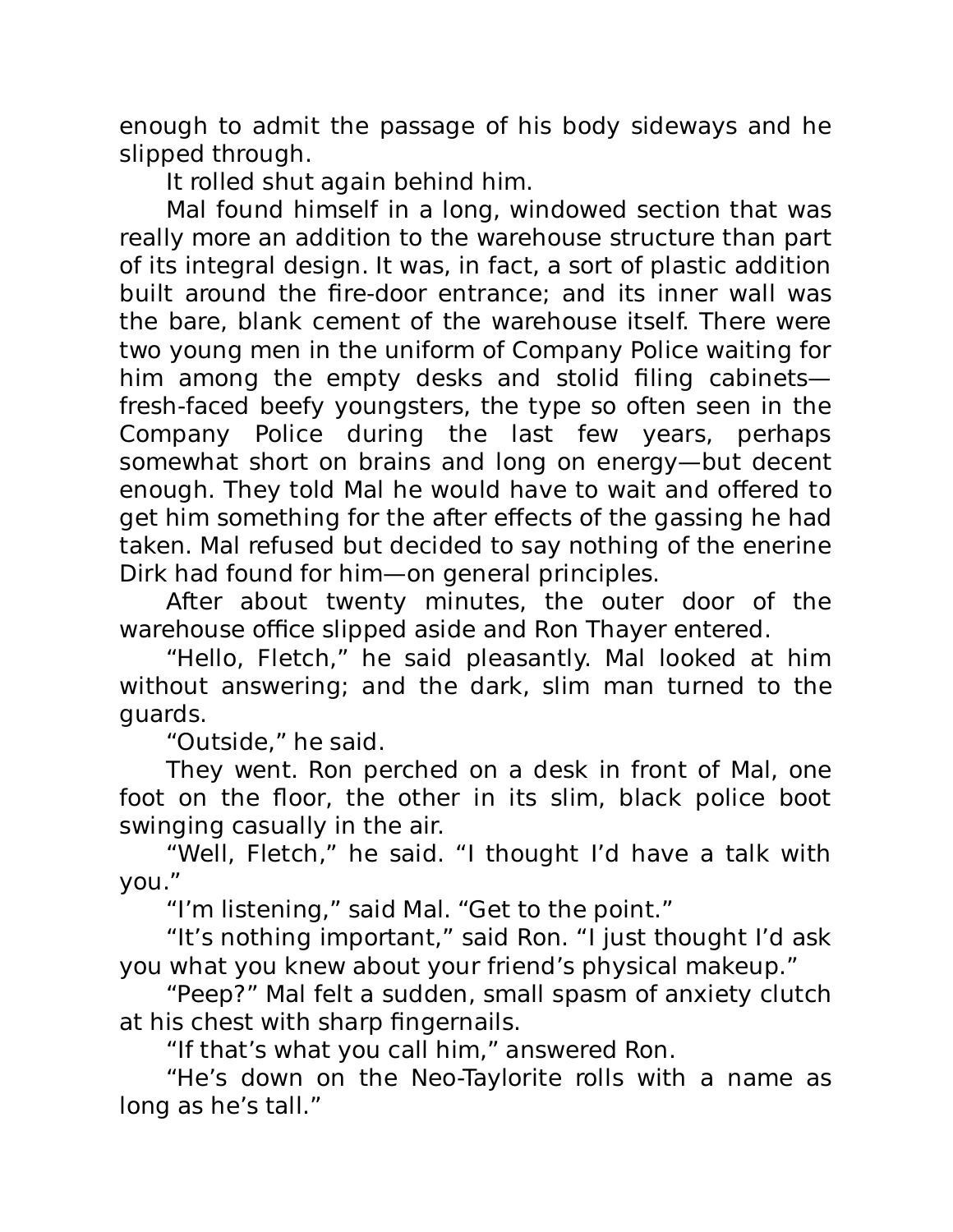enough to admit the passage of his body sideways and he slipped through.

It rolled shut again behind him.

Mal found himself in a long, windowed section that was really more an addition to the warehouse structure than part of its integral design. It was, in fact, a sort of plastic addition built around the fire-door entrance; and its inner wall was the bare, blank cement of the warehouse itself. There were two young men in the uniform of Company Police waiting for him among the empty desks and stolid filing cabinets—fresh-faced beefy youngsters, the type so often seen in the Company Police during the last few years, perhaps somewhat short on brains and long on energy—but decent enough. They told Mal he would have to wait and offered to get him something for the after effects of the gassing he had taken. Mal refused but decided to say nothing of the enerine Dirk had found for him—on general principles.

After about twenty minutes, the outer door of the warehouse office slipped aside and Ron Thayer entered.

"Hello, Fletch," he said pleasantly. Mal looked at him without answering; and the dark, slim man turned to the guards.

"Outside," he said.

They went. Ron perched on a desk in front of Mal, one foot on the floor, the other in its slim, black police boot swinging casually in the air.

"Well, Fletch," he said. "I thought I'd have a talk with you."

"I'm listening," said Mal. "Get to the point."

"It's nothing important," said Ron. "I just thought I'd ask you what you knew about your friend's physical makeup."

"Peep?" Mal felt a sudden, small spasm of anxiety clutch at his chest with sharp fingernails.

"If that's what you call him," answered Ron.

"He's down on the Neo-Taylorite rolls with a name as long as he's tall."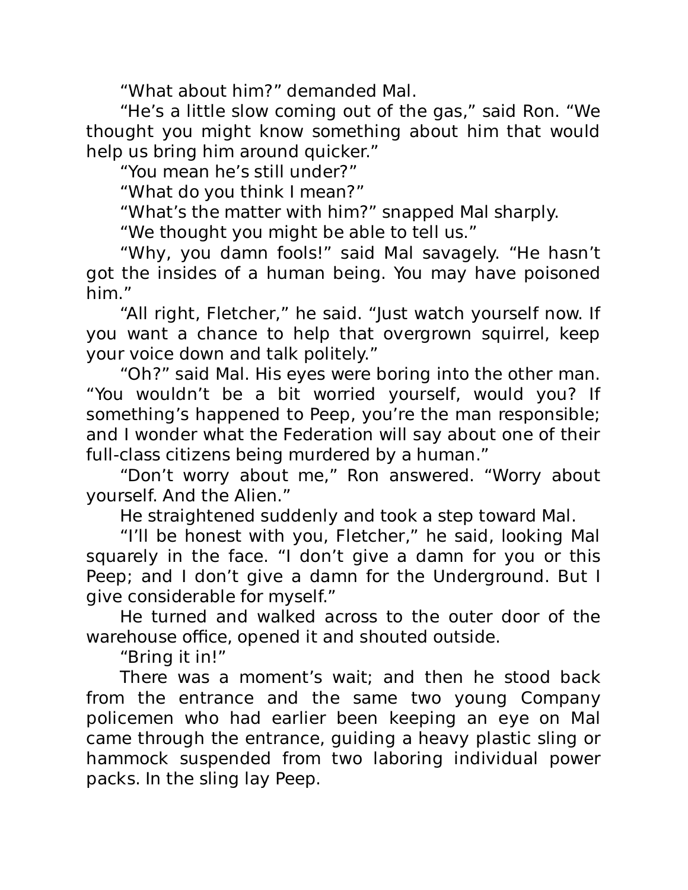"What about him?" demanded Mal.

"He's a little slow coming out of the gas," said Ron. "We thought you might know something about him that would help us bring him around quicker."

"You mean he's still under?"

"What do you think I mean?"

"What's the matter with him?" snapped Mal sharply.

"We thought you might be able to tell us."

"Why, you damn fools!" said Mal savagely. "He hasn't got the insides of a human being. You may have poisoned him."

"All right, Fletcher," he said. "Just watch yourself now. If you want a chance to help that overgrown squirrel, keep your voice down and talk politely."

"Oh?" said Mal. His eyes were boring into the other man. "You wouldn't be a bit worried yourself, would you? If something's happened to Peep, you're the man responsible; and I wonder what the Federation will say about one of their full-class citizens being murdered by a human."

"Don't worry about me," Ron answered. "Worry about yourself. And the Alien."

He straightened suddenly and took a step toward Mal.

"I'll be honest with you, Fletcher," he said, looking Mal squarely in the face. "I don't give a damn for you or this Peep; and I don't give a damn for the Underground. But I give considerable for myself."

He turned and walked across to the outer door of the warehouse office, opened it and shouted outside.

"Bring it in!"

There was a moment's wait; and then he stood back from the entrance and the same two young Company policemen who had earlier been keeping an eye on Mal came through the entrance, guiding a heavy plastic sling or hammock suspended from two laboring individual power packs. In the sling lay Peep.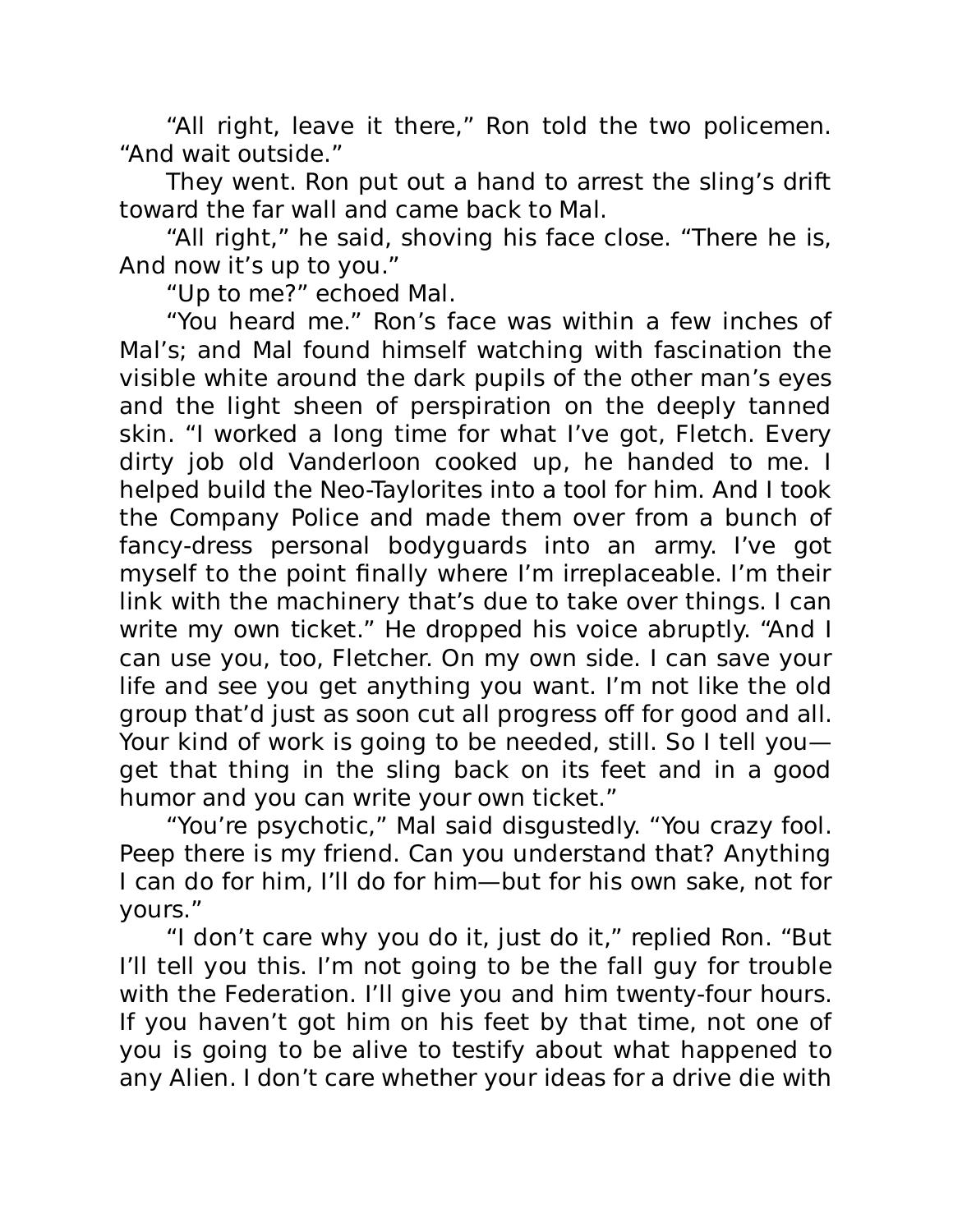"All right, leave it there," Ron told the two policemen. "And wait outside."

They went. Ron put out a hand to arrest the sling's drift toward the far wall and came back to Mal.

"All right," he said, shoving his face close. "There he is, And now it's up to you."

"Up to me?" echoed Mal.

"You heard me." Ron's face was within a few inches of Mal's; and Mal found himself watching with fascination the visible white around the dark pupils of the other man's eyes and the light sheen of perspiration on the deeply tanned skin. "I worked a long time for what I've got, Fletch. Every dirty job old Vanderloon cooked up, he handed to me. I helped build the Neo-Taylorites into a tool for him. And I took the Company Police and made them over from a bunch of fancy-dress personal bodyguards into an army. I've got myself to the point finally where I'm irreplaceable. I'm their link with the machinery that's due to take over things. I can write my own ticket." He dropped his voice abruptly. "And I can use you, too, Fletcher. On my own side. I can save your life and see you get anything you want. I'm not like the old group that'd just as soon cut all progress off for good and all. Your kind of work is going to be needed, still. So I tell you—get that thing in the sling back on its feet and in a good humor and you can write your own ticket."

"You're psychotic," Mal said disgustedly. "You crazy fool. Peep there is my friend. Can you understand that? Anything I can do for him, I'll do for him—but for his own sake, not for yours."

"I don't care why you do it, just do it," replied Ron. "But I'll tell you this. I'm not going to be the fall guy for trouble with the Federation. I'll give you and him twenty-four hours. If you haven't got him on his feet by that time, not one of you is going to be alive to testify about what happened to any Alien. I don't care whether your ideas for a drive die with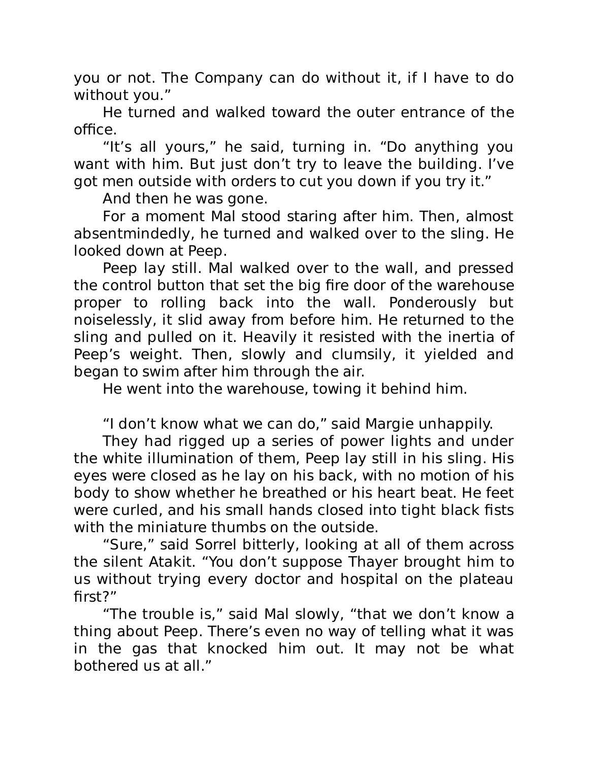you or not. The Company can do without it, if I have to do without you."

He turned and walked toward the outer entrance of the office.

"It's all yours," he said, turning in. "Do anything you want with him. But just don't try to leave the building. I've got men outside with orders to cut you down if you try it."

And then he was gone.

For a moment Mal stood staring after him. Then, almost absentmindedly, he turned and walked over to the sling. He looked down at Peep.

Peep lay still. Mal walked over to the wall, and pressed the control button that set the big fire door of the warehouse proper to rolling back into the wall. Ponderously but noiselessly, it slid away from before him. He returned to the sling and pulled on it. Heavily it resisted with the inertia of Peep's weight. Then, slowly and clumsily, it yielded and began to swim after him through the air.

He went into the warehouse, towing it behind him.

"I don't know what we can do," said Margie unhappily.

They had rigged up a series of power lights and under the white illumination of them, Peep lay still in his sling. His eyes were closed as he lay on his back, with no motion of his body to show whether he breathed or his heart beat. He feet were curled, and his small hands closed into tight black fists with the miniature thumbs on the outside.

"Sure," said Sorrel bitterly, looking at all of them across the silent Atakit. "You don't suppose Thayer brought him to us without trying every doctor and hospital on the plateau first?"

"The trouble is," said Mal slowly, "that we don't know a thing about Peep. There's even no way of telling what it was in the gas that knocked him out. It may not be what bothered us at all."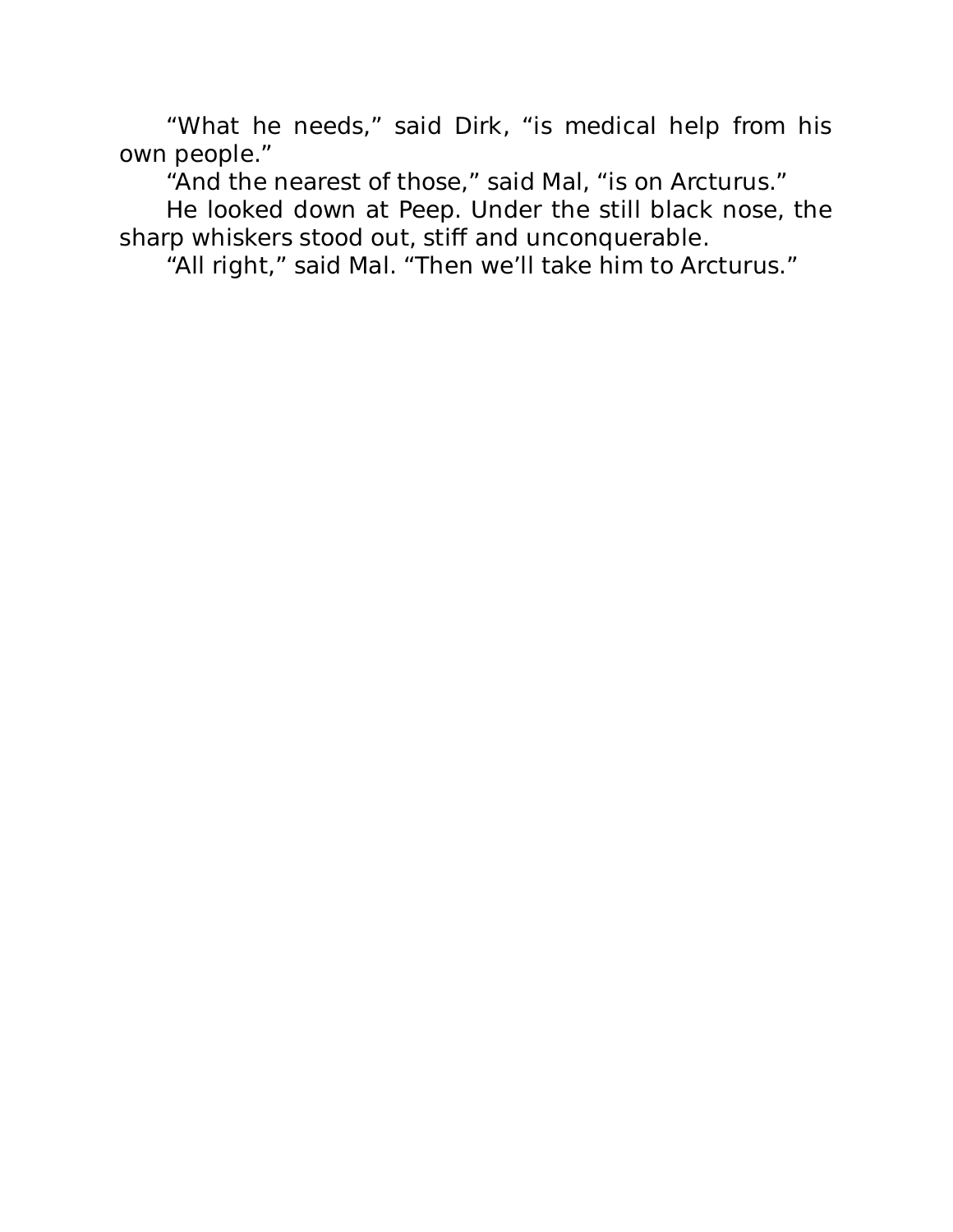"What he needs," said Dirk, "is medical help from his own people."

"And the nearest of those," said Mal, "is on Arcturus."

He looked down at Peep. Under the still black nose, the sharp whiskers stood out, stiff and unconquerable.

"All right," said Mal. "Then we'll take him to Arcturus."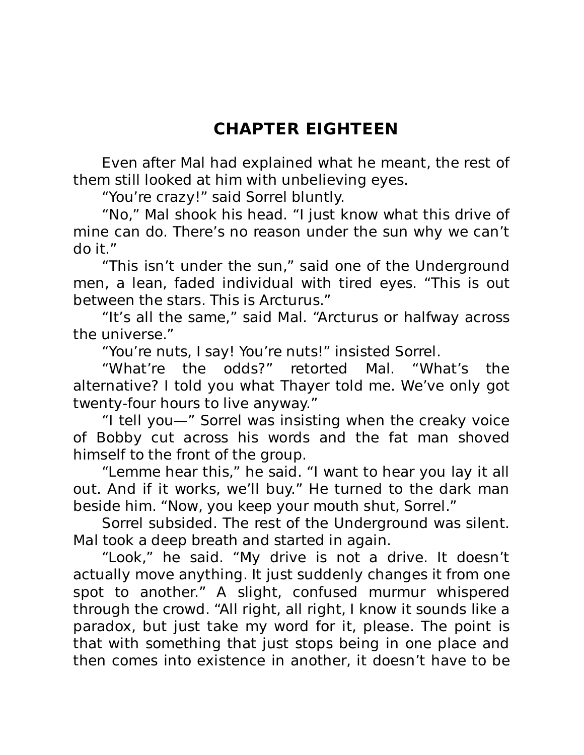## CHAPTER EIGHTEEN

Even after Mal had explained what he meant, the rest of them still looked at him with unbelieving eyes.

"You're crazy!" said Sorrel bluntly.

"No," Mal shook his head. "I just know what this drive of mine can do. There's no reason under the sun why we can't do it."

"This isn't under the sun," said one of the Underground men, a lean, faded individual with tired eyes. "This is out between the stars. This is Arcturus."

"It's all the same," said Mal. "Arcturus or halfway across the universe."

"You're nuts, I say! You're nuts!" insisted Sorrel.

"What're the odds?" retorted Mal. "What's the alternative? I told you what Thayer told me. We've only got twenty-four hours to live anyway."

"I tell you—" Sorrel was insisting when the creaky voice of Bobby cut across his words and the fat man shoved himself to the front of the group.

"Lemme hear this," he said. "I want to hear you lay it all out. And if it works, we'll buy." He turned to the dark man beside him. "Now, you keep your mouth shut, Sorrel."

Sorrel subsided. The rest of the Underground was silent. Mal took a deep breath and started in again.

"Look," he said. "My drive is not a drive. It doesn't actually move anything. It just suddenly changes it from one spot to another." A slight, confused murmur whispered through the crowd. "All right, all right, I know it sounds like a paradox, but just take my word for it, please. The point is that with something that just stops being in one place and then comes into existence in another, it doesn't have to be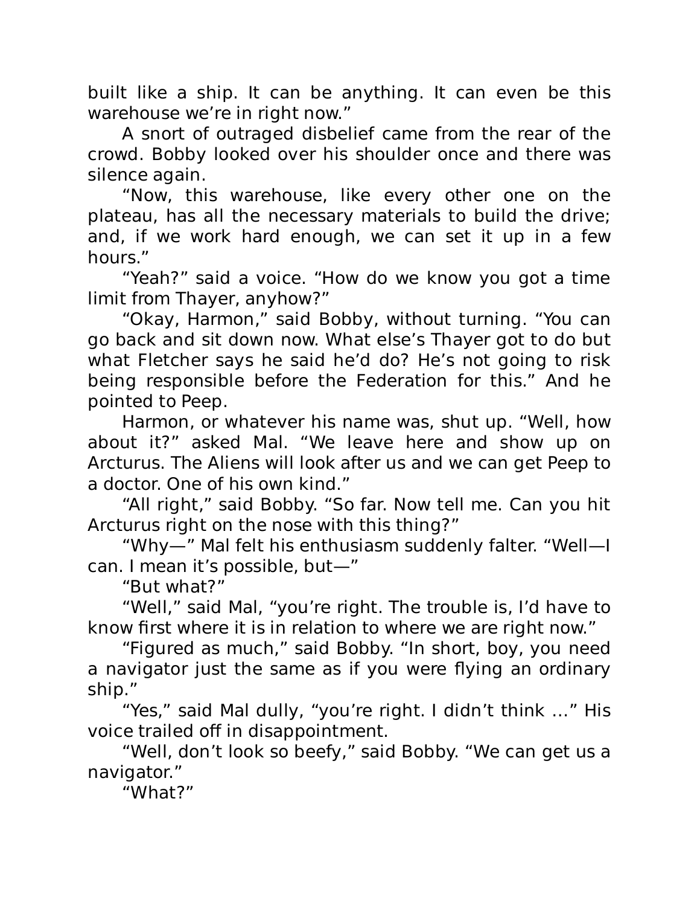built like a ship. It can be anything. It can even be this warehouse we're in right now."

A snort of outraged disbelief came from the rear of the crowd. Bobby looked over his shoulder once and there was silence again.

"Now, this warehouse, like every other one on the plateau, has all the necessary materials to build the drive; and, if we work hard enough, we can set it up in a few hours."

"Yeah?" said a voice. "How do we know you got a time limit from Thayer, anyhow?"

"Okay, Harmon," said Bobby, without turning. "You can go back and sit down now. What else's Thayer got to do but what Fletcher says he said he'd do? He's not going to risk being responsible before the Federation for this." And he pointed to Peep.

Harmon, or whatever his name was, shut up. "Well, how about it?" asked Mal. "We leave here and show up on Arcturus. The Aliens will look after us and we can get Peep to a doctor. One of his own kind."

"All right," said Bobby. "So far. Now tell me. Can you hit Arcturus right on the nose with this thing?"

"Why—" Mal felt his enthusiasm suddenly falter. "Well—I can. I mean it's possible, but—"

"But what?"

"Well," said Mal, "you're right. The trouble is, I'd have to know first where it is in relation to where we are right now."

"Figured as much," said Bobby. "In short, boy, you need a navigator just the same as if you were flying an ordinary ship."

"Yes," said Mal dully, "you're right. I didn't think …" His voice trailed off in disappointment.

"Well, don't look so beefy," said Bobby. "We can get us a navigator."

"What?"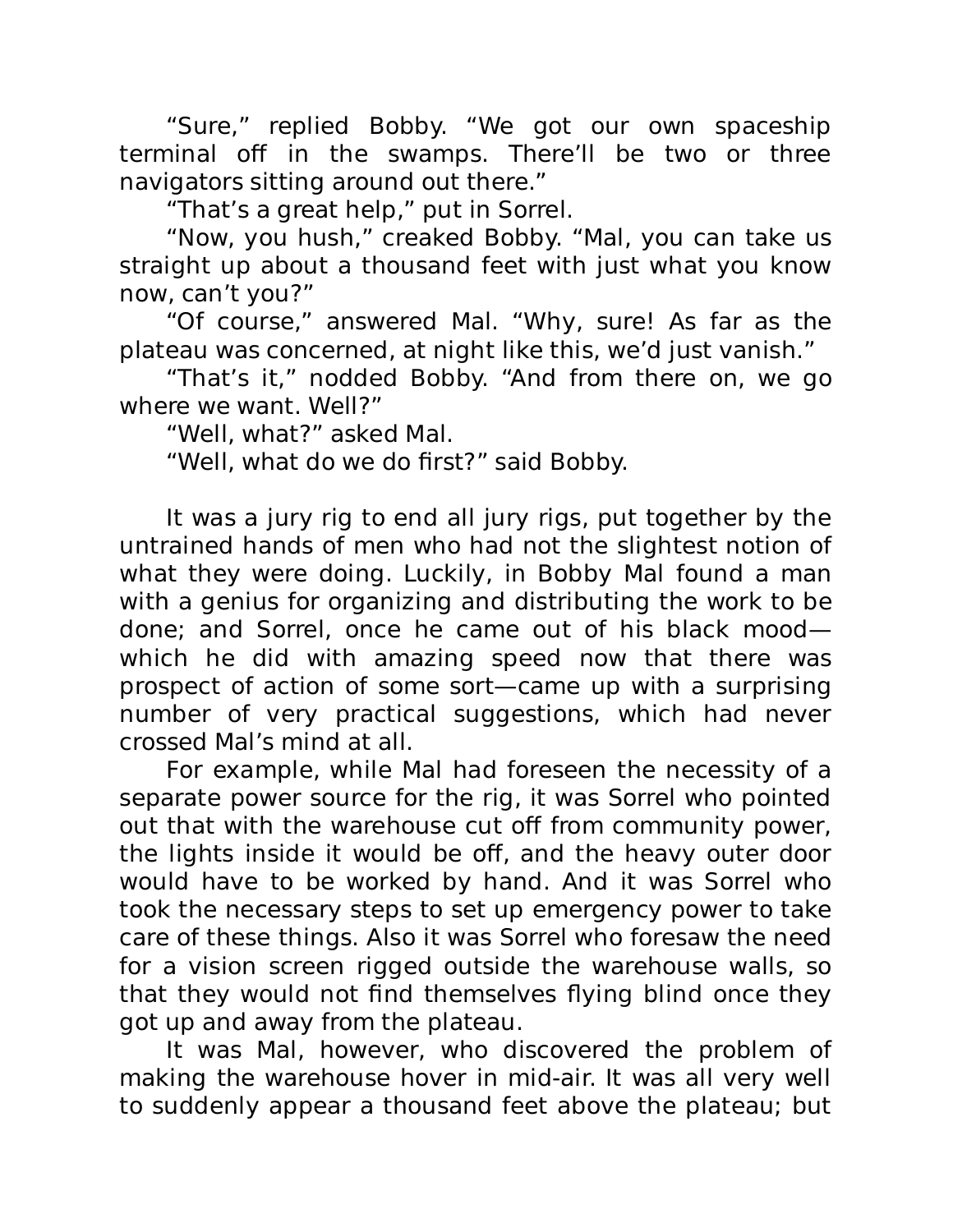"Sure," replied Bobby. "We got our own spaceship terminal off in the swamps. There'll be two or three navigators sitting around out there."

"That's a great help," put in Sorrel.

"Now, you hush," creaked Bobby. "Mal, you can take us straight up about a thousand feet with just what you know now, can't you?"

"Of course," answered Mal. "Why, sure! As far as the plateau was concerned, at night like this, we'd just vanish."

"That's it," nodded Bobby. "And from there on, we go where we want. Well?"

"Well, what?" asked Mal.

"Well, what do we do first?" said Bobby.

It was a jury rig to end all jury rigs, put together by the untrained hands of men who had not the slightest notion of what they were doing. Luckily, in Bobby Mal found a man with a genius for organizing and distributing the work to be done; and Sorrel, once he came out of his black mood—which he did with amazing speed now that there was prospect of action of some sort—came up with a surprising number of very practical suggestions, which had never crossed Mal's mind at all.

For example, while Mal had foreseen the necessity of a separate power source for the rig, it was Sorrel who pointed out that with the warehouse cut off from community power, the lights inside it would be off, and the heavy outer door would have to be worked by hand. And it was Sorrel who took the necessary steps to set up emergency power to take care of these things. Also it was Sorrel who foresaw the need for a vision screen rigged outside the warehouse walls, so that they would not find themselves flying blind once they got up and away from the plateau.

It was Mal, however, who discovered the problem of making the warehouse hover in mid-air. It was all very well to suddenly appear a thousand feet above the plateau; but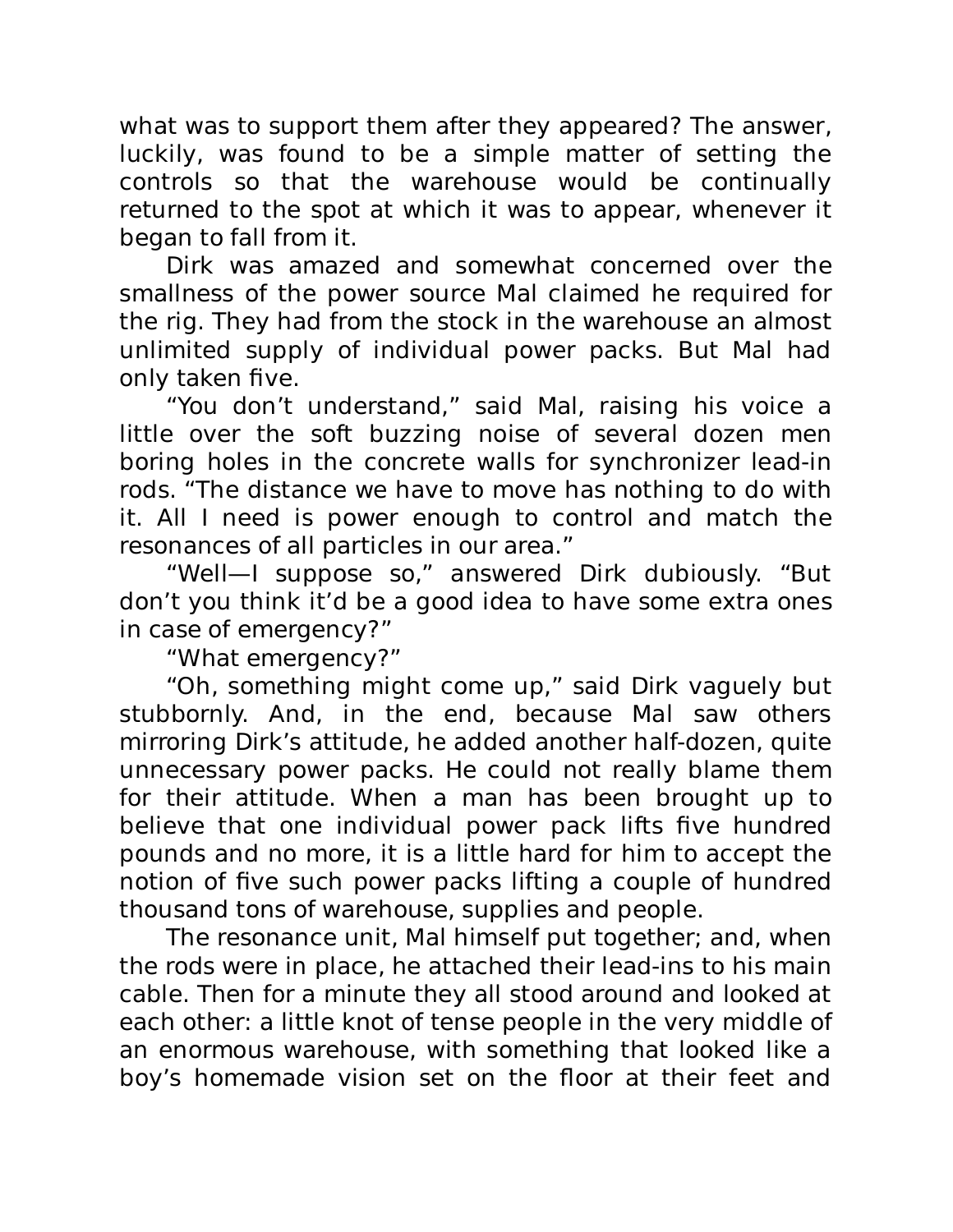what was to support them after they appeared? The answer, luckily, was found to be a simple matter of setting the controls so that the warehouse would be continually returned to the spot at which it was to appear, whenever it began to fall from it.

Dirk was amazed and somewhat concerned over the smallness of the power source Mal claimed he required for the rig. They had from the stock in the warehouse an almost unlimited supply of individual power packs. But Mal had only taken five.

“You don’t understand,” said Mal, raising his voice a little over the soft buzzing noise of several dozen men boring holes in the concrete walls for synchronizer lead-in rods. “The distance we have to move has nothing to do with it. All I need is power enough to control and match the resonances of all particles in our area.”

“Well—I suppose so,” answered Dirk dubiously. “But don’t you think it’d be a good idea to have some extra ones in case of emergency?”

“What emergency?”

“Oh, something might come up,” said Dirk vaguely but stubbornly. And, in the end, because Mal saw others mirroring Dirk’s attitude, he added another half-dozen, quite unnecessary power packs. He could not really blame them for their attitude. When a man has been brought up to believe that one individual power pack lifts five hundred pounds and no more, it is a little hard for him to accept the notion of five such power packs lifting a couple of hundred thousand tons of warehouse, supplies and people.

The resonance unit, Mal himself put together; and, when the rods were in place, he attached their lead-ins to his main cable. Then for a minute they all stood around and looked at each other: a little knot of tense people in the very middle of an enormous warehouse, with something that looked like a boy’s homemade vision set on the floor at their feet and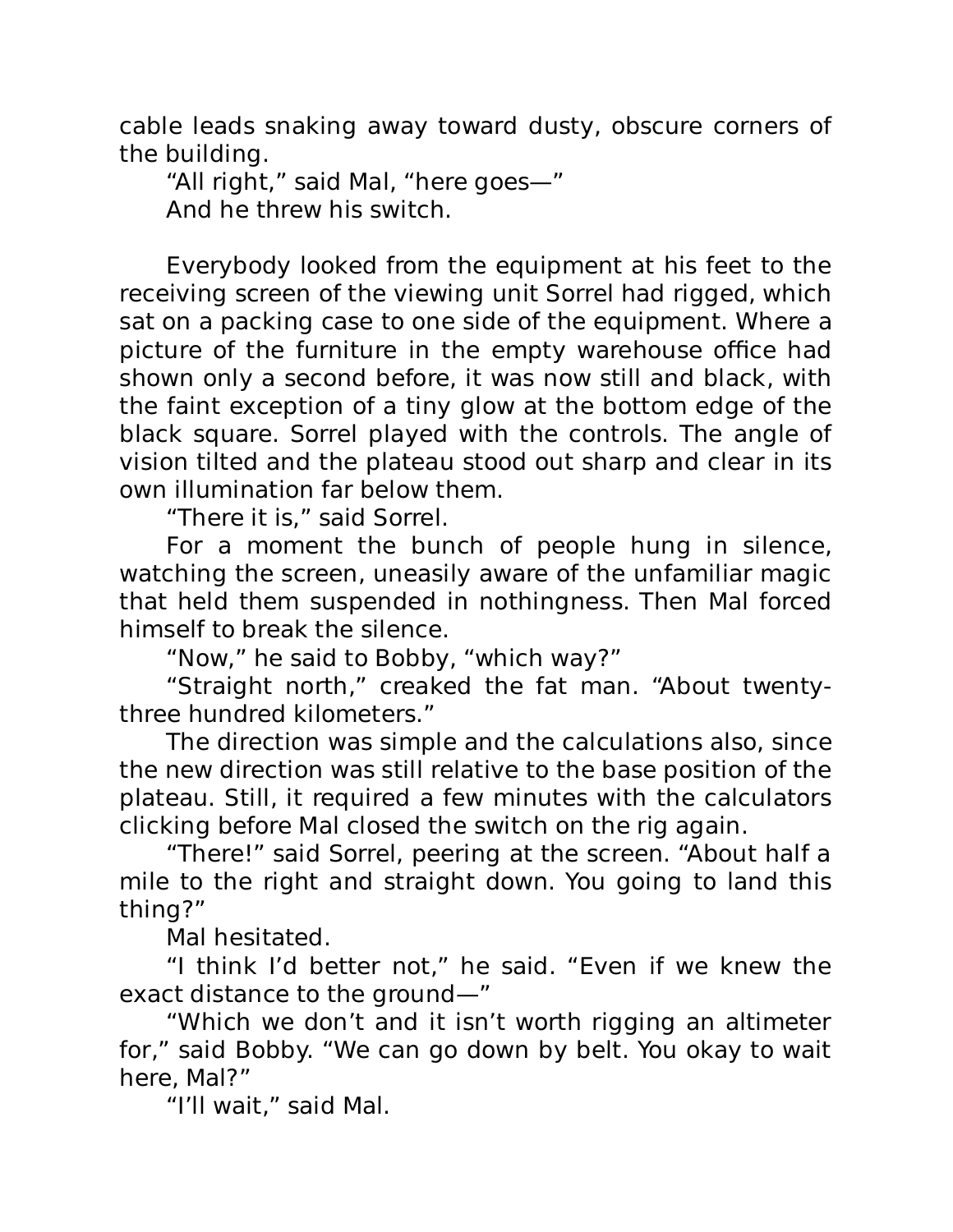cable leads snaking away toward dusty, obscure corners of the building.

"All right," said Mal, "here goes—"

And he threw his switch.

Everybody looked from the equipment at his feet to the receiving screen of the viewing unit Sorrel had rigged, which sat on a packing case to one side of the equipment. Where a picture of the furniture in the empty warehouse office had shown only a second before, it was now still and black, with the faint exception of a tiny glow at the bottom edge of the black square. Sorrel played with the controls. The angle of vision tilted and the plateau stood out sharp and clear in its own illumination far below them.

"There it is," said Sorrel.

For a moment the bunch of people hung in silence, watching the screen, uneasily aware of the unfamiliar magic that held them suspended in nothingness. Then Mal forced himself to break the silence.

"Now," he said to Bobby, "which way?"

"Straight north," creaked the fat man. "About twenty-three hundred kilometers."

The direction was simple and the calculations also, since the new direction was still relative to the base position of the plateau. Still, it required a few minutes with the calculators clicking before Mal closed the switch on the rig again.

"There!" said Sorrel, peering at the screen. "About half a mile to the right and straight down. You going to land this thing?"

Mal hesitated.

"I think I'd better not," he said. "Even if we knew the exact distance to the ground—"

"Which we don't and it isn't worth rigging an altimeter for," said Bobby. "We can go down by belt. You okay to wait here, Mal?"

"I'll wait," said Mal.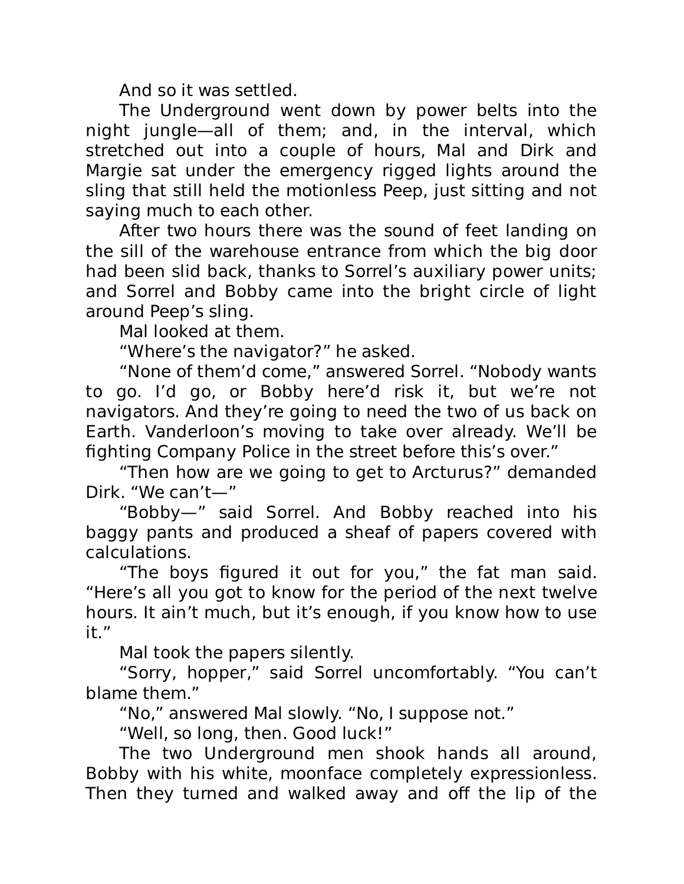And so it was settled.

The Underground went down by power belts into the night jungle—all of them; and, in the interval, which stretched out into a couple of hours, Mal and Dirk and Margie sat under the emergency rigged lights around the sling that still held the motionless Peep, just sitting and not saying much to each other.

After two hours there was the sound of feet landing on the sill of the warehouse entrance from which the big door had been slid back, thanks to Sorrel's auxiliary power units; and Sorrel and Bobby came into the bright circle of light around Peep's sling.

Mal looked at them.

"Where's the navigator?" he asked.

"None of them'd come," answered Sorrel. "Nobody wants to go. I'd go, or Bobby here'd risk it, but we're not navigators. And they're going to need the two of us back on Earth. Vanderloon's moving to take over already. We'll be fighting Company Police in the street before this's over."

"Then how are we going to get to Arcturus?" demanded Dirk. "We can't—"

"Bobby—" said Sorrel. And Bobby reached into his baggy pants and produced a sheaf of papers covered with calculations.

"The boys figured it out for you," the fat man said. "Here's all you got to know for the period of the next twelve hours. It ain't much, but it's enough, if you know how to use it."

Mal took the papers silently.

"Sorry, hopper," said Sorrel uncomfortably. "You can't blame them."

"No," answered Mal slowly. "No, I suppose not."

"Well, so long, then. Good luck!"

The two Underground men shook hands all around, Bobby with his white, moonface completely expressionless. Then they turned and walked away and off the lip of the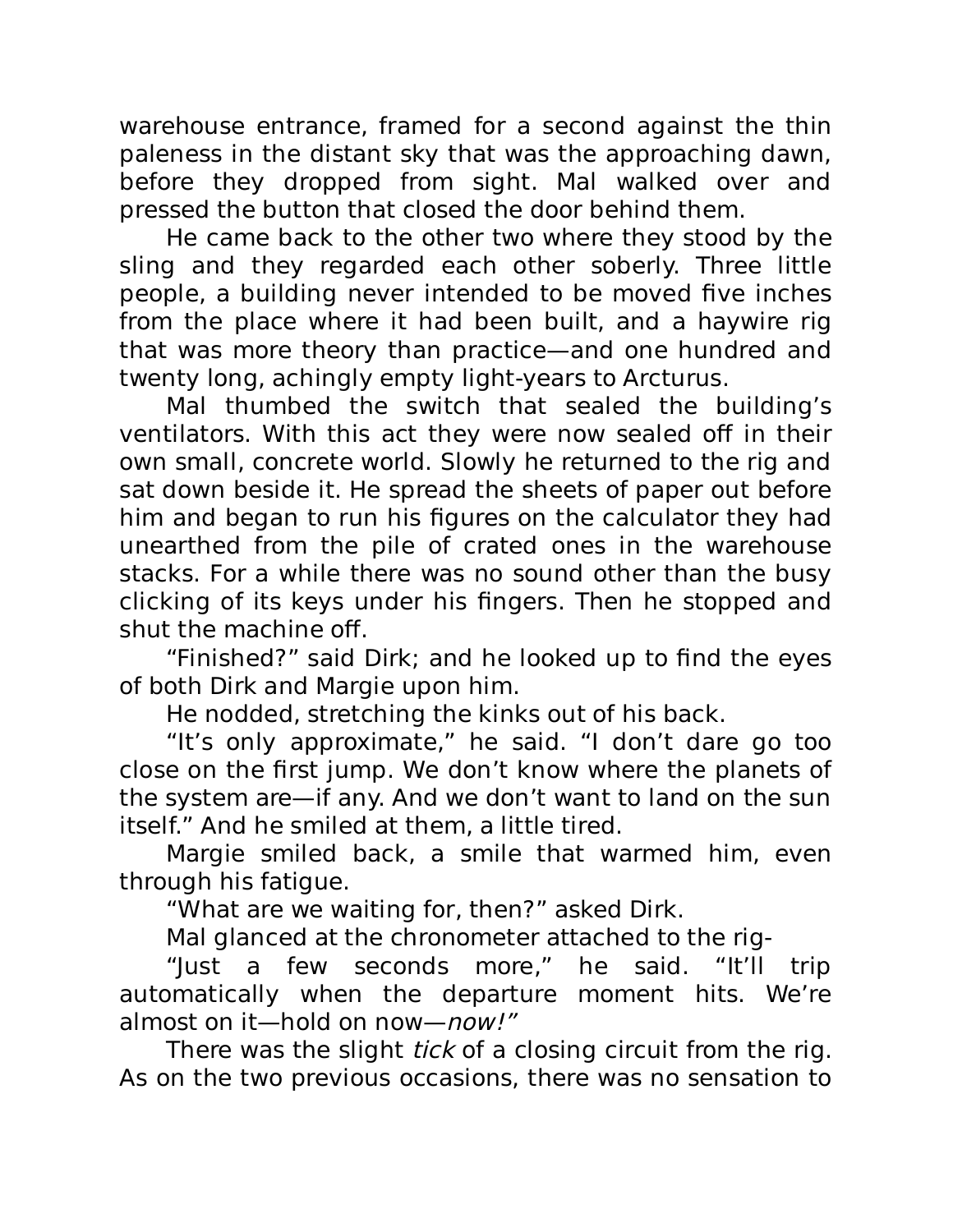warehouse entrance, framed for a second against the thin paleness in the distant sky that was the approaching dawn, before they dropped from sight. Mal walked over and pressed the button that closed the door behind them.

He came back to the other two where they stood by the sling and they regarded each other soberly. Three little people, a building never intended to be moved five inches from the place where it had been built, and a haywire rig that was more theory than practice—and one hundred and twenty long, achingly empty light-years to Arcturus.

Mal thumbed the switch that sealed the building's ventilators. With this act they were now sealed off in their own small, concrete world. Slowly he returned to the rig and sat down beside it. He spread the sheets of paper out before him and began to run his figures on the calculator they had unearthed from the pile of crated ones in the warehouse stacks. For a while there was no sound other than the busy clicking of its keys under his fingers. Then he stopped and shut the machine off.

"Finished?" said Dirk; and he looked up to find the eyes of both Dirk and Margie upon him.

He nodded, stretching the kinks out of his back.

"It's only approximate," he said. "I don't dare go too close on the first jump. We don't know where the planets of the system are—if any. And we don't want to land on the sun itself." And he smiled at them, a little tired.

Margie smiled back, a smile that warmed him, even through his fatigue.

"What are we waiting for, then?" asked Dirk.

Mal glanced at the chronometer attached to the rig-

"Just a few seconds more," he said. "It'll trip automatically when the departure moment hits. We're almost on it—hold on now—*now!"*

There was the slight *tick* of a closing circuit from the rig. As on the two previous occasions, there was no sensation to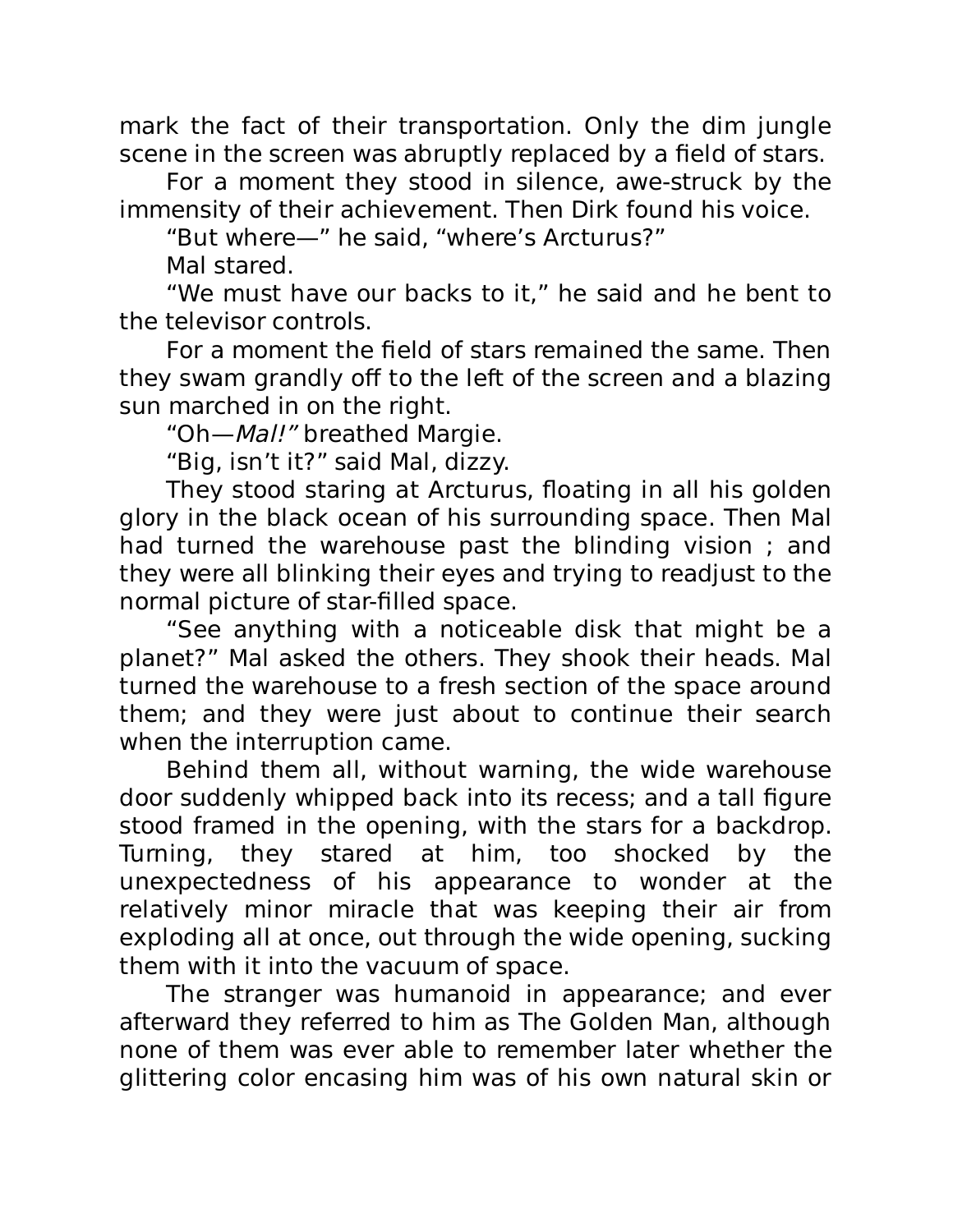mark the fact of their transportation. Only the dim jungle scene in the screen was abruptly replaced by a field of stars.

For a moment they stood in silence, awe-struck by the immensity of their achievement. Then Dirk found his voice.

"But where—" he said, "where's Arcturus?"

Mal stared.

"We must have our backs to it," he said and he bent to the televisor controls.

For a moment the field of stars remained the same. Then they swam grandly off to the left of the screen and a blazing sun marched in on the right.

"Oh—*Mal!"* breathed Margie.

"Big, isn't it?" said Mal, dizzy.

They stood staring at Arcturus, floating in all his golden glory in the black ocean of his surrounding space. Then Mal had turned the warehouse past the blinding vision ; and they were all blinking their eyes and trying to readjust to the normal picture of star-filled space.

"See anything with a noticeable disk that might be a planet?" Mal asked the others. They shook their heads. Mal turned the warehouse to a fresh section of the space around them; and they were just about to continue their search when the interruption came.

Behind them all, without warning, the wide warehouse door suddenly whipped back into its recess; and a tall figure stood framed in the opening, with the stars for a backdrop. Turning, they stared at him, too shocked by the unexpectedness of his appearance to wonder at the relatively minor miracle that was keeping their air from exploding all at once, out through the wide opening, sucking them with it into the vacuum of space.

The stranger was humanoid in appearance; and ever afterward they referred to him as The Golden Man, although none of them was ever able to remember later whether the glittering color encasing him was of his own natural skin or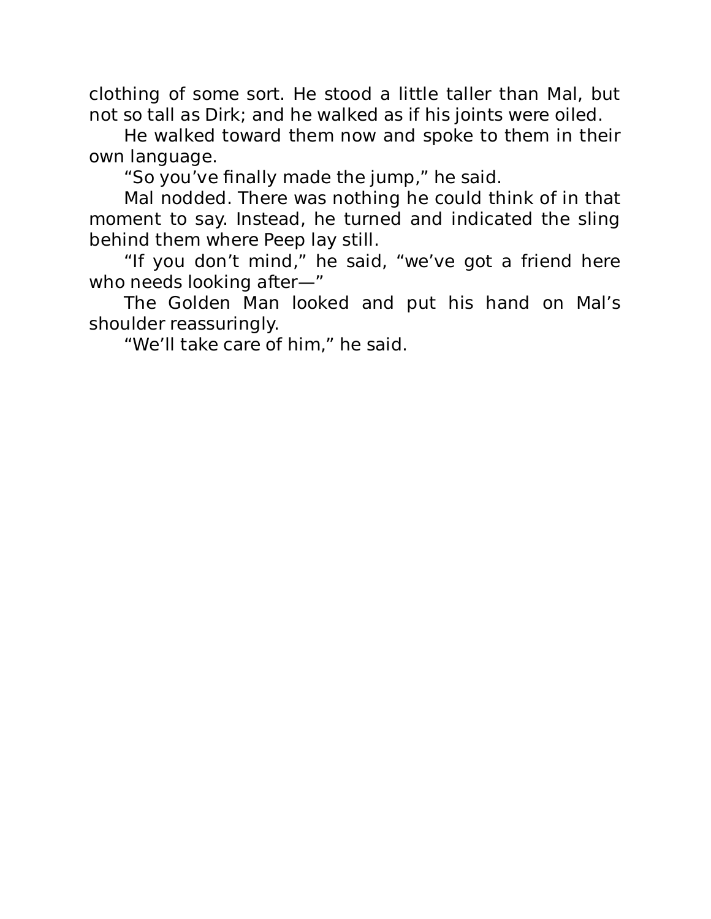clothing of some sort. He stood a little taller than Mal, but not so tall as Dirk; and he walked as if his joints were oiled.

He walked toward them now and spoke to them in their own language.

“So you’ve finally made the jump,” he said.

Mal nodded. There was nothing he could think of in that moment to say. Instead, he turned and indicated the sling behind them where Peep lay still.

“If you don’t mind,” he said, “we’ve got a friend here who needs looking after—”

The Golden Man looked and put his hand on Mal’s shoulder reassuringly.

“We’ll take care of him,” he said.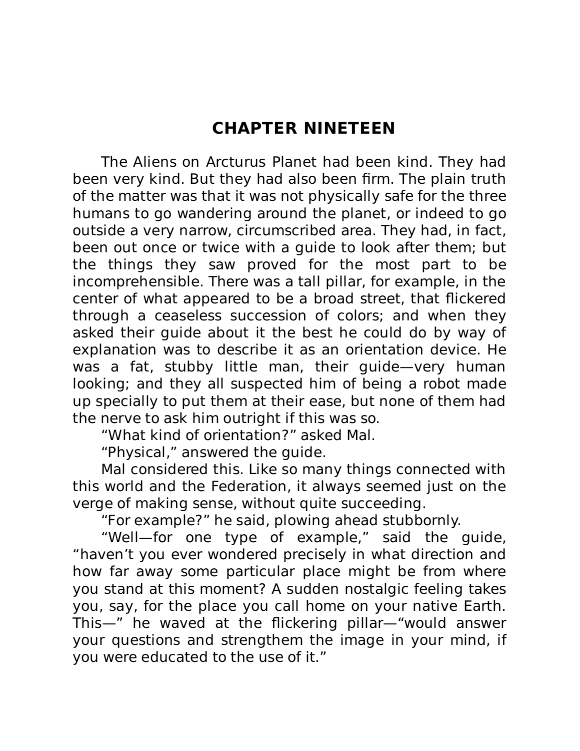## CHAPTER NINETEEN

The Aliens on Arcturus Planet had been kind. They had been very kind. But they had also been firm. The plain truth of the matter was that it was not physically safe for the three humans to go wandering around the planet, or indeed to go outside a very narrow, circumscribed area. They had, in fact, been out once or twice with a guide to look after them; but the things they saw proved for the most part to be incomprehensible. There was a tall pillar, for example, in the center of what appeared to be a broad street, that flickered through a ceaseless succession of colors; and when they asked their guide about it the best he could do by way of explanation was to describe it as an orientation device. He was a fat, stubby little man, their guide—very human looking; and they all suspected him of being a robot made up specially to put them at their ease, but none of them had the nerve to ask him outright if this was so.

"What kind of orientation?" asked Mal.

"Physical," answered the guide.

Mal considered this. Like so many things connected with this world and the Federation, it always seemed just on the verge of making sense, without quite succeeding.

"For example?" he said, plowing ahead stubbornly.

"Well—for one type of example," said the guide, "haven't you ever wondered precisely in what direction and how far away some particular place might be from where you stand at this moment? A sudden nostalgic feeling takes you, say, for the place you call home on your native Earth. This—" he waved at the flickering pillar—"would answer your questions and strengthem the image in your mind, if you were educated to the use of it."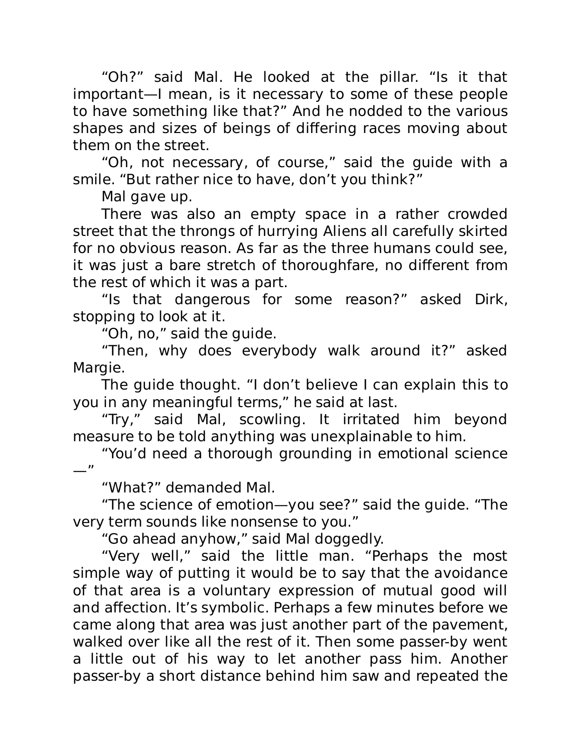"Oh?" said Mal. He looked at the pillar. "Is it that important—I mean, is it necessary to some of these people to have something like that?" And he nodded to the various shapes and sizes of beings of differing races moving about them on the street.

"Oh, not necessary, of course," said the guide with a smile. "But rather nice to have, don't you think?"

Mal gave up.

There was also an empty space in a rather crowded street that the throngs of hurrying Aliens all carefully skirted for no obvious reason. As far as the three humans could see, it was just a bare stretch of thoroughfare, no different from the rest of which it was a part.

"Is that dangerous for some reason?" asked Dirk, stopping to look at it.

"Oh, no," said the guide.

"Then, why does everybody walk around it?" asked Margie.

The guide thought. "I don't believe I can explain this to you in any meaningful terms," he said at last.

"Try," said Mal, scowling. It irritated him beyond measure to be told anything was unexplainable to him.

"You'd need a thorough grounding in emotional science—"

"What?" demanded Mal.

"The science of emotion—you see?" said the guide. "The very term sounds like nonsense to you."

"Go ahead anyhow," said Mal doggedly.

"Very well," said the little man. "Perhaps the most simple way of putting it would be to say that the avoidance of that area is a voluntary expression of mutual good will and affection. It's symbolic. Perhaps a few minutes before we came along that area was just another part of the pavement, walked over like all the rest of it. Then some passer-by went a little out of his way to let another pass him. Another passer-by a short distance behind him saw and repeated the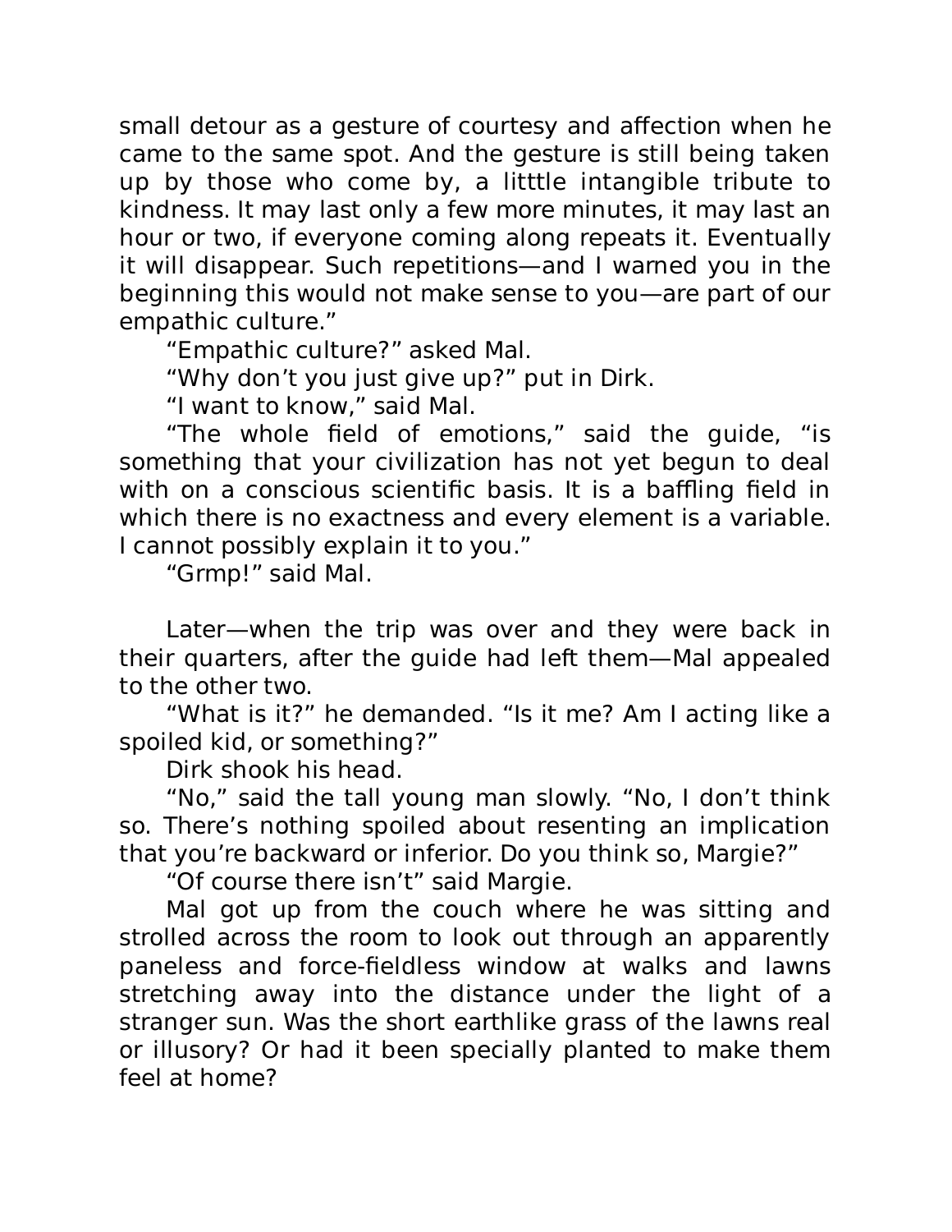small detour as a gesture of courtesy and affection when he came to the same spot. And the gesture is still being taken up by those who come by, a litttle intangible tribute to kindness. It may last only a few more minutes, it may last an hour or two, if everyone coming along repeats it. Eventually it will disappear. Such repetitions—and I warned you in the beginning this would not make sense to you—are part of our empathic culture."

"Empathic culture?" asked Mal.

"Why don't you just give up?" put in Dirk.

"I want to know," said Mal.

"The whole field of emotions," said the guide, "is something that your civilization has not yet begun to deal with on a conscious scientific basis. It is a baffling field in which there is no exactness and every element is a variable. I cannot possibly explain it to you."

"Grmp!" said Mal.

Later—when the trip was over and they were back in their quarters, after the guide had left them—Mal appealed to the other two.

"What is it?" he demanded. "Is it me? Am I acting like a spoiled kid, or something?"

Dirk shook his head.

"No," said the tall young man slowly. "No, I don't think so. There's nothing spoiled about resenting an implication that you're backward or inferior. Do you think so, Margie?"

"Of course there isn't" said Margie.

Mal got up from the couch where he was sitting and strolled across the room to look out through an apparently paneless and force-fieldless window at walks and lawns stretching away into the distance under the light of a stranger sun. Was the short earthlike grass of the lawns real or illusory? Or had it been specially planted to make them feel at home?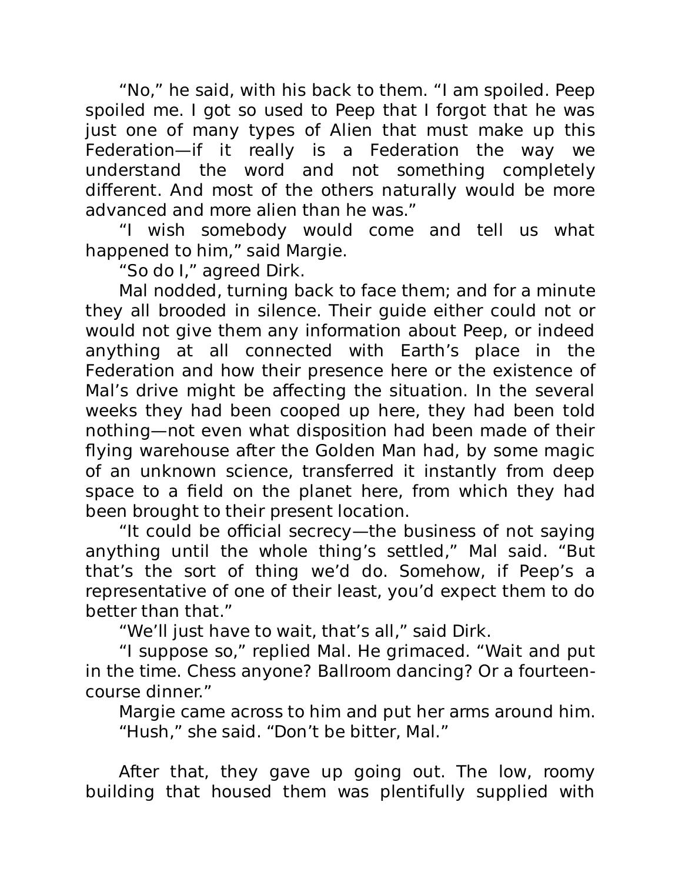"No," he said, with his back to them. "I am spoiled. Peep spoiled me. I got so used to Peep that I forgot that he was just one of many types of Alien that must make up this Federation—if it really is a Federation the way we understand the word and not something completely different. And most of the others naturally would be more advanced and more alien than he was."

"I wish somebody would come and tell us what happened to him," said Margie.

"So do I," agreed Dirk.

Mal nodded, turning back to face them; and for a minute they all brooded in silence. Their guide either could not or would not give them any information about Peep, or indeed anything at all connected with Earth's place in the Federation and how their presence here or the existence of Mal's drive might be affecting the situation. In the several weeks they had been cooped up here, they had been told nothing—not even what disposition had been made of their flying warehouse after the Golden Man had, by some magic of an unknown science, transferred it instantly from deep space to a field on the planet here, from which they had been brought to their present location.

"It could be official secrecy—the business of not saying anything until the whole thing's settled," Mal said. "But that's the sort of thing we'd do. Somehow, if Peep's a representative of one of their least, you'd expect them to do better than that."

"We'll just have to wait, that's all," said Dirk.

"I suppose so," replied Mal. He grimaced. "Wait and put in the time. Chess anyone? Ballroom dancing? Or a fourteen-course dinner."

Margie came across to him and put her arms around him. "Hush," she said. "Don't be bitter, Mal."

After that, they gave up going out. The low, roomy building that housed them was plentifully supplied with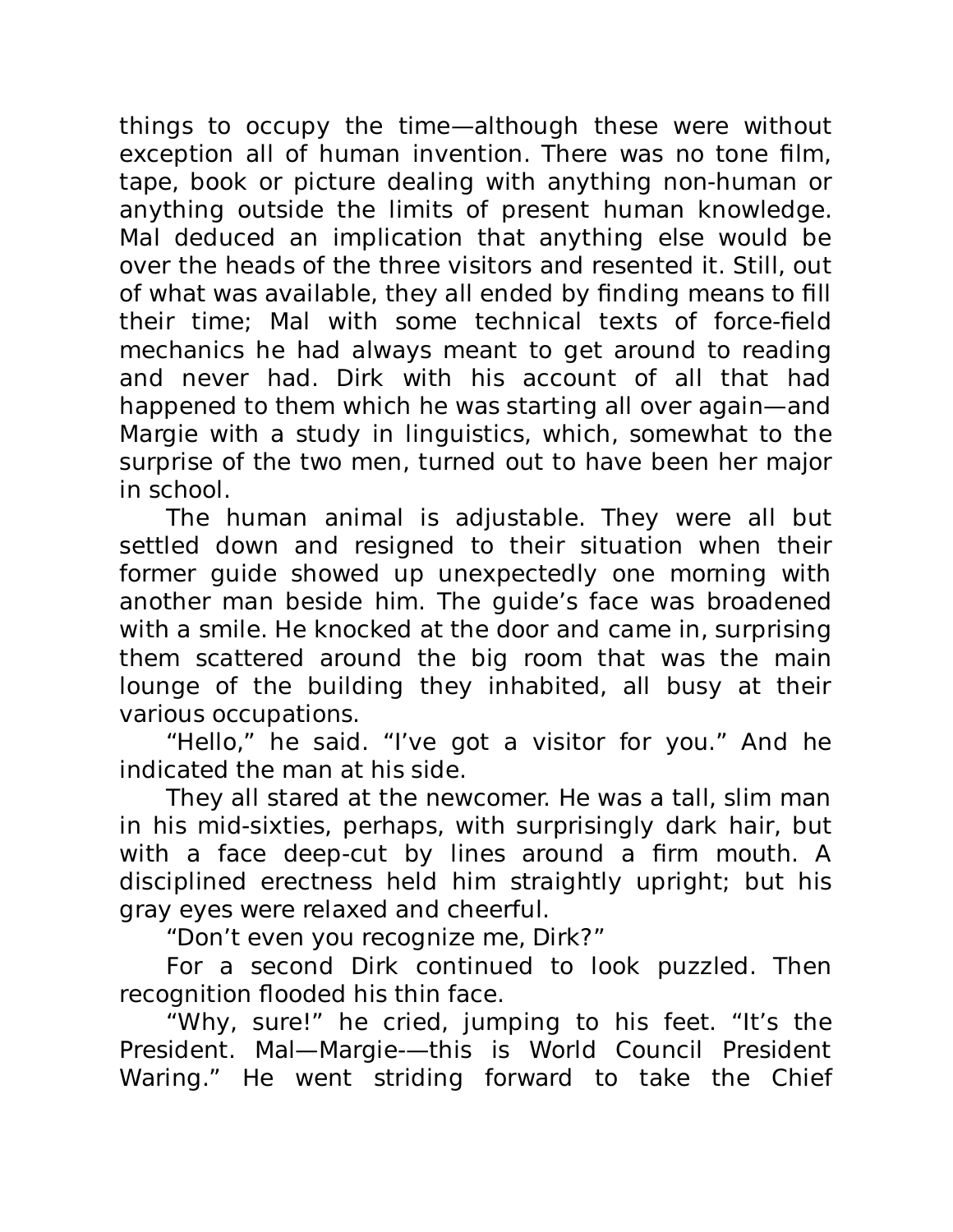things to occupy the time—although these were without exception all of human invention. There was no tone film, tape, book or picture dealing with anything non-human or anything outside the limits of present human knowledge. Mal deduced an implication that anything else would be over the heads of the three visitors and resented it. Still, out of what was available, they all ended by finding means to fill their time; Mal with some technical texts of force-field mechanics he had always meant to get around to reading and never had. Dirk with his account of all that had happened to them which he was starting all over again—and Margie with a study in linguistics, which, somewhat to the surprise of the two men, turned out to have been her major in school.

The human animal is adjustable. They were all but settled down and resigned to their situation when their former guide showed up unexpectedly one morning with another man beside him. The guide's face was broadened with a smile. He knocked at the door and came in, surprising them scattered around the big room that was the main lounge of the building they inhabited, all busy at their various occupations.

"Hello," he said. "I've got a visitor for you." And he indicated the man at his side.

They all stared at the newcomer. He was a tall, slim man in his mid-sixties, perhaps, with surprisingly dark hair, but with a face deep-cut by lines around a firm mouth. A disciplined erectness held him straightly upright; but his gray eyes were relaxed and cheerful.

"Don't even you recognize me, Dirk?"

For a second Dirk continued to look puzzled. Then recognition flooded his thin face.

"Why, sure!" he cried, jumping to his feet. "It's the President. Mal—Margie-—this is World Council President Waring." He went striding forward to take the Chief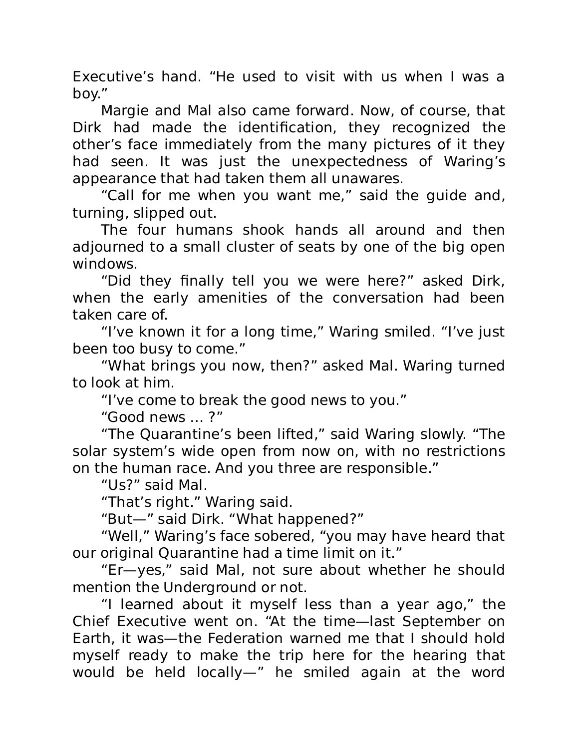Executive's hand. "He used to visit with us when I was a boy."

Margie and Mal also came forward. Now, of course, that Dirk had made the identification, they recognized the other's face immediately from the many pictures of it they had seen. It was just the unexpectedness of Waring's appearance that had taken them all unawares.

"Call for me when you want me," said the guide and, turning, slipped out.

The four humans shook hands all around and then adjourned to a small cluster of seats by one of the big open windows.

"Did they finally tell you we were here?" asked Dirk, when the early amenities of the conversation had been taken care of.

"I've known it for a long time," Waring smiled. "I've just been too busy to come."

"What brings you now, then?" asked Mal. Waring turned to look at him.

"I've come to break the good news to you."

"Good news … ?"

"The Quarantine's been lifted," said Waring slowly. "The solar system's wide open from now on, with no restrictions on the human race. And you three are responsible."

"Us?" said Mal.

"That's right." Waring said.

"But—" said Dirk. "What happened?"

"Well," Waring's face sobered, "you may have heard that our original Quarantine had a time limit on it."

"Er—yes," said Mal, not sure about whether he should mention the Underground or not.

"I learned about it myself less than a year ago," the Chief Executive went on. "At the time—last September on Earth, it was—the Federation warned me that I should hold myself ready to make the trip here for the hearing that would be held locally—" he smiled again at the word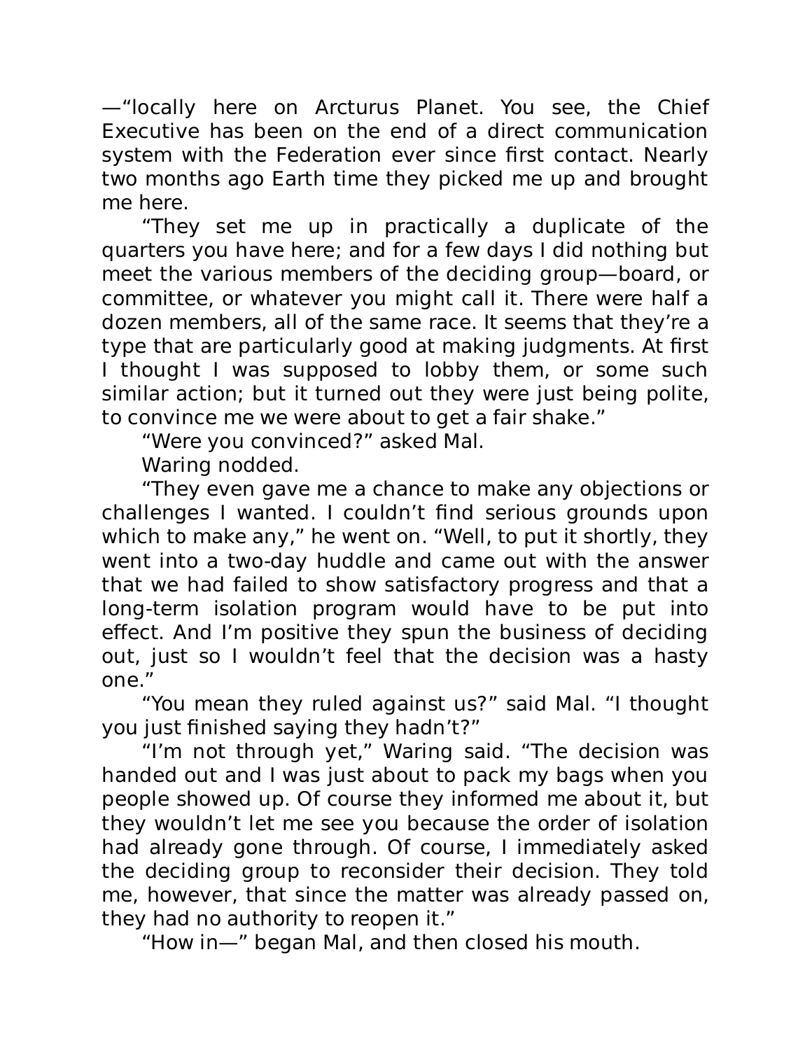—"locally here on Arcturus Planet. You see, the Chief Executive has been on the end of a direct communication system with the Federation ever since first contact. Nearly two months ago Earth time they picked me up and brought me here.

"They set me up in practically a duplicate of the quarters you have here; and for a few days I did nothing but meet the various members of the deciding group—board, or committee, or whatever you might call it. There were half a dozen members, all of the same race. It seems that they're a type that are particularly good at making judgments. At first I thought I was supposed to lobby them, or some such similar action; but it turned out they were just being polite, to convince me we were about to get a fair shake."

"Were you convinced?" asked Mal.

Waring nodded.

"They even gave me a chance to make any objections or challenges I wanted. I couldn't find serious grounds upon which to make any," he went on. "Well, to put it shortly, they went into a two-day huddle and came out with the answer that we had failed to show satisfactory progress and that a long-term isolation program would have to be put into effect. And I'm positive they spun the business of deciding out, just so I wouldn't feel that the decision was a hasty one."

"You mean they ruled against us?" said Mal. "I thought you just finished saying they hadn't?"

"I'm not through yet," Waring said. "The decision was handed out and I was just about to pack my bags when you people showed up. Of course they informed me about it, but they wouldn't let me see you because the order of isolation had already gone through. Of course, I immediately asked the deciding group to reconsider their decision. They told me, however, that since the matter was already passed on, they had no authority to reopen it."

"How in—" began Mal, and then closed his mouth.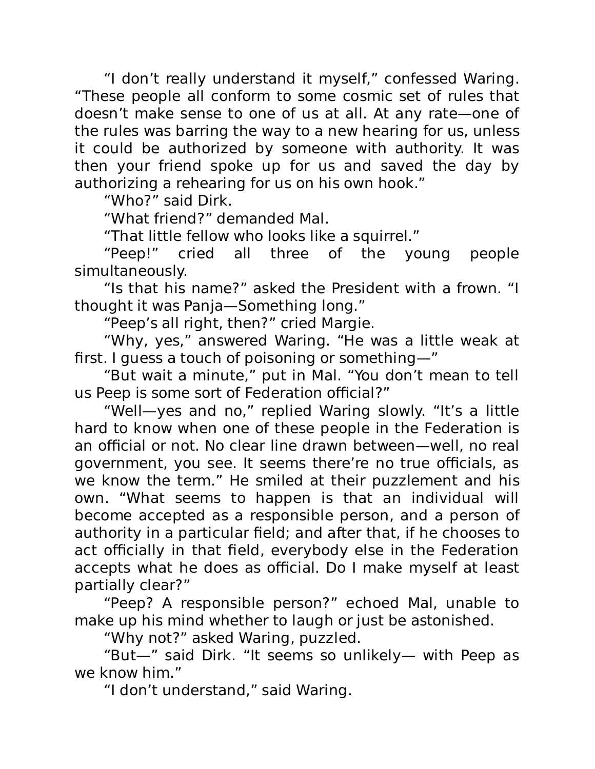"I don't really understand it myself," confessed Waring. "These people all conform to some cosmic set of rules that doesn't make sense to one of us at all. At any rate—one of the rules was barring the way to a new hearing for us, unless it could be authorized by someone with authority. It was then your friend spoke up for us and saved the day by authorizing a rehearing for us on his own hook."

"Who?" said Dirk.

"What friend?" demanded Mal.

"That little fellow who looks like a squirrel."

"Peep!" cried all three of the young people simultaneously.

"Is that his name?" asked the President with a frown. "I thought it was Panja—Something long."

"Peep's all right, then?" cried Margie.

"Why, yes," answered Waring. "He was a little weak at first. I guess a touch of poisoning or something—"

"But wait a minute," put in Mal. "You don't mean to tell us Peep is some sort of Federation official?"

"Well—yes and no," replied Waring slowly. "It's a little hard to know when one of these people in the Federation is an official or not. No clear line drawn between—well, no real government, you see. It seems there're no true officials, as we know the term." He smiled at their puzzlement and his own. "What seems to happen is that an individual will become accepted as a responsible person, and a person of authority in a particular field; and after that, if he chooses to act officially in that field, everybody else in the Federation accepts what he does as official. Do I make myself at least partially clear?"

"Peep? A responsible person?" echoed Mal, unable to make up his mind whether to laugh or just be astonished.

"Why not?" asked Waring, puzzled.

"But—" said Dirk. "It seems so unlikely— with Peep as we know him."

"I don't understand," said Waring.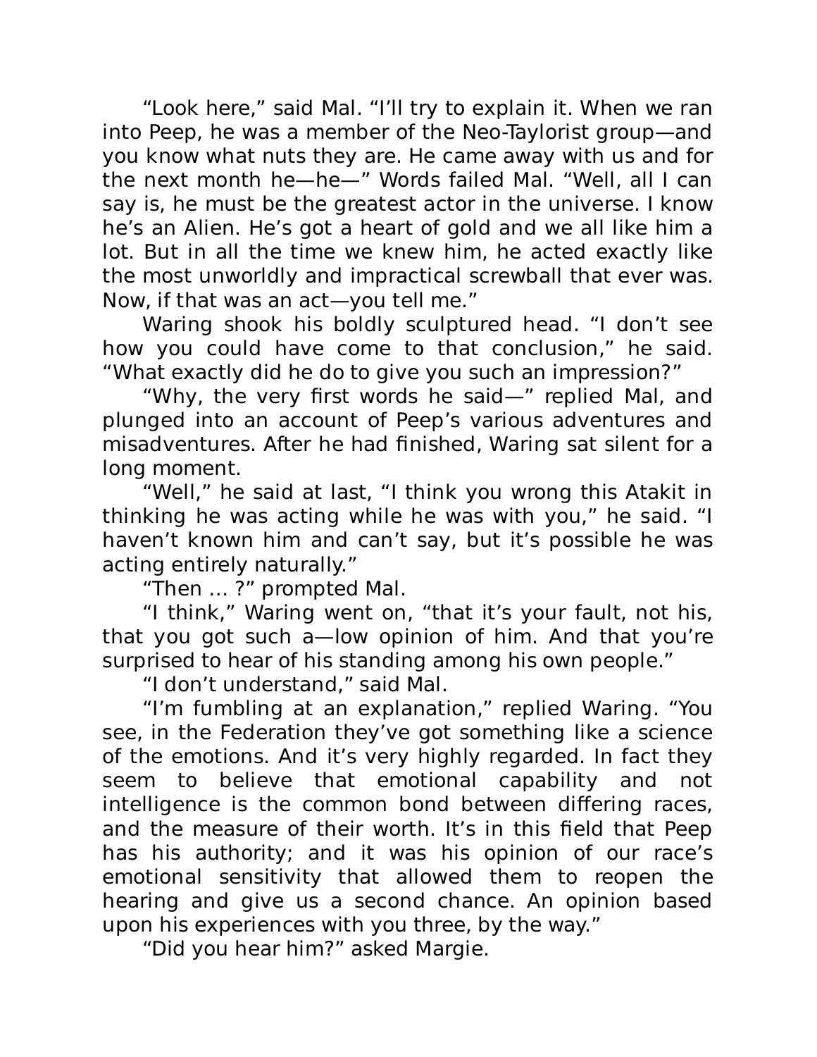"Look here," said Mal. "I'll try to explain it. When we ran into Peep, he was a member of the Neo-Taylorist group—and you know what nuts they are. He came away with us and for the next month he—he—" Words failed Mal. "Well, all I can say is, he must be the greatest actor in the universe. I know he's an Alien. He's got a heart of gold and we all like him a lot. But in all the time we knew him, he acted exactly like the most unworldly and impractical screwball that ever was. Now, if that was an act—you tell me."

Waring shook his boldly sculptured head. "I don't see how you could have come to that conclusion," he said. "What exactly did he do to give you such an impression?"

"Why, the very first words he said—" replied Mal, and plunged into an account of Peep's various adventures and misadventures. After he had finished, Waring sat silent for a long moment.

"Well," he said at last, "I think you wrong this Atakit in thinking he was acting while he was with you," he said. "I haven't known him and can't say, but it's possible he was acting entirely naturally."

"Then … ?" prompted Mal.

"I think," Waring went on, "that it's your fault, not his, that you got such a—low opinion of him. And that you're surprised to hear of his standing among his own people."

"I don't understand," said Mal.

"I'm fumbling at an explanation," replied Waring. "You see, in the Federation they've got something like a science of the emotions. And it's very highly regarded. In fact they seem to believe that emotional capability and not intelligence is the common bond between differing races, and the measure of their worth. It's in this field that Peep has his authority; and it was his opinion of our race's emotional sensitivity that allowed them to reopen the hearing and give us a second chance. An opinion based upon his experiences with you three, by the way."

"Did you hear him?" asked Margie.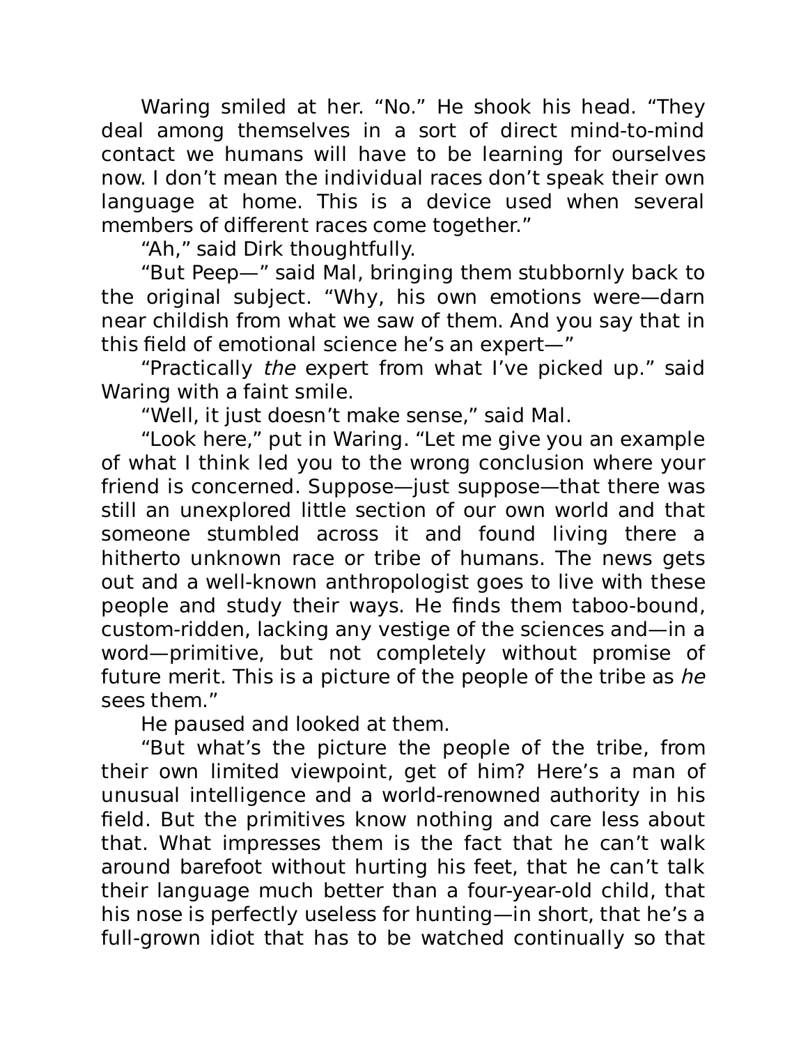Waring smiled at her. "No." He shook his head. "They deal among themselves in a sort of direct mind-to-mind contact we humans will have to be learning for ourselves now. I don't mean the individual races don't speak their own language at home. This is a device used when several members of different races come together."

"Ah," said Dirk thoughtfully.

"But Peep—" said Mal, bringing them stubbornly back to the original subject. "Why, his own emotions were—darn near childish from what we saw of them. And you say that in this field of emotional science he's an expert—"

"Practically *the* expert from what I've picked up." said Waring with a faint smile.

"Well, it just doesn't make sense," said Mal.

"Look here," put in Waring. "Let me give you an example of what I think led you to the wrong conclusion where your friend is concerned. Suppose—just suppose—that there was still an unexplored little section of our own world and that someone stumbled across it and found living there a hitherto unknown race or tribe of humans. The news gets out and a well-known anthropologist goes to live with these people and study their ways. He finds them taboo-bound, custom-ridden, lacking any vestige of the sciences and—in a word—primitive, but not completely without promise of future merit. This is a picture of the people of the tribe as *he* sees them."

He paused and looked at them.

"But what's the picture the people of the tribe, from their own limited viewpoint, get of him? Here's a man of unusual intelligence and a world-renowned authority in his field. But the primitives know nothing and care less about that. What impresses them is the fact that he can't walk around barefoot without hurting his feet, that he can't talk their language much better than a four-year-old child, that his nose is perfectly useless for hunting—in short, that he's a full-grown idiot that has to be watched continually so that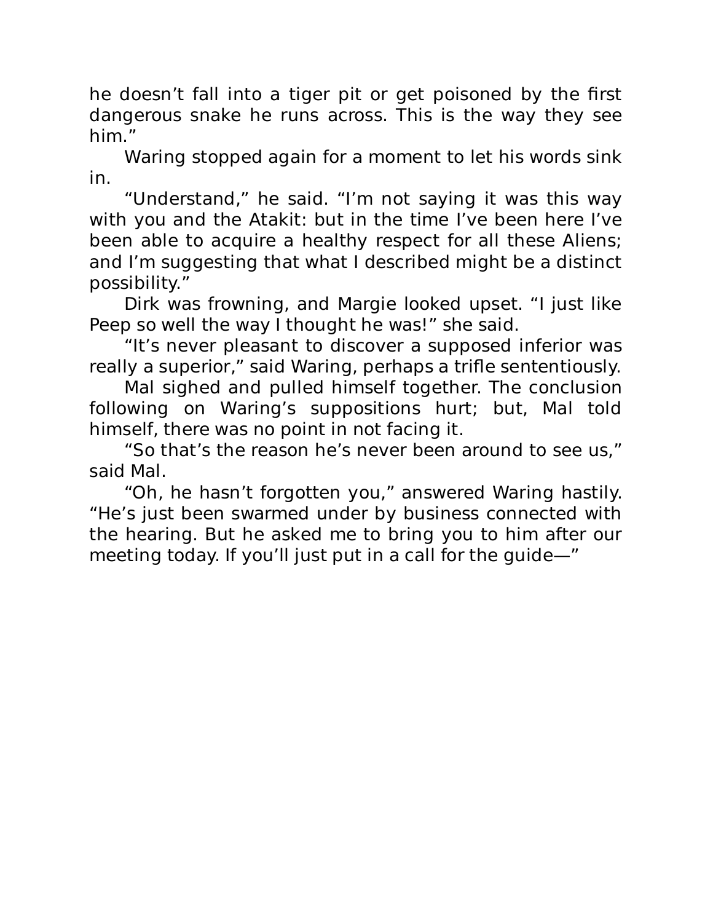he doesn't fall into a tiger pit or get poisoned by the first dangerous snake he runs across. This is the way they see him."

Waring stopped again for a moment to let his words sink in.

"Understand," he said. "I'm not saying it was this way with you and the Atakit: but in the time I've been here I've been able to acquire a healthy respect for all these Aliens; and I'm suggesting that what I described might be a distinct possibility."

Dirk was frowning, and Margie looked upset. "I just like Peep so well the way I thought he was!" she said.

"It's never pleasant to discover a supposed inferior was really a superior," said Waring, perhaps a trifle sententiously.

Mal sighed and pulled himself together. The conclusion following on Waring's suppositions hurt; but, Mal told himself, there was no point in not facing it.

"So that's the reason he's never been around to see us," said Mal.

"Oh, he hasn't forgotten you," answered Waring hastily. "He's just been swarmed under by business connected with the hearing. But he asked me to bring you to him after our meeting today. If you'll just put in a call for the guide—"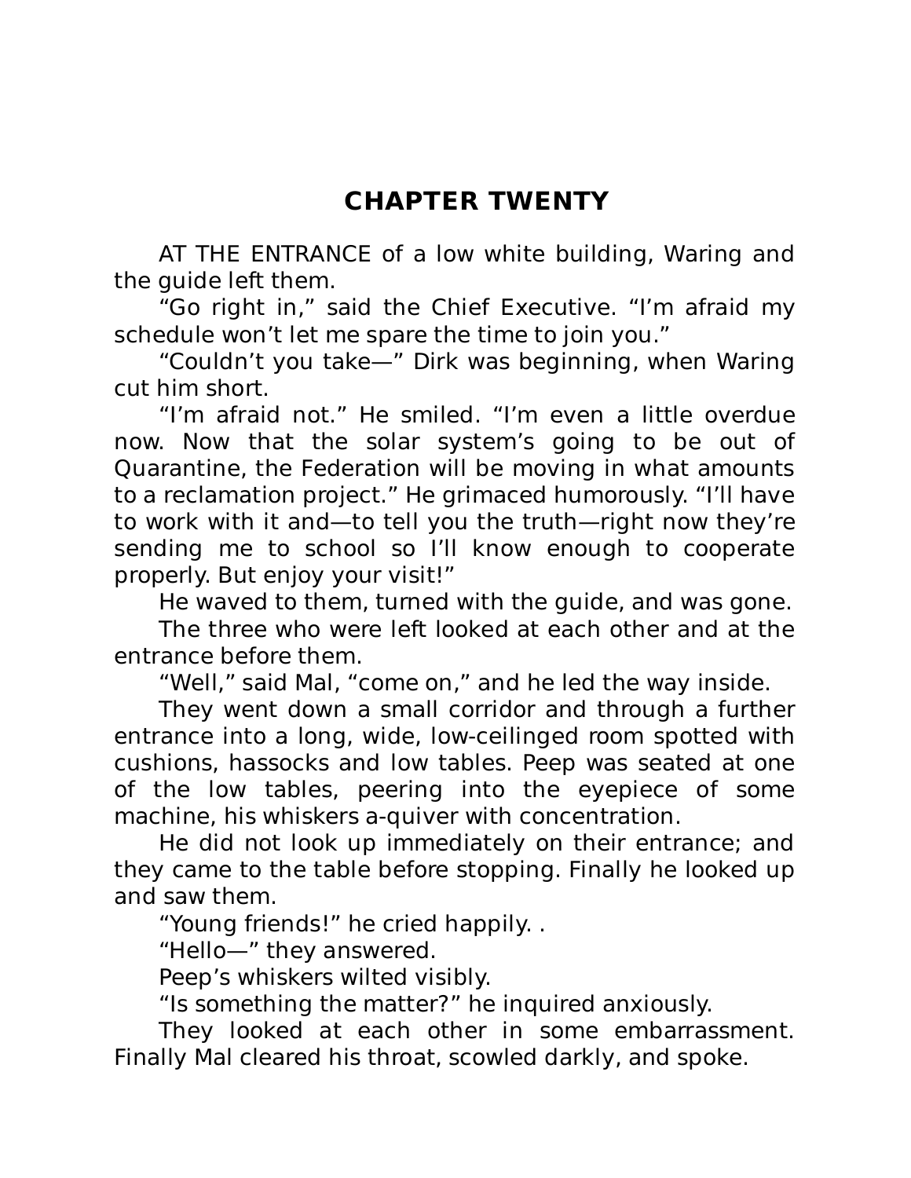# CHAPTER TWENTY

AT THE ENTRANCE of a low white building, Waring and the guide left them.

"Go right in," said the Chief Executive. "I'm afraid my schedule won't let me spare the time to join you."

"Couldn't you take—" Dirk was beginning, when Waring cut him short.

"I'm afraid not." He smiled. "I'm even a little overdue now. Now that the solar system's going to be out of Quarantine, the Federation will be moving in what amounts to a reclamation project." He grimaced humorously. "I'll have to work with it and—to tell you the truth—right now they're sending me to school so I'll know enough to cooperate properly. But enjoy your visit!"

He waved to them, turned with the guide, and was gone.

The three who were left looked at each other and at the entrance before them.

"Well," said Mal, "come on," and he led the way inside.

They went down a small corridor and through a further entrance into a long, wide, low-ceilinged room spotted with cushions, hassocks and low tables. Peep was seated at one of the low tables, peering into the eyepiece of some machine, his whiskers a-quiver with concentration.

He did not look up immediately on their entrance; and they came to the table before stopping. Finally he looked up and saw them.

"Young friends!" he cried happily. .

"Hello—" they answered.

Peep's whiskers wilted visibly.

"Is something the matter?" he inquired anxiously.

They looked at each other in some embarrassment. Finally Mal cleared his throat, scowled darkly, and spoke.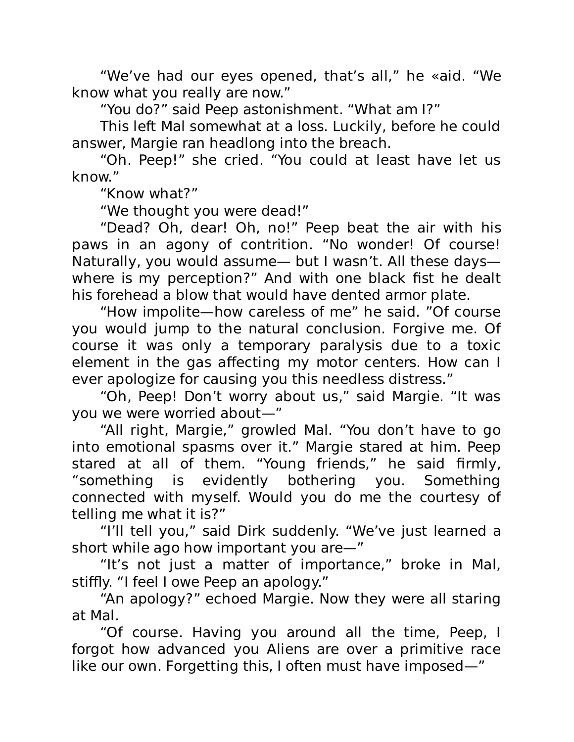"We've had our eyes opened, that's all," he «aid. "We know what you really are now."

"You do?" said Peep astonishment. "What am I?"

This left Mal somewhat at a loss. Luckily, before he could answer, Margie ran headlong into the breach.

"Oh. Peep!" she cried. "You could at least have let us know."

"Know what?"

"We thought you were dead!"

"Dead? Oh, dear! Oh, no!" Peep beat the air with his paws in an agony of contrition. "No wonder! Of course! Naturally, you would assume— but I wasn't. All these days—where is my perception?" And with one black fist he dealt his forehead a blow that would have dented armor plate.

"How impolite—how careless of me" he said. "Of course you would jump to the natural conclusion. Forgive me. Of course it was only a temporary paralysis due to a toxic element in the gas affecting my motor centers. How can I ever apologize for causing you this needless distress."

"Oh, Peep! Don't worry about us," said Margie. "It was you we were worried about—"

"All right, Margie," growled Mal. "You don't have to go into emotional spasms over it." Margie stared at him. Peep stared at all of them. "Young friends," he said firmly, "something is evidently bothering you. Something connected with myself. Would you do me the courtesy of telling me what it is?"

"I'll tell you," said Dirk suddenly. "We've just learned a short while ago how important you are—"

"It's not just a matter of importance," broke in Mal, stiffly. "I feel I owe Peep an apology."

"An apology?" echoed Margie. Now they were all staring at Mal.

"Of course. Having you around all the time, Peep, I forgot how advanced you Aliens are over a primitive race like our own. Forgetting this, I often must have imposed—"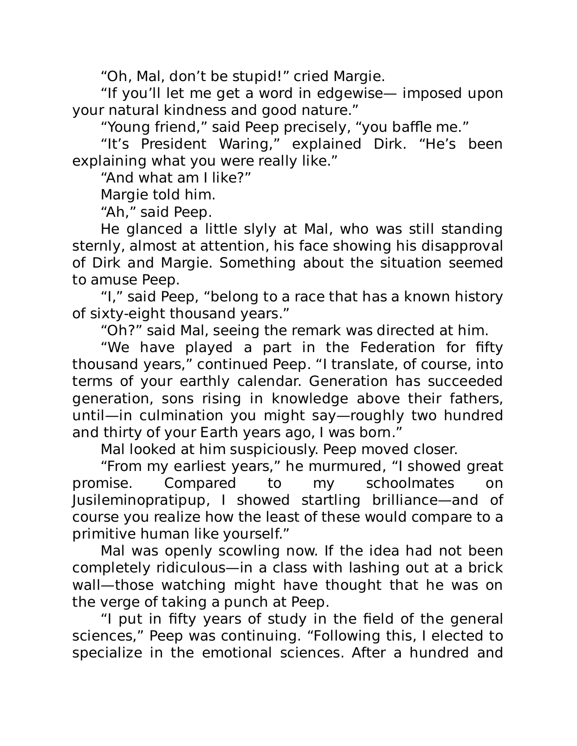"Oh, Mal, don't be stupid!" cried Margie.

"If you'll let me get a word in edgewise— imposed upon your natural kindness and good nature."

"Young friend," said Peep precisely, "you baffle me."

"It's President Waring," explained Dirk. "He's been explaining what you were really like."

"And what am I like?"

Margie told him.

"Ah," said Peep.

He glanced a little slyly at Mal, who was still standing sternly, almost at attention, his face showing his disapproval of Dirk and Margie. Something about the situation seemed to amuse Peep.

"I," said Peep, "belong to a race that has a known history of sixty-eight thousand years."

"Oh?" said Mal, seeing the remark was directed at him.

"We have played a part in the Federation for fifty thousand years," continued Peep. "I translate, of course, into terms of your earthly calendar. Generation has succeeded generation, sons rising in knowledge above their fathers, until—in culmination you might say—roughly two hundred and thirty of your Earth years ago, I was born."

Mal looked at him suspiciously. Peep moved closer.

"From my earliest years," he murmured, "I showed great promise. Compared to my schoolmates on Jusileminopratipup, I showed startling brilliance—and of course you realize how the least of these would compare to a primitive human like yourself."

Mal was openly scowling now. If the idea had not been completely ridiculous—in a class with lashing out at a brick wall—those watching might have thought that he was on the verge of taking a punch at Peep.

"I put in fifty years of study in the field of the general sciences," Peep was continuing. "Following this, I elected to specialize in the emotional sciences. After a hundred and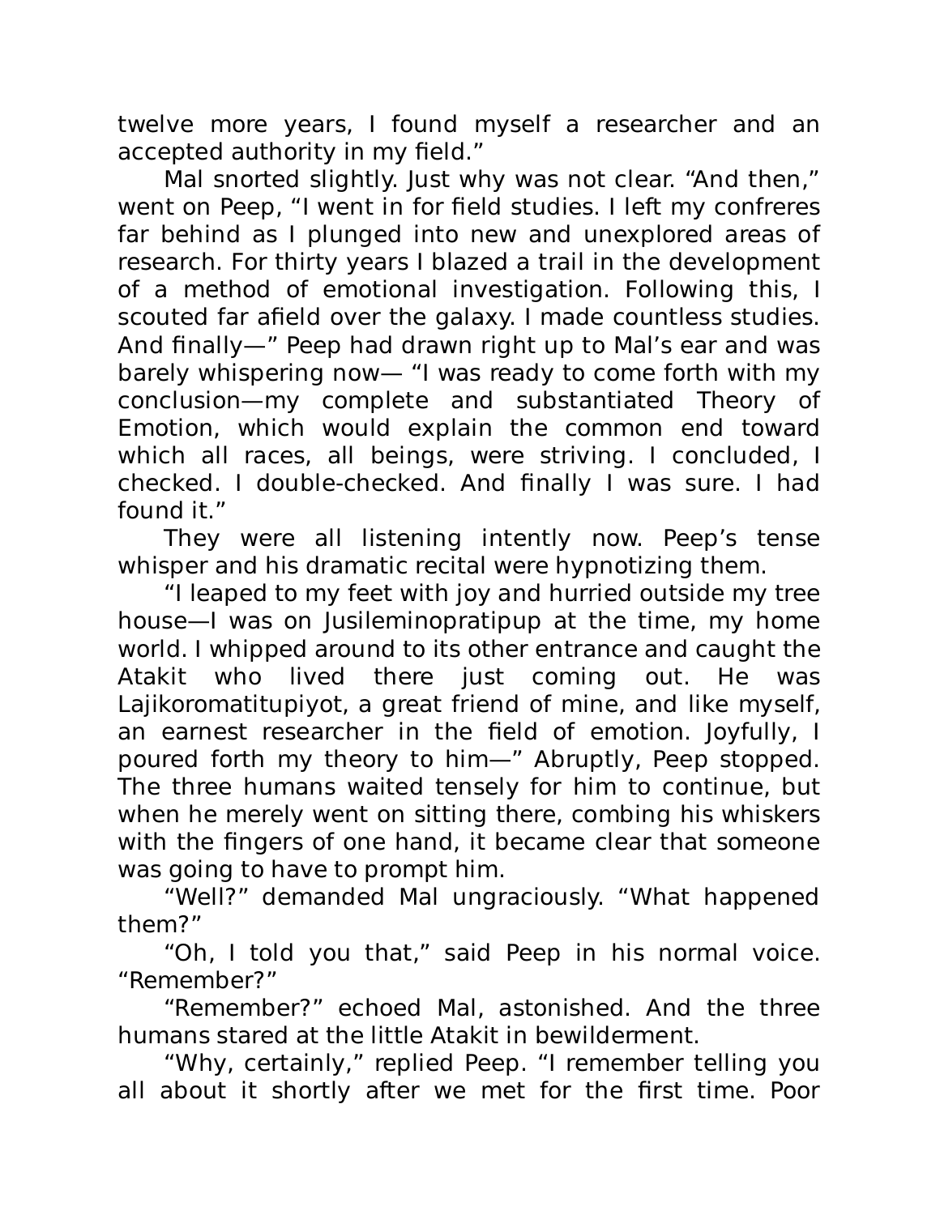twelve more years, I found myself a researcher and an accepted authority in my field."

Mal snorted slightly. Just why was not clear. "And then," went on Peep, "I went in for field studies. I left my confreres far behind as I plunged into new and unexplored areas of research. For thirty years I blazed a trail in the development of a method of emotional investigation. Following this, I scouted far afield over the galaxy. I made countless studies. And finally—" Peep had drawn right up to Mal's ear and was barely whispering now— "I was ready to come forth with my conclusion—my complete and substantiated Theory of Emotion, which would explain the common end toward which all races, all beings, were striving. I concluded, I checked. I double-checked. And finally I was sure. I had found it."

They were all listening intently now. Peep's tense whisper and his dramatic recital were hypnotizing them.

"I leaped to my feet with joy and hurried outside my tree house—I was on Jusileminopratipup at the time, my home world. I whipped around to its other entrance and caught the Atakit who lived there just coming out. He was Lajikoromatitupiyot, a great friend of mine, and like myself, an earnest researcher in the field of emotion. Joyfully, I poured forth my theory to him—" Abruptly, Peep stopped. The three humans waited tensely for him to continue, but when he merely went on sitting there, combing his whiskers with the fingers of one hand, it became clear that someone was going to have to prompt him.

"Well?" demanded Mal ungraciously. "What happened them?"

"Oh, I told you that," said Peep in his normal voice. "Remember?"

"Remember?" echoed Mal, astonished. And the three humans stared at the little Atakit in bewilderment.

"Why, certainly," replied Peep. "I remember telling you all about it shortly after we met for the first time. Poor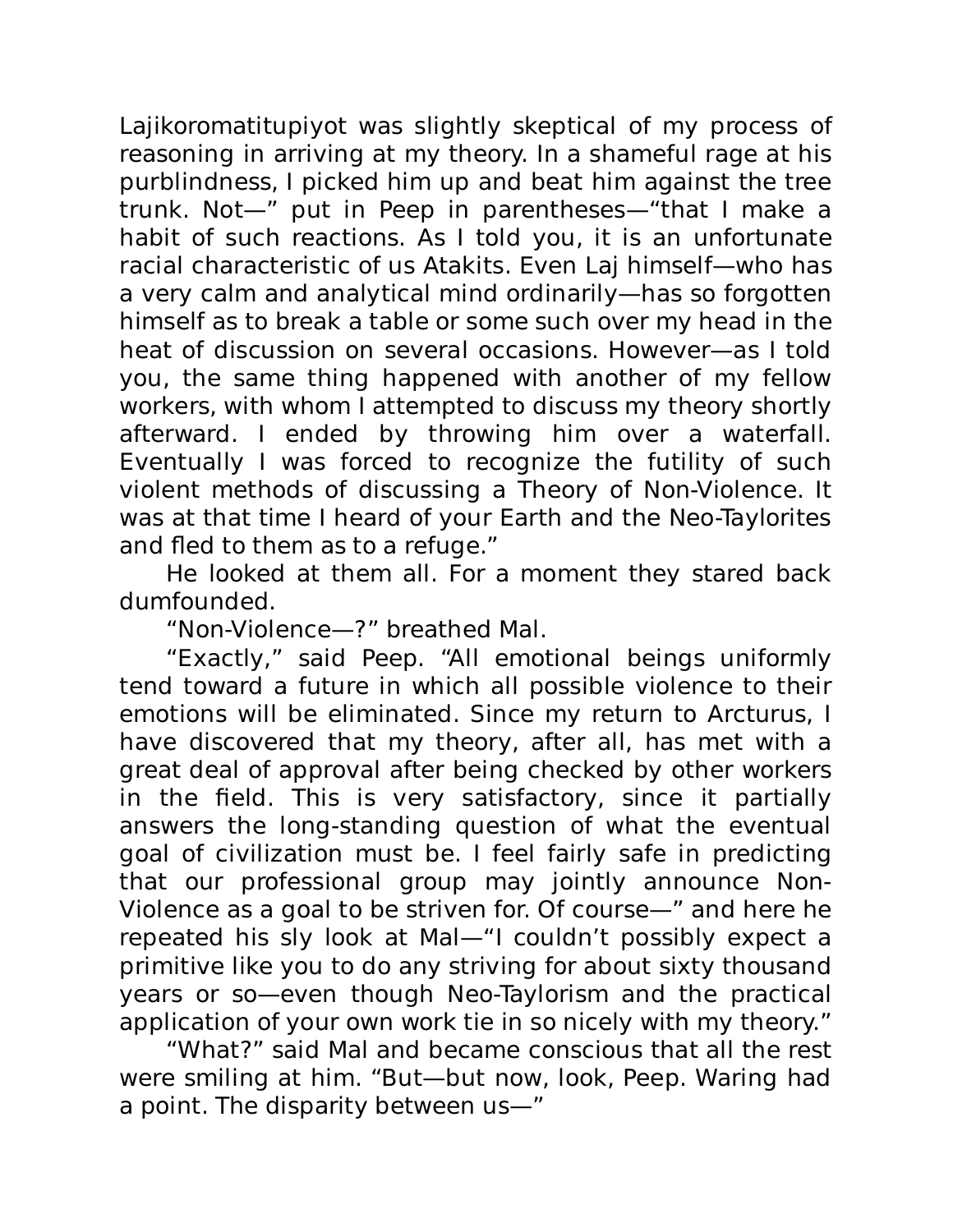Lajikoromatitupiyot was slightly skeptical of my process of reasoning in arriving at my theory. In a shameful rage at his purblindness, I picked him up and beat him against the tree trunk. Not—" put in Peep in parentheses—"that I make a habit of such reactions. As I told you, it is an unfortunate racial characteristic of us Atakits. Even Laj himself—who has a very calm and analytical mind ordinarily—has so forgotten himself as to break a table or some such over my head in the heat of discussion on several occasions. However—as I told you, the same thing happened with another of my fellow workers, with whom I attempted to discuss my theory shortly afterward. I ended by throwing him over a waterfall. Eventually I was forced to recognize the futility of such violent methods of discussing a Theory of Non-Violence. It was at that time I heard of your Earth and the Neo-Taylorites and fled to them as to a refuge."

He looked at them all. For a moment they stared back dumfounded.

"Non-Violence—?" breathed Mal.

"Exactly," said Peep. "All emotional beings uniformly tend toward a future in which all possible violence to their emotions will be eliminated. Since my return to Arcturus, I have discovered that my theory, after all, has met with a great deal of approval after being checked by other workers in the field. This is very satisfactory, since it partially answers the long-standing question of what the eventual goal of civilization must be. I feel fairly safe in predicting that our professional group may jointly announce Non-Violence as a goal to be striven for. Of course—" and here he repeated his sly look at Mal—"I couldn't possibly expect a primitive like you to do any striving for about sixty thousand years or so—even though Neo-Taylorism and the practical application of your own work tie in so nicely with my theory."

"What?" said Mal and became conscious that all the rest were smiling at him. "But—but now, look, Peep. Waring had a point. The disparity between us—"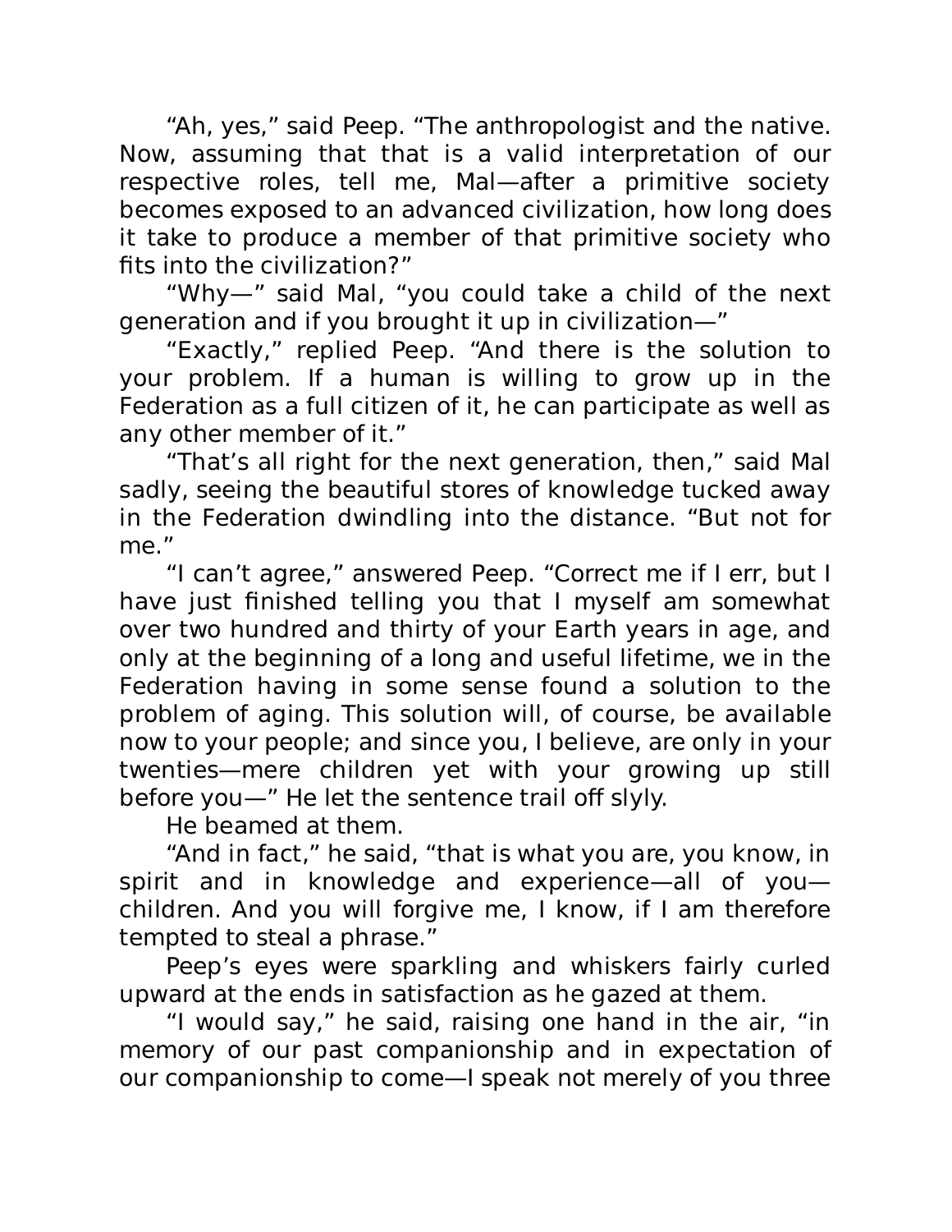"Ah, yes," said Peep. "The anthropologist and the native. Now, assuming that that is a valid interpretation of our respective roles, tell me, Mal—after a primitive society becomes exposed to an advanced civilization, how long does it take to produce a member of that primitive society who fits into the civilization?"

"Why—" said Mal, "you could take a child of the next generation and if you brought it up in civilization—"

"Exactly," replied Peep. "And there is the solution to your problem. If a human is willing to grow up in the Federation as a full citizen of it, he can participate as well as any other member of it."

"That's all right for the next generation, then," said Mal sadly, seeing the beautiful stores of knowledge tucked away in the Federation dwindling into the distance. "But not for me."

"I can't agree," answered Peep. "Correct me if I err, but I have just finished telling you that I myself am somewhat over two hundred and thirty of your Earth years in age, and only at the beginning of a long and useful lifetime, we in the Federation having in some sense found a solution to the problem of aging. This solution will, of course, be available now to your people; and since you, I believe, are only in your twenties—mere children yet with your growing up still before you—" He let the sentence trail off slyly.

He beamed at them.

"And in fact," he said, "that is what you are, you know, in spirit and in knowledge and experience—all of you—children. And you will forgive me, I know, if I am therefore tempted to steal a phrase."

Peep's eyes were sparkling and whiskers fairly curled upward at the ends in satisfaction as he gazed at them.

"I would say," he said, raising one hand in the air, "in memory of our past companionship and in expectation of our companionship to come—I speak not merely of you three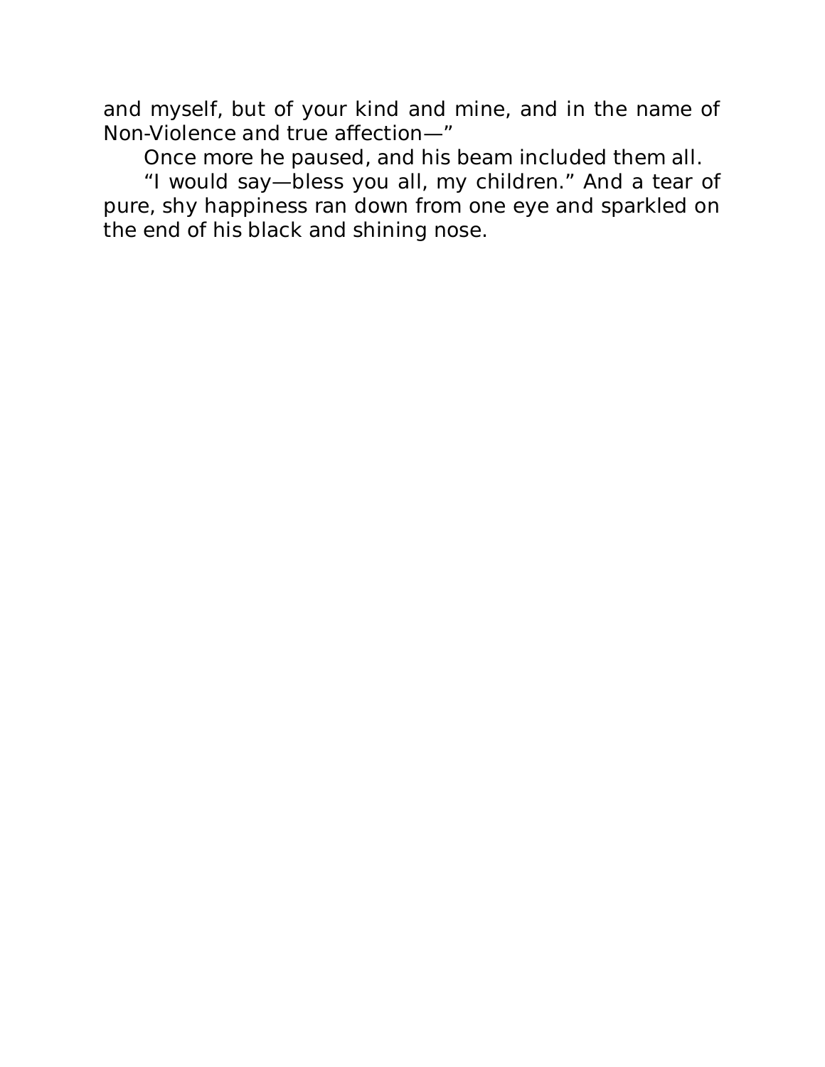and myself, but of your kind and mine, and in the name of Non-Violence and true affection—"

Once more he paused, and his beam included them all.

"I would say—bless you all, my children." And a tear of pure, shy happiness ran down from one eye and sparkled on the end of his black and shining nose.